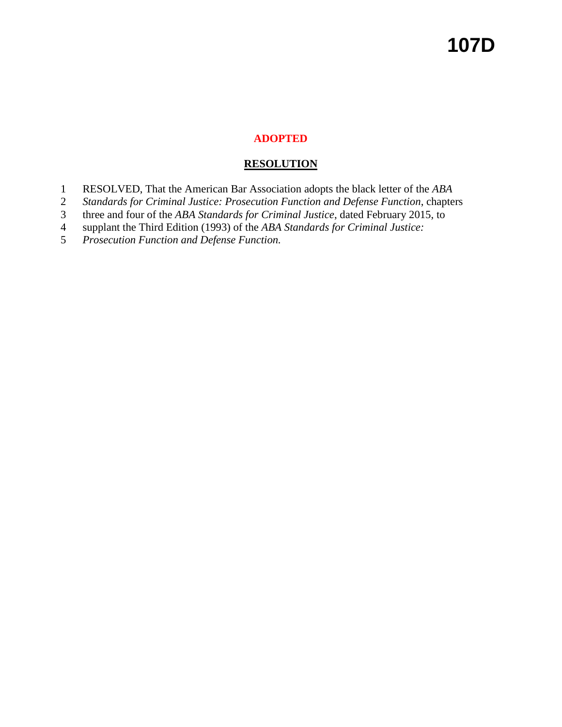# 107D

**ADOPTED**

## RESOLUTION

RESOLVED, That the American Bar Association adopts the black letter of the *ABA Standards for Criminal Justice: Prosecution Function and Defense Function*, chapters three and four of the *ABA Standards for Criminal Justice*, dated February 2015, to supplant the Third Edition (1993) of the *ABA Standards for Criminal Justice: Prosecution Function and Defense Function.*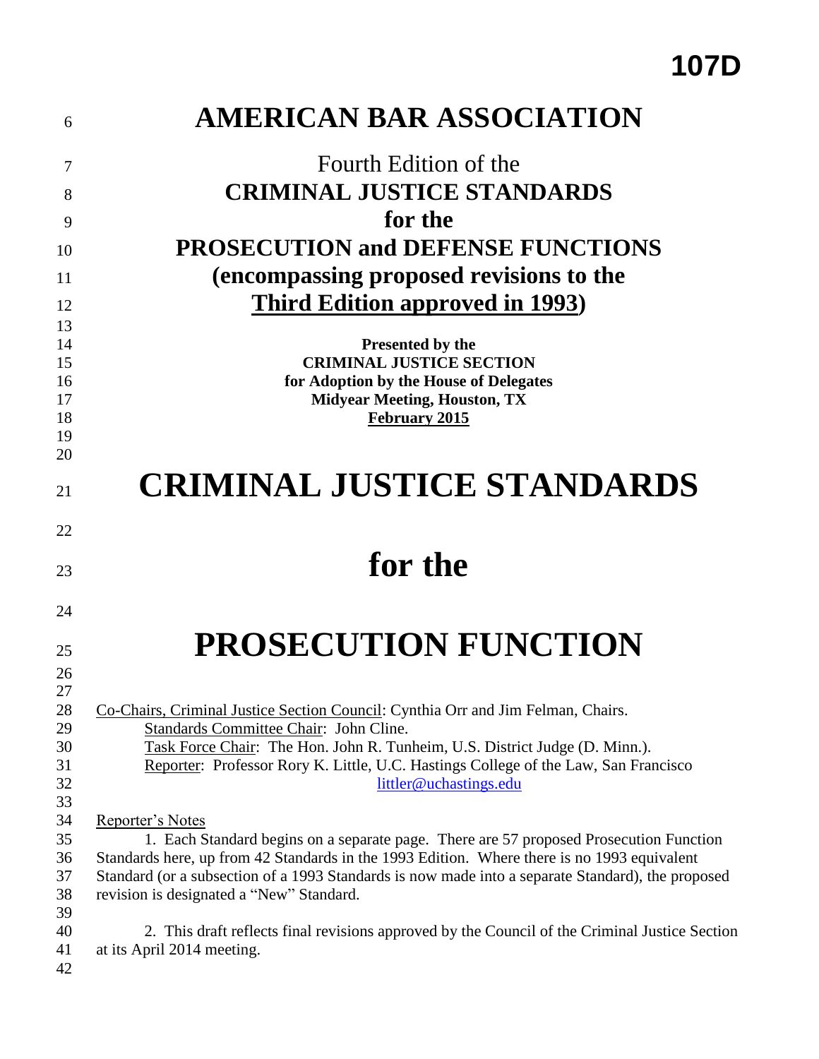**107D**

# AMERICAN BAR ASSOCIATION

Fourth Edition of the

**CRIMINAL JUSTICE STANDARDS**

**for the**

**PROSECUTION and DEFENSE FUNCTIONS**

**(encompassing proposed revisions to the**

**Third Edition approved in 1993)**

**Presented by the**
**CRIMINAL JUSTICE SECTION**
**for Adoption by the House of Delegates**
**Midyear Meeting, Houston, TX**
**February 2015**

# CRIMINAL JUSTICE STANDARDS

# for the

# PROSECUTION FUNCTION

Co-Chairs, Criminal Justice Section Council: Cynthia Orr and Jim Felman, Chairs.
Standards Committee Chair: John Cline.
Task Force Chair: The Hon. John R. Tunheim, U.S. District Judge (D. Minn.).
Reporter: Professor Rory K. Little, U.C. Hastings College of the Law, San Francisco
littler@uchastings.edu

Reporter's Notes

1. Each Standard begins on a separate page. There are 57 proposed Prosecution Function Standards here, up from 42 Standards in the 1993 Edition. Where there is no 1993 equivalent Standard (or a subsection of a 1993 Standards is now made into a separate Standard), the proposed revision is designated a "New" Standard.

2. This draft reflects final revisions approved by the Council of the Criminal Justice Section at its April 2014 meeting.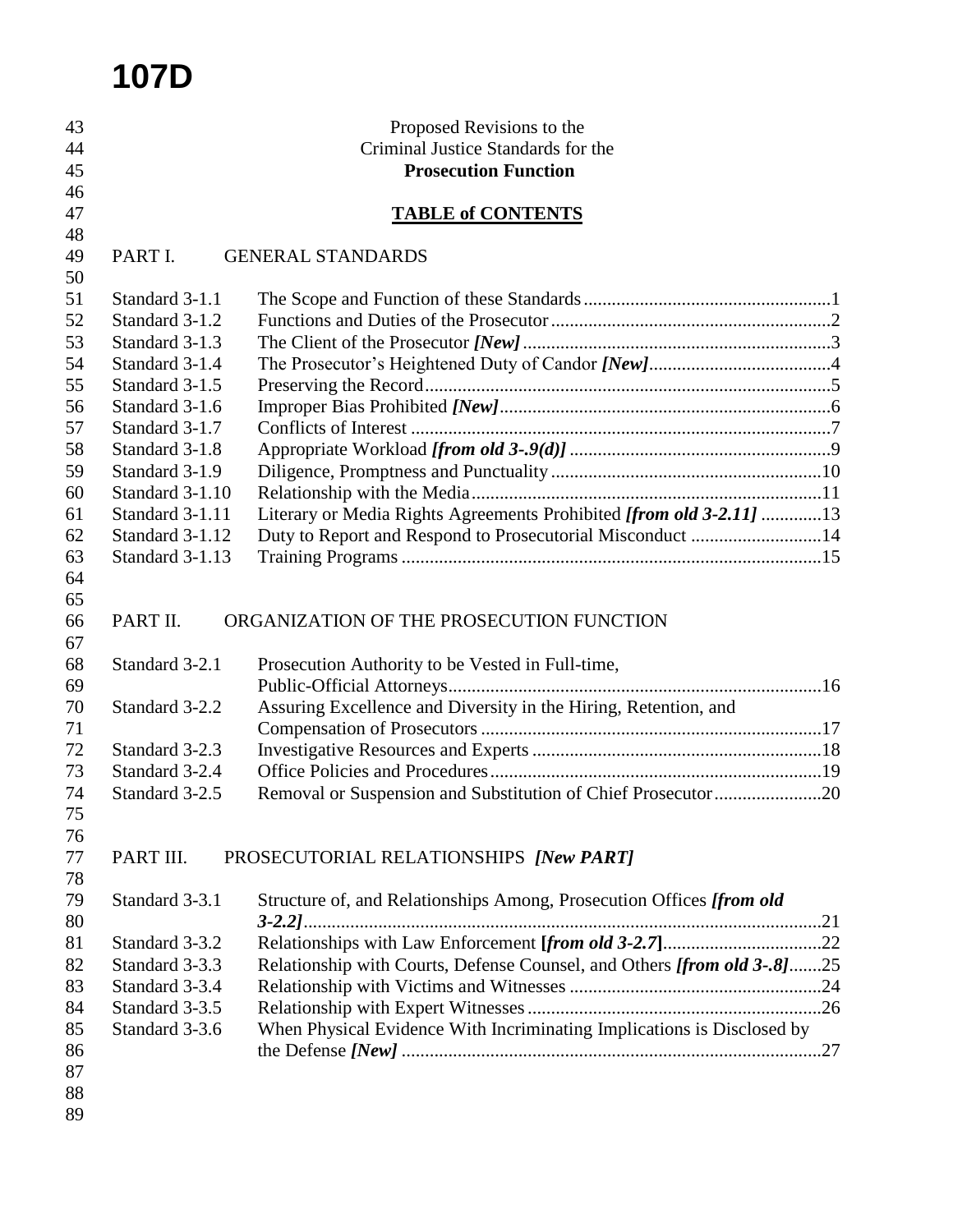# 107D

Proposed Revisions to the
Criminal Justice Standards for the
**Prosecution Function**

**TABLE of CONTENTS**

PART I. GENERAL STANDARDS

| | | |
|---|---|---|
| Standard 3-1.1 | The Scope and Function of these Standards | 1 |
| Standard 3-1.2 | Functions and Duties of the Prosecutor | 2 |
| Standard 3-1.3 | The Client of the Prosecutor *[New]* | 3 |
| Standard 3-1.4 | The Prosecutor's Heightened Duty of Candor *[New]* | 4 |
| Standard 3-1.5 | Preserving the Record | 5 |
| Standard 3-1.6 | Improper Bias Prohibited *[New]* | 6 |
| Standard 3-1.7 | Conflicts of Interest | 7 |
| Standard 3-1.8 | Appropriate Workload *[from old 3-.9(d)]* | 9 |
| Standard 3-1.9 | Diligence, Promptness and Punctuality | 10 |
| Standard 3-1.10 | Relationship with the Media | 11 |
| Standard 3-1.11 | Literary or Media Rights Agreements Prohibited *[from old 3-2.11]* | 13 |
| Standard 3-1.12 | Duty to Report and Respond to Prosecutorial Misconduct | 14 |
| Standard 3-1.13 | Training Programs | 15 |

PART II. ORGANIZATION OF THE PROSECUTION FUNCTION

| | | |
|---|---|---|
| Standard 3-2.1 | Prosecution Authority to be Vested in Full-time, Public-Official Attorneys | 16 |
| Standard 3-2.2 | Assuring Excellence and Diversity in the Hiring, Retention, and Compensation of Prosecutors | 17 |
| Standard 3-2.3 | Investigative Resources and Experts | 18 |
| Standard 3-2.4 | Office Policies and Procedures | 19 |
| Standard 3-2.5 | Removal or Suspension and Substitution of Chief Prosecutor | 20 |

PART III. PROSECUTORIAL RELATIONSHIPS *[New PART]*

| | | |
|---|---|---|
| Standard 3-3.1 | Structure of, and Relationships Among, Prosecution Offices *[from old 3-2.2]* | 21 |
| Standard 3-3.2 | Relationships with Law Enforcement **[***from old 3-2.7***]** | 22 |
| Standard 3-3.3 | Relationship with Courts, Defense Counsel, and Others *[from old 3-.8]* | 25 |
| Standard 3-3.4 | Relationship with Victims and Witnesses | 24 |
| Standard 3-3.5 | Relationship with Expert Witnesses | 26 |
| Standard 3-3.6 | When Physical Evidence With Incriminating Implications is Disclosed by the Defense *[New]* | 27 |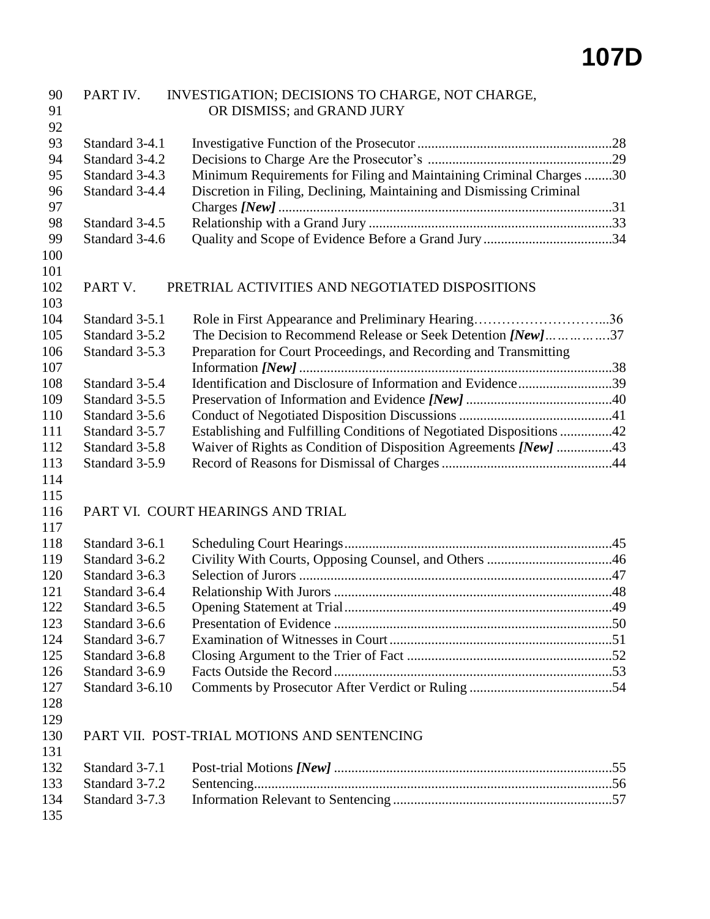PART IV. INVESTIGATION; DECISIONS TO CHARGE, NOT CHARGE, OR DISMISS; and GRAND JURY

| | | |
|---|---|---|
| Standard 3-4.1 | Investigative Function of the Prosecutor | 28 |
| Standard 3-4.2 | Decisions to Charge Are the Prosecutor's | 29 |
| Standard 3-4.3 | Minimum Requirements for Filing and Maintaining Criminal Charges | 30 |
| Standard 3-4.4 | Discretion in Filing, Declining, Maintaining and Dismissing Criminal Charges ***[New]*** | 31 |
| Standard 3-4.5 | Relationship with a Grand Jury | 33 |
| Standard 3-4.6 | Quality and Scope of Evidence Before a Grand Jury | 34 |

PART V. PRETRIAL ACTIVITIES AND NEGOTIATED DISPOSITIONS

| | | |
|---|---|---|
| Standard 3-5.1 | Role in First Appearance and Preliminary Hearing | 36 |
| Standard 3-5.2 | The Decision to Recommend Release or Seek Detention ***[New]*** | 37 |
| Standard 3-5.3 | Preparation for Court Proceedings, and Recording and Transmitting Information ***[New]*** | 38 |
| Standard 3-5.4 | Identification and Disclosure of Information and Evidence | 39 |
| Standard 3-5.5 | Preservation of Information and Evidence ***[New]*** | 40 |
| Standard 3-5.6 | Conduct of Negotiated Disposition Discussions | 41 |
| Standard 3-5.7 | Establishing and Fulfilling Conditions of Negotiated Dispositions | 42 |
| Standard 3-5.8 | Waiver of Rights as Condition of Disposition Agreements ***[New]*** | 43 |
| Standard 3-5.9 | Record of Reasons for Dismissal of Charges | 44 |

PART VI. COURT HEARINGS AND TRIAL

| | | |
|---|---|---|
| Standard 3-6.1 | Scheduling Court Hearings | 45 |
| Standard 3-6.2 | Civility With Courts, Opposing Counsel, and Others | 46 |
| Standard 3-6.3 | Selection of Jurors | 47 |
| Standard 3-6.4 | Relationship With Jurors | 48 |
| Standard 3-6.5 | Opening Statement at Trial | 49 |
| Standard 3-6.6 | Presentation of Evidence | 50 |
| Standard 3-6.7 | Examination of Witnesses in Court | 51 |
| Standard 3-6.8 | Closing Argument to the Trier of Fact | 52 |
| Standard 3-6.9 | Facts Outside the Record | 53 |
| Standard 3-6.10 | Comments by Prosecutor After Verdict or Ruling | 54 |

PART VII. POST-TRIAL MOTIONS AND SENTENCING

| | | |
|---|---|---|
| Standard 3-7.1 | Post-trial Motions ***[New]*** | 55 |
| Standard 3-7.2 | Sentencing | 56 |
| Standard 3-7.3 | Information Relevant to Sentencing | 57 |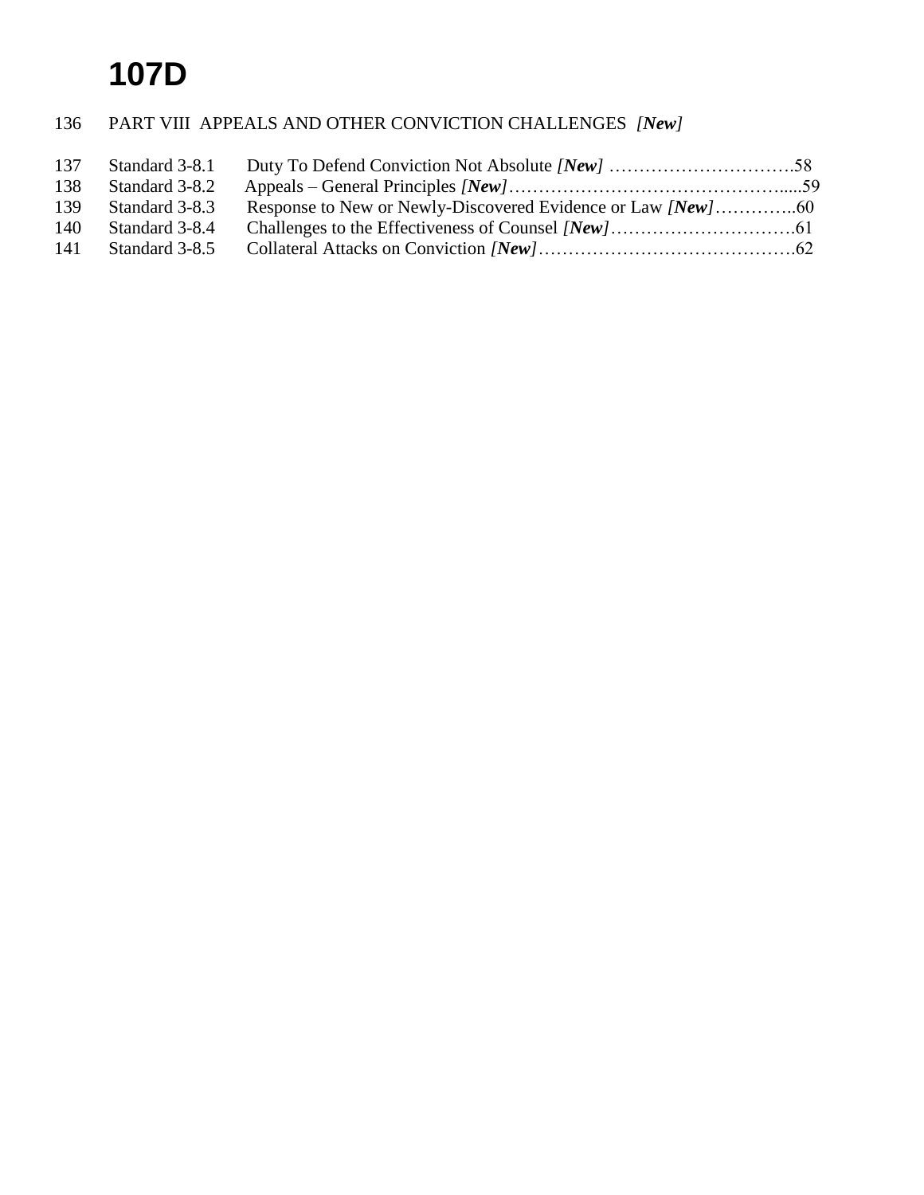# 107D

136 PART VIII APPEALS AND OTHER CONVICTION CHALLENGES *[New]*

137 Standard 3-8.1 Duty To Defend Conviction Not Absolute ***[New]*** ………………………….58
138 Standard 3-8.2 Appeals – General Principles ***[New]***………………………………………....59
139 Standard 3-8.3 Response to New or Newly-Discovered Evidence or Law ***[New]***…………..60
140 Standard 3-8.4 Challenges to the Effectiveness of Counsel ***[New]***………………………….61
141 Standard 3-8.5 Collateral Attacks on Conviction ***[New]***…………………………………….62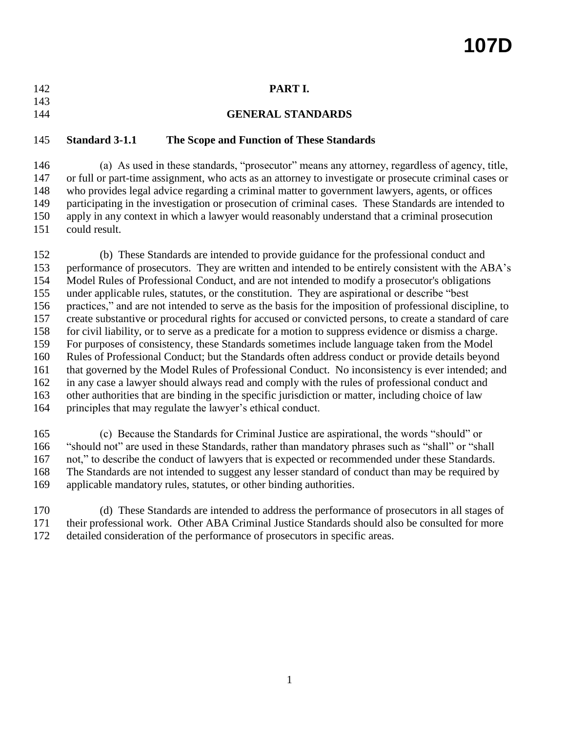## PART I.

## GENERAL STANDARDS

### Standard 3-1.1 The Scope and Function of These Standards

(a) As used in these standards, "prosecutor" means any attorney, regardless of agency, title, or full or part-time assignment, who acts as an attorney to investigate or prosecute criminal cases or who provides legal advice regarding a criminal matter to government lawyers, agents, or offices participating in the investigation or prosecution of criminal cases. These Standards are intended to apply in any context in which a lawyer would reasonably understand that a criminal prosecution could result.

(b) These Standards are intended to provide guidance for the professional conduct and performance of prosecutors. They are written and intended to be entirely consistent with the ABA's Model Rules of Professional Conduct, and are not intended to modify a prosecutor's obligations under applicable rules, statutes, or the constitution. They are aspirational or describe "best practices," and are not intended to serve as the basis for the imposition of professional discipline, to create substantive or procedural rights for accused or convicted persons, to create a standard of care for civil liability, or to serve as a predicate for a motion to suppress evidence or dismiss a charge. For purposes of consistency, these Standards sometimes include language taken from the Model Rules of Professional Conduct; but the Standards often address conduct or provide details beyond that governed by the Model Rules of Professional Conduct. No inconsistency is ever intended; and in any case a lawyer should always read and comply with the rules of professional conduct and other authorities that are binding in the specific jurisdiction or matter, including choice of law principles that may regulate the lawyer's ethical conduct.

(c) Because the Standards for Criminal Justice are aspirational, the words "should" or "should not" are used in these Standards, rather than mandatory phrases such as "shall" or "shall not," to describe the conduct of lawyers that is expected or recommended under these Standards. The Standards are not intended to suggest any lesser standard of conduct than may be required by applicable mandatory rules, statutes, or other binding authorities.

(d) These Standards are intended to address the performance of prosecutors in all stages of their professional work. Other ABA Criminal Justice Standards should also be consulted for more detailed consideration of the performance of prosecutors in specific areas.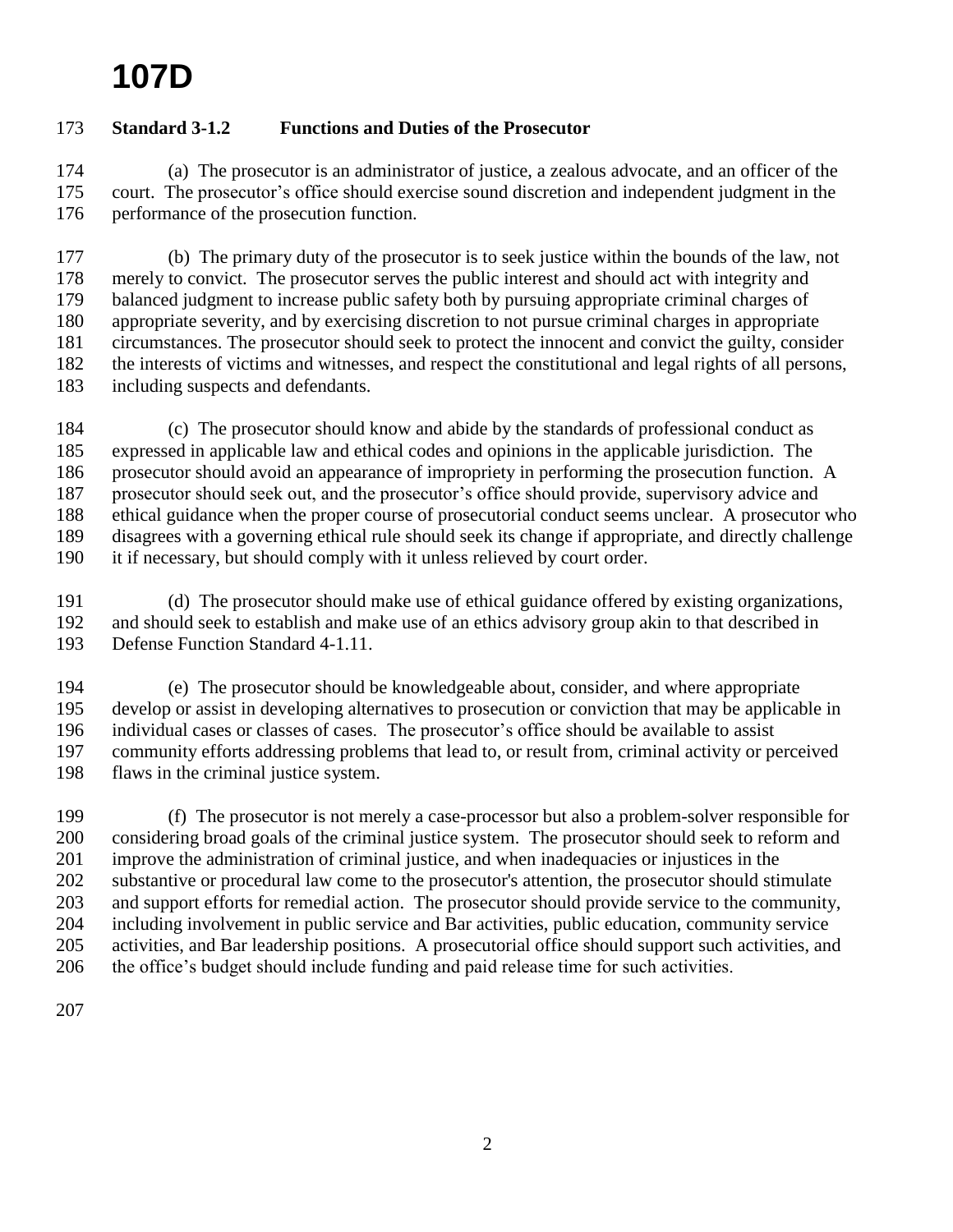**Standard 3-1.2 Functions and Duties of the Prosecutor**

(a) The prosecutor is an administrator of justice, a zealous advocate, and an officer of the court. The prosecutor's office should exercise sound discretion and independent judgment in the performance of the prosecution function.

(b) The primary duty of the prosecutor is to seek justice within the bounds of the law, not merely to convict. The prosecutor serves the public interest and should act with integrity and balanced judgment to increase public safety both by pursuing appropriate criminal charges of appropriate severity, and by exercising discretion to not pursue criminal charges in appropriate circumstances. The prosecutor should seek to protect the innocent and convict the guilty, consider the interests of victims and witnesses, and respect the constitutional and legal rights of all persons, including suspects and defendants.

(c) The prosecutor should know and abide by the standards of professional conduct as expressed in applicable law and ethical codes and opinions in the applicable jurisdiction. The prosecutor should avoid an appearance of impropriety in performing the prosecution function. A prosecutor should seek out, and the prosecutor's office should provide, supervisory advice and ethical guidance when the proper course of prosecutorial conduct seems unclear. A prosecutor who disagrees with a governing ethical rule should seek its change if appropriate, and directly challenge it if necessary, but should comply with it unless relieved by court order.

(d) The prosecutor should make use of ethical guidance offered by existing organizations, and should seek to establish and make use of an ethics advisory group akin to that described in Defense Function Standard 4-1.11.

(e) The prosecutor should be knowledgeable about, consider, and where appropriate develop or assist in developing alternatives to prosecution or conviction that may be applicable in individual cases or classes of cases. The prosecutor's office should be available to assist community efforts addressing problems that lead to, or result from, criminal activity or perceived flaws in the criminal justice system.

(f) The prosecutor is not merely a case-processor but also a problem-solver responsible for considering broad goals of the criminal justice system. The prosecutor should seek to reform and improve the administration of criminal justice, and when inadequacies or injustices in the substantive or procedural law come to the prosecutor's attention, the prosecutor should stimulate and support efforts for remedial action. The prosecutor should provide service to the community, including involvement in public service and Bar activities, public education, community service activities, and Bar leadership positions. A prosecutorial office should support such activities, and the office's budget should include funding and paid release time for such activities.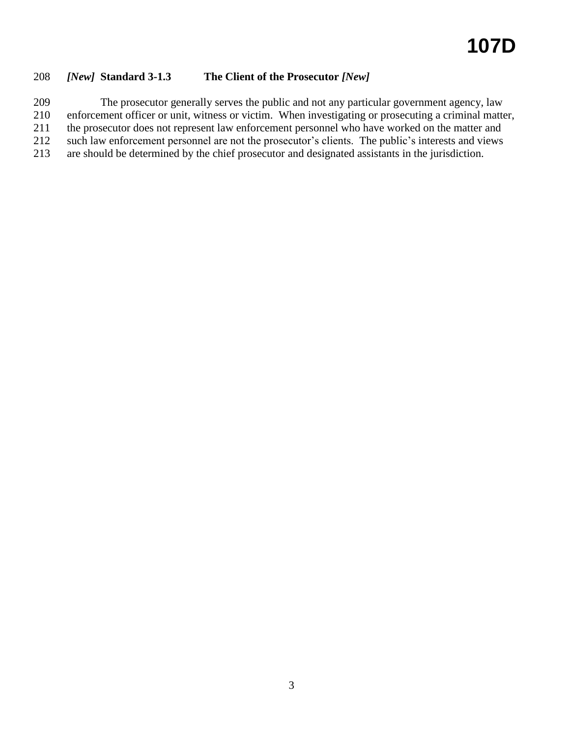### *[New]* Standard 3-1.3 The Client of the Prosecutor *[New]*

The prosecutor generally serves the public and not any particular government agency, law enforcement officer or unit, witness or victim. When investigating or prosecuting a criminal matter, the prosecutor does not represent law enforcement personnel who have worked on the matter and such law enforcement personnel are not the prosecutor's clients. The public's interests and views are should be determined by the chief prosecutor and designated assistants in the jurisdiction.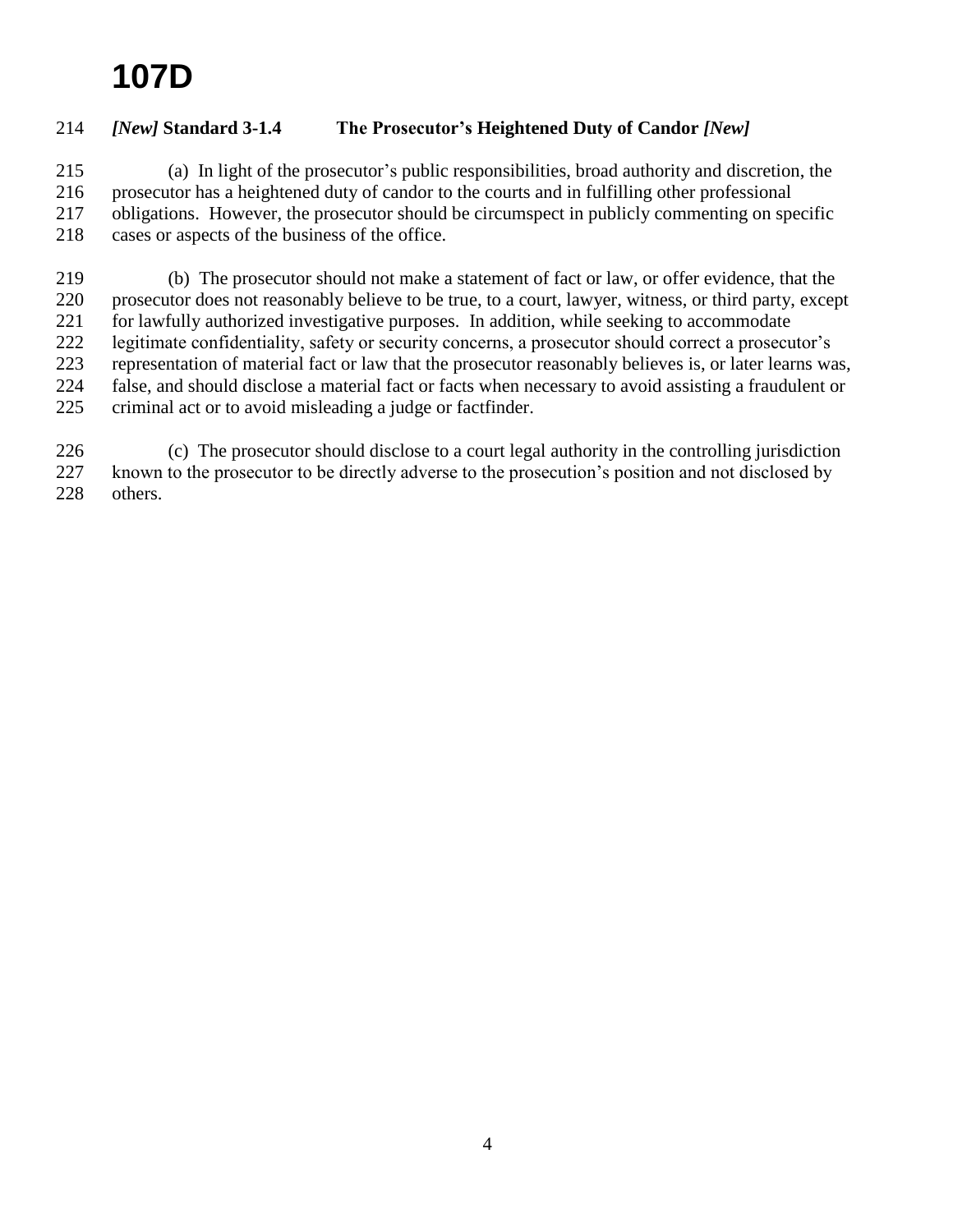## *[New]* Standard 3-1.4 The Prosecutor's Heightened Duty of Candor *[New]*

(a) In light of the prosecutor's public responsibilities, broad authority and discretion, the prosecutor has a heightened duty of candor to the courts and in fulfilling other professional obligations. However, the prosecutor should be circumspect in publicly commenting on specific cases or aspects of the business of the office.

(b) The prosecutor should not make a statement of fact or law, or offer evidence, that the prosecutor does not reasonably believe to be true, to a court, lawyer, witness, or third party, except for lawfully authorized investigative purposes. In addition, while seeking to accommodate legitimate confidentiality, safety or security concerns, a prosecutor should correct a prosecutor's representation of material fact or law that the prosecutor reasonably believes is, or later learns was, false, and should disclose a material fact or facts when necessary to avoid assisting a fraudulent or criminal act or to avoid misleading a judge or factfinder.

(c) The prosecutor should disclose to a court legal authority in the controlling jurisdiction known to the prosecutor to be directly adverse to the prosecution's position and not disclosed by others.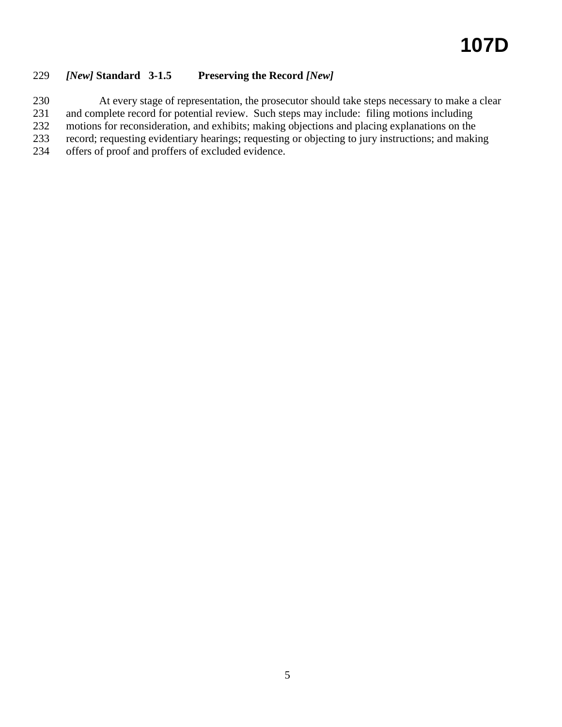### *[New]* Standard 3-1.5 Preserving the Record *[New]*

At every stage of representation, the prosecutor should take steps necessary to make a clear and complete record for potential review. Such steps may include: filing motions including motions for reconsideration, and exhibits; making objections and placing explanations on the record; requesting evidentiary hearings; requesting or objecting to jury instructions; and making offers of proof and proffers of excluded evidence.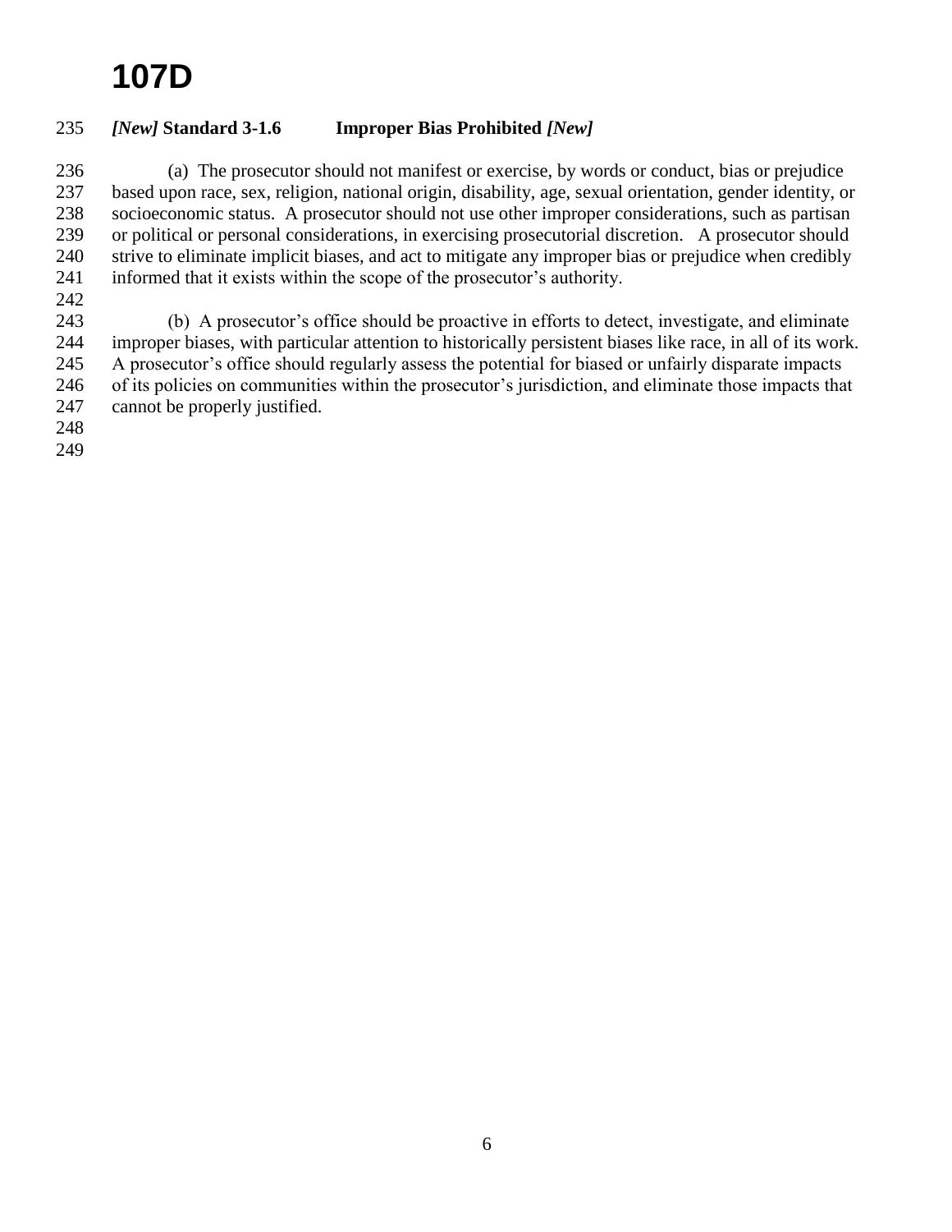### *[New]* Standard 3-1.6 Improper Bias Prohibited *[New]*

(a) The prosecutor should not manifest or exercise, by words or conduct, bias or prejudice based upon race, sex, religion, national origin, disability, age, sexual orientation, gender identity, or socioeconomic status. A prosecutor should not use other improper considerations, such as partisan or political or personal considerations, in exercising prosecutorial discretion. A prosecutor should strive to eliminate implicit biases, and act to mitigate any improper bias or prejudice when credibly informed that it exists within the scope of the prosecutor's authority.

(b) A prosecutor's office should be proactive in efforts to detect, investigate, and eliminate improper biases, with particular attention to historically persistent biases like race, in all of its work. A prosecutor's office should regularly assess the potential for biased or unfairly disparate impacts of its policies on communities within the prosecutor's jurisdiction, and eliminate those impacts that cannot be properly justified.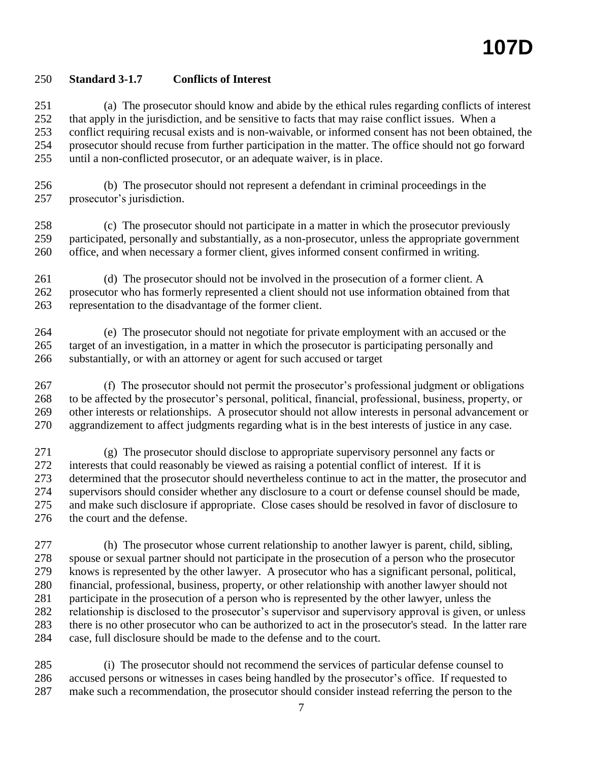**Standard 3-1.7 Conflicts of Interest**

(a) The prosecutor should know and abide by the ethical rules regarding conflicts of interest that apply in the jurisdiction, and be sensitive to facts that may raise conflict issues. When a conflict requiring recusal exists and is non-waivable, or informed consent has not been obtained, the prosecutor should recuse from further participation in the matter. The office should not go forward until a non-conflicted prosecutor, or an adequate waiver, is in place.

(b) The prosecutor should not represent a defendant in criminal proceedings in the prosecutor's jurisdiction.

(c) The prosecutor should not participate in a matter in which the prosecutor previously participated, personally and substantially, as a non-prosecutor, unless the appropriate government office, and when necessary a former client, gives informed consent confirmed in writing.

(d) The prosecutor should not be involved in the prosecution of a former client. A prosecutor who has formerly represented a client should not use information obtained from that representation to the disadvantage of the former client.

(e) The prosecutor should not negotiate for private employment with an accused or the target of an investigation, in a matter in which the prosecutor is participating personally and substantially, or with an attorney or agent for such accused or target

(f) The prosecutor should not permit the prosecutor's professional judgment or obligations to be affected by the prosecutor's personal, political, financial, professional, business, property, or other interests or relationships. A prosecutor should not allow interests in personal advancement or aggrandizement to affect judgments regarding what is in the best interests of justice in any case.

(g) The prosecutor should disclose to appropriate supervisory personnel any facts or interests that could reasonably be viewed as raising a potential conflict of interest. If it is determined that the prosecutor should nevertheless continue to act in the matter, the prosecutor and supervisors should consider whether any disclosure to a court or defense counsel should be made, and make such disclosure if appropriate. Close cases should be resolved in favor of disclosure to the court and the defense.

(h) The prosecutor whose current relationship to another lawyer is parent, child, sibling, spouse or sexual partner should not participate in the prosecution of a person who the prosecutor knows is represented by the other lawyer. A prosecutor who has a significant personal, political, financial, professional, business, property, or other relationship with another lawyer should not participate in the prosecution of a person who is represented by the other lawyer, unless the relationship is disclosed to the prosecutor's supervisor and supervisory approval is given, or unless there is no other prosecutor who can be authorized to act in the prosecutor's stead. In the latter rare case, full disclosure should be made to the defense and to the court.

(i) The prosecutor should not recommend the services of particular defense counsel to accused persons or witnesses in cases being handled by the prosecutor's office. If requested to make such a recommendation, the prosecutor should consider instead referring the person to the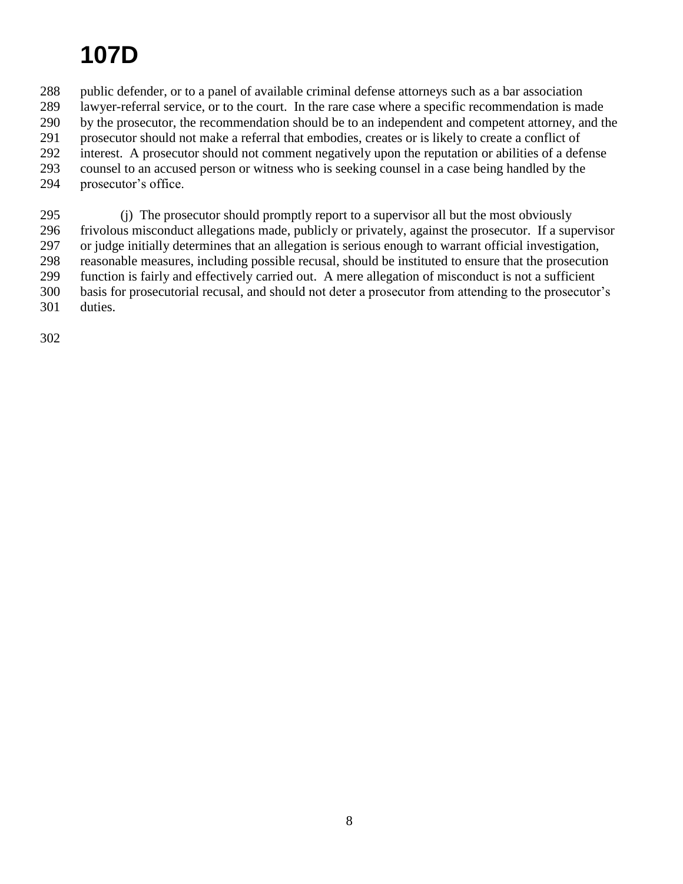public defender, or to a panel of available criminal defense attorneys such as a bar association lawyer-referral service, or to the court. In the rare case where a specific recommendation is made by the prosecutor, the recommendation should be to an independent and competent attorney, and the prosecutor should not make a referral that embodies, creates or is likely to create a conflict of interest. A prosecutor should not comment negatively upon the reputation or abilities of a defense counsel to an accused person or witness who is seeking counsel in a case being handled by the prosecutor's office.

(j) The prosecutor should promptly report to a supervisor all but the most obviously frivolous misconduct allegations made, publicly or privately, against the prosecutor. If a supervisor or judge initially determines that an allegation is serious enough to warrant official investigation, reasonable measures, including possible recusal, should be instituted to ensure that the prosecution function is fairly and effectively carried out. A mere allegation of misconduct is not a sufficient basis for prosecutorial recusal, and should not deter a prosecutor from attending to the prosecutor's duties.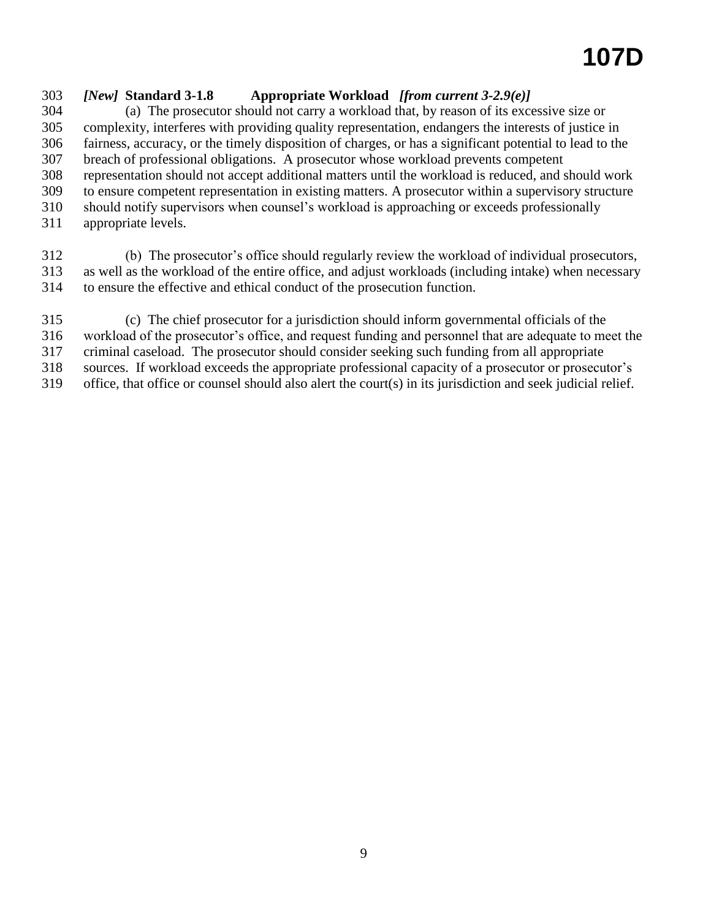### *[New]* **Standard 3-1.8 Appropriate Workload** *[from current 3-2.9(e)]*

(a) The prosecutor should not carry a workload that, by reason of its excessive size or complexity, interferes with providing quality representation, endangers the interests of justice in fairness, accuracy, or the timely disposition of charges, or has a significant potential to lead to the breach of professional obligations. A prosecutor whose workload prevents competent representation should not accept additional matters until the workload is reduced, and should work to ensure competent representation in existing matters. A prosecutor within a supervisory structure should notify supervisors when counsel's workload is approaching or exceeds professionally appropriate levels.

(b) The prosecutor's office should regularly review the workload of individual prosecutors, as well as the workload of the entire office, and adjust workloads (including intake) when necessary to ensure the effective and ethical conduct of the prosecution function.

(c) The chief prosecutor for a jurisdiction should inform governmental officials of the workload of the prosecutor's office, and request funding and personnel that are adequate to meet the criminal caseload. The prosecutor should consider seeking such funding from all appropriate sources. If workload exceeds the appropriate professional capacity of a prosecutor or prosecutor's office, that office or counsel should also alert the court(s) in its jurisdiction and seek judicial relief.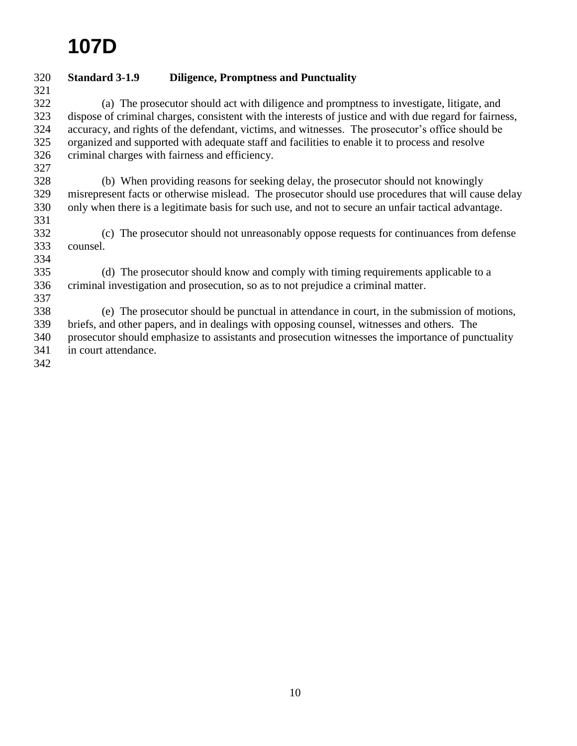# 107D

**Standard 3-1.9 Diligence, Promptness and Punctuality**

(a) The prosecutor should act with diligence and promptness to investigate, litigate, and dispose of criminal charges, consistent with the interests of justice and with due regard for fairness, accuracy, and rights of the defendant, victims, and witnesses. The prosecutor's office should be organized and supported with adequate staff and facilities to enable it to process and resolve criminal charges with fairness and efficiency.

(b) When providing reasons for seeking delay, the prosecutor should not knowingly misrepresent facts or otherwise mislead. The prosecutor should use procedures that will cause delay only when there is a legitimate basis for such use, and not to secure an unfair tactical advantage.

(c) The prosecutor should not unreasonably oppose requests for continuances from defense counsel.

(d) The prosecutor should know and comply with timing requirements applicable to a criminal investigation and prosecution, so as to not prejudice a criminal matter.

(e) The prosecutor should be punctual in attendance in court, in the submission of motions, briefs, and other papers, and in dealings with opposing counsel, witnesses and others. The prosecutor should emphasize to assistants and prosecution witnesses the importance of punctuality in court attendance.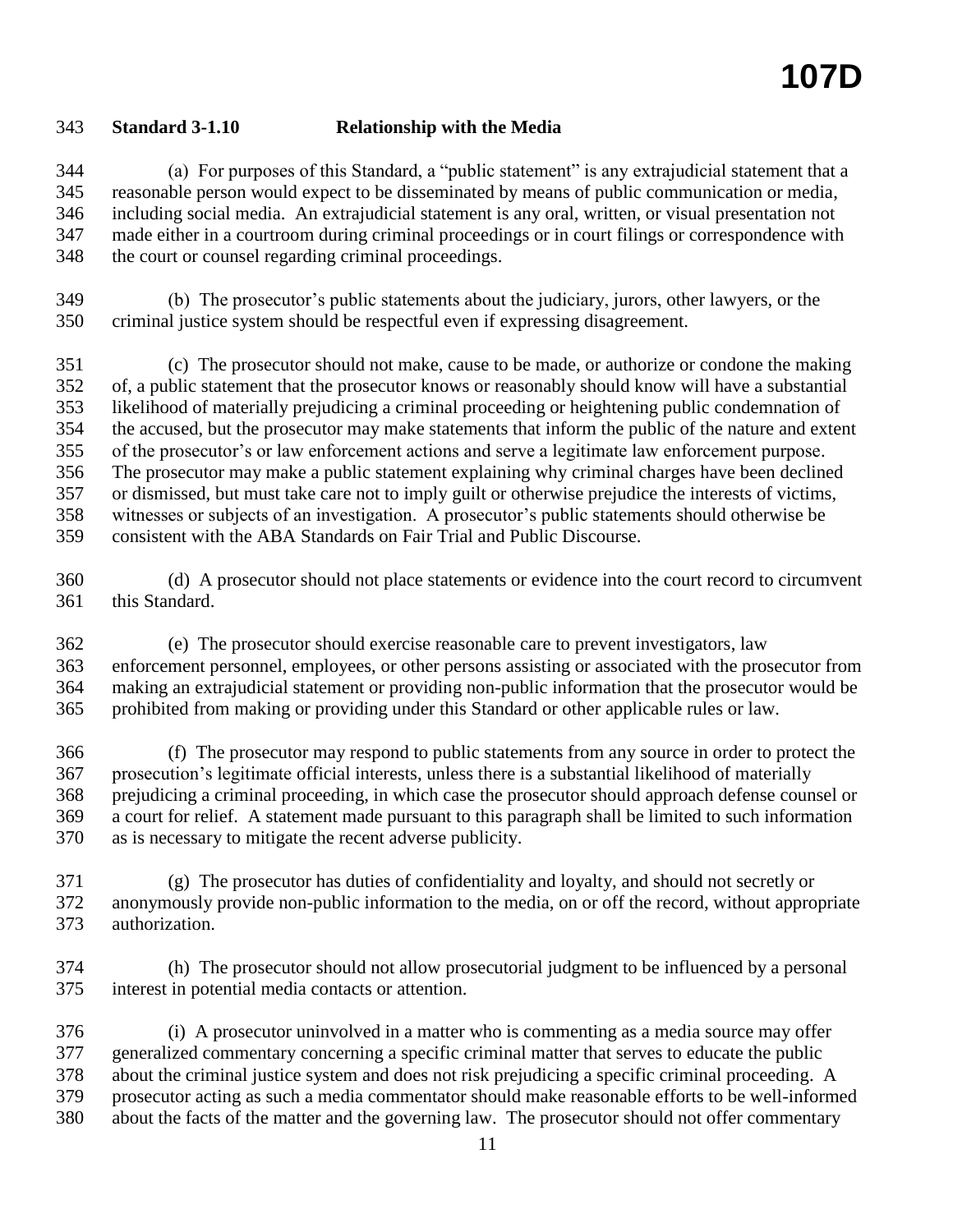### Standard 3-1.10 Relationship with the Media

(a) For purposes of this Standard, a "public statement" is any extrajudicial statement that a reasonable person would expect to be disseminated by means of public communication or media, including social media. An extrajudicial statement is any oral, written, or visual presentation not made either in a courtroom during criminal proceedings or in court filings or correspondence with the court or counsel regarding criminal proceedings.

(b) The prosecutor's public statements about the judiciary, jurors, other lawyers, or the criminal justice system should be respectful even if expressing disagreement.

(c) The prosecutor should not make, cause to be made, or authorize or condone the making of, a public statement that the prosecutor knows or reasonably should know will have a substantial likelihood of materially prejudicing a criminal proceeding or heightening public condemnation of the accused, but the prosecutor may make statements that inform the public of the nature and extent of the prosecutor's or law enforcement actions and serve a legitimate law enforcement purpose. The prosecutor may make a public statement explaining why criminal charges have been declined or dismissed, but must take care not to imply guilt or otherwise prejudice the interests of victims, witnesses or subjects of an investigation. A prosecutor's public statements should otherwise be consistent with the ABA Standards on Fair Trial and Public Discourse.

(d) A prosecutor should not place statements or evidence into the court record to circumvent this Standard.

(e) The prosecutor should exercise reasonable care to prevent investigators, law enforcement personnel, employees, or other persons assisting or associated with the prosecutor from making an extrajudicial statement or providing non-public information that the prosecutor would be prohibited from making or providing under this Standard or other applicable rules or law.

(f) The prosecutor may respond to public statements from any source in order to protect the prosecution's legitimate official interests, unless there is a substantial likelihood of materially prejudicing a criminal proceeding, in which case the prosecutor should approach defense counsel or a court for relief. A statement made pursuant to this paragraph shall be limited to such information as is necessary to mitigate the recent adverse publicity.

(g) The prosecutor has duties of confidentiality and loyalty, and should not secretly or anonymously provide non-public information to the media, on or off the record, without appropriate authorization.

(h) The prosecutor should not allow prosecutorial judgment to be influenced by a personal interest in potential media contacts or attention.

(i) A prosecutor uninvolved in a matter who is commenting as a media source may offer generalized commentary concerning a specific criminal matter that serves to educate the public about the criminal justice system and does not risk prejudicing a specific criminal proceeding. A prosecutor acting as such a media commentator should make reasonable efforts to be well-informed about the facts of the matter and the governing law. The prosecutor should not offer commentary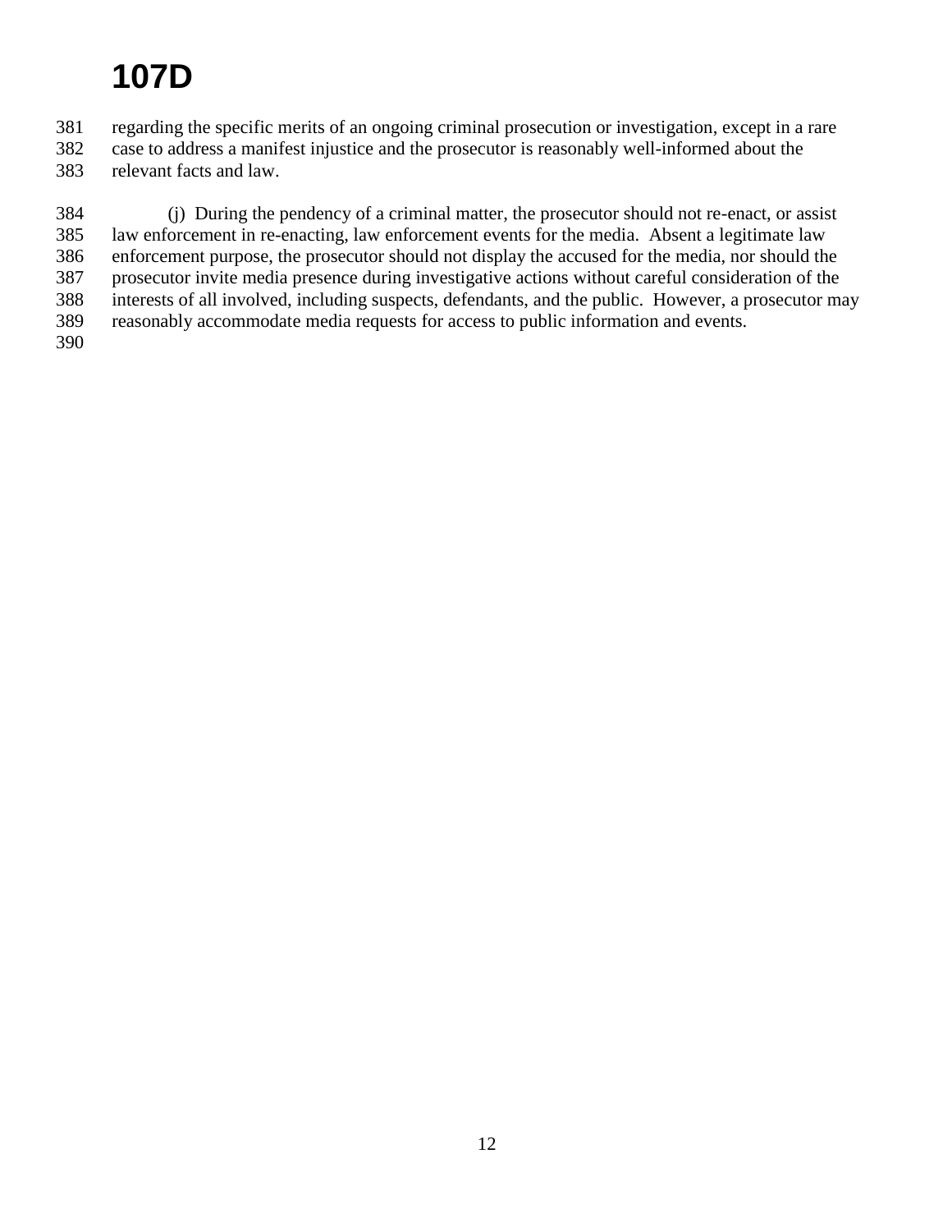regarding the specific merits of an ongoing criminal prosecution or investigation, except in a rare case to address a manifest injustice and the prosecutor is reasonably well-informed about the relevant facts and law.

(j) During the pendency of a criminal matter, the prosecutor should not re-enact, or assist law enforcement in re-enacting, law enforcement events for the media. Absent a legitimate law enforcement purpose, the prosecutor should not display the accused for the media, nor should the prosecutor invite media presence during investigative actions without careful consideration of the interests of all involved, including suspects, defendants, and the public. However, a prosecutor may reasonably accommodate media requests for access to public information and events.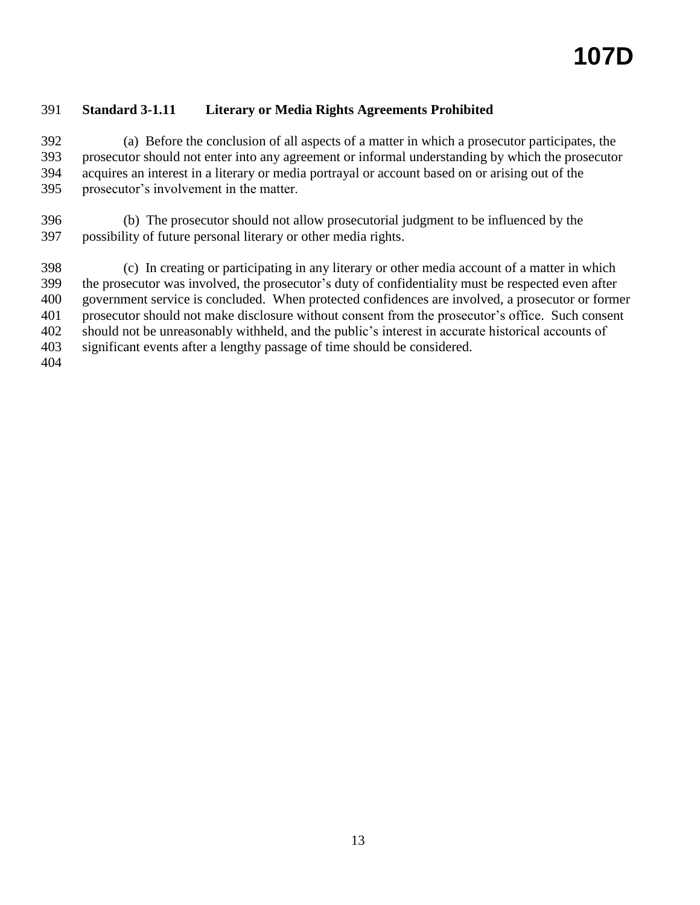### Standard 3-1.11 Literary or Media Rights Agreements Prohibited

(a) Before the conclusion of all aspects of a matter in which a prosecutor participates, the prosecutor should not enter into any agreement or informal understanding by which the prosecutor acquires an interest in a literary or media portrayal or account based on or arising out of the prosecutor's involvement in the matter.

(b) The prosecutor should not allow prosecutorial judgment to be influenced by the possibility of future personal literary or other media rights.

(c) In creating or participating in any literary or other media account of a matter in which the prosecutor was involved, the prosecutor's duty of confidentiality must be respected even after government service is concluded. When protected confidences are involved, a prosecutor or former prosecutor should not make disclosure without consent from the prosecutor's office. Such consent should not be unreasonably withheld, and the public's interest in accurate historical accounts of significant events after a lengthy passage of time should be considered.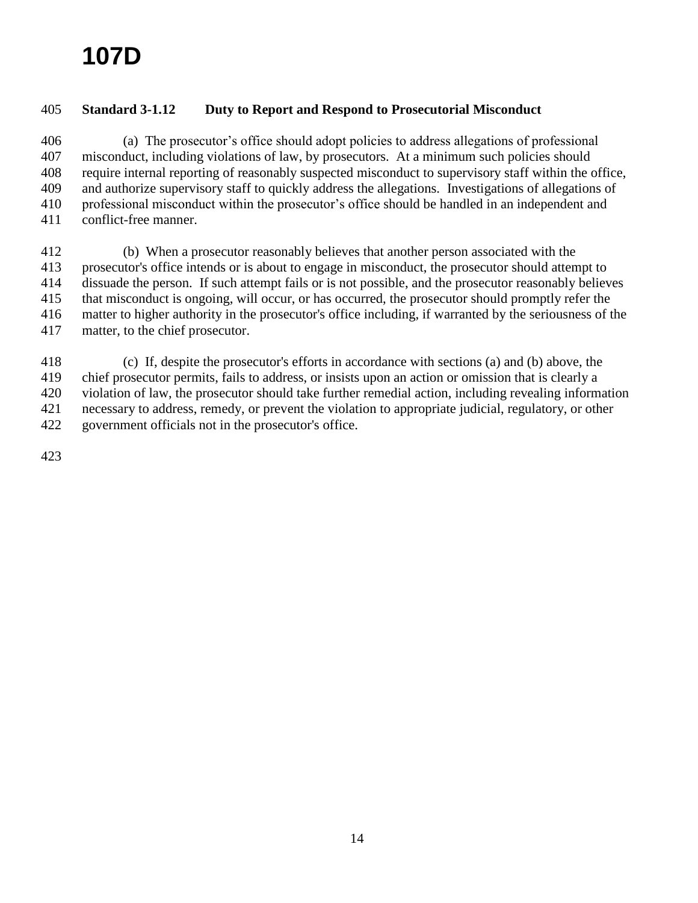**Standard 3-1.12 Duty to Report and Respond to Prosecutorial Misconduct**

(a) The prosecutor's office should adopt policies to address allegations of professional misconduct, including violations of law, by prosecutors. At a minimum such policies should require internal reporting of reasonably suspected misconduct to supervisory staff within the office, and authorize supervisory staff to quickly address the allegations. Investigations of allegations of professional misconduct within the prosecutor's office should be handled in an independent and conflict-free manner.

(b) When a prosecutor reasonably believes that another person associated with the prosecutor's office intends or is about to engage in misconduct, the prosecutor should attempt to dissuade the person. If such attempt fails or is not possible, and the prosecutor reasonably believes that misconduct is ongoing, will occur, or has occurred, the prosecutor should promptly refer the matter to higher authority in the prosecutor's office including, if warranted by the seriousness of the matter, to the chief prosecutor.

(c) If, despite the prosecutor's efforts in accordance with sections (a) and (b) above, the chief prosecutor permits, fails to address, or insists upon an action or omission that is clearly a violation of law, the prosecutor should take further remedial action, including revealing information necessary to address, remedy, or prevent the violation to appropriate judicial, regulatory, or other government officials not in the prosecutor's office.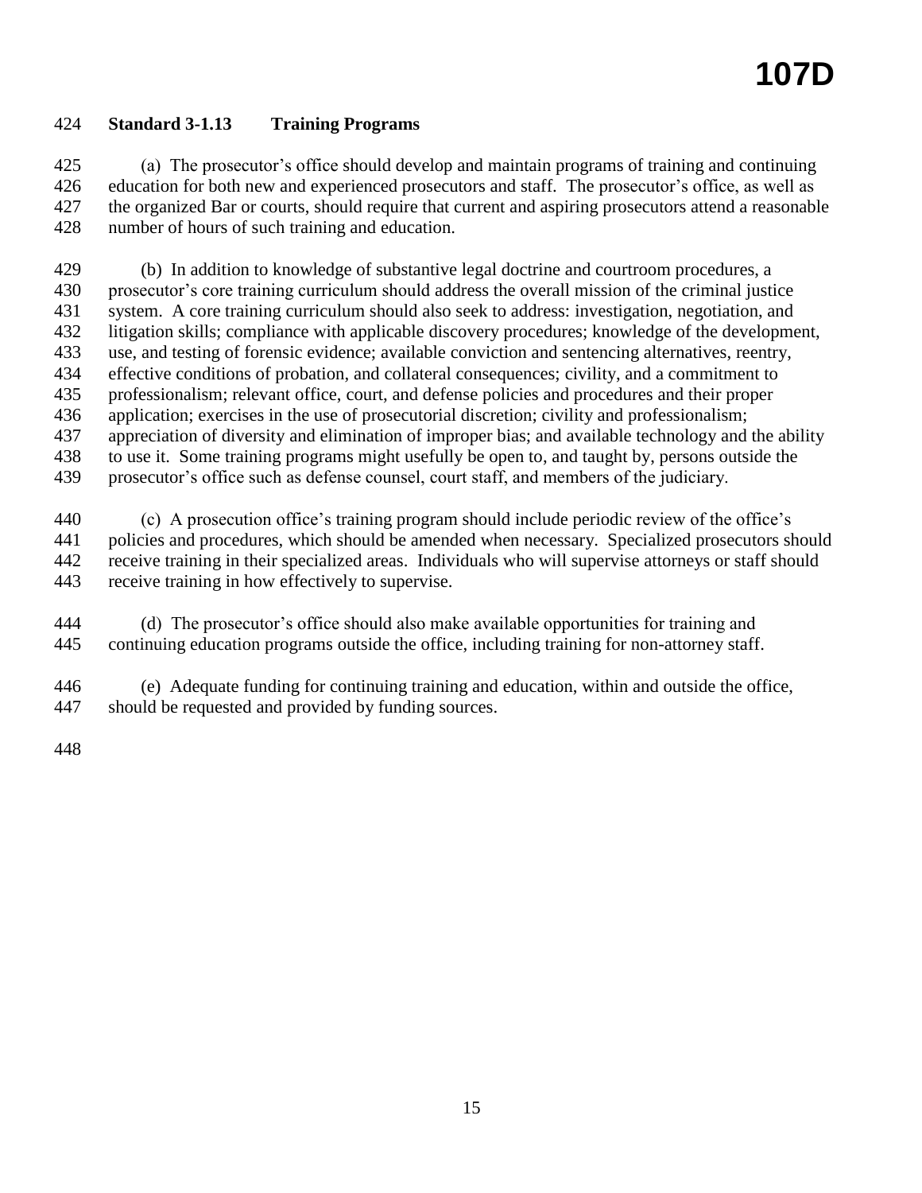### Standard 3-1.13 Training Programs

(a) The prosecutor's office should develop and maintain programs of training and continuing education for both new and experienced prosecutors and staff. The prosecutor's office, as well as the organized Bar or courts, should require that current and aspiring prosecutors attend a reasonable number of hours of such training and education.

(b) In addition to knowledge of substantive legal doctrine and courtroom procedures, a prosecutor's core training curriculum should address the overall mission of the criminal justice system. A core training curriculum should also seek to address: investigation, negotiation, and litigation skills; compliance with applicable discovery procedures; knowledge of the development, use, and testing of forensic evidence; available conviction and sentencing alternatives, reentry, effective conditions of probation, and collateral consequences; civility, and a commitment to professionalism; relevant office, court, and defense policies and procedures and their proper application; exercises in the use of prosecutorial discretion; civility and professionalism; appreciation of diversity and elimination of improper bias; and available technology and the ability to use it. Some training programs might usefully be open to, and taught by, persons outside the prosecutor's office such as defense counsel, court staff, and members of the judiciary.

(c) A prosecution office's training program should include periodic review of the office's policies and procedures, which should be amended when necessary. Specialized prosecutors should receive training in their specialized areas. Individuals who will supervise attorneys or staff should receive training in how effectively to supervise.

(d) The prosecutor's office should also make available opportunities for training and continuing education programs outside the office, including training for non-attorney staff.

(e) Adequate funding for continuing training and education, within and outside the office, should be requested and provided by funding sources.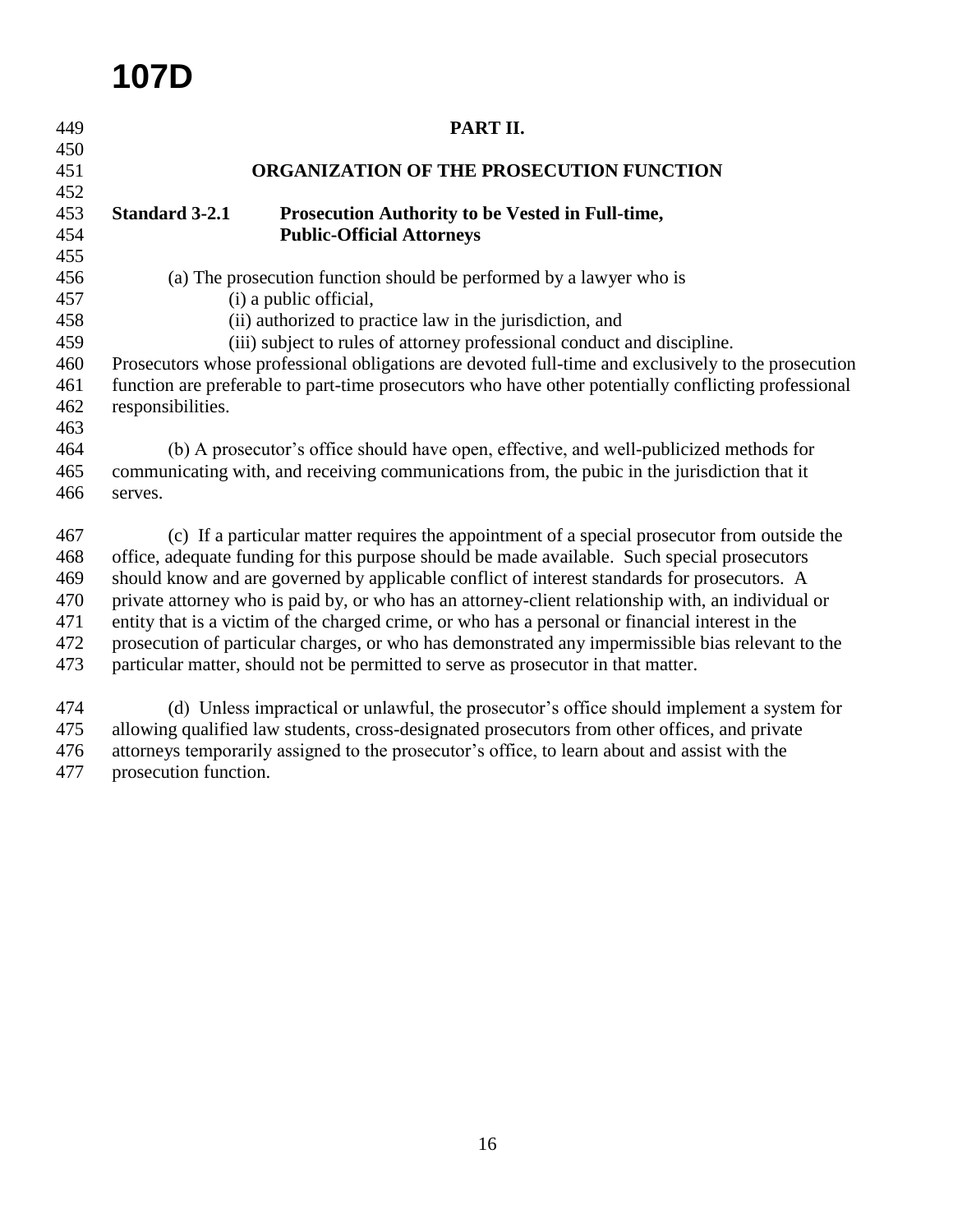## PART II.

## ORGANIZATION OF THE PROSECUTION FUNCTION

### Standard 3-2.1 Prosecution Authority to be Vested in Full-time, Public-Official Attorneys

(a) The prosecution function should be performed by a lawyer who is

(i) a public official,

(ii) authorized to practice law in the jurisdiction, and

(iii) subject to rules of attorney professional conduct and discipline.

Prosecutors whose professional obligations are devoted full-time and exclusively to the prosecution function are preferable to part-time prosecutors who have other potentially conflicting professional responsibilities.

(b) A prosecutor's office should have open, effective, and well-publicized methods for communicating with, and receiving communications from, the pubic in the jurisdiction that it serves.

(c) If a particular matter requires the appointment of a special prosecutor from outside the office, adequate funding for this purpose should be made available. Such special prosecutors should know and are governed by applicable conflict of interest standards for prosecutors. A private attorney who is paid by, or who has an attorney-client relationship with, an individual or entity that is a victim of the charged crime, or who has a personal or financial interest in the prosecution of particular charges, or who has demonstrated any impermissible bias relevant to the particular matter, should not be permitted to serve as prosecutor in that matter.

(d) Unless impractical or unlawful, the prosecutor's office should implement a system for allowing qualified law students, cross-designated prosecutors from other offices, and private attorneys temporarily assigned to the prosecutor's office, to learn about and assist with the prosecution function.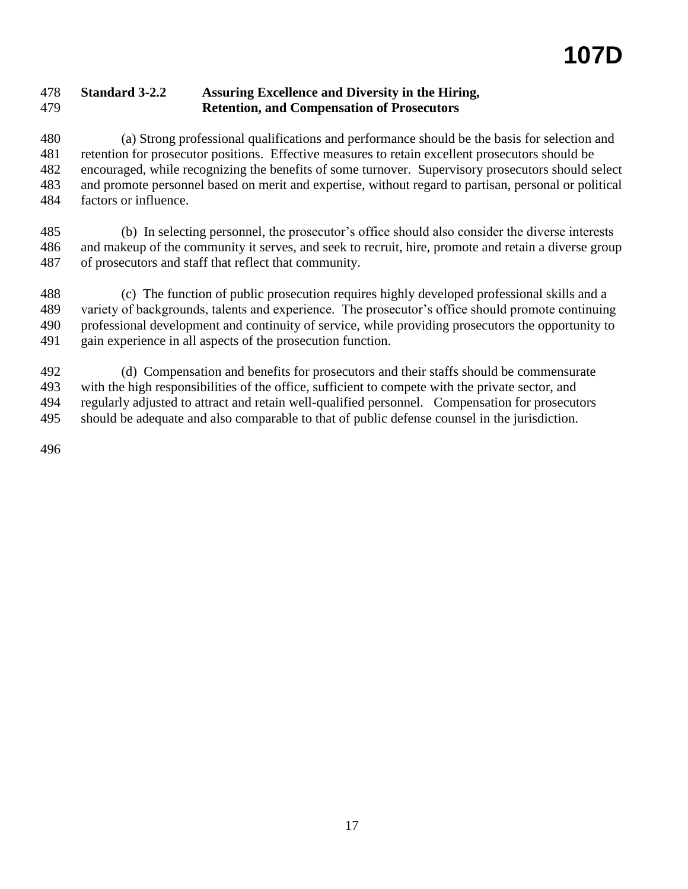### Standard 3-2.2 Assuring Excellence and Diversity in the Hiring, Retention, and Compensation of Prosecutors

(a) Strong professional qualifications and performance should be the basis for selection and retention for prosecutor positions. Effective measures to retain excellent prosecutors should be encouraged, while recognizing the benefits of some turnover. Supervisory prosecutors should select and promote personnel based on merit and expertise, without regard to partisan, personal or political factors or influence.

(b) In selecting personnel, the prosecutor's office should also consider the diverse interests and makeup of the community it serves, and seek to recruit, hire, promote and retain a diverse group of prosecutors and staff that reflect that community.

(c) The function of public prosecution requires highly developed professional skills and a variety of backgrounds, talents and experience. The prosecutor's office should promote continuing professional development and continuity of service, while providing prosecutors the opportunity to gain experience in all aspects of the prosecution function.

(d) Compensation and benefits for prosecutors and their staffs should be commensurate with the high responsibilities of the office, sufficient to compete with the private sector, and regularly adjusted to attract and retain well-qualified personnel. Compensation for prosecutors should be adequate and also comparable to that of public defense counsel in the jurisdiction.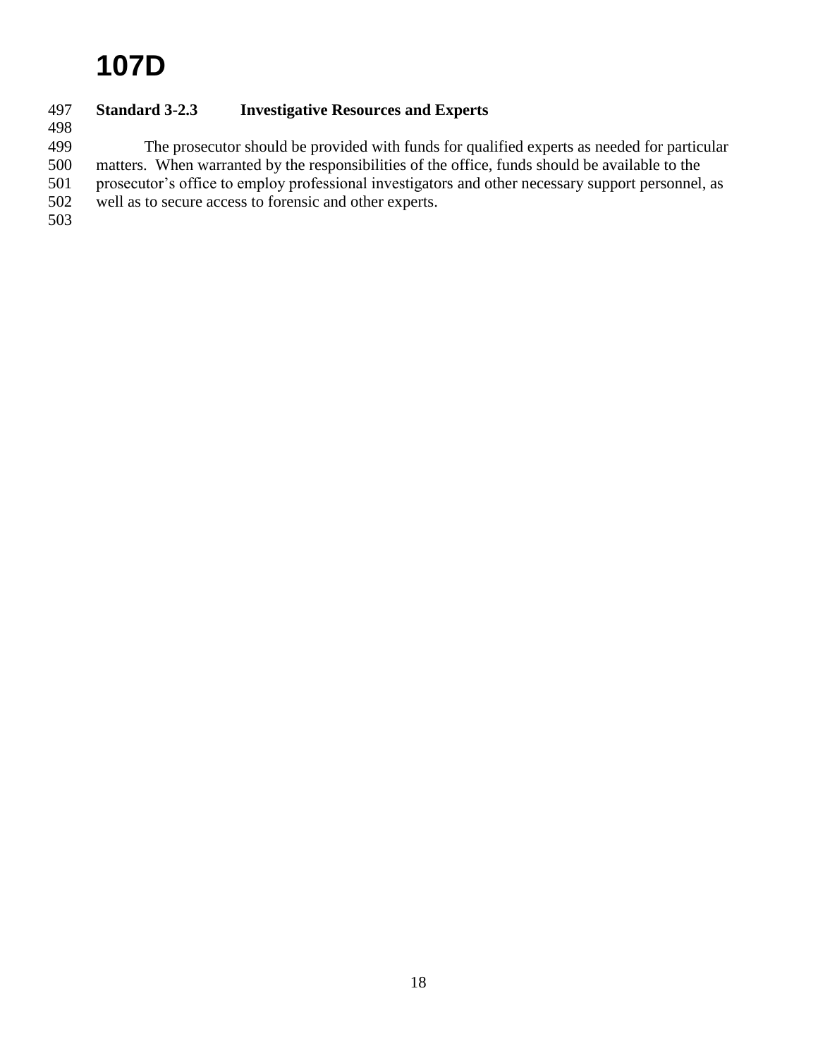**Standard 3-2.3 Investigative Resources and Experts**

The prosecutor should be provided with funds for qualified experts as needed for particular matters. When warranted by the responsibilities of the office, funds should be available to the prosecutor's office to employ professional investigators and other necessary support personnel, as well as to secure access to forensic and other experts.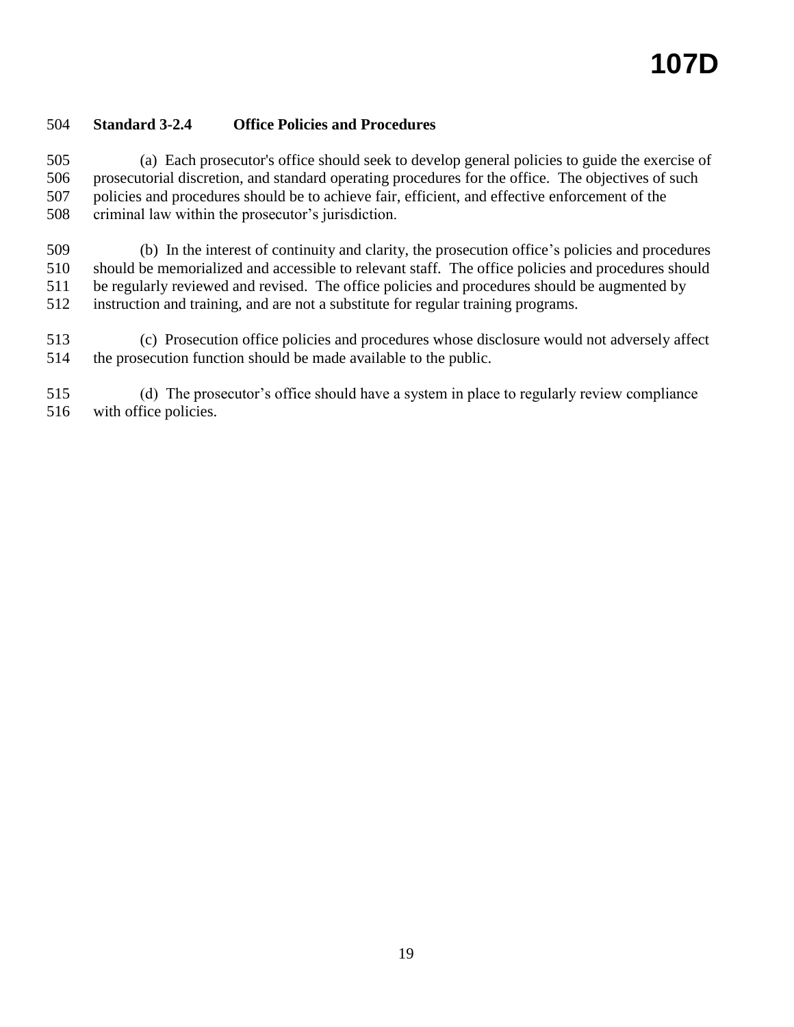## Standard 3-2.4 Office Policies and Procedures

(a) Each prosecutor's office should seek to develop general policies to guide the exercise of prosecutorial discretion, and standard operating procedures for the office. The objectives of such policies and procedures should be to achieve fair, efficient, and effective enforcement of the criminal law within the prosecutor's jurisdiction.

(b) In the interest of continuity and clarity, the prosecution office's policies and procedures should be memorialized and accessible to relevant staff. The office policies and procedures should be regularly reviewed and revised. The office policies and procedures should be augmented by instruction and training, and are not a substitute for regular training programs.

(c) Prosecution office policies and procedures whose disclosure would not adversely affect the prosecution function should be made available to the public.

(d) The prosecutor's office should have a system in place to regularly review compliance with office policies.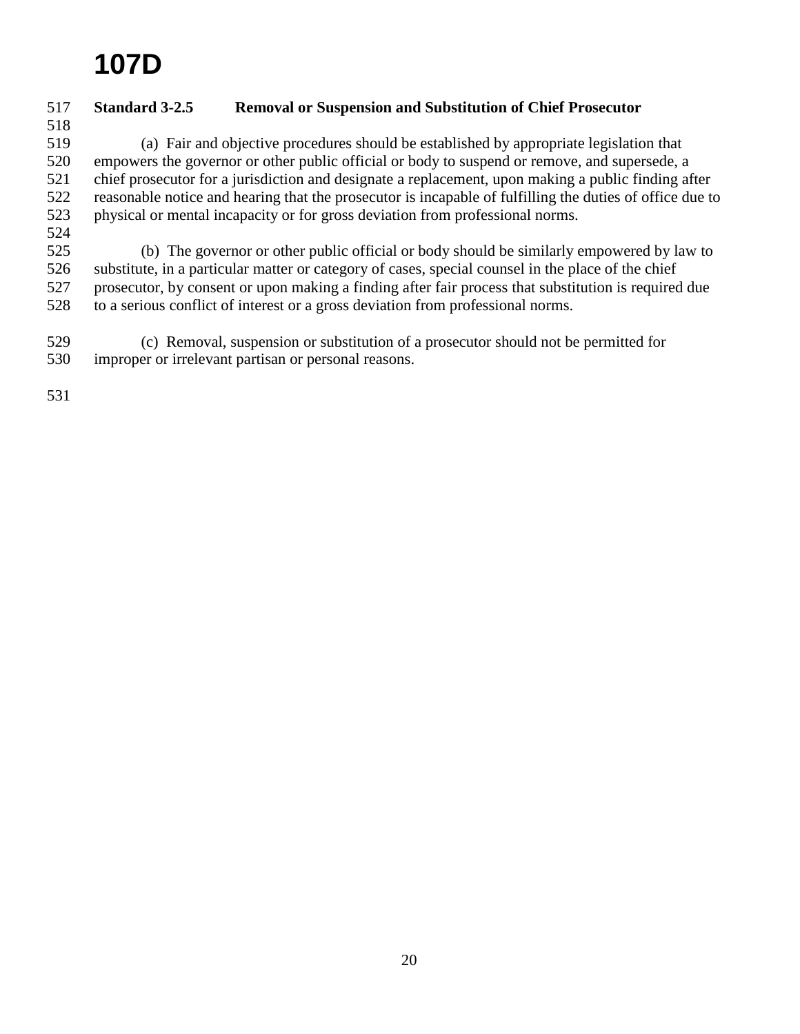**Standard 3-2.5 Removal or Suspension and Substitution of Chief Prosecutor**

(a) Fair and objective procedures should be established by appropriate legislation that empowers the governor or other public official or body to suspend or remove, and supersede, a chief prosecutor for a jurisdiction and designate a replacement, upon making a public finding after reasonable notice and hearing that the prosecutor is incapable of fulfilling the duties of office due to physical or mental incapacity or for gross deviation from professional norms.

(b) The governor or other public official or body should be similarly empowered by law to substitute, in a particular matter or category of cases, special counsel in the place of the chief prosecutor, by consent or upon making a finding after fair process that substitution is required due to a serious conflict of interest or a gross deviation from professional norms.

(c) Removal, suspension or substitution of a prosecutor should not be permitted for improper or irrelevant partisan or personal reasons.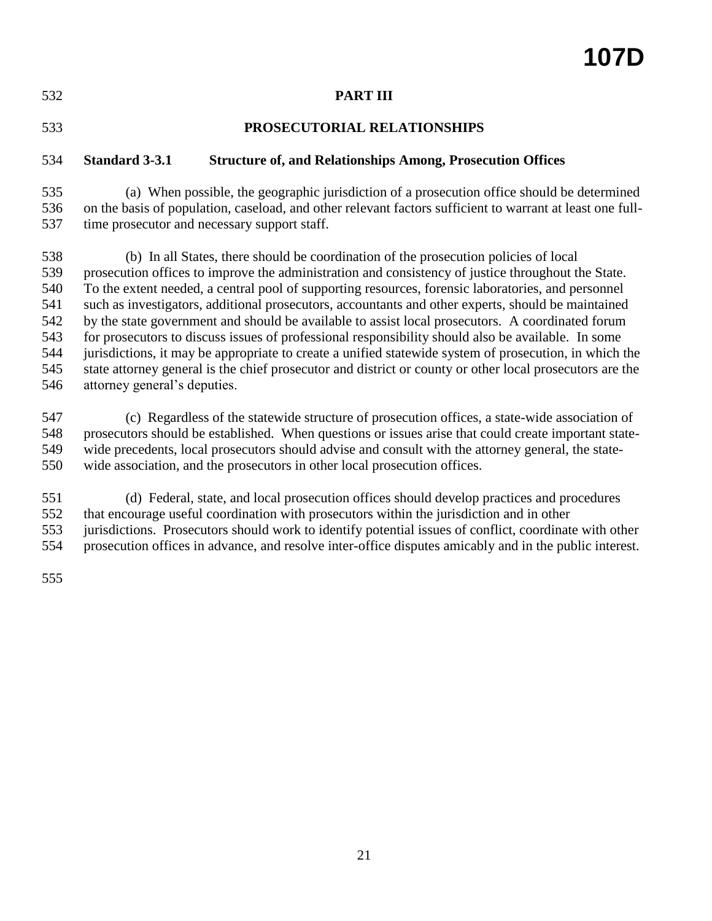## PART III

## PROSECUTORIAL RELATIONSHIPS

### Standard 3-3.1 Structure of, and Relationships Among, Prosecution Offices

(a) When possible, the geographic jurisdiction of a prosecution office should be determined on the basis of population, caseload, and other relevant factors sufficient to warrant at least one full-time prosecutor and necessary support staff.

(b) In all States, there should be coordination of the prosecution policies of local prosecution offices to improve the administration and consistency of justice throughout the State. To the extent needed, a central pool of supporting resources, forensic laboratories, and personnel such as investigators, additional prosecutors, accountants and other experts, should be maintained by the state government and should be available to assist local prosecutors. A coordinated forum for prosecutors to discuss issues of professional responsibility should also be available. In some jurisdictions, it may be appropriate to create a unified statewide system of prosecution, in which the state attorney general is the chief prosecutor and district or county or other local prosecutors are the attorney general's deputies.

(c) Regardless of the statewide structure of prosecution offices, a state-wide association of prosecutors should be established. When questions or issues arise that could create important state-wide precedents, local prosecutors should advise and consult with the attorney general, the state-wide association, and the prosecutors in other local prosecution offices.

(d) Federal, state, and local prosecution offices should develop practices and procedures that encourage useful coordination with prosecutors within the jurisdiction and in other jurisdictions. Prosecutors should work to identify potential issues of conflict, coordinate with other prosecution offices in advance, and resolve inter-office disputes amicably and in the public interest.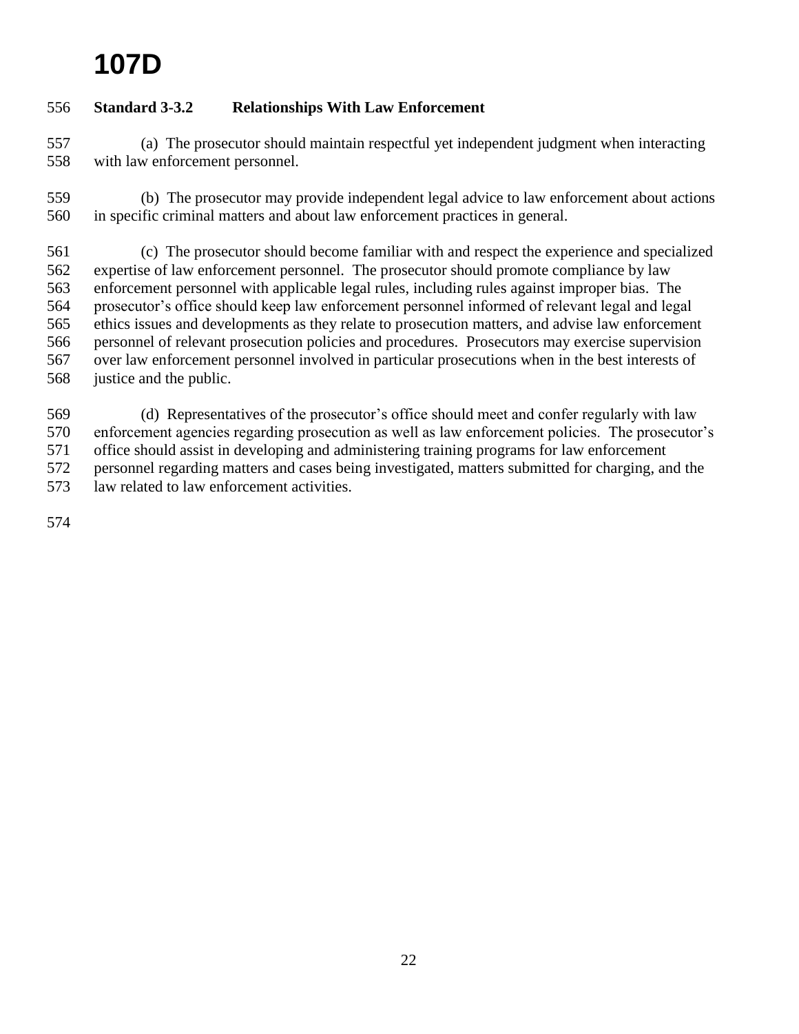**Standard 3-3.2 Relationships With Law Enforcement**

(a) The prosecutor should maintain respectful yet independent judgment when interacting with law enforcement personnel.

(b) The prosecutor may provide independent legal advice to law enforcement about actions in specific criminal matters and about law enforcement practices in general.

(c) The prosecutor should become familiar with and respect the experience and specialized expertise of law enforcement personnel. The prosecutor should promote compliance by law enforcement personnel with applicable legal rules, including rules against improper bias. The prosecutor's office should keep law enforcement personnel informed of relevant legal and legal ethics issues and developments as they relate to prosecution matters, and advise law enforcement personnel of relevant prosecution policies and procedures. Prosecutors may exercise supervision over law enforcement personnel involved in particular prosecutions when in the best interests of justice and the public.

(d) Representatives of the prosecutor's office should meet and confer regularly with law enforcement agencies regarding prosecution as well as law enforcement policies. The prosecutor's office should assist in developing and administering training programs for law enforcement personnel regarding matters and cases being investigated, matters submitted for charging, and the law related to law enforcement activities.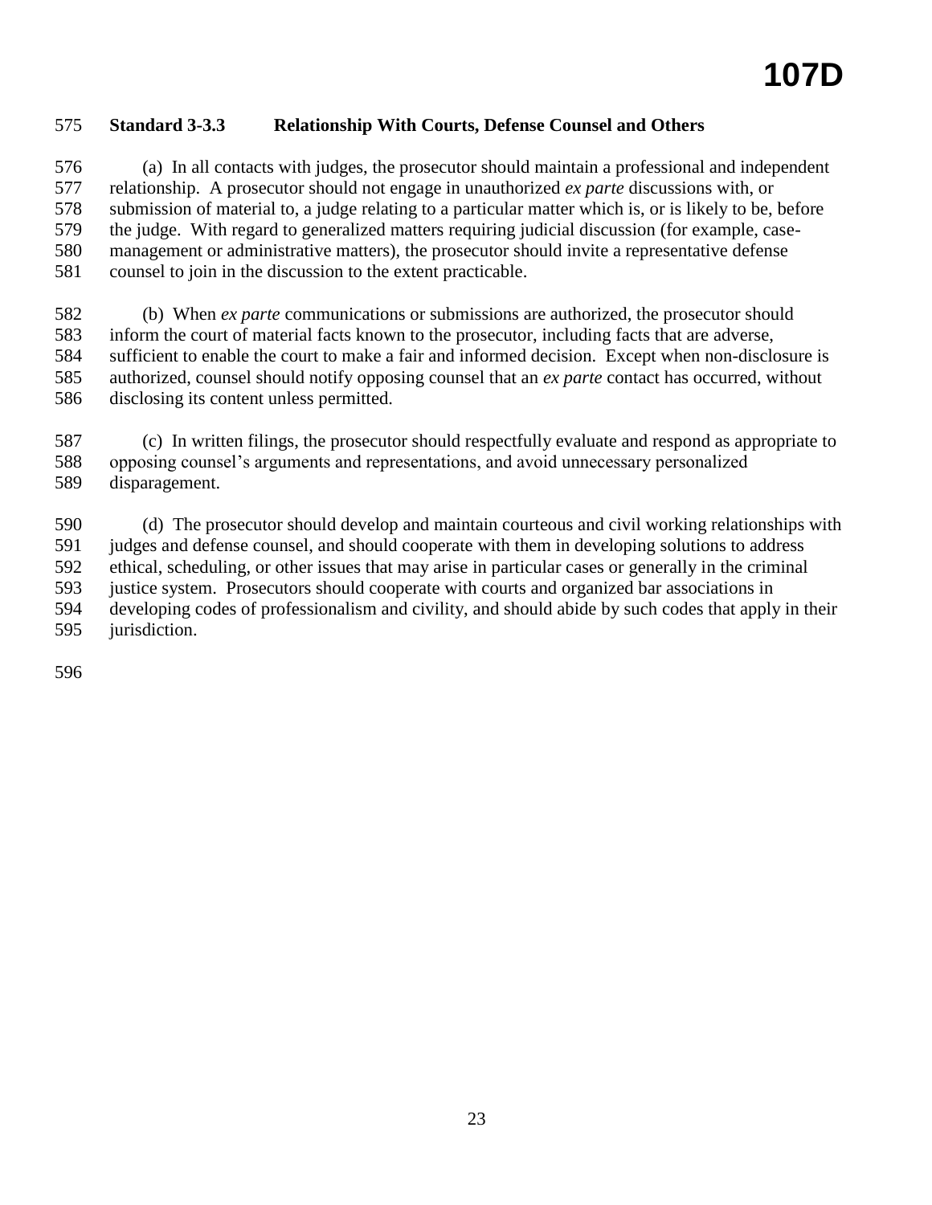### Standard 3-3.3 Relationship With Courts, Defense Counsel and Others

(a) In all contacts with judges, the prosecutor should maintain a professional and independent relationship. A prosecutor should not engage in unauthorized *ex parte* discussions with, or submission of material to, a judge relating to a particular matter which is, or is likely to be, before the judge. With regard to generalized matters requiring judicial discussion (for example, case-management or administrative matters), the prosecutor should invite a representative defense counsel to join in the discussion to the extent practicable.

(b) When *ex parte* communications or submissions are authorized, the prosecutor should inform the court of material facts known to the prosecutor, including facts that are adverse, sufficient to enable the court to make a fair and informed decision. Except when non-disclosure is authorized, counsel should notify opposing counsel that an *ex parte* contact has occurred, without disclosing its content unless permitted.

(c) In written filings, the prosecutor should respectfully evaluate and respond as appropriate to opposing counsel's arguments and representations, and avoid unnecessary personalized disparagement.

(d) The prosecutor should develop and maintain courteous and civil working relationships with judges and defense counsel, and should cooperate with them in developing solutions to address ethical, scheduling, or other issues that may arise in particular cases or generally in the criminal justice system. Prosecutors should cooperate with courts and organized bar associations in developing codes of professionalism and civility, and should abide by such codes that apply in their jurisdiction.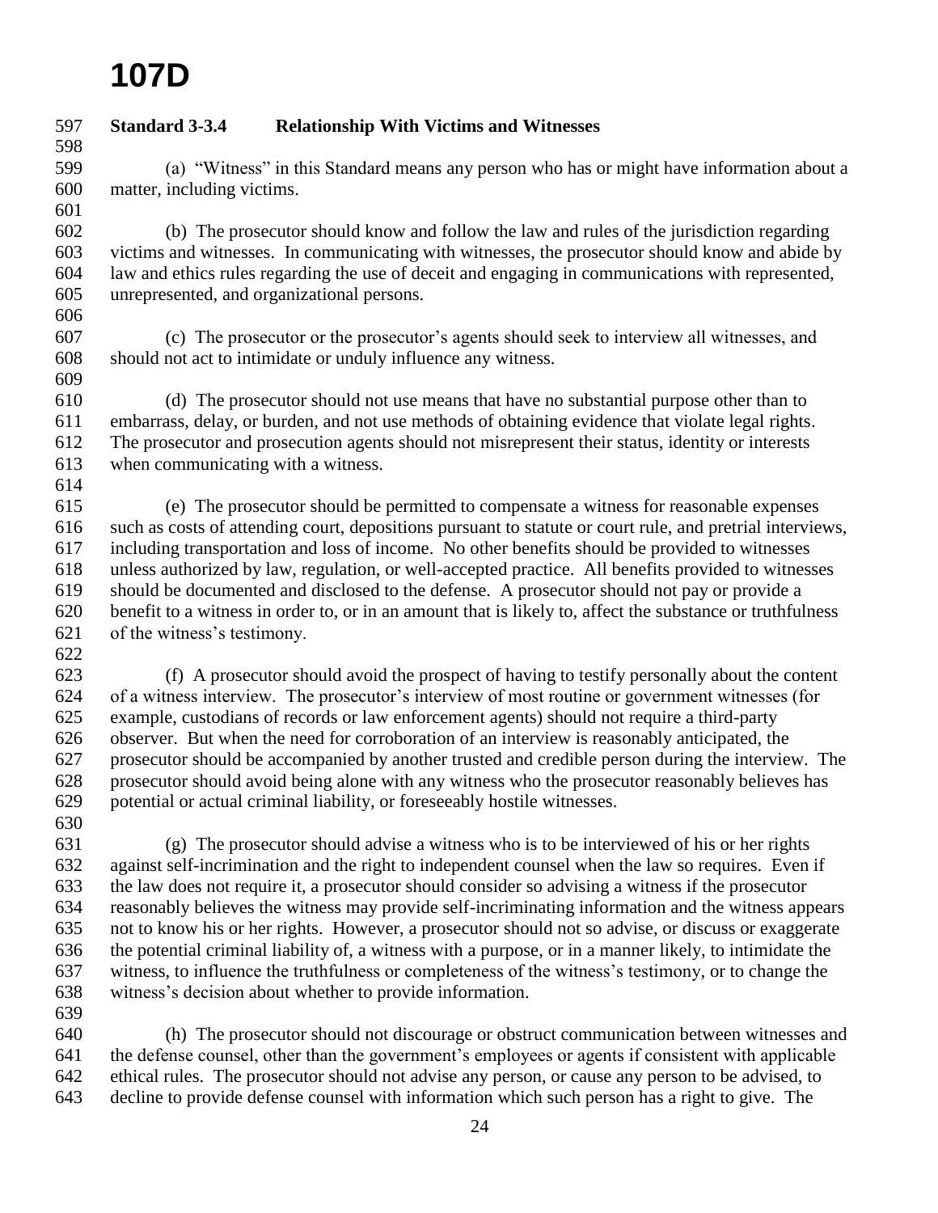**Standard 3-3.4 Relationship With Victims and Witnesses**

(a) "Witness" in this Standard means any person who has or might have information about a matter, including victims.

(b) The prosecutor should know and follow the law and rules of the jurisdiction regarding victims and witnesses. In communicating with witnesses, the prosecutor should know and abide by law and ethics rules regarding the use of deceit and engaging in communications with represented, unrepresented, and organizational persons.

(c) The prosecutor or the prosecutor's agents should seek to interview all witnesses, and should not act to intimidate or unduly influence any witness.

(d) The prosecutor should not use means that have no substantial purpose other than to embarrass, delay, or burden, and not use methods of obtaining evidence that violate legal rights. The prosecutor and prosecution agents should not misrepresent their status, identity or interests when communicating with a witness.

(e) The prosecutor should be permitted to compensate a witness for reasonable expenses such as costs of attending court, depositions pursuant to statute or court rule, and pretrial interviews, including transportation and loss of income. No other benefits should be provided to witnesses unless authorized by law, regulation, or well-accepted practice. All benefits provided to witnesses should be documented and disclosed to the defense. A prosecutor should not pay or provide a benefit to a witness in order to, or in an amount that is likely to, affect the substance or truthfulness of the witness's testimony.

(f) A prosecutor should avoid the prospect of having to testify personally about the content of a witness interview. The prosecutor's interview of most routine or government witnesses (for example, custodians of records or law enforcement agents) should not require a third-party observer. But when the need for corroboration of an interview is reasonably anticipated, the prosecutor should be accompanied by another trusted and credible person during the interview. The prosecutor should avoid being alone with any witness who the prosecutor reasonably believes has potential or actual criminal liability, or foreseeably hostile witnesses.

(g) The prosecutor should advise a witness who is to be interviewed of his or her rights against self-incrimination and the right to independent counsel when the law so requires. Even if the law does not require it, a prosecutor should consider so advising a witness if the prosecutor reasonably believes the witness may provide self-incriminating information and the witness appears not to know his or her rights. However, a prosecutor should not so advise, or discuss or exaggerate the potential criminal liability of, a witness with a purpose, or in a manner likely, to intimidate the witness, to influence the truthfulness or completeness of the witness's testimony, or to change the witness's decision about whether to provide information.

(h) The prosecutor should not discourage or obstruct communication between witnesses and the defense counsel, other than the government's employees or agents if consistent with applicable ethical rules. The prosecutor should not advise any person, or cause any person to be advised, to decline to provide defense counsel with information which such person has a right to give. The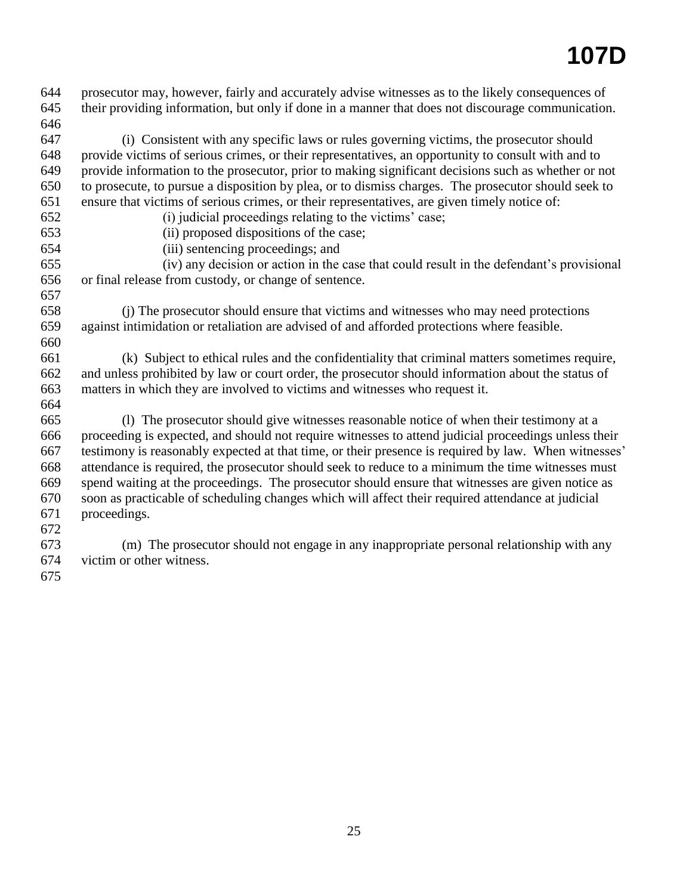prosecutor may, however, fairly and accurately advise witnesses as to the likely consequences of their providing information, but only if done in a manner that does not discourage communication.

(i) Consistent with any specific laws or rules governing victims, the prosecutor should provide victims of serious crimes, or their representatives, an opportunity to consult with and to provide information to the prosecutor, prior to making significant decisions such as whether or not to prosecute, to pursue a disposition by plea, or to dismiss charges. The prosecutor should seek to ensure that victims of serious crimes, or their representatives, are given timely notice of:

(i) judicial proceedings relating to the victims' case;

(ii) proposed dispositions of the case;

(iii) sentencing proceedings; and

(iv) any decision or action in the case that could result in the defendant's provisional or final release from custody, or change of sentence.

(j) The prosecutor should ensure that victims and witnesses who may need protections against intimidation or retaliation are advised of and afforded protections where feasible.

(k) Subject to ethical rules and the confidentiality that criminal matters sometimes require, and unless prohibited by law or court order, the prosecutor should information about the status of matters in which they are involved to victims and witnesses who request it.

(l) The prosecutor should give witnesses reasonable notice of when their testimony at a proceeding is expected, and should not require witnesses to attend judicial proceedings unless their testimony is reasonably expected at that time, or their presence is required by law. When witnesses' attendance is required, the prosecutor should seek to reduce to a minimum the time witnesses must spend waiting at the proceedings. The prosecutor should ensure that witnesses are given notice as soon as practicable of scheduling changes which will affect their required attendance at judicial proceedings.

(m) The prosecutor should not engage in any inappropriate personal relationship with any victim or other witness.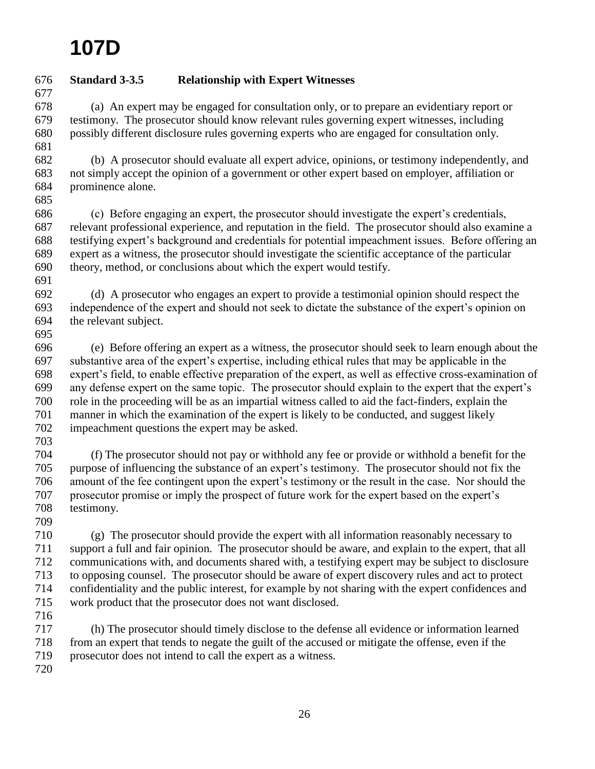## Standard 3-3.5 Relationship with Expert Witnesses

(a) An expert may be engaged for consultation only, or to prepare an evidentiary report or testimony. The prosecutor should know relevant rules governing expert witnesses, including possibly different disclosure rules governing experts who are engaged for consultation only.

(b) A prosecutor should evaluate all expert advice, opinions, or testimony independently, and not simply accept the opinion of a government or other expert based on employer, affiliation or prominence alone.

(c) Before engaging an expert, the prosecutor should investigate the expert's credentials, relevant professional experience, and reputation in the field. The prosecutor should also examine a testifying expert's background and credentials for potential impeachment issues. Before offering an expert as a witness, the prosecutor should investigate the scientific acceptance of the particular theory, method, or conclusions about which the expert would testify.

(d) A prosecutor who engages an expert to provide a testimonial opinion should respect the independence of the expert and should not seek to dictate the substance of the expert's opinion on the relevant subject.

(e) Before offering an expert as a witness, the prosecutor should seek to learn enough about the substantive area of the expert's expertise, including ethical rules that may be applicable in the expert's field, to enable effective preparation of the expert, as well as effective cross-examination of any defense expert on the same topic. The prosecutor should explain to the expert that the expert's role in the proceeding will be as an impartial witness called to aid the fact-finders, explain the manner in which the examination of the expert is likely to be conducted, and suggest likely impeachment questions the expert may be asked.

(f) The prosecutor should not pay or withhold any fee or provide or withhold a benefit for the purpose of influencing the substance of an expert's testimony. The prosecutor should not fix the amount of the fee contingent upon the expert's testimony or the result in the case. Nor should the prosecutor promise or imply the prospect of future work for the expert based on the expert's testimony.

(g) The prosecutor should provide the expert with all information reasonably necessary to support a full and fair opinion. The prosecutor should be aware, and explain to the expert, that all communications with, and documents shared with, a testifying expert may be subject to disclosure to opposing counsel. The prosecutor should be aware of expert discovery rules and act to protect confidentiality and the public interest, for example by not sharing with the expert confidences and work product that the prosecutor does not want disclosed.

(h) The prosecutor should timely disclose to the defense all evidence or information learned from an expert that tends to negate the guilt of the accused or mitigate the offense, even if the prosecutor does not intend to call the expert as a witness.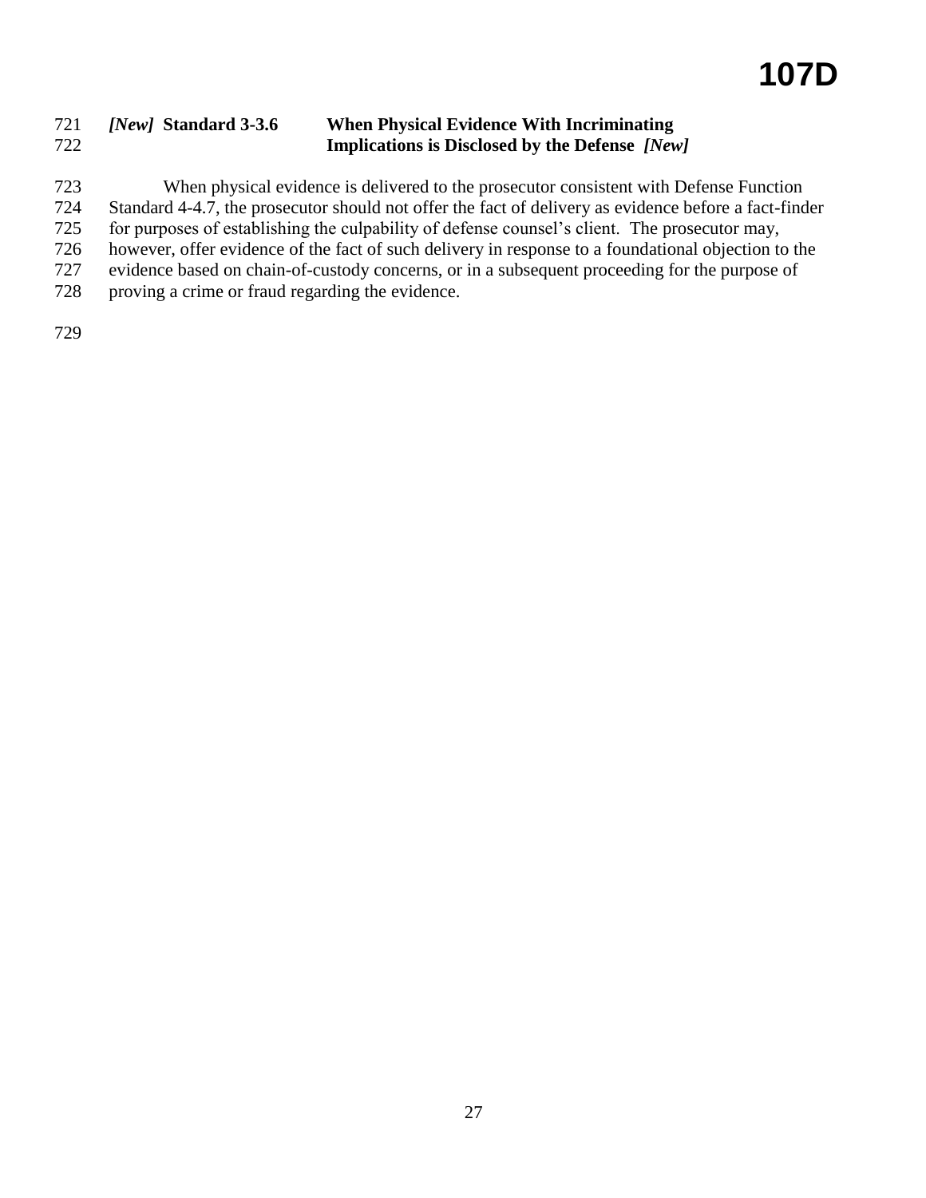### *[New]* Standard 3-3.6 When Physical Evidence With Incriminating Implications is Disclosed by the Defense *[New]*

When physical evidence is delivered to the prosecutor consistent with Defense Function Standard 4-4.7, the prosecutor should not offer the fact of delivery as evidence before a fact-finder for purposes of establishing the culpability of defense counsel's client. The prosecutor may, however, offer evidence of the fact of such delivery in response to a foundational objection to the evidence based on chain-of-custody concerns, or in a subsequent proceeding for the purpose of proving a crime or fraud regarding the evidence.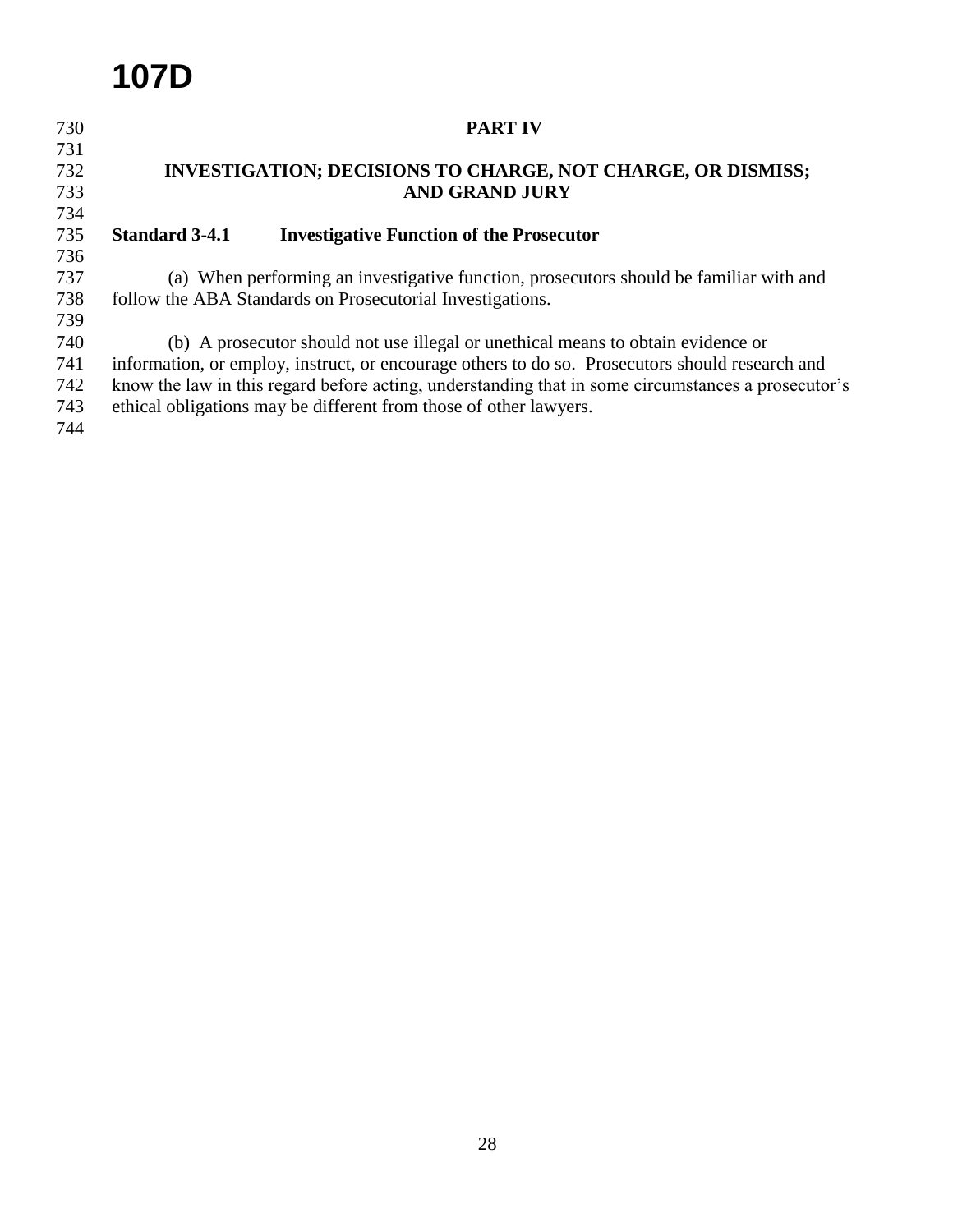## PART IV

## INVESTIGATION; DECISIONS TO CHARGE, NOT CHARGE, OR DISMISS; AND GRAND JURY

### Standard 3-4.1 Investigative Function of the Prosecutor

(a) When performing an investigative function, prosecutors should be familiar with and follow the ABA Standards on Prosecutorial Investigations.

(b) A prosecutor should not use illegal or unethical means to obtain evidence or information, or employ, instruct, or encourage others to do so. Prosecutors should research and know the law in this regard before acting, understanding that in some circumstances a prosecutor's ethical obligations may be different from those of other lawyers.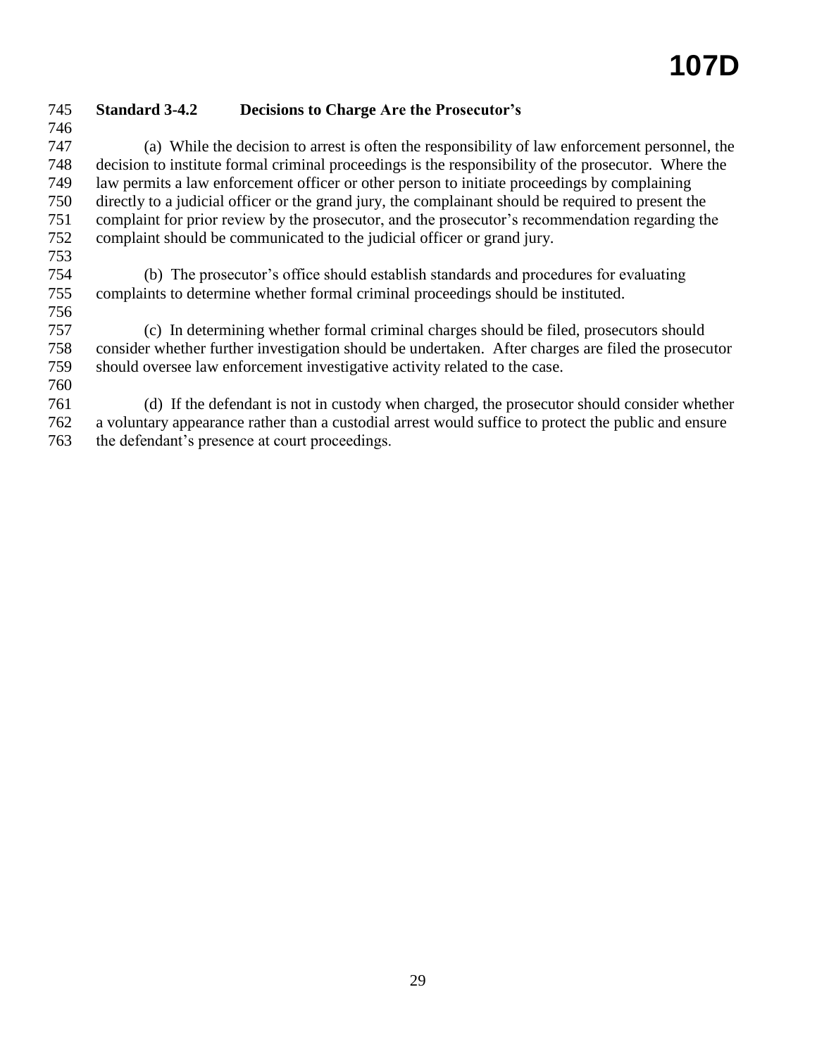### Standard 3-4.2 Decisions to Charge Are the Prosecutor's

(a) While the decision to arrest is often the responsibility of law enforcement personnel, the decision to institute formal criminal proceedings is the responsibility of the prosecutor. Where the law permits a law enforcement officer or other person to initiate proceedings by complaining directly to a judicial officer or the grand jury, the complainant should be required to present the complaint for prior review by the prosecutor, and the prosecutor's recommendation regarding the complaint should be communicated to the judicial officer or grand jury.

(b) The prosecutor's office should establish standards and procedures for evaluating complaints to determine whether formal criminal proceedings should be instituted.

(c) In determining whether formal criminal charges should be filed, prosecutors should consider whether further investigation should be undertaken. After charges are filed the prosecutor should oversee law enforcement investigative activity related to the case.

(d) If the defendant is not in custody when charged, the prosecutor should consider whether a voluntary appearance rather than a custodial arrest would suffice to protect the public and ensure the defendant's presence at court proceedings.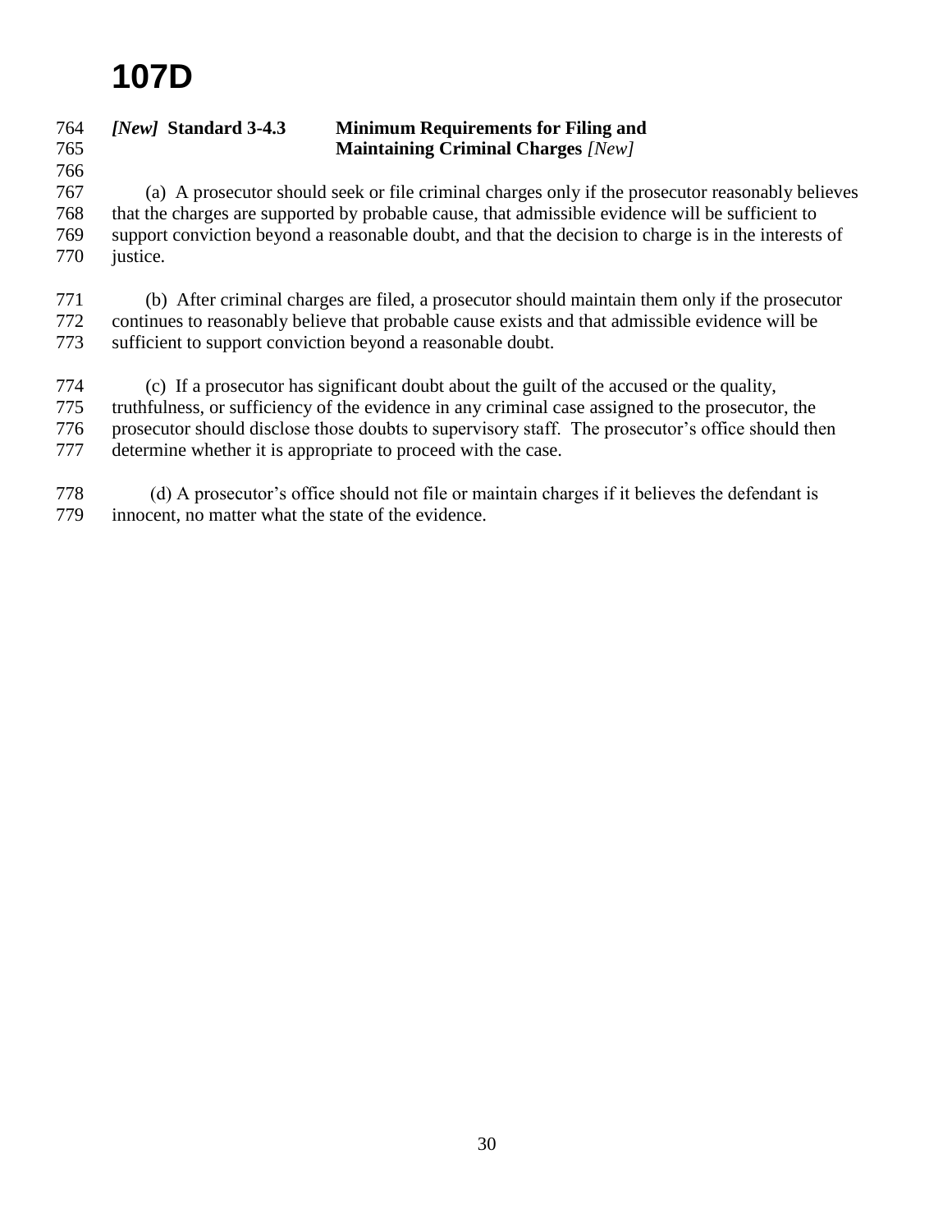# 107D

### *[New]* Standard 3-4.3 Minimum Requirements for Filing and Maintaining Criminal Charges *[New]*

(a) A prosecutor should seek or file criminal charges only if the prosecutor reasonably believes that the charges are supported by probable cause, that admissible evidence will be sufficient to support conviction beyond a reasonable doubt, and that the decision to charge is in the interests of justice.

(b) After criminal charges are filed, a prosecutor should maintain them only if the prosecutor continues to reasonably believe that probable cause exists and that admissible evidence will be sufficient to support conviction beyond a reasonable doubt.

(c) If a prosecutor has significant doubt about the guilt of the accused or the quality, truthfulness, or sufficiency of the evidence in any criminal case assigned to the prosecutor, the prosecutor should disclose those doubts to supervisory staff. The prosecutor's office should then determine whether it is appropriate to proceed with the case.

(d) A prosecutor's office should not file or maintain charges if it believes the defendant is innocent, no matter what the state of the evidence.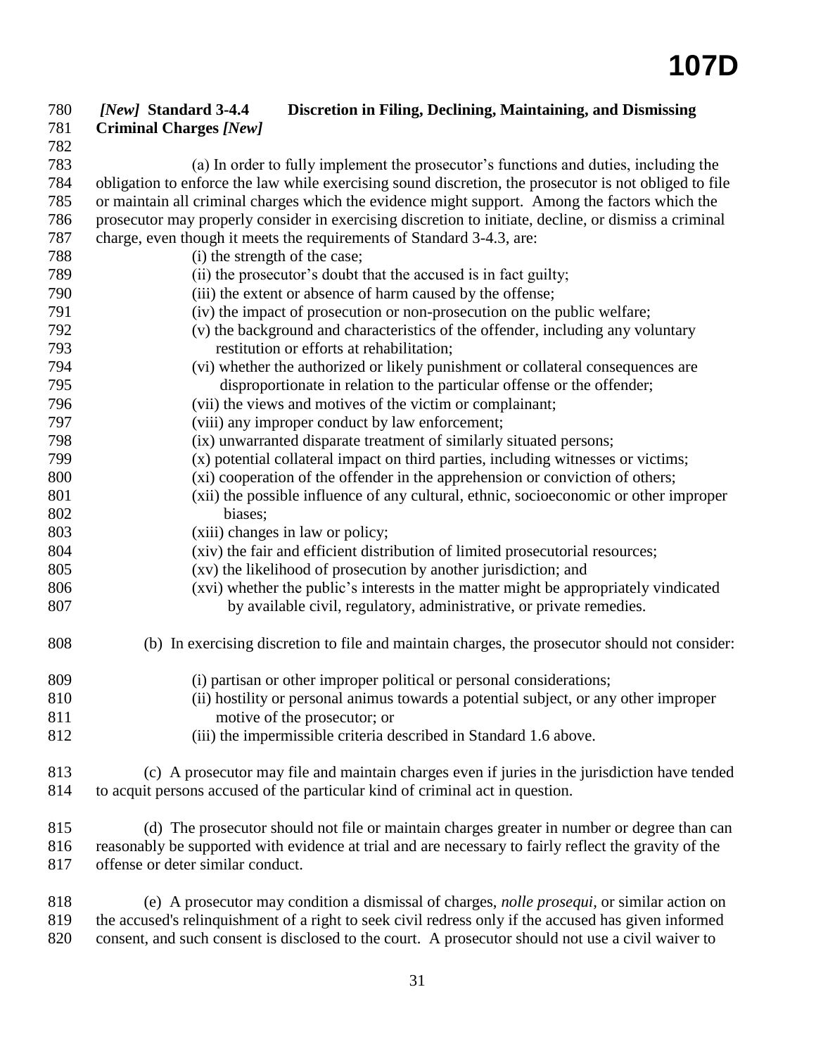### *[New]* Standard 3-4.4 Discretion in Filing, Declining, Maintaining, and Dismissing Criminal Charges *[New]*

(a) In order to fully implement the prosecutor's functions and duties, including the obligation to enforce the law while exercising sound discretion, the prosecutor is not obliged to file or maintain all criminal charges which the evidence might support. Among the factors which the prosecutor may properly consider in exercising discretion to initiate, decline, or dismiss a criminal charge, even though it meets the requirements of Standard 3-4.3, are:

- (i) the strength of the case;
- (ii) the prosecutor's doubt that the accused is in fact guilty;
- (iii) the extent or absence of harm caused by the offense;
- (iv) the impact of prosecution or non-prosecution on the public welfare;
- (v) the background and characteristics of the offender, including any voluntary restitution or efforts at rehabilitation;
- (vi) whether the authorized or likely punishment or collateral consequences are disproportionate in relation to the particular offense or the offender;
- (vii) the views and motives of the victim or complainant;
- (viii) any improper conduct by law enforcement;
- (ix) unwarranted disparate treatment of similarly situated persons;
- (x) potential collateral impact on third parties, including witnesses or victims;
- (xi) cooperation of the offender in the apprehension or conviction of others;
- (xii) the possible influence of any cultural, ethnic, socioeconomic or other improper biases;
- (xiii) changes in law or policy;
- (xiv) the fair and efficient distribution of limited prosecutorial resources;
- (xv) the likelihood of prosecution by another jurisdiction; and
- (xvi) whether the public's interests in the matter might be appropriately vindicated by available civil, regulatory, administrative, or private remedies.

(b) In exercising discretion to file and maintain charges, the prosecutor should not consider:

- (i) partisan or other improper political or personal considerations;
- (ii) hostility or personal animus towards a potential subject, or any other improper motive of the prosecutor; or
- (iii) the impermissible criteria described in Standard 1.6 above.

(c) A prosecutor may file and maintain charges even if juries in the jurisdiction have tended to acquit persons accused of the particular kind of criminal act in question.

(d) The prosecutor should not file or maintain charges greater in number or degree than can reasonably be supported with evidence at trial and are necessary to fairly reflect the gravity of the offense or deter similar conduct.

(e) A prosecutor may condition a dismissal of charges, *nolle prosequi*, or similar action on the accused's relinquishment of a right to seek civil redress only if the accused has given informed consent, and such consent is disclosed to the court. A prosecutor should not use a civil waiver to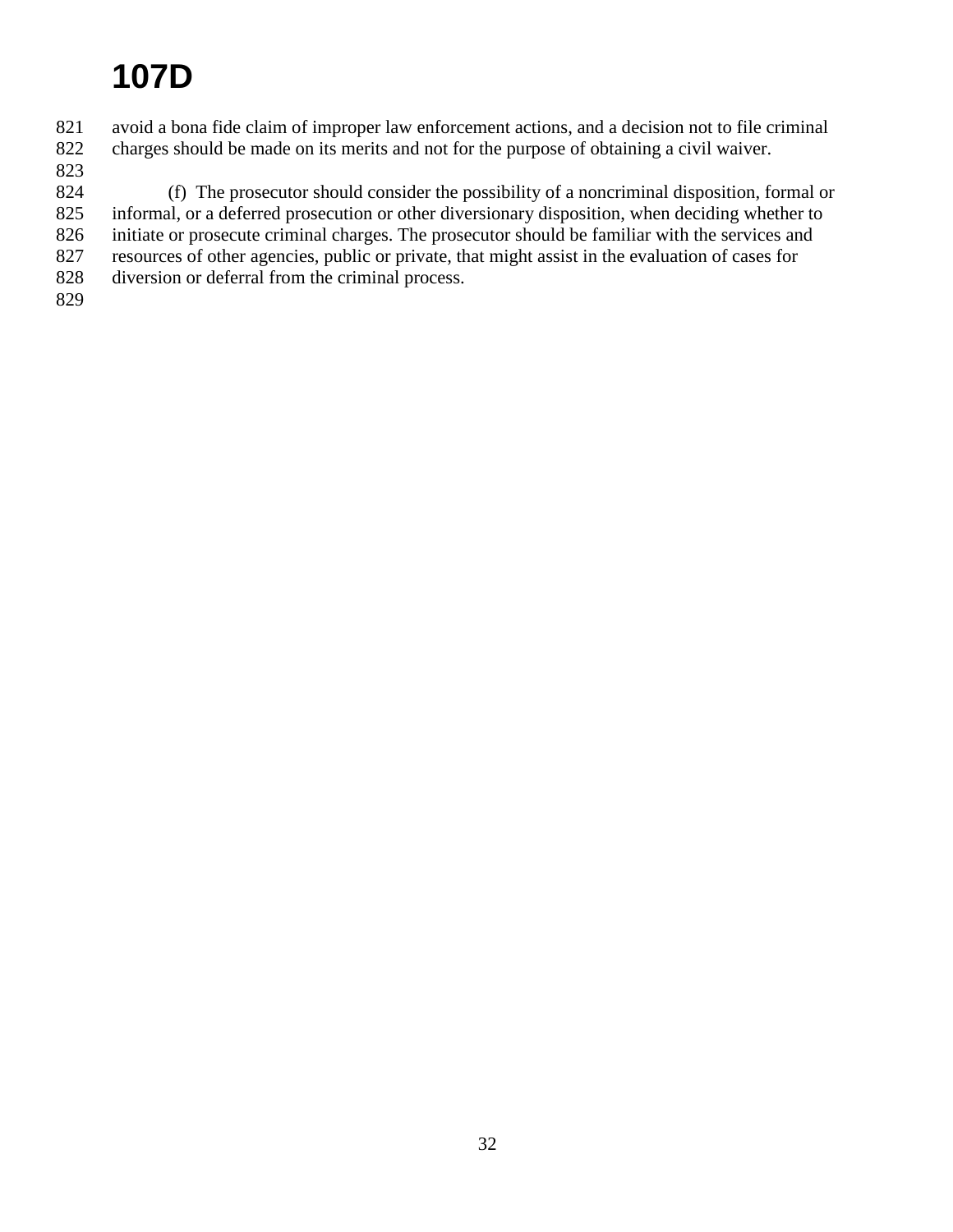avoid a bona fide claim of improper law enforcement actions, and a decision not to file criminal charges should be made on its merits and not for the purpose of obtaining a civil waiver.

(f) The prosecutor should consider the possibility of a noncriminal disposition, formal or informal, or a deferred prosecution or other diversionary disposition, when deciding whether to initiate or prosecute criminal charges. The prosecutor should be familiar with the services and resources of other agencies, public or private, that might assist in the evaluation of cases for diversion or deferral from the criminal process.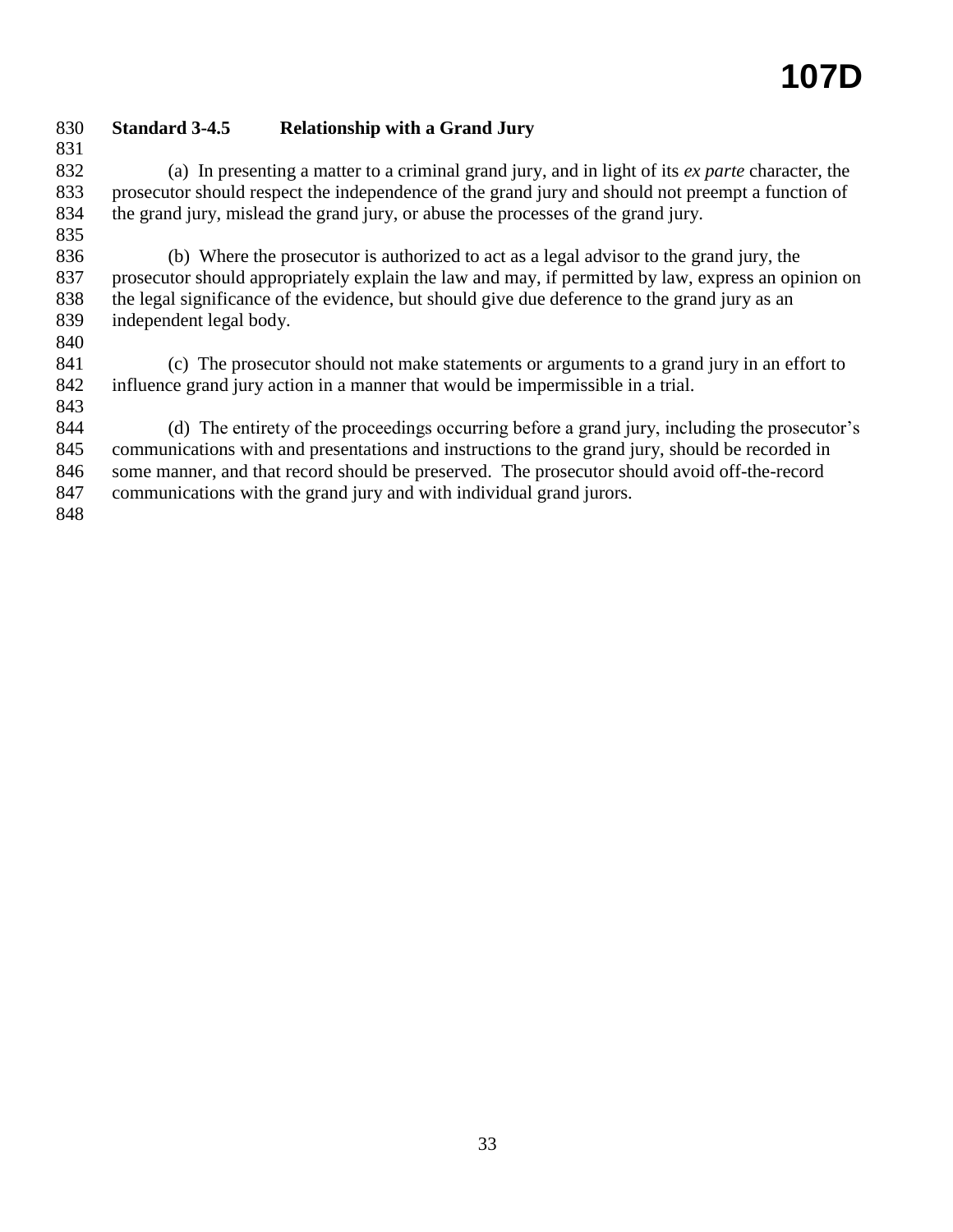**Standard 3-4.5 Relationship with a Grand Jury**

(a) In presenting a matter to a criminal grand jury, and in light of its *ex parte* character, the prosecutor should respect the independence of the grand jury and should not preempt a function of the grand jury, mislead the grand jury, or abuse the processes of the grand jury.

(b) Where the prosecutor is authorized to act as a legal advisor to the grand jury, the prosecutor should appropriately explain the law and may, if permitted by law, express an opinion on the legal significance of the evidence, but should give due deference to the grand jury as an independent legal body.

(c) The prosecutor should not make statements or arguments to a grand jury in an effort to influence grand jury action in a manner that would be impermissible in a trial.

(d) The entirety of the proceedings occurring before a grand jury, including the prosecutor's communications with and presentations and instructions to the grand jury, should be recorded in some manner, and that record should be preserved. The prosecutor should avoid off-the-record communications with the grand jury and with individual grand jurors.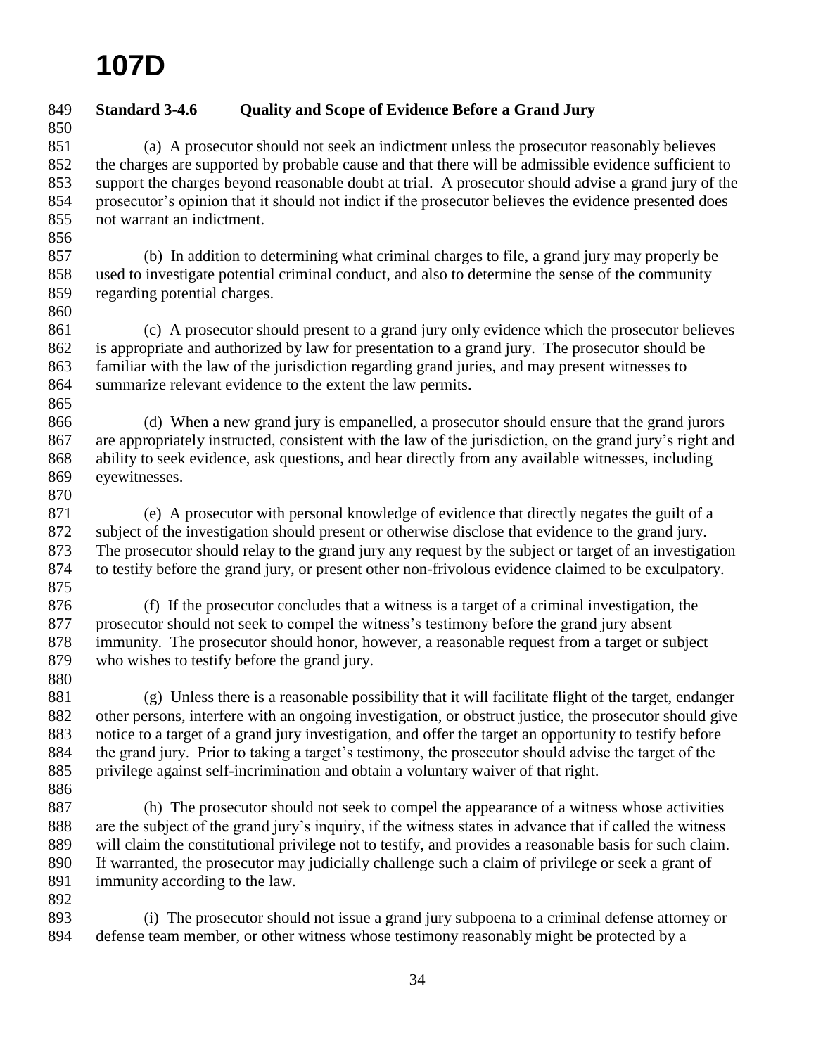**Standard 3-4.6 Quality and Scope of Evidence Before a Grand Jury**

(a) A prosecutor should not seek an indictment unless the prosecutor reasonably believes the charges are supported by probable cause and that there will be admissible evidence sufficient to support the charges beyond reasonable doubt at trial. A prosecutor should advise a grand jury of the prosecutor's opinion that it should not indict if the prosecutor believes the evidence presented does not warrant an indictment.

(b) In addition to determining what criminal charges to file, a grand jury may properly be used to investigate potential criminal conduct, and also to determine the sense of the community regarding potential charges.

(c) A prosecutor should present to a grand jury only evidence which the prosecutor believes is appropriate and authorized by law for presentation to a grand jury. The prosecutor should be familiar with the law of the jurisdiction regarding grand juries, and may present witnesses to summarize relevant evidence to the extent the law permits.

(d) When a new grand jury is empanelled, a prosecutor should ensure that the grand jurors are appropriately instructed, consistent with the law of the jurisdiction, on the grand jury's right and ability to seek evidence, ask questions, and hear directly from any available witnesses, including eyewitnesses.

(e) A prosecutor with personal knowledge of evidence that directly negates the guilt of a subject of the investigation should present or otherwise disclose that evidence to the grand jury. The prosecutor should relay to the grand jury any request by the subject or target of an investigation to testify before the grand jury, or present other non-frivolous evidence claimed to be exculpatory.

(f) If the prosecutor concludes that a witness is a target of a criminal investigation, the prosecutor should not seek to compel the witness's testimony before the grand jury absent immunity. The prosecutor should honor, however, a reasonable request from a target or subject who wishes to testify before the grand jury.

(g) Unless there is a reasonable possibility that it will facilitate flight of the target, endanger other persons, interfere with an ongoing investigation, or obstruct justice, the prosecutor should give notice to a target of a grand jury investigation, and offer the target an opportunity to testify before the grand jury. Prior to taking a target's testimony, the prosecutor should advise the target of the privilege against self-incrimination and obtain a voluntary waiver of that right.

(h) The prosecutor should not seek to compel the appearance of a witness whose activities are the subject of the grand jury's inquiry, if the witness states in advance that if called the witness will claim the constitutional privilege not to testify, and provides a reasonable basis for such claim. If warranted, the prosecutor may judicially challenge such a claim of privilege or seek a grant of immunity according to the law.

(i) The prosecutor should not issue a grand jury subpoena to a criminal defense attorney or defense team member, or other witness whose testimony reasonably might be protected by a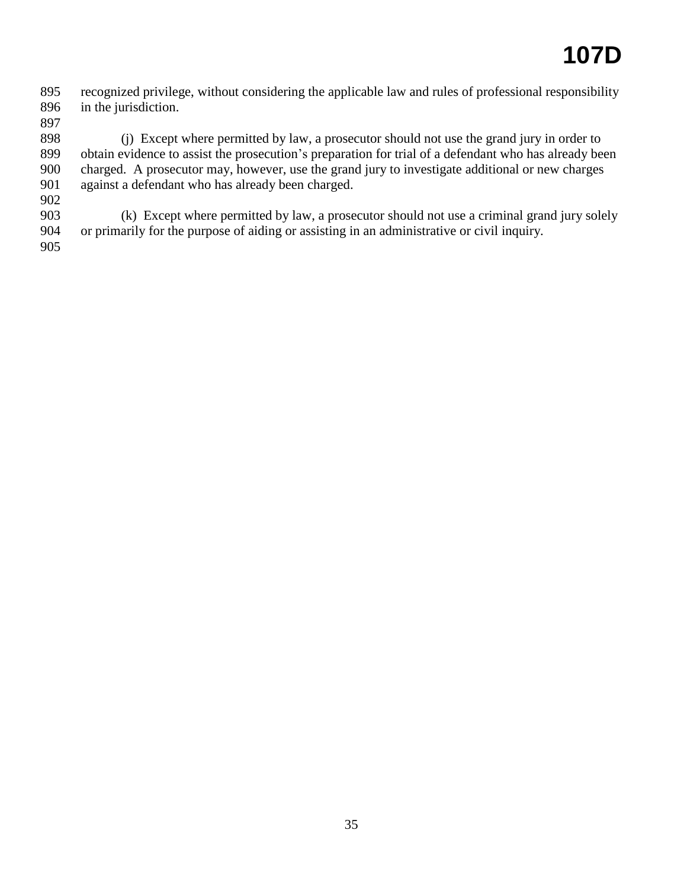recognized privilege, without considering the applicable law and rules of professional responsibility in the jurisdiction.

(j) Except where permitted by law, a prosecutor should not use the grand jury in order to obtain evidence to assist the prosecution's preparation for trial of a defendant who has already been charged. A prosecutor may, however, use the grand jury to investigate additional or new charges against a defendant who has already been charged.

(k) Except where permitted by law, a prosecutor should not use a criminal grand jury solely or primarily for the purpose of aiding or assisting in an administrative or civil inquiry.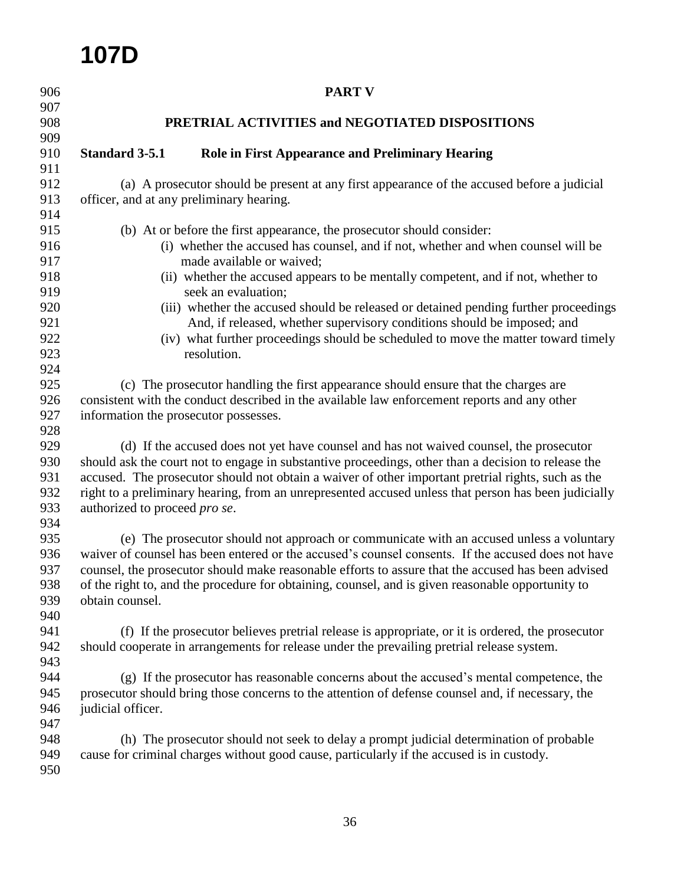## PART V

## PRETRIAL ACTIVITIES and NEGOTIATED DISPOSITIONS

### Standard 3-5.1 Role in First Appearance and Preliminary Hearing

(a) A prosecutor should be present at any first appearance of the accused before a judicial officer, and at any preliminary hearing.

(b) At or before the first appearance, the prosecutor should consider:

- (i) whether the accused has counsel, and if not, whether and when counsel will be made available or waived;
- (ii) whether the accused appears to be mentally competent, and if not, whether to seek an evaluation;
- (iii) whether the accused should be released or detained pending further proceedings And, if released, whether supervisory conditions should be imposed; and
- (iv) what further proceedings should be scheduled to move the matter toward timely resolution.

(c) The prosecutor handling the first appearance should ensure that the charges are consistent with the conduct described in the available law enforcement reports and any other information the prosecutor possesses.

(d) If the accused does not yet have counsel and has not waived counsel, the prosecutor should ask the court not to engage in substantive proceedings, other than a decision to release the accused. The prosecutor should not obtain a waiver of other important pretrial rights, such as the right to a preliminary hearing, from an unrepresented accused unless that person has been judicially authorized to proceed *pro se*.

(e) The prosecutor should not approach or communicate with an accused unless a voluntary waiver of counsel has been entered or the accused's counsel consents. If the accused does not have counsel, the prosecutor should make reasonable efforts to assure that the accused has been advised of the right to, and the procedure for obtaining, counsel, and is given reasonable opportunity to obtain counsel.

(f) If the prosecutor believes pretrial release is appropriate, or it is ordered, the prosecutor should cooperate in arrangements for release under the prevailing pretrial release system.

(g) If the prosecutor has reasonable concerns about the accused's mental competence, the prosecutor should bring those concerns to the attention of defense counsel and, if necessary, the judicial officer.

(h) The prosecutor should not seek to delay a prompt judicial determination of probable cause for criminal charges without good cause, particularly if the accused is in custody.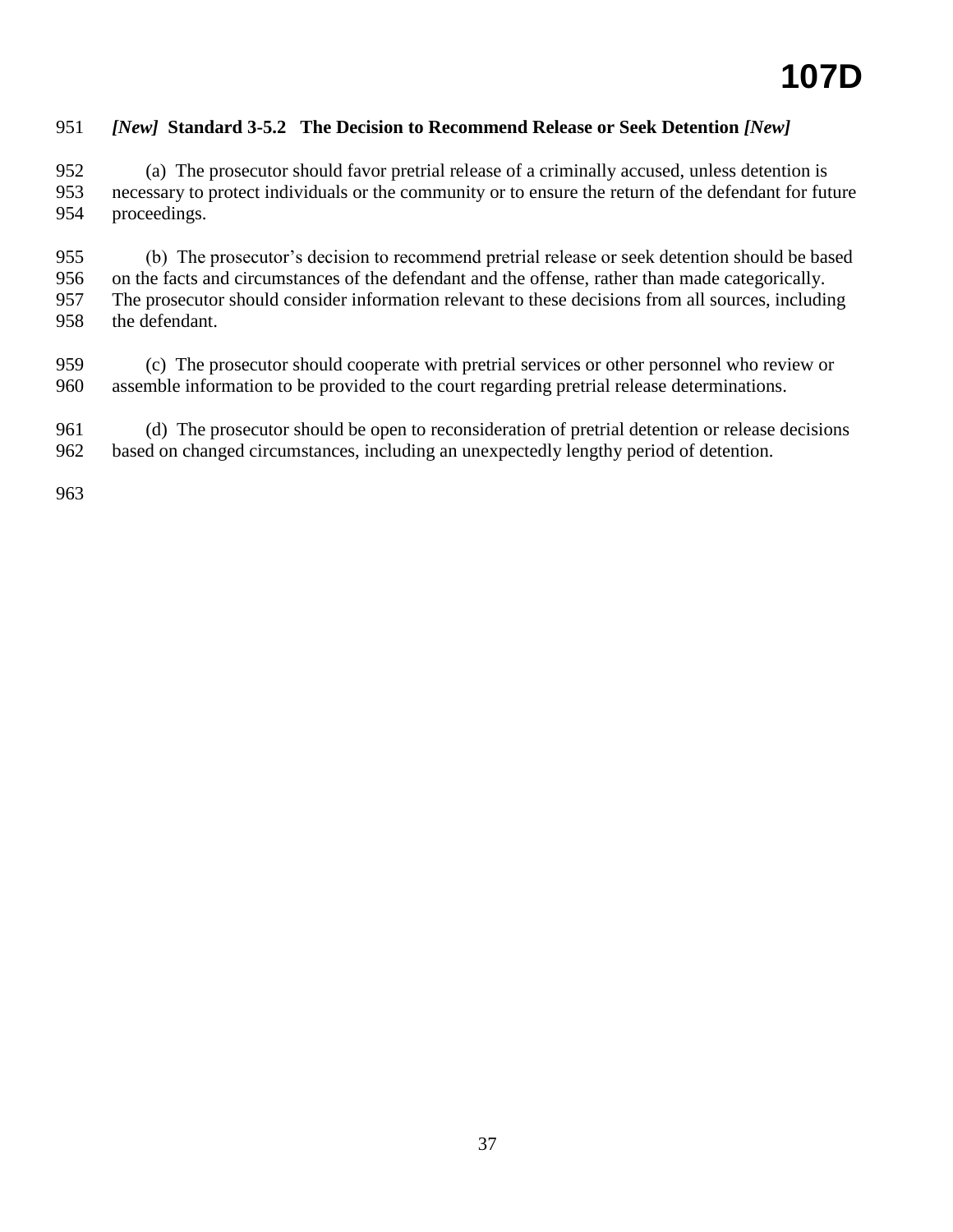### *[New]* Standard 3-5.2 The Decision to Recommend Release or Seek Detention *[New]*

(a) The prosecutor should favor pretrial release of a criminally accused, unless detention is necessary to protect individuals or the community or to ensure the return of the defendant for future proceedings.

(b) The prosecutor's decision to recommend pretrial release or seek detention should be based on the facts and circumstances of the defendant and the offense, rather than made categorically. The prosecutor should consider information relevant to these decisions from all sources, including the defendant.

(c) The prosecutor should cooperate with pretrial services or other personnel who review or assemble information to be provided to the court regarding pretrial release determinations.

(d) The prosecutor should be open to reconsideration of pretrial detention or release decisions based on changed circumstances, including an unexpectedly lengthy period of detention.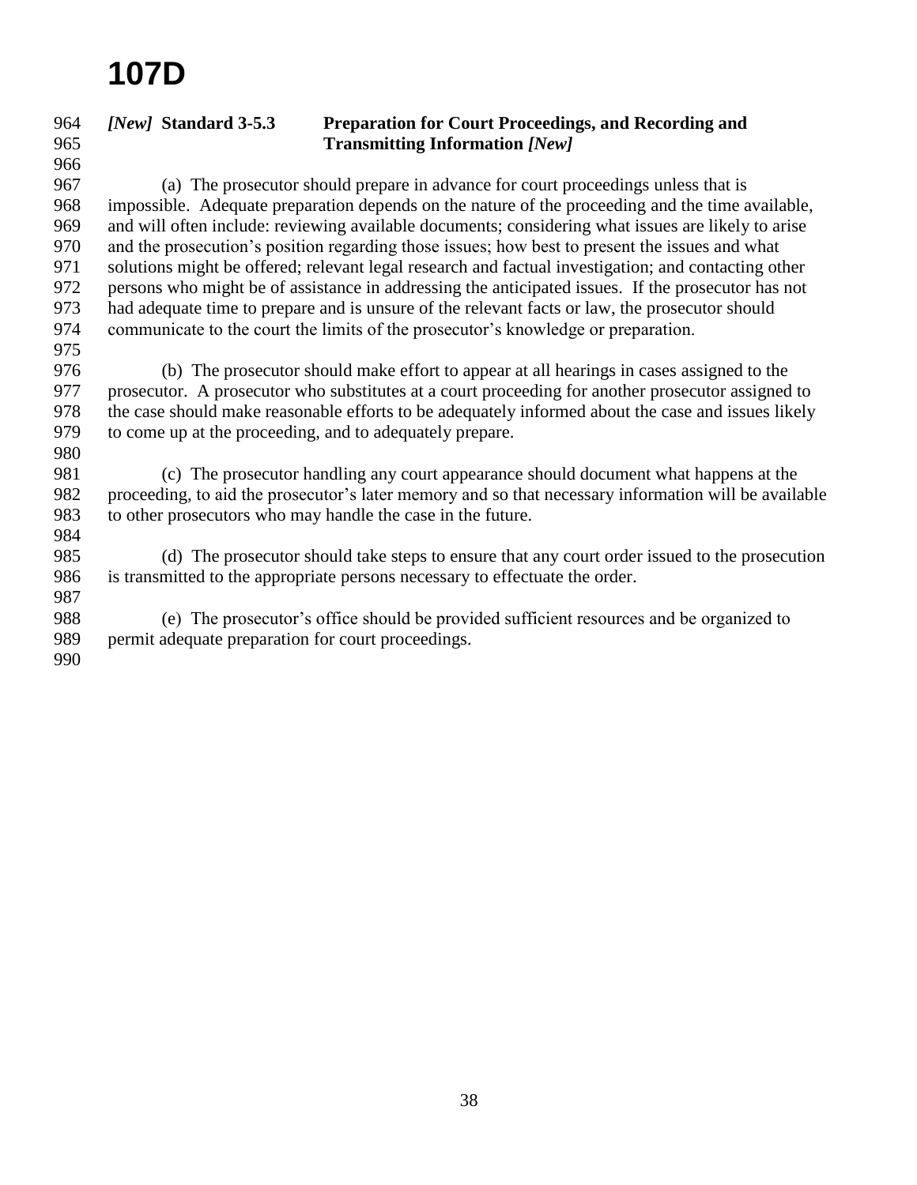*[New]* **Standard 3-5.3 Preparation for Court Proceedings, and Recording and Transmitting Information** ***[New]***

(a) The prosecutor should prepare in advance for court proceedings unless that is impossible. Adequate preparation depends on the nature of the proceeding and the time available, and will often include: reviewing available documents; considering what issues are likely to arise and the prosecution's position regarding those issues; how best to present the issues and what solutions might be offered; relevant legal research and factual investigation; and contacting other persons who might be of assistance in addressing the anticipated issues. If the prosecutor has not had adequate time to prepare and is unsure of the relevant facts or law, the prosecutor should communicate to the court the limits of the prosecutor's knowledge or preparation.

(b) The prosecutor should make effort to appear at all hearings in cases assigned to the prosecutor. A prosecutor who substitutes at a court proceeding for another prosecutor assigned to the case should make reasonable efforts to be adequately informed about the case and issues likely to come up at the proceeding, and to adequately prepare.

(c) The prosecutor handling any court appearance should document what happens at the proceeding, to aid the prosecutor's later memory and so that necessary information will be available to other prosecutors who may handle the case in the future.

(d) The prosecutor should take steps to ensure that any court order issued to the prosecution is transmitted to the appropriate persons necessary to effectuate the order.

(e) The prosecutor's office should be provided sufficient resources and be organized to permit adequate preparation for court proceedings.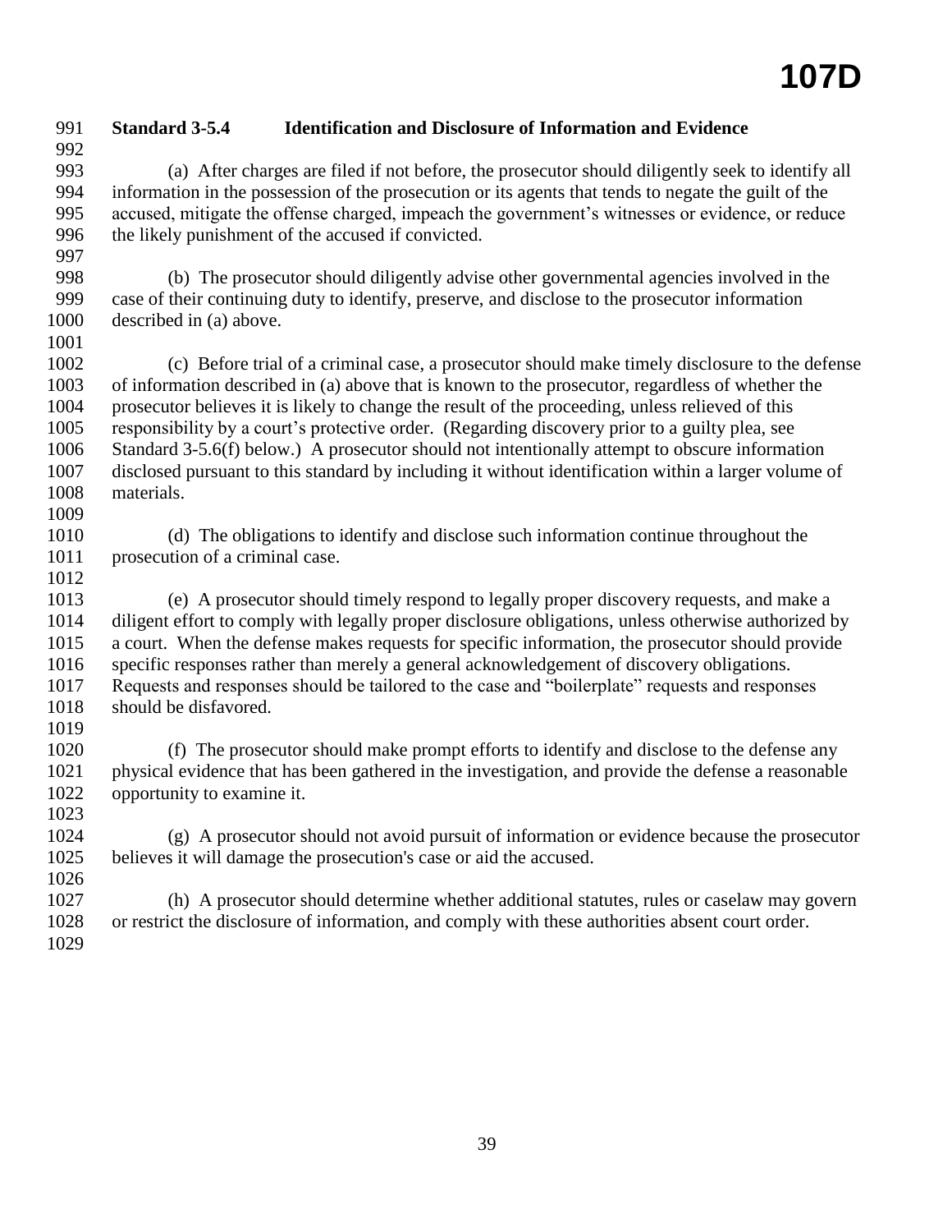### Standard 3-5.4 Identification and Disclosure of Information and Evidence

(a) After charges are filed if not before, the prosecutor should diligently seek to identify all information in the possession of the prosecution or its agents that tends to negate the guilt of the accused, mitigate the offense charged, impeach the government's witnesses or evidence, or reduce the likely punishment of the accused if convicted.

(b) The prosecutor should diligently advise other governmental agencies involved in the case of their continuing duty to identify, preserve, and disclose to the prosecutor information described in (a) above.

(c) Before trial of a criminal case, a prosecutor should make timely disclosure to the defense of information described in (a) above that is known to the prosecutor, regardless of whether the prosecutor believes it is likely to change the result of the proceeding, unless relieved of this responsibility by a court's protective order. (Regarding discovery prior to a guilty plea, see Standard 3-5.6(f) below.) A prosecutor should not intentionally attempt to obscure information disclosed pursuant to this standard by including it without identification within a larger volume of materials.

(d) The obligations to identify and disclose such information continue throughout the prosecution of a criminal case.

(e) A prosecutor should timely respond to legally proper discovery requests, and make a diligent effort to comply with legally proper disclosure obligations, unless otherwise authorized by a court. When the defense makes requests for specific information, the prosecutor should provide specific responses rather than merely a general acknowledgement of discovery obligations. Requests and responses should be tailored to the case and "boilerplate" requests and responses should be disfavored.

(f) The prosecutor should make prompt efforts to identify and disclose to the defense any physical evidence that has been gathered in the investigation, and provide the defense a reasonable opportunity to examine it.

(g) A prosecutor should not avoid pursuit of information or evidence because the prosecutor believes it will damage the prosecution's case or aid the accused.

(h) A prosecutor should determine whether additional statutes, rules or caselaw may govern or restrict the disclosure of information, and comply with these authorities absent court order.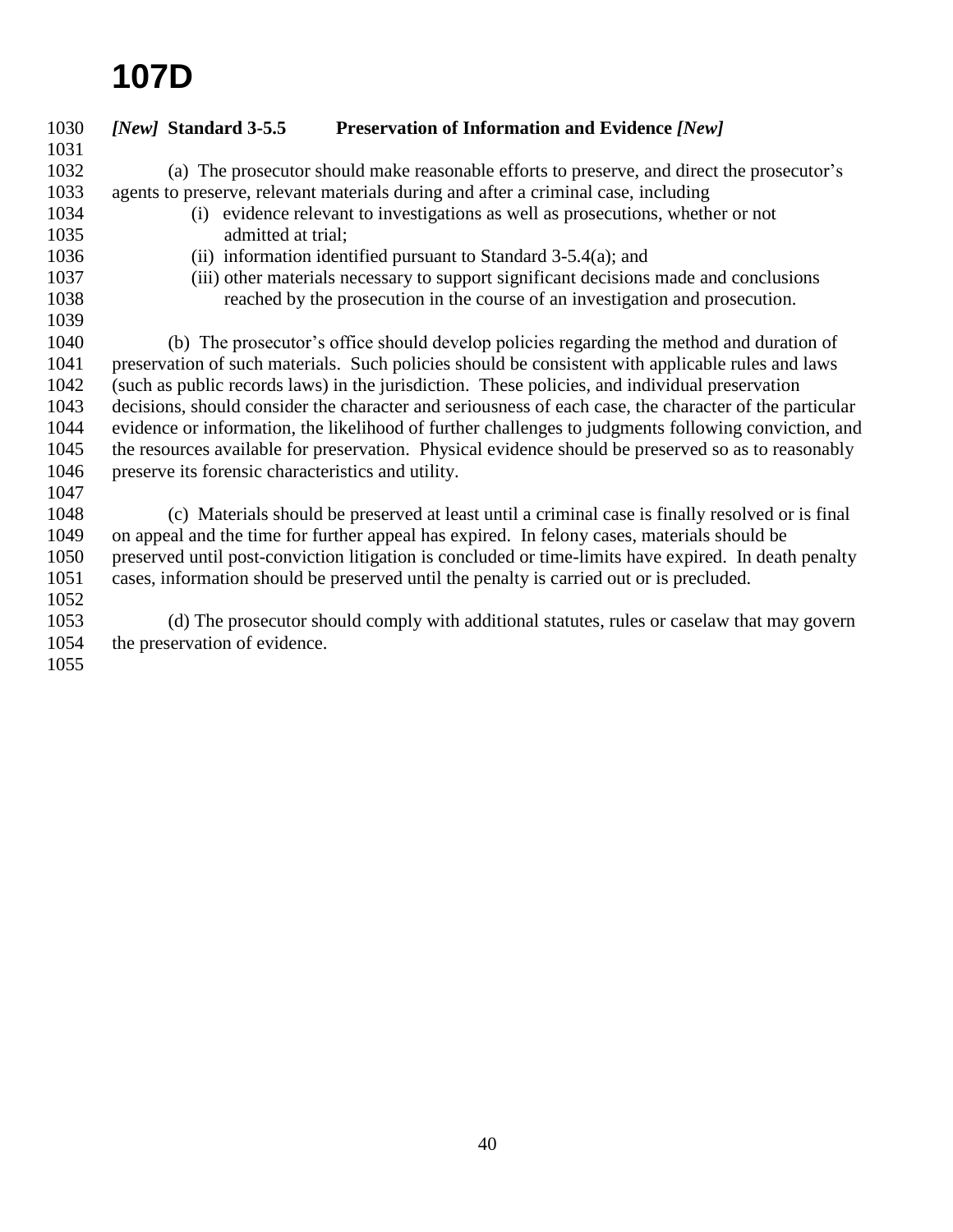*[New]* **Standard 3-5.5 Preservation of Information and Evidence** *[New]*

(a) The prosecutor should make reasonable efforts to preserve, and direct the prosecutor's agents to preserve, relevant materials during and after a criminal case, including

- (i) evidence relevant to investigations as well as prosecutions, whether or not admitted at trial;
- (ii) information identified pursuant to Standard 3-5.4(a); and
- (iii) other materials necessary to support significant decisions made and conclusions reached by the prosecution in the course of an investigation and prosecution.

(b) The prosecutor's office should develop policies regarding the method and duration of preservation of such materials. Such policies should be consistent with applicable rules and laws (such as public records laws) in the jurisdiction. These policies, and individual preservation decisions, should consider the character and seriousness of each case, the character of the particular evidence or information, the likelihood of further challenges to judgments following conviction, and the resources available for preservation. Physical evidence should be preserved so as to reasonably preserve its forensic characteristics and utility.

(c) Materials should be preserved at least until a criminal case is finally resolved or is final on appeal and the time for further appeal has expired. In felony cases, materials should be preserved until post-conviction litigation is concluded or time-limits have expired. In death penalty cases, information should be preserved until the penalty is carried out or is precluded.

(d) The prosecutor should comply with additional statutes, rules or caselaw that may govern the preservation of evidence.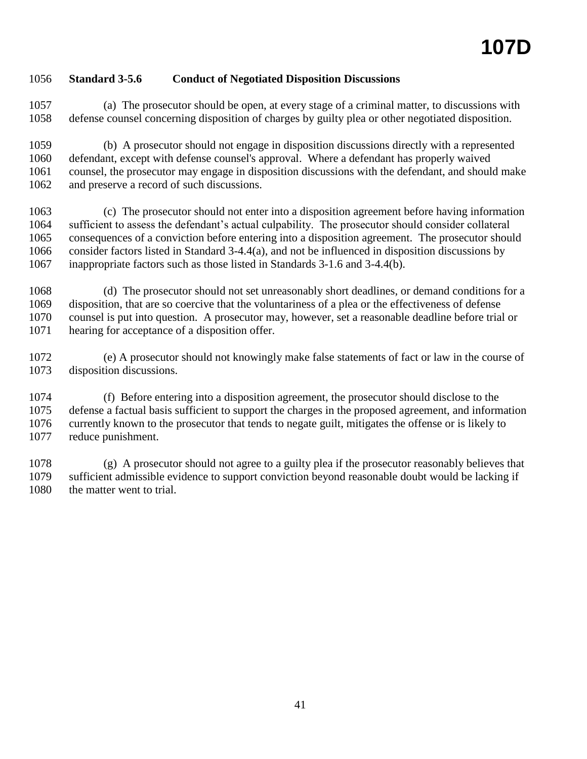## Standard 3-5.6 Conduct of Negotiated Disposition Discussions

(a) The prosecutor should be open, at every stage of a criminal matter, to discussions with defense counsel concerning disposition of charges by guilty plea or other negotiated disposition.

(b) A prosecutor should not engage in disposition discussions directly with a represented defendant, except with defense counsel's approval. Where a defendant has properly waived counsel, the prosecutor may engage in disposition discussions with the defendant, and should make and preserve a record of such discussions.

(c) The prosecutor should not enter into a disposition agreement before having information sufficient to assess the defendant's actual culpability. The prosecutor should consider collateral consequences of a conviction before entering into a disposition agreement. The prosecutor should consider factors listed in Standard 3-4.4(a), and not be influenced in disposition discussions by inappropriate factors such as those listed in Standards 3-1.6 and 3-4.4(b).

(d) The prosecutor should not set unreasonably short deadlines, or demand conditions for a disposition, that are so coercive that the voluntariness of a plea or the effectiveness of defense counsel is put into question. A prosecutor may, however, set a reasonable deadline before trial or hearing for acceptance of a disposition offer.

(e) A prosecutor should not knowingly make false statements of fact or law in the course of disposition discussions.

(f) Before entering into a disposition agreement, the prosecutor should disclose to the defense a factual basis sufficient to support the charges in the proposed agreement, and information currently known to the prosecutor that tends to negate guilt, mitigates the offense or is likely to reduce punishment.

(g) A prosecutor should not agree to a guilty plea if the prosecutor reasonably believes that sufficient admissible evidence to support conviction beyond reasonable doubt would be lacking if the matter went to trial.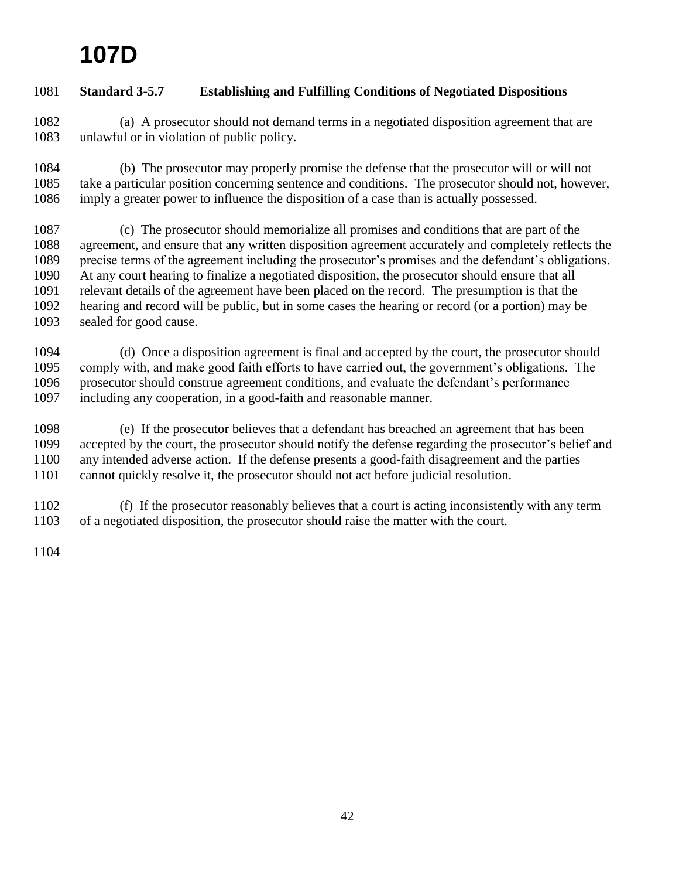# 107D

**Standard 3-5.7 Establishing and Fulfilling Conditions of Negotiated Dispositions**

(a) A prosecutor should not demand terms in a negotiated disposition agreement that are unlawful or in violation of public policy.

(b) The prosecutor may properly promise the defense that the prosecutor will or will not take a particular position concerning sentence and conditions. The prosecutor should not, however, imply a greater power to influence the disposition of a case than is actually possessed.

(c) The prosecutor should memorialize all promises and conditions that are part of the agreement, and ensure that any written disposition agreement accurately and completely reflects the precise terms of the agreement including the prosecutor's promises and the defendant's obligations. At any court hearing to finalize a negotiated disposition, the prosecutor should ensure that all relevant details of the agreement have been placed on the record. The presumption is that the hearing and record will be public, but in some cases the hearing or record (or a portion) may be sealed for good cause.

(d) Once a disposition agreement is final and accepted by the court, the prosecutor should comply with, and make good faith efforts to have carried out, the government's obligations. The prosecutor should construe agreement conditions, and evaluate the defendant's performance including any cooperation, in a good-faith and reasonable manner.

(e) If the prosecutor believes that a defendant has breached an agreement that has been accepted by the court, the prosecutor should notify the defense regarding the prosecutor's belief and any intended adverse action. If the defense presents a good-faith disagreement and the parties cannot quickly resolve it, the prosecutor should not act before judicial resolution.

(f) If the prosecutor reasonably believes that a court is acting inconsistently with any term of a negotiated disposition, the prosecutor should raise the matter with the court.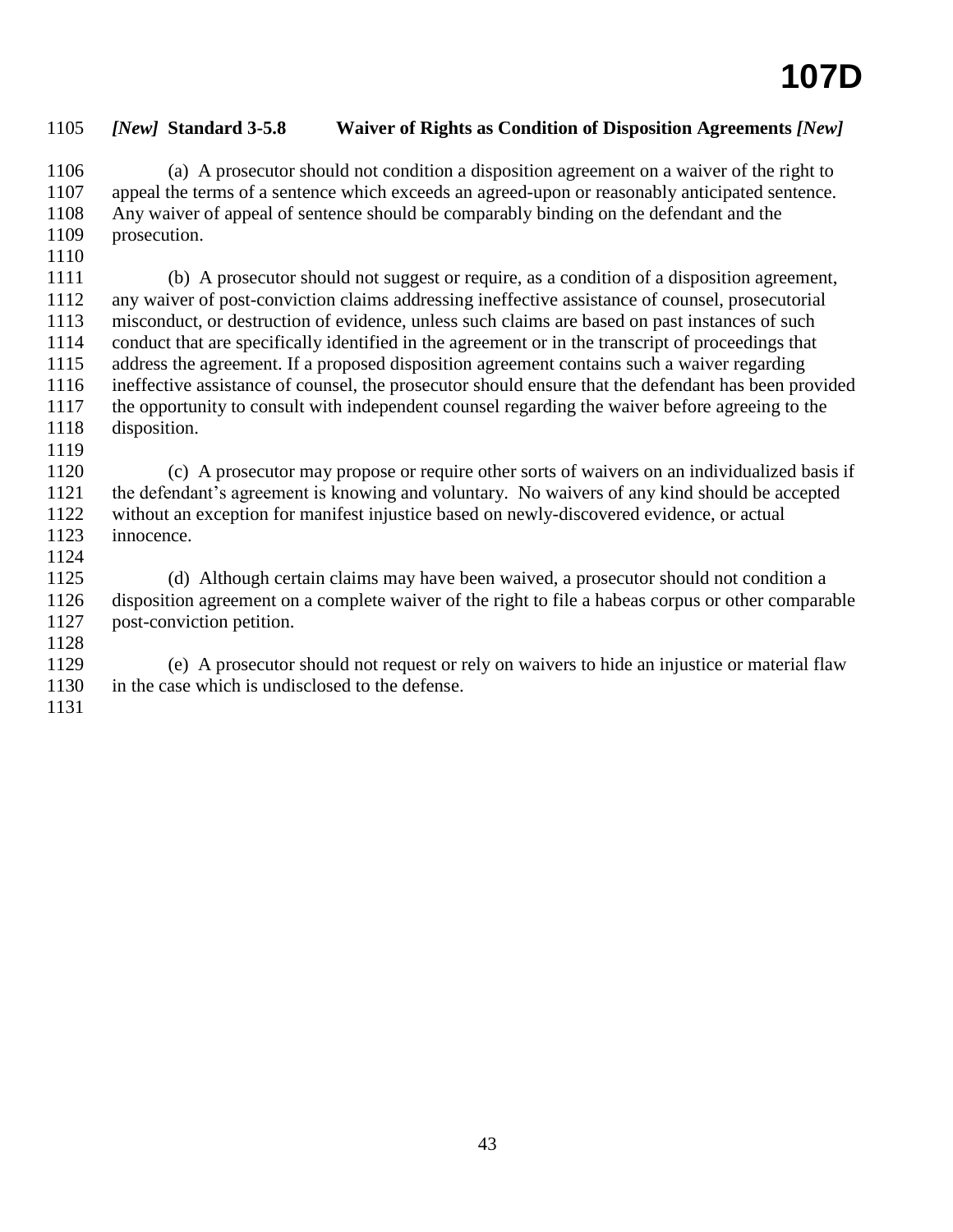### *[New]* Standard 3-5.8 Waiver of Rights as Condition of Disposition Agreements *[New]*

(a) A prosecutor should not condition a disposition agreement on a waiver of the right to appeal the terms of a sentence which exceeds an agreed-upon or reasonably anticipated sentence. Any waiver of appeal of sentence should be comparably binding on the defendant and the prosecution.

(b) A prosecutor should not suggest or require, as a condition of a disposition agreement, any waiver of post-conviction claims addressing ineffective assistance of counsel, prosecutorial misconduct, or destruction of evidence, unless such claims are based on past instances of such conduct that are specifically identified in the agreement or in the transcript of proceedings that address the agreement. If a proposed disposition agreement contains such a waiver regarding ineffective assistance of counsel, the prosecutor should ensure that the defendant has been provided the opportunity to consult with independent counsel regarding the waiver before agreeing to the disposition.

(c) A prosecutor may propose or require other sorts of waivers on an individualized basis if the defendant's agreement is knowing and voluntary. No waivers of any kind should be accepted without an exception for manifest injustice based on newly-discovered evidence, or actual innocence.

(d) Although certain claims may have been waived, a prosecutor should not condition a disposition agreement on a complete waiver of the right to file a habeas corpus or other comparable post-conviction petition.

(e) A prosecutor should not request or rely on waivers to hide an injustice or material flaw in the case which is undisclosed to the defense.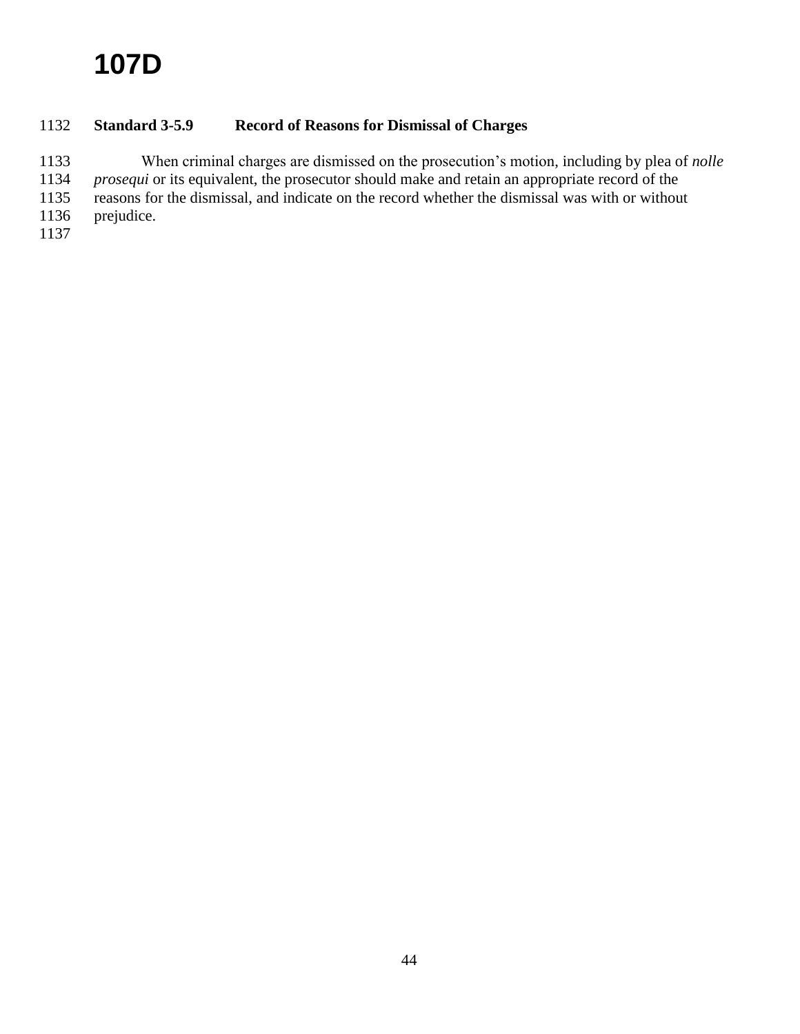# 107D

### Standard 3-5.9 Record of Reasons for Dismissal of Charges

When criminal charges are dismissed on the prosecution's motion, including by plea of *nolle prosequi* or its equivalent, the prosecutor should make and retain an appropriate record of the reasons for the dismissal, and indicate on the record whether the dismissal was with or without prejudice.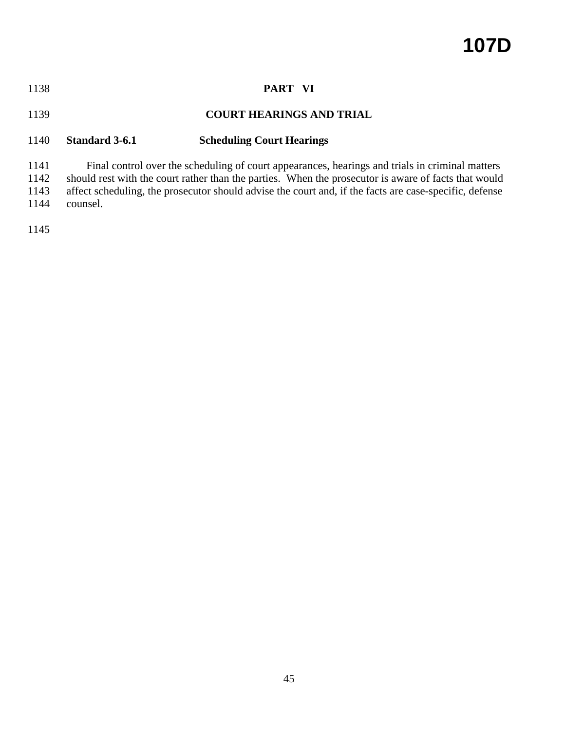# PART VI

## COURT HEARINGS AND TRIAL

### Standard 3-6.1 Scheduling Court Hearings

Final control over the scheduling of court appearances, hearings and trials in criminal matters should rest with the court rather than the parties. When the prosecutor is aware of facts that would affect scheduling, the prosecutor should advise the court and, if the facts are case-specific, defense counsel.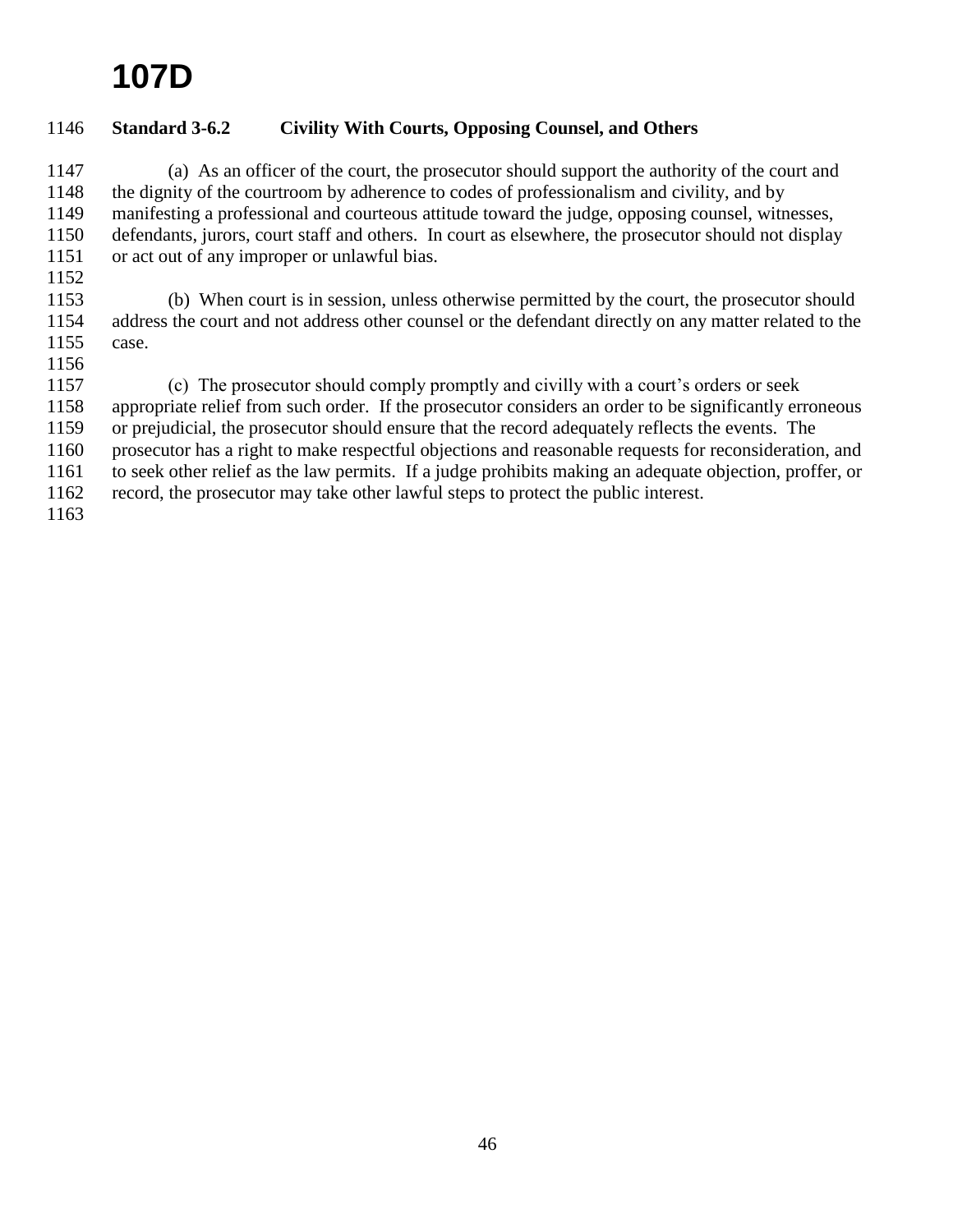# 107D

### Standard 3-6.2 Civility With Courts, Opposing Counsel, and Others

(a) As an officer of the court, the prosecutor should support the authority of the court and the dignity of the courtroom by adherence to codes of professionalism and civility, and by manifesting a professional and courteous attitude toward the judge, opposing counsel, witnesses, defendants, jurors, court staff and others. In court as elsewhere, the prosecutor should not display or act out of any improper or unlawful bias.

(b) When court is in session, unless otherwise permitted by the court, the prosecutor should address the court and not address other counsel or the defendant directly on any matter related to the case.

(c) The prosecutor should comply promptly and civilly with a court's orders or seek appropriate relief from such order. If the prosecutor considers an order to be significantly erroneous or prejudicial, the prosecutor should ensure that the record adequately reflects the events. The prosecutor has a right to make respectful objections and reasonable requests for reconsideration, and to seek other relief as the law permits. If a judge prohibits making an adequate objection, proffer, or record, the prosecutor may take other lawful steps to protect the public interest.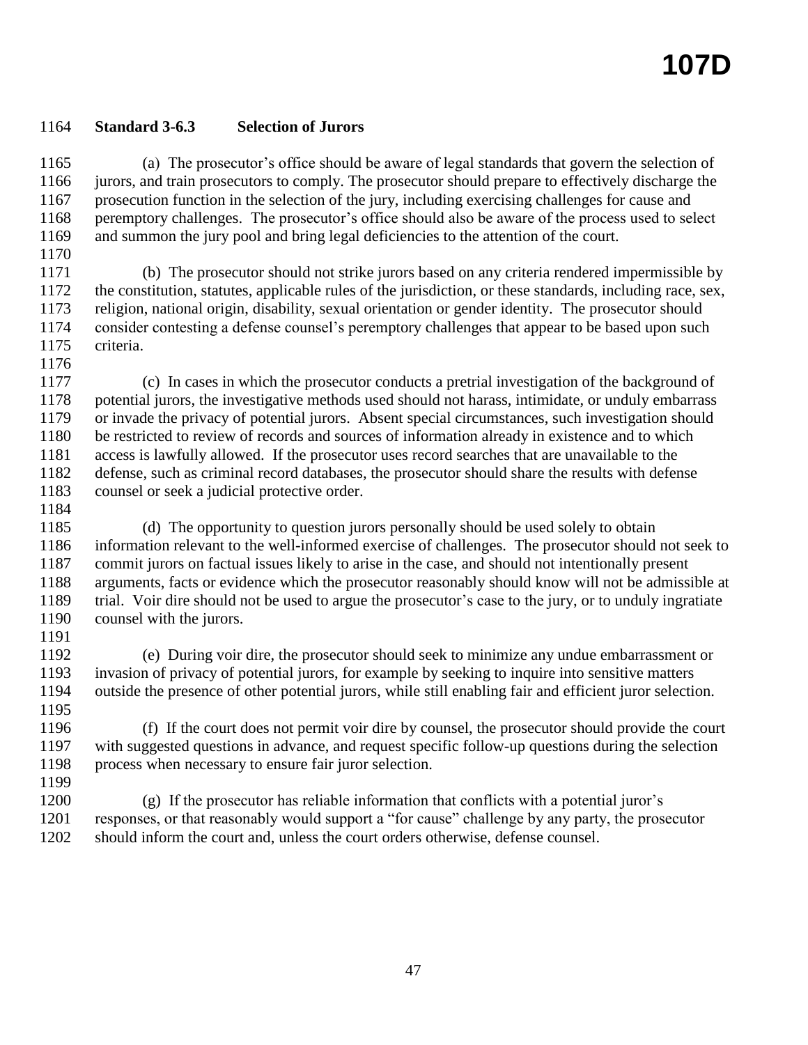**Standard 3-6.3 Selection of Jurors**

(a) The prosecutor's office should be aware of legal standards that govern the selection of jurors, and train prosecutors to comply. The prosecutor should prepare to effectively discharge the prosecution function in the selection of the jury, including exercising challenges for cause and peremptory challenges. The prosecutor's office should also be aware of the process used to select and summon the jury pool and bring legal deficiencies to the attention of the court.

(b) The prosecutor should not strike jurors based on any criteria rendered impermissible by the constitution, statutes, applicable rules of the jurisdiction, or these standards, including race, sex, religion, national origin, disability, sexual orientation or gender identity. The prosecutor should consider contesting a defense counsel's peremptory challenges that appear to be based upon such criteria.

(c) In cases in which the prosecutor conducts a pretrial investigation of the background of potential jurors, the investigative methods used should not harass, intimidate, or unduly embarrass or invade the privacy of potential jurors. Absent special circumstances, such investigation should be restricted to review of records and sources of information already in existence and to which access is lawfully allowed. If the prosecutor uses record searches that are unavailable to the defense, such as criminal record databases, the prosecutor should share the results with defense counsel or seek a judicial protective order.

(d) The opportunity to question jurors personally should be used solely to obtain information relevant to the well-informed exercise of challenges. The prosecutor should not seek to commit jurors on factual issues likely to arise in the case, and should not intentionally present arguments, facts or evidence which the prosecutor reasonably should know will not be admissible at trial. Voir dire should not be used to argue the prosecutor's case to the jury, or to unduly ingratiate counsel with the jurors.

(e) During voir dire, the prosecutor should seek to minimize any undue embarrassment or invasion of privacy of potential jurors, for example by seeking to inquire into sensitive matters outside the presence of other potential jurors, while still enabling fair and efficient juror selection.

(f) If the court does not permit voir dire by counsel, the prosecutor should provide the court with suggested questions in advance, and request specific follow-up questions during the selection process when necessary to ensure fair juror selection.

(g) If the prosecutor has reliable information that conflicts with a potential juror's responses, or that reasonably would support a "for cause" challenge by any party, the prosecutor should inform the court and, unless the court orders otherwise, defense counsel.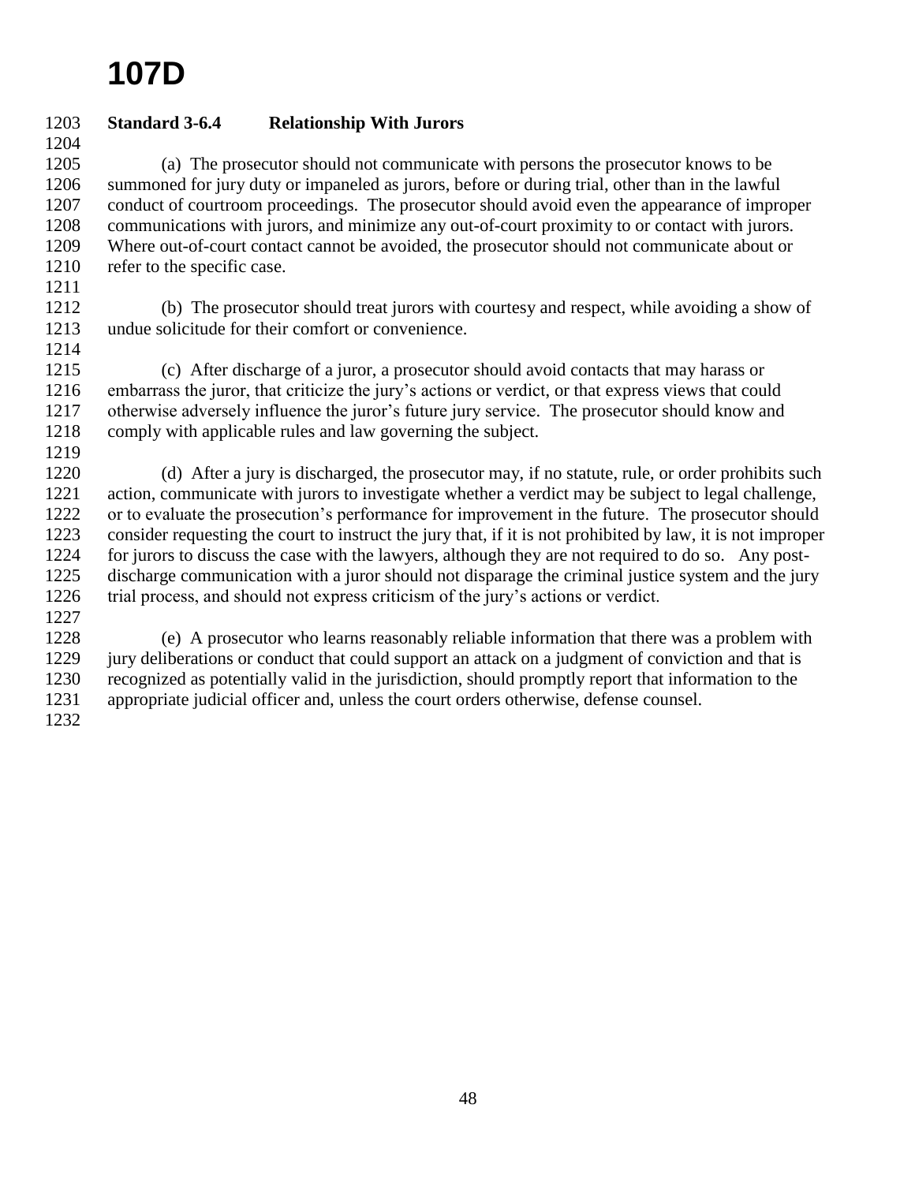**Standard 3-6.4 Relationship With Jurors**

(a) The prosecutor should not communicate with persons the prosecutor knows to be summoned for jury duty or impaneled as jurors, before or during trial, other than in the lawful conduct of courtroom proceedings. The prosecutor should avoid even the appearance of improper communications with jurors, and minimize any out-of-court proximity to or contact with jurors. Where out-of-court contact cannot be avoided, the prosecutor should not communicate about or refer to the specific case.

(b) The prosecutor should treat jurors with courtesy and respect, while avoiding a show of undue solicitude for their comfort or convenience.

(c) After discharge of a juror, a prosecutor should avoid contacts that may harass or embarrass the juror, that criticize the jury's actions or verdict, or that express views that could otherwise adversely influence the juror's future jury service. The prosecutor should know and comply with applicable rules and law governing the subject.

(d) After a jury is discharged, the prosecutor may, if no statute, rule, or order prohibits such action, communicate with jurors to investigate whether a verdict may be subject to legal challenge, or to evaluate the prosecution's performance for improvement in the future. The prosecutor should consider requesting the court to instruct the jury that, if it is not prohibited by law, it is not improper for jurors to discuss the case with the lawyers, although they are not required to do so. Any post-discharge communication with a juror should not disparage the criminal justice system and the jury trial process, and should not express criticism of the jury's actions or verdict.

(e) A prosecutor who learns reasonably reliable information that there was a problem with jury deliberations or conduct that could support an attack on a judgment of conviction and that is recognized as potentially valid in the jurisdiction, should promptly report that information to the appropriate judicial officer and, unless the court orders otherwise, defense counsel.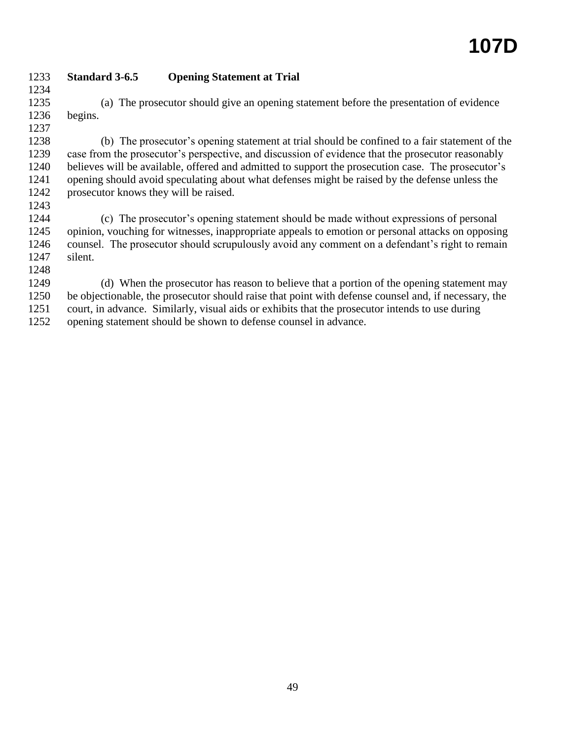**Standard 3-6.5 Opening Statement at Trial**

(a) The prosecutor should give an opening statement before the presentation of evidence begins.

(b) The prosecutor's opening statement at trial should be confined to a fair statement of the case from the prosecutor's perspective, and discussion of evidence that the prosecutor reasonably believes will be available, offered and admitted to support the prosecution case. The prosecutor's opening should avoid speculating about what defenses might be raised by the defense unless the prosecutor knows they will be raised.

(c) The prosecutor's opening statement should be made without expressions of personal opinion, vouching for witnesses, inappropriate appeals to emotion or personal attacks on opposing counsel. The prosecutor should scrupulously avoid any comment on a defendant's right to remain silent.

(d) When the prosecutor has reason to believe that a portion of the opening statement may be objectionable, the prosecutor should raise that point with defense counsel and, if necessary, the court, in advance. Similarly, visual aids or exhibits that the prosecutor intends to use during opening statement should be shown to defense counsel in advance.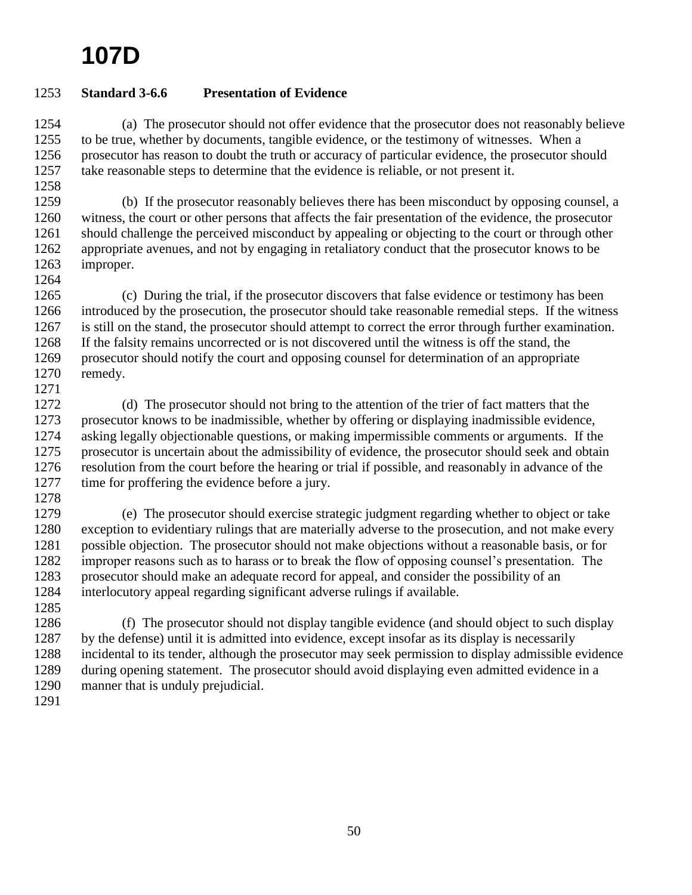# 107D

**Standard 3-6.6 Presentation of Evidence**

(a) The prosecutor should not offer evidence that the prosecutor does not reasonably believe to be true, whether by documents, tangible evidence, or the testimony of witnesses. When a prosecutor has reason to doubt the truth or accuracy of particular evidence, the prosecutor should take reasonable steps to determine that the evidence is reliable, or not present it.

(b) If the prosecutor reasonably believes there has been misconduct by opposing counsel, a witness, the court or other persons that affects the fair presentation of the evidence, the prosecutor should challenge the perceived misconduct by appealing or objecting to the court or through other appropriate avenues, and not by engaging in retaliatory conduct that the prosecutor knows to be improper.

(c) During the trial, if the prosecutor discovers that false evidence or testimony has been introduced by the prosecution, the prosecutor should take reasonable remedial steps. If the witness is still on the stand, the prosecutor should attempt to correct the error through further examination. If the falsity remains uncorrected or is not discovered until the witness is off the stand, the prosecutor should notify the court and opposing counsel for determination of an appropriate remedy.

(d) The prosecutor should not bring to the attention of the trier of fact matters that the prosecutor knows to be inadmissible, whether by offering or displaying inadmissible evidence, asking legally objectionable questions, or making impermissible comments or arguments. If the prosecutor is uncertain about the admissibility of evidence, the prosecutor should seek and obtain resolution from the court before the hearing or trial if possible, and reasonably in advance of the time for proffering the evidence before a jury.

(e) The prosecutor should exercise strategic judgment regarding whether to object or take exception to evidentiary rulings that are materially adverse to the prosecution, and not make every possible objection. The prosecutor should not make objections without a reasonable basis, or for improper reasons such as to harass or to break the flow of opposing counsel's presentation. The prosecutor should make an adequate record for appeal, and consider the possibility of an interlocutory appeal regarding significant adverse rulings if available.

(f) The prosecutor should not display tangible evidence (and should object to such display by the defense) until it is admitted into evidence, except insofar as its display is necessarily incidental to its tender, although the prosecutor may seek permission to display admissible evidence during opening statement. The prosecutor should avoid displaying even admitted evidence in a manner that is unduly prejudicial.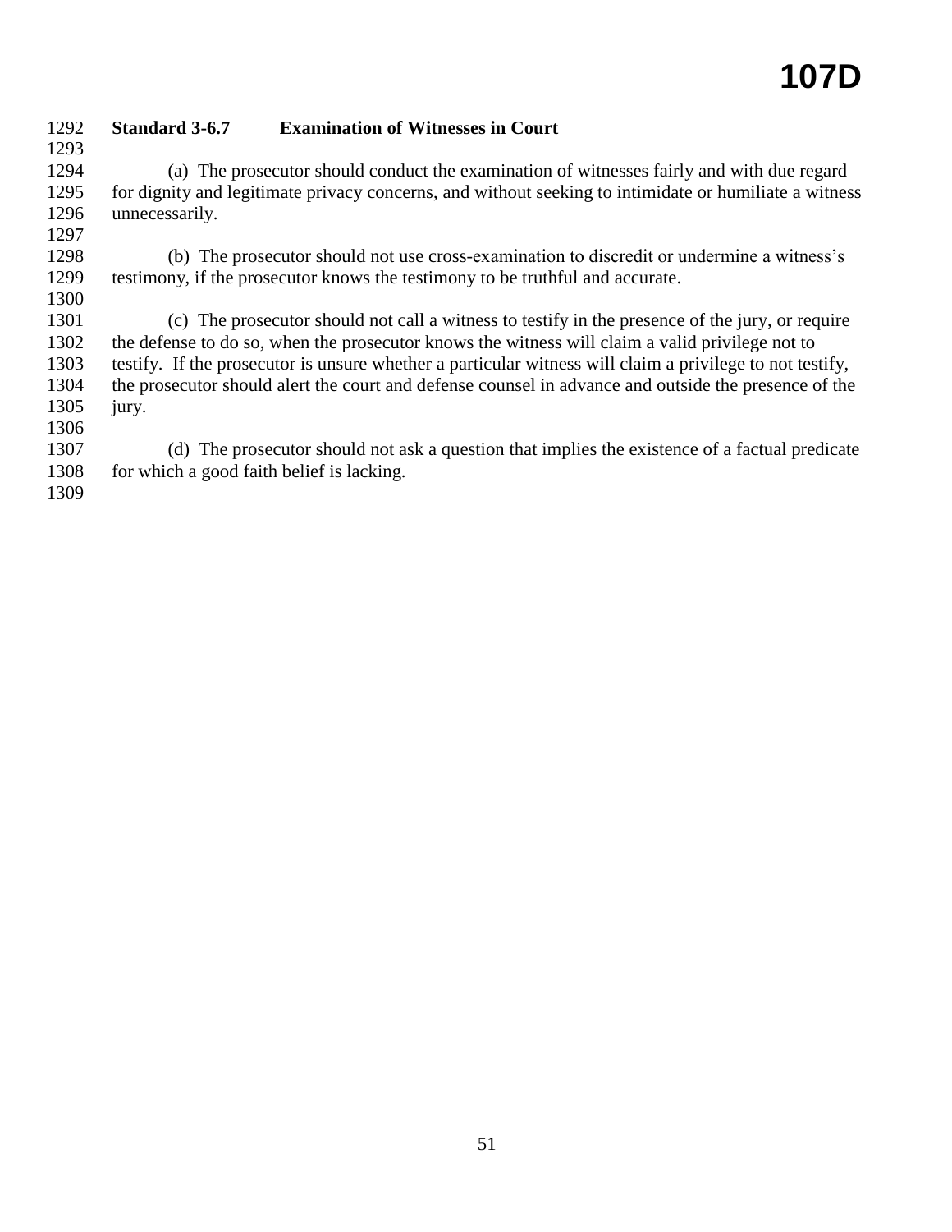**Standard 3-6.7 Examination of Witnesses in Court**

(a) The prosecutor should conduct the examination of witnesses fairly and with due regard for dignity and legitimate privacy concerns, and without seeking to intimidate or humiliate a witness unnecessarily.

(b) The prosecutor should not use cross-examination to discredit or undermine a witness's testimony, if the prosecutor knows the testimony to be truthful and accurate.

(c) The prosecutor should not call a witness to testify in the presence of the jury, or require the defense to do so, when the prosecutor knows the witness will claim a valid privilege not to testify. If the prosecutor is unsure whether a particular witness will claim a privilege to not testify, the prosecutor should alert the court and defense counsel in advance and outside the presence of the jury.

(d) The prosecutor should not ask a question that implies the existence of a factual predicate for which a good faith belief is lacking.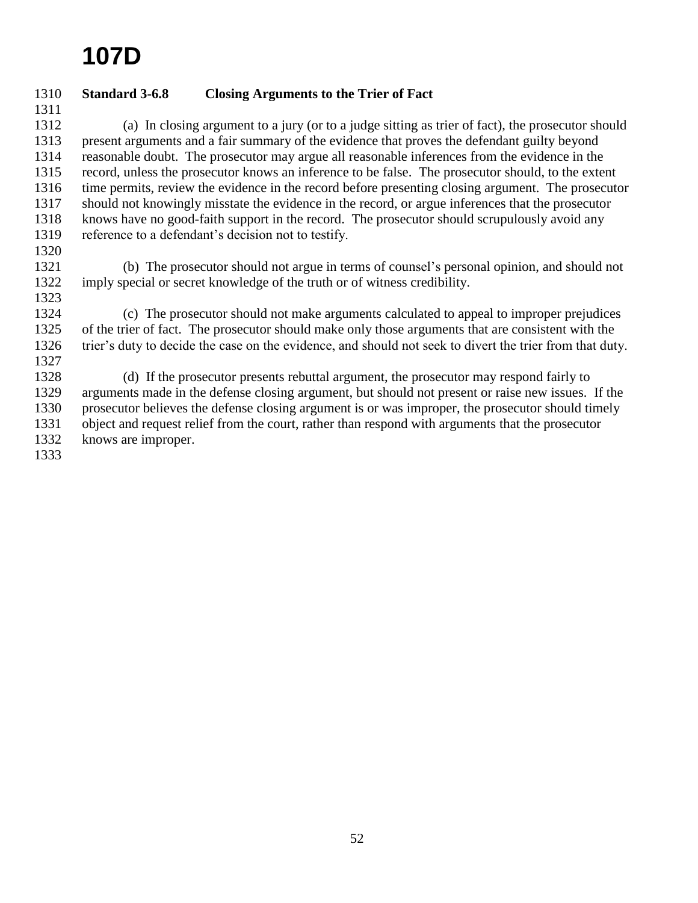**Standard 3-6.8 Closing Arguments to the Trier of Fact**

(a) In closing argument to a jury (or to a judge sitting as trier of fact), the prosecutor should present arguments and a fair summary of the evidence that proves the defendant guilty beyond reasonable doubt. The prosecutor may argue all reasonable inferences from the evidence in the record, unless the prosecutor knows an inference to be false. The prosecutor should, to the extent time permits, review the evidence in the record before presenting closing argument. The prosecutor should not knowingly misstate the evidence in the record, or argue inferences that the prosecutor knows have no good-faith support in the record. The prosecutor should scrupulously avoid any reference to a defendant's decision not to testify.

(b) The prosecutor should not argue in terms of counsel's personal opinion, and should not imply special or secret knowledge of the truth or of witness credibility.

(c) The prosecutor should not make arguments calculated to appeal to improper prejudices of the trier of fact. The prosecutor should make only those arguments that are consistent with the trier's duty to decide the case on the evidence, and should not seek to divert the trier from that duty.

(d) If the prosecutor presents rebuttal argument, the prosecutor may respond fairly to arguments made in the defense closing argument, but should not present or raise new issues. If the prosecutor believes the defense closing argument is or was improper, the prosecutor should timely object and request relief from the court, rather than respond with arguments that the prosecutor knows are improper.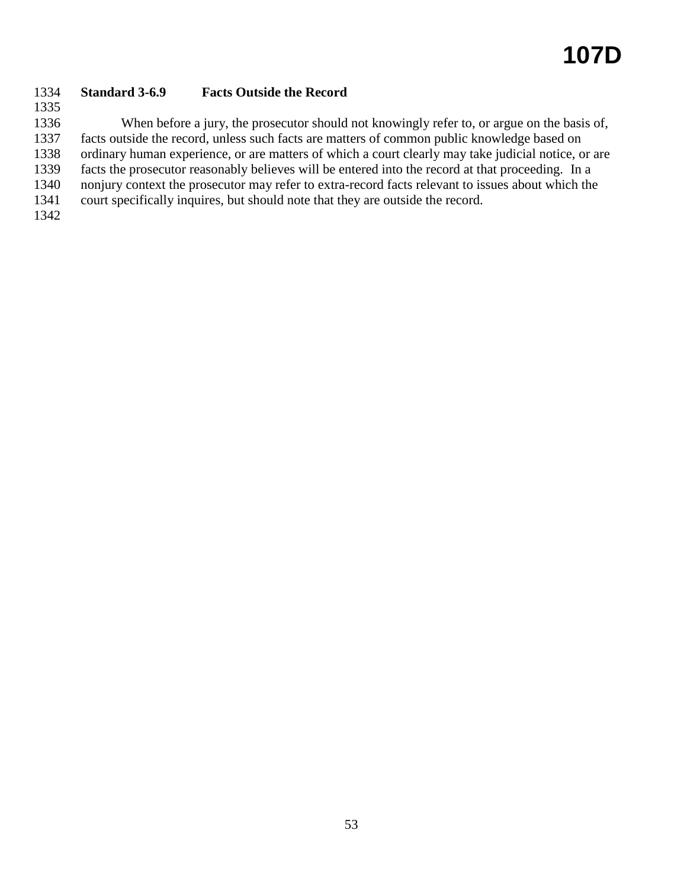### Standard 3-6.9 Facts Outside the Record

When before a jury, the prosecutor should not knowingly refer to, or argue on the basis of, facts outside the record, unless such facts are matters of common public knowledge based on ordinary human experience, or are matters of which a court clearly may take judicial notice, or are facts the prosecutor reasonably believes will be entered into the record at that proceeding. In a nonjury context the prosecutor may refer to extra-record facts relevant to issues about which the court specifically inquires, but should note that they are outside the record.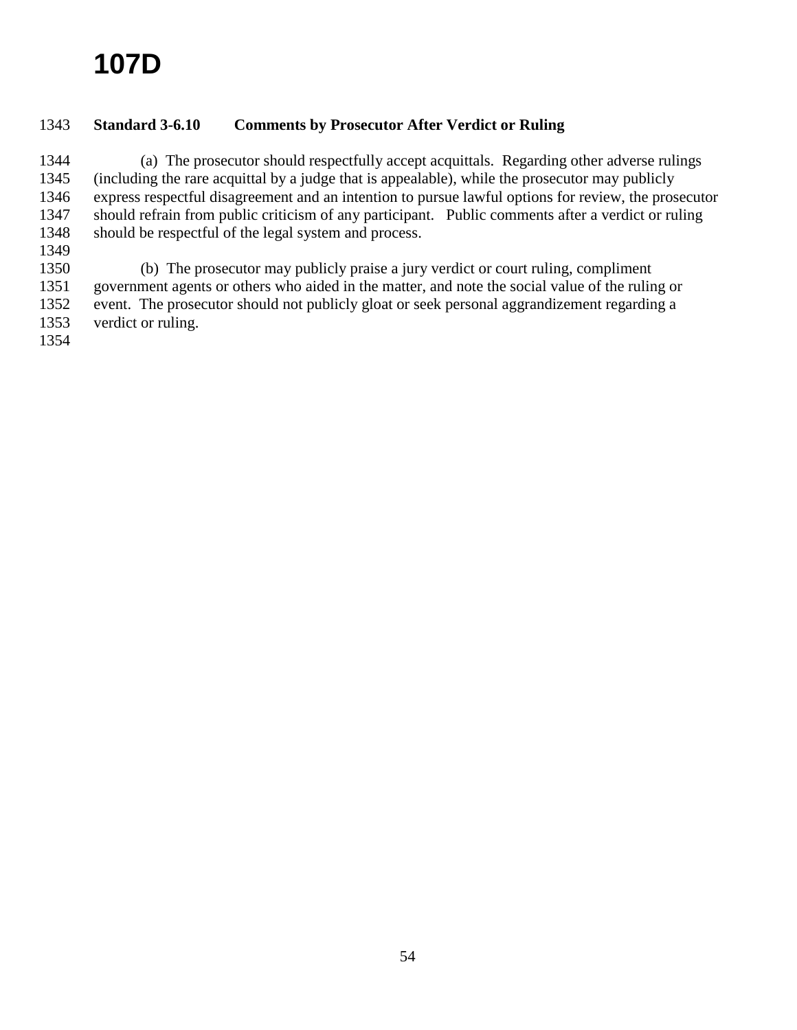# 107D

**Standard 3-6.10 Comments by Prosecutor After Verdict or Ruling**

(a) The prosecutor should respectfully accept acquittals. Regarding other adverse rulings (including the rare acquittal by a judge that is appealable), while the prosecutor may publicly express respectful disagreement and an intention to pursue lawful options for review, the prosecutor should refrain from public criticism of any participant. Public comments after a verdict or ruling should be respectful of the legal system and process.

(b) The prosecutor may publicly praise a jury verdict or court ruling, compliment government agents or others who aided in the matter, and note the social value of the ruling or event. The prosecutor should not publicly gloat or seek personal aggrandizement regarding a verdict or ruling.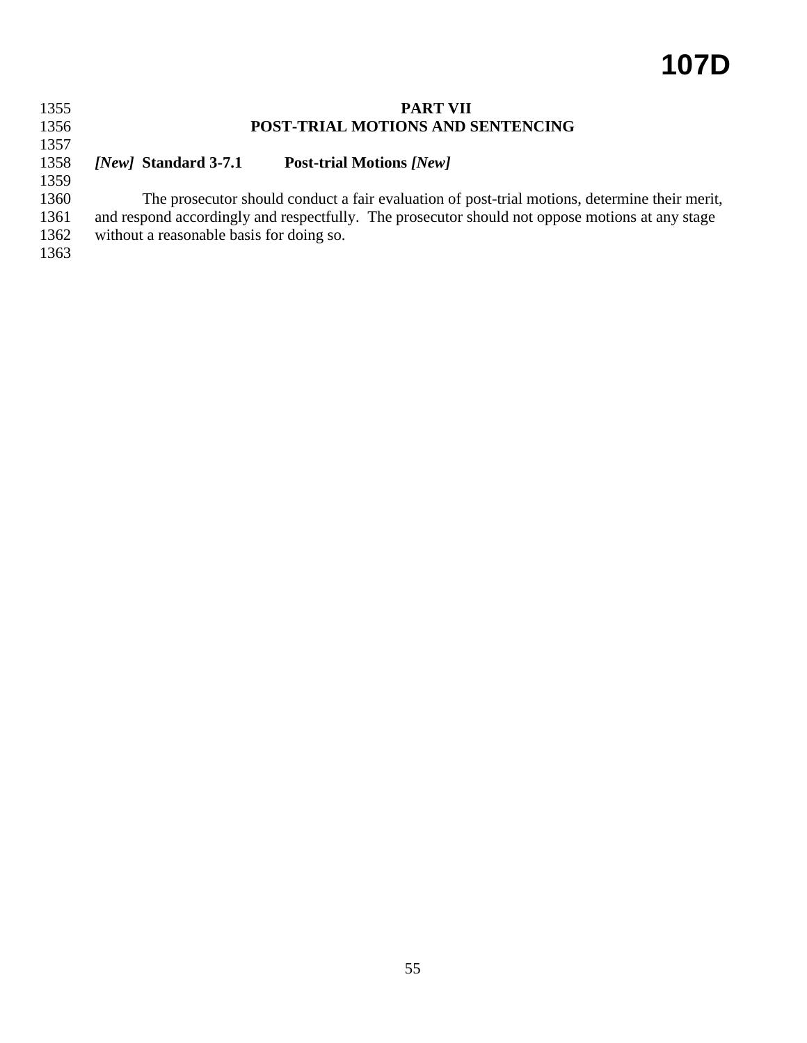## PART VII
## POST-TRIAL MOTIONS AND SENTENCING

### *[New]* Standard 3-7.1 Post-trial Motions *[New]*

The prosecutor should conduct a fair evaluation of post-trial motions, determine their merit, and respond accordingly and respectfully. The prosecutor should not oppose motions at any stage without a reasonable basis for doing so.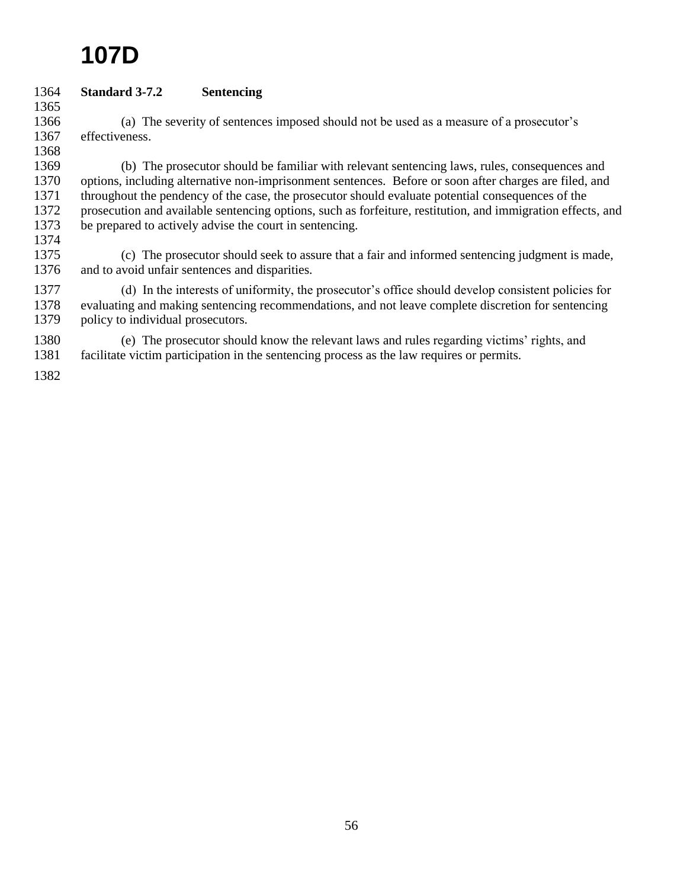### Standard 3-7.2 Sentencing

(a) The severity of sentences imposed should not be used as a measure of a prosecutor's effectiveness.

(b) The prosecutor should be familiar with relevant sentencing laws, rules, consequences and options, including alternative non-imprisonment sentences. Before or soon after charges are filed, and throughout the pendency of the case, the prosecutor should evaluate potential consequences of the prosecution and available sentencing options, such as forfeiture, restitution, and immigration effects, and be prepared to actively advise the court in sentencing.

(c) The prosecutor should seek to assure that a fair and informed sentencing judgment is made, and to avoid unfair sentences and disparities.

(d) In the interests of uniformity, the prosecutor's office should develop consistent policies for evaluating and making sentencing recommendations, and not leave complete discretion for sentencing policy to individual prosecutors.

(e) The prosecutor should know the relevant laws and rules regarding victims' rights, and facilitate victim participation in the sentencing process as the law requires or permits.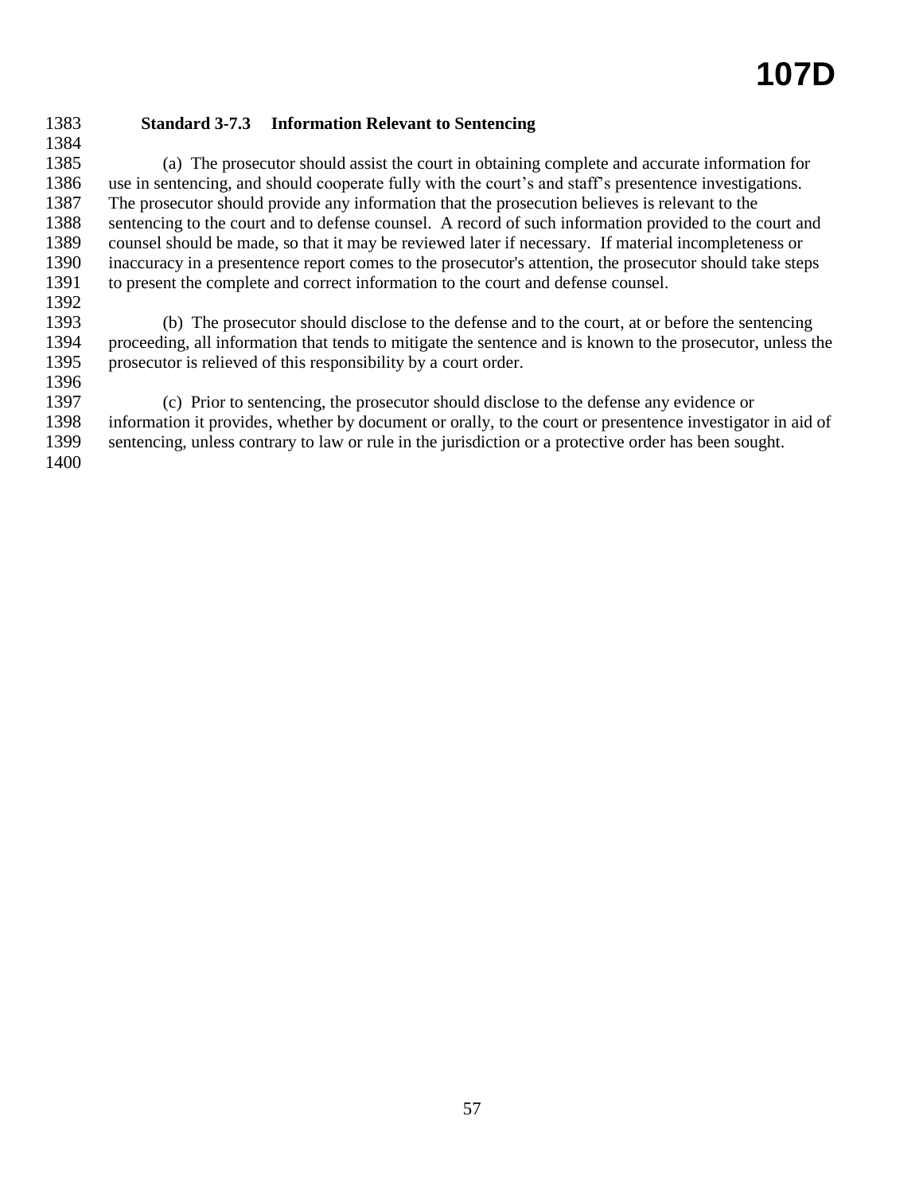### Standard 3-7.3 Information Relevant to Sentencing

(a) The prosecutor should assist the court in obtaining complete and accurate information for use in sentencing, and should cooperate fully with the court's and staff's presentence investigations. The prosecutor should provide any information that the prosecution believes is relevant to the sentencing to the court and to defense counsel. A record of such information provided to the court and counsel should be made, so that it may be reviewed later if necessary. If material incompleteness or inaccuracy in a presentence report comes to the prosecutor's attention, the prosecutor should take steps to present the complete and correct information to the court and defense counsel.

(b) The prosecutor should disclose to the defense and to the court, at or before the sentencing proceeding, all information that tends to mitigate the sentence and is known to the prosecutor, unless the prosecutor is relieved of this responsibility by a court order.

(c) Prior to sentencing, the prosecutor should disclose to the defense any evidence or information it provides, whether by document or orally, to the court or presentence investigator in aid of sentencing, unless contrary to law or rule in the jurisdiction or a protective order has been sought.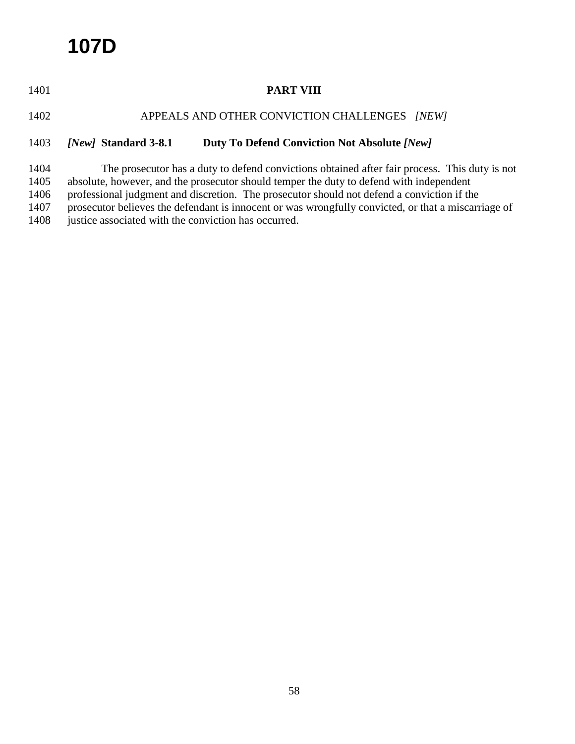# PART VIII

## APPEALS AND OTHER CONVICTION CHALLENGES *[NEW]*

### *[New]* Standard 3-8.1 Duty To Defend Conviction Not Absolute *[New]*

The prosecutor has a duty to defend convictions obtained after fair process. This duty is not absolute, however, and the prosecutor should temper the duty to defend with independent professional judgment and discretion. The prosecutor should not defend a conviction if the prosecutor believes the defendant is innocent or was wrongfully convicted, or that a miscarriage of justice associated with the conviction has occurred.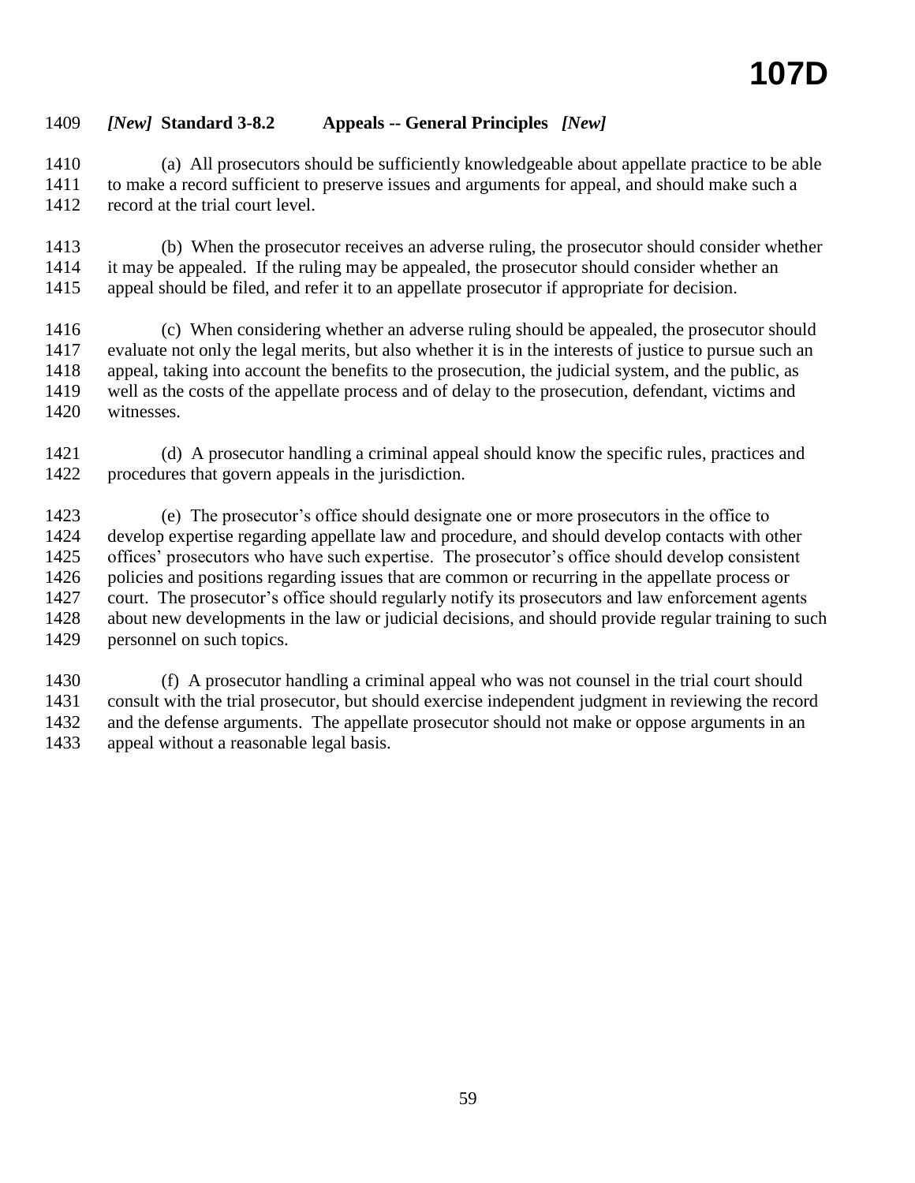### *[New]* Standard 3-8.2 Appeals -- General Principles *[New]*

(a) All prosecutors should be sufficiently knowledgeable about appellate practice to be able to make a record sufficient to preserve issues and arguments for appeal, and should make such a record at the trial court level.

(b) When the prosecutor receives an adverse ruling, the prosecutor should consider whether it may be appealed. If the ruling may be appealed, the prosecutor should consider whether an appeal should be filed, and refer it to an appellate prosecutor if appropriate for decision.

(c) When considering whether an adverse ruling should be appealed, the prosecutor should evaluate not only the legal merits, but also whether it is in the interests of justice to pursue such an appeal, taking into account the benefits to the prosecution, the judicial system, and the public, as well as the costs of the appellate process and of delay to the prosecution, defendant, victims and witnesses.

(d) A prosecutor handling a criminal appeal should know the specific rules, practices and procedures that govern appeals in the jurisdiction.

(e) The prosecutor's office should designate one or more prosecutors in the office to develop expertise regarding appellate law and procedure, and should develop contacts with other offices' prosecutors who have such expertise. The prosecutor's office should develop consistent policies and positions regarding issues that are common or recurring in the appellate process or court. The prosecutor's office should regularly notify its prosecutors and law enforcement agents about new developments in the law or judicial decisions, and should provide regular training to such personnel on such topics.

(f) A prosecutor handling a criminal appeal who was not counsel in the trial court should consult with the trial prosecutor, but should exercise independent judgment in reviewing the record and the defense arguments. The appellate prosecutor should not make or oppose arguments in an appeal without a reasonable legal basis.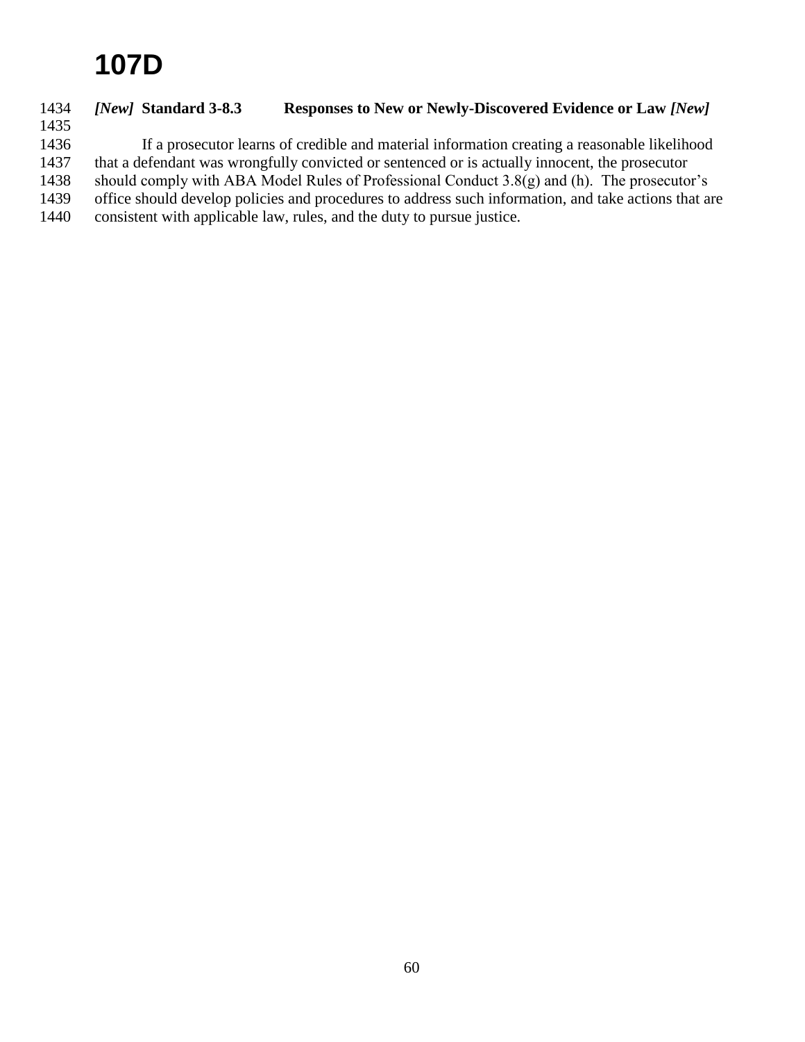### *[New]* Standard 3-8.3 Responses to New or Newly-Discovered Evidence or Law *[New]*

If a prosecutor learns of credible and material information creating a reasonable likelihood that a defendant was wrongfully convicted or sentenced or is actually innocent, the prosecutor should comply with ABA Model Rules of Professional Conduct 3.8(g) and (h). The prosecutor's office should develop policies and procedures to address such information, and take actions that are consistent with applicable law, rules, and the duty to pursue justice.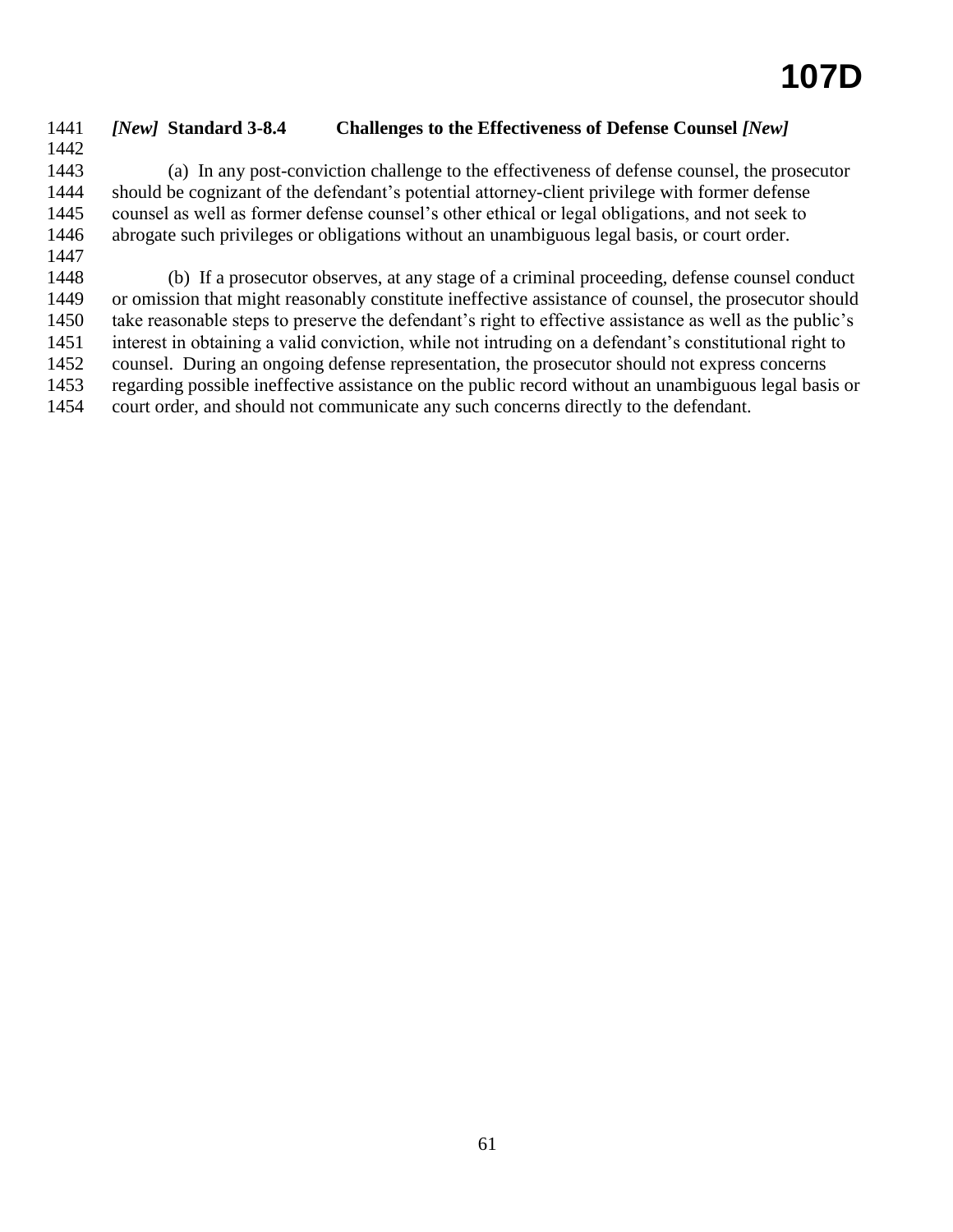### *[New]* **Standard 3-8.4 Challenges to the Effectiveness of Defense Counsel** *[New]*

(a) In any post-conviction challenge to the effectiveness of defense counsel, the prosecutor should be cognizant of the defendant's potential attorney-client privilege with former defense counsel as well as former defense counsel's other ethical or legal obligations, and not seek to abrogate such privileges or obligations without an unambiguous legal basis, or court order.

(b) If a prosecutor observes, at any stage of a criminal proceeding, defense counsel conduct or omission that might reasonably constitute ineffective assistance of counsel, the prosecutor should take reasonable steps to preserve the defendant's right to effective assistance as well as the public's interest in obtaining a valid conviction, while not intruding on a defendant's constitutional right to counsel. During an ongoing defense representation, the prosecutor should not express concerns regarding possible ineffective assistance on the public record without an unambiguous legal basis or court order, and should not communicate any such concerns directly to the defendant.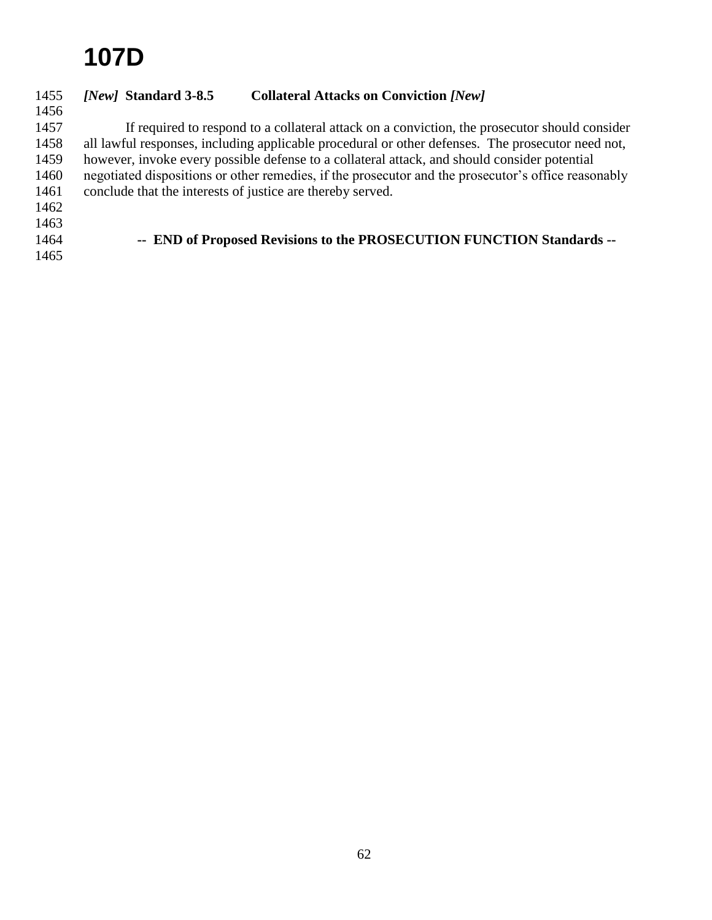# 107D

***[New]* Standard 3-8.5 Collateral Attacks on Conviction *[New]***

If required to respond to a collateral attack on a conviction, the prosecutor should consider all lawful responses, including applicable procedural or other defenses. The prosecutor need not, however, invoke every possible defense to a collateral attack, and should consider potential negotiated dispositions or other remedies, if the prosecutor and the prosecutor's office reasonably conclude that the interests of justice are thereby served.

**-- END of Proposed Revisions to the PROSECUTION FUNCTION Standards --**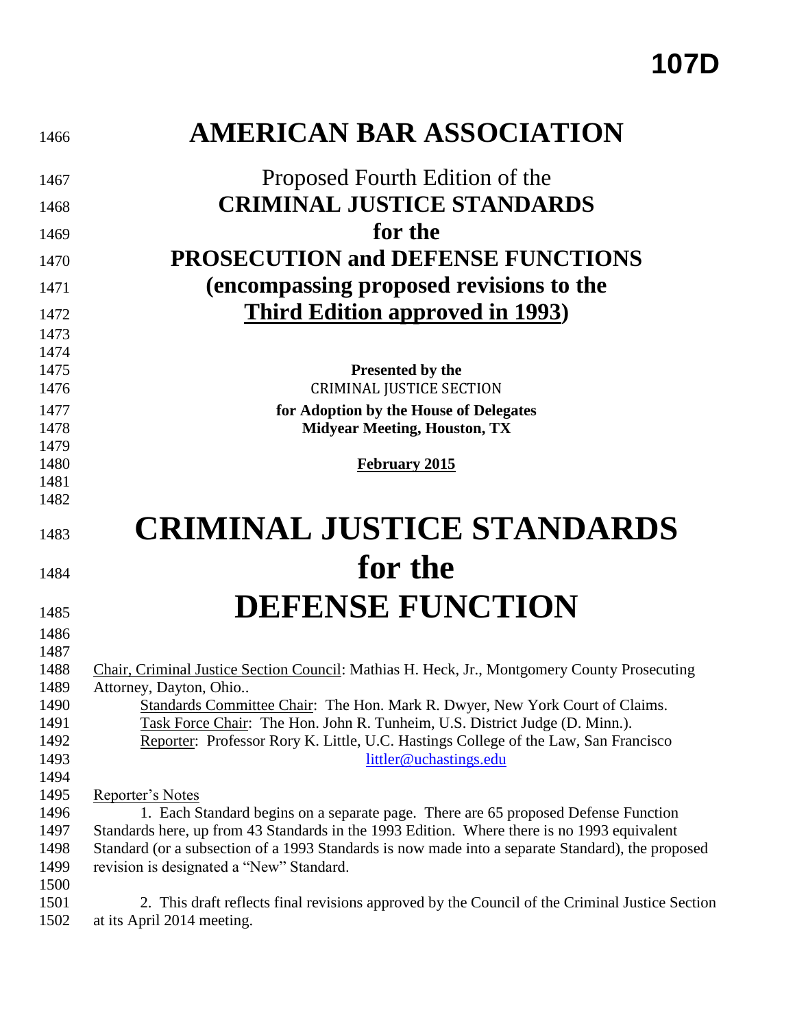# AMERICAN BAR ASSOCIATION

Proposed Fourth Edition of the
**CRIMINAL JUSTICE STANDARDS**
**for the**
**PROSECUTION and DEFENSE FUNCTIONS**
**(encompassing proposed revisions to the**
**Third Edition approved in 1993)**

**Presented by the**
CRIMINAL JUSTICE SECTION
**for Adoption by the House of Delegates**
**Midyear Meeting, Houston, TX**

**February 2015**

# CRIMINAL JUSTICE STANDARDS for the DEFENSE FUNCTION

Chair, Criminal Justice Section Council: Mathias H. Heck, Jr., Montgomery County Prosecuting Attorney, Dayton, Ohio..

Standards Committee Chair: The Hon. Mark R. Dwyer, New York Court of Claims.

Task Force Chair: The Hon. John R. Tunheim, U.S. District Judge (D. Minn.).

Reporter: Professor Rory K. Little, U.C. Hastings College of the Law, San Francisco
littler@uchastings.edu

Reporter's Notes

1. Each Standard begins on a separate page. There are 65 proposed Defense Function Standards here, up from 43 Standards in the 1993 Edition. Where there is no 1993 equivalent Standard (or a subsection of a 1993 Standards is now made into a separate Standard), the proposed revision is designated a "New" Standard.

2. This draft reflects final revisions approved by the Council of the Criminal Justice Section at its April 2014 meeting.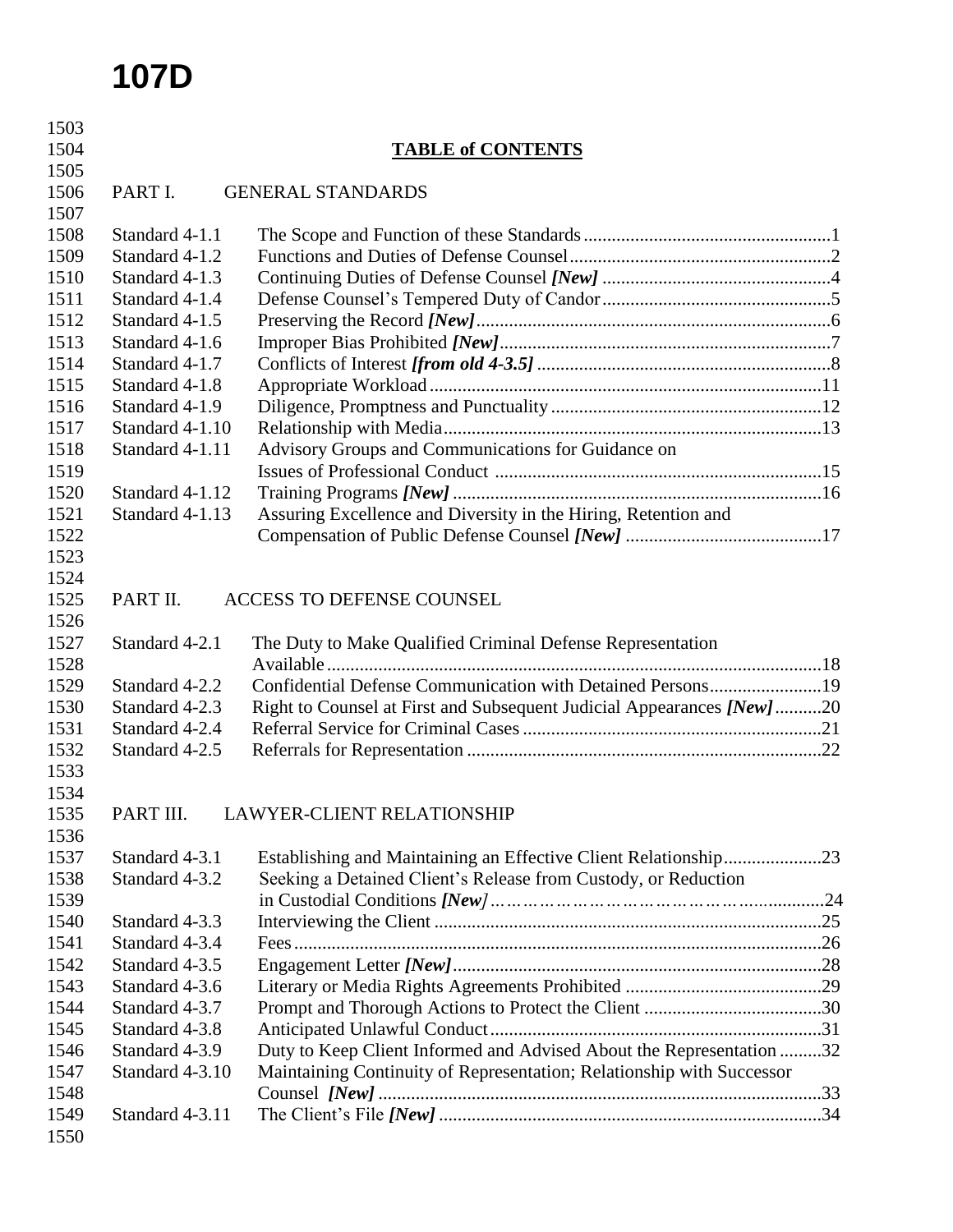# 107D

## TABLE of CONTENTS

PART I. GENERAL STANDARDS

| Standard | Title | Page |
|---|---|---|
| Standard 4-1.1 | The Scope and Function of these Standards | 1 |
| Standard 4-1.2 | Functions and Duties of Defense Counsel | 2 |
| Standard 4-1.3 | Continuing Duties of Defense Counsel ***[New]*** | 4 |
| Standard 4-1.4 | Defense Counsel's Tempered Duty of Candor | 5 |
| Standard 4-1.5 | Preserving the Record ***[New]*** | 6 |
| Standard 4-1.6 | Improper Bias Prohibited ***[New]*** | 7 |
| Standard 4-1.7 | Conflicts of Interest ***[from old 4-3.5]*** | 8 |
| Standard 4-1.8 | Appropriate Workload | 11 |
| Standard 4-1.9 | Diligence, Promptness and Punctuality | 12 |
| Standard 4-1.10 | Relationship with Media | 13 |
| Standard 4-1.11 | Advisory Groups and Communications for Guidance on Issues of Professional Conduct | 15 |
| Standard 4-1.12 | Training Programs ***[New]*** | 16 |
| Standard 4-1.13 | Assuring Excellence and Diversity in the Hiring, Retention and Compensation of Public Defense Counsel ***[New]*** | 17 |

PART II. ACCESS TO DEFENSE COUNSEL

| Standard | Title | Page |
|---|---|---|
| Standard 4-2.1 | The Duty to Make Qualified Criminal Defense Representation Available | 18 |
| Standard 4-2.2 | Confidential Defense Communication with Detained Persons | 19 |
| Standard 4-2.3 | Right to Counsel at First and Subsequent Judicial Appearances ***[New]*** | 20 |
| Standard 4-2.4 | Referral Service for Criminal Cases | 21 |
| Standard 4-2.5 | Referrals for Representation | 22 |

PART III. LAWYER-CLIENT RELATIONSHIP

| Standard | Title | Page |
|---|---|---|
| Standard 4-3.1 | Establishing and Maintaining an Effective Client Relationship | 23 |
| Standard 4-3.2 | Seeking a Detained Client's Release from Custody, or Reduction in Custodial Conditions ***[New]*** | 24 |
| Standard 4-3.3 | Interviewing the Client | 25 |
| Standard 4-3.4 | Fees | 26 |
| Standard 4-3.5 | Engagement Letter ***[New]*** | 28 |
| Standard 4-3.6 | Literary or Media Rights Agreements Prohibited | 29 |
| Standard 4-3.7 | Prompt and Thorough Actions to Protect the Client | 30 |
| Standard 4-3.8 | Anticipated Unlawful Conduct | 31 |
| Standard 4-3.9 | Duty to Keep Client Informed and Advised About the Representation | 32 |
| Standard 4-3.10 | Maintaining Continuity of Representation; Relationship with Successor Counsel ***[New]*** | 33 |
| Standard 4-3.11 | The Client's File ***[New]*** | 34 |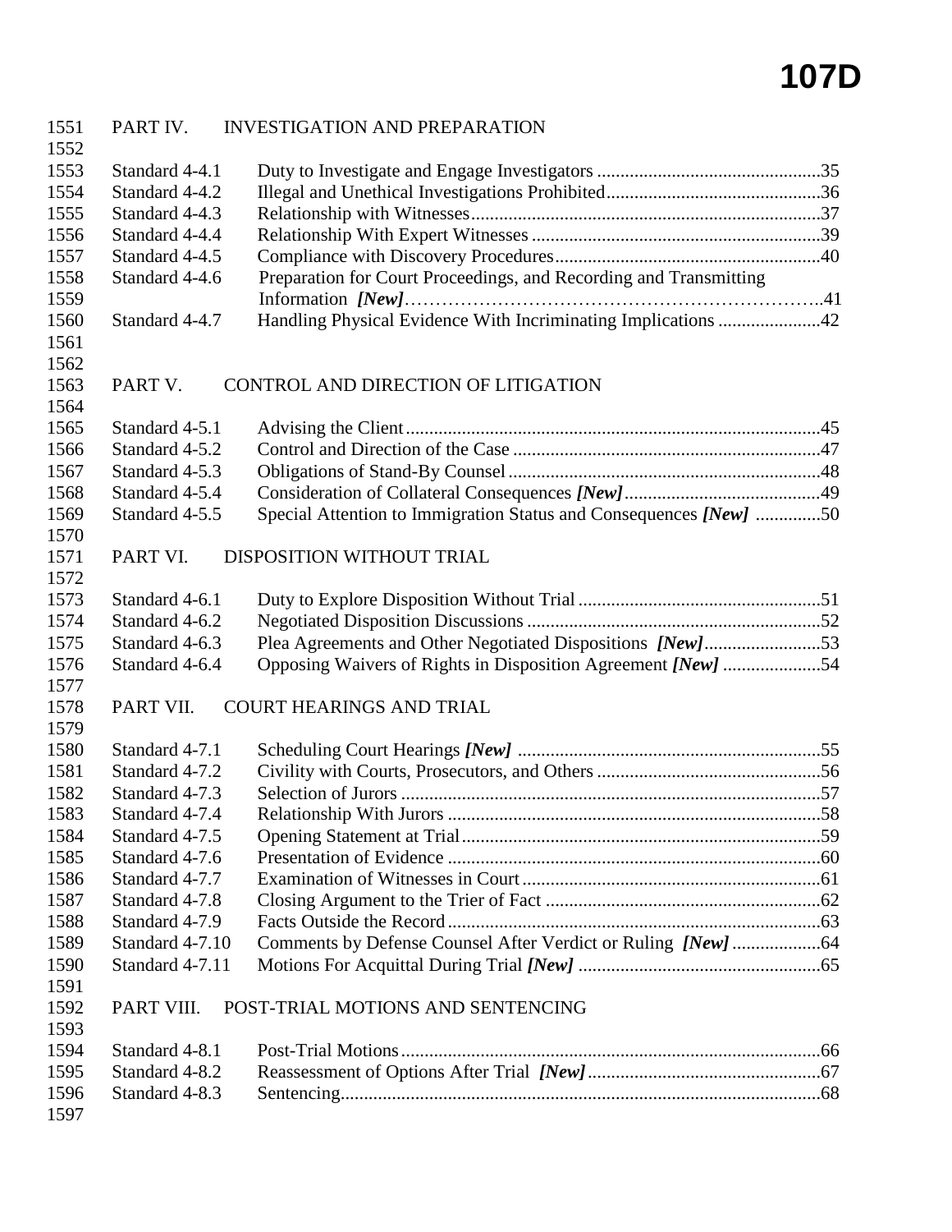# 107D

PART IV. INVESTIGATION AND PREPARATION

| | | |
|---|---|---|
| Standard 4-4.1 | Duty to Investigate and Engage Investigators | 35 |
| Standard 4-4.2 | Illegal and Unethical Investigations Prohibited | 36 |
| Standard 4-4.3 | Relationship with Witnesses | 37 |
| Standard 4-4.4 | Relationship With Expert Witnesses | 39 |
| Standard 4-4.5 | Compliance with Discovery Procedures | 40 |
| Standard 4-4.6 | Preparation for Court Proceedings, and Recording and Transmitting Information *[New]* | 41 |
| Standard 4-4.7 | Handling Physical Evidence With Incriminating Implications | 42 |

PART V. CONTROL AND DIRECTION OF LITIGATION

| | | |
|---|---|---|
| Standard 4-5.1 | Advising the Client | 45 |
| Standard 4-5.2 | Control and Direction of the Case | 47 |
| Standard 4-5.3 | Obligations of Stand-By Counsel | 48 |
| Standard 4-5.4 | Consideration of Collateral Consequences *[New]* | 49 |
| Standard 4-5.5 | Special Attention to Immigration Status and Consequences *[New]* | 50 |

PART VI. DISPOSITION WITHOUT TRIAL

| | | |
|---|---|---|
| Standard 4-6.1 | Duty to Explore Disposition Without Trial | 51 |
| Standard 4-6.2 | Negotiated Disposition Discussions | 52 |
| Standard 4-6.3 | Plea Agreements and Other Negotiated Dispositions *[New]* | 53 |
| Standard 4-6.4 | Opposing Waivers of Rights in Disposition Agreement *[New]* | 54 |

PART VII. COURT HEARINGS AND TRIAL

| | | |
|---|---|---|
| Standard 4-7.1 | Scheduling Court Hearings *[New]* | 55 |
| Standard 4-7.2 | Civility with Courts, Prosecutors, and Others | 56 |
| Standard 4-7.3 | Selection of Jurors | 57 |
| Standard 4-7.4 | Relationship With Jurors | 58 |
| Standard 4-7.5 | Opening Statement at Trial | 59 |
| Standard 4-7.6 | Presentation of Evidence | 60 |
| Standard 4-7.7 | Examination of Witnesses in Court | 61 |
| Standard 4-7.8 | Closing Argument to the Trier of Fact | 62 |
| Standard 4-7.9 | Facts Outside the Record | 63 |
| Standard 4-7.10 | Comments by Defense Counsel After Verdict or Ruling *[New]* | 64 |
| Standard 4-7.11 | Motions For Acquittal During Trial *[New]* | 65 |

PART VIII. POST-TRIAL MOTIONS AND SENTENCING

| | | |
|---|---|---|
| Standard 4-8.1 | Post-Trial Motions | 66 |
| Standard 4-8.2 | Reassessment of Options After Trial *[New]* | 67 |
| Standard 4-8.3 | Sentencing | 68 |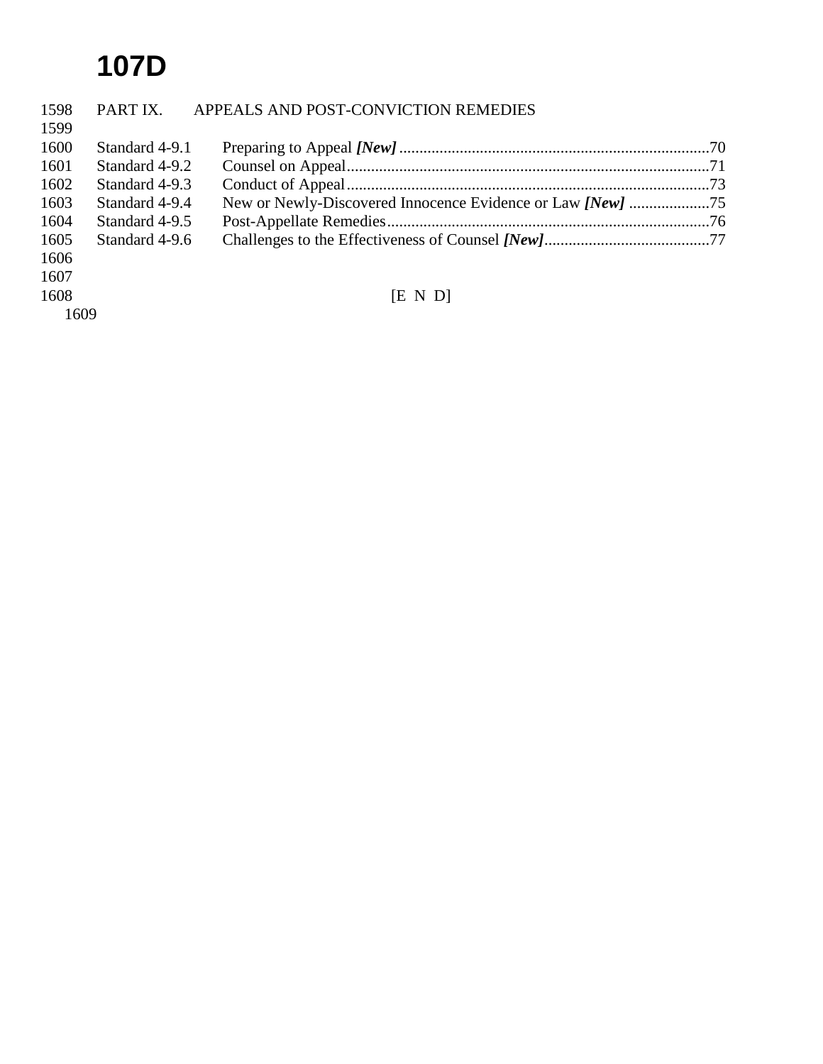# 107D

PART IX. APPEALS AND POST-CONVICTION REMEDIES

| | | |
|---|---|---|
| Standard 4-9.1 | Preparing to Appeal ***[New]*** | 70 |
| Standard 4-9.2 | Counsel on Appeal | 71 |
| Standard 4-9.3 | Conduct of Appeal | 73 |
| Standard 4-9.4 | New or Newly-Discovered Innocence Evidence or Law ***[New]*** | 75 |
| Standard 4-9.5 | Post-Appellate Remedies | 76 |
| Standard 4-9.6 | Challenges to the Effectiveness of Counsel ***[New]*** | 77 |

[E N D]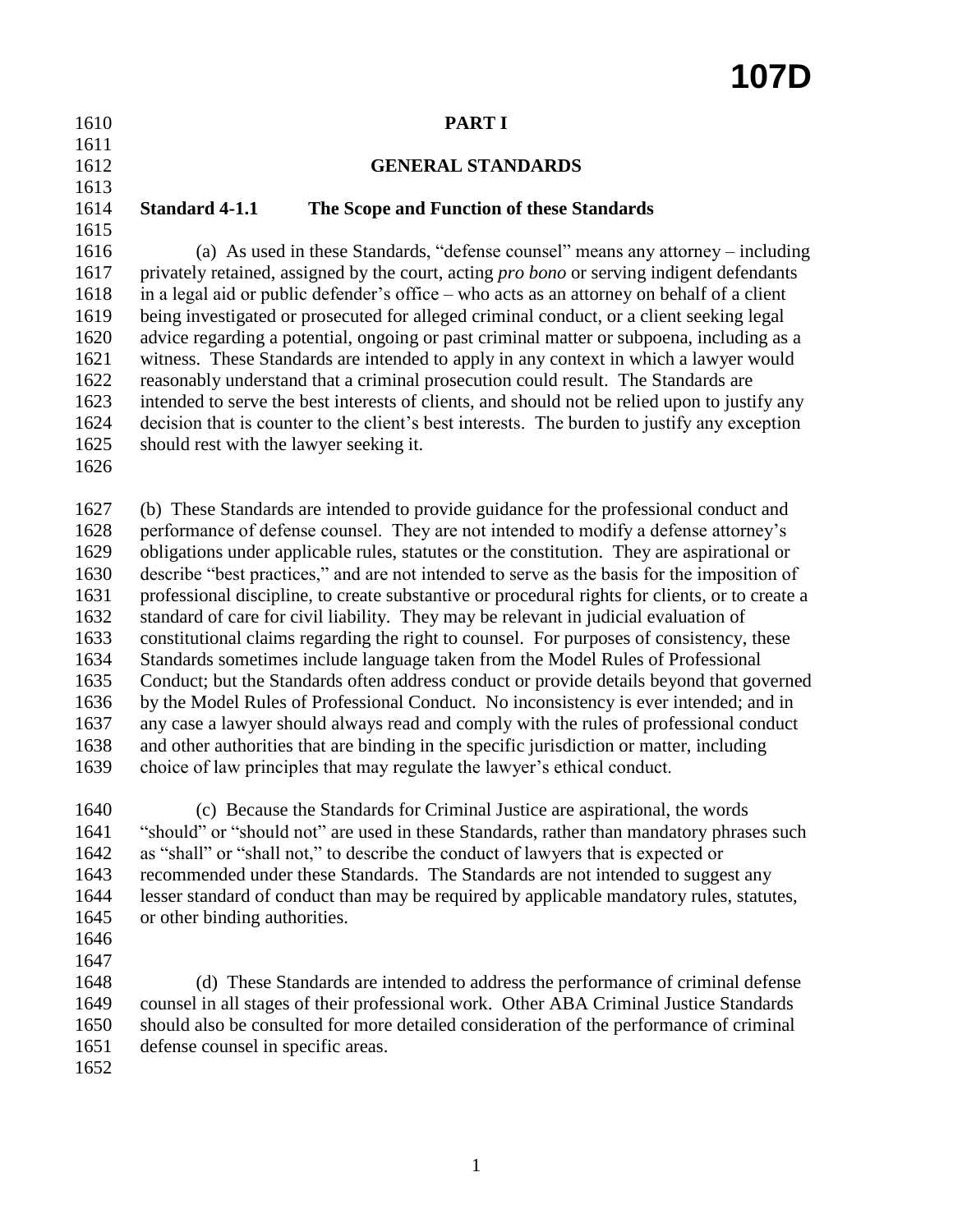# PART I

## GENERAL STANDARDS

### Standard 4-1.1 The Scope and Function of these Standards

(a) As used in these Standards, "defense counsel" means any attorney – including privately retained, assigned by the court, acting *pro bono* or serving indigent defendants in a legal aid or public defender's office – who acts as an attorney on behalf of a client being investigated or prosecuted for alleged criminal conduct, or a client seeking legal advice regarding a potential, ongoing or past criminal matter or subpoena, including as a witness. These Standards are intended to apply in any context in which a lawyer would reasonably understand that a criminal prosecution could result. The Standards are intended to serve the best interests of clients, and should not be relied upon to justify any decision that is counter to the client's best interests. The burden to justify any exception should rest with the lawyer seeking it.

(b) These Standards are intended to provide guidance for the professional conduct and performance of defense counsel. They are not intended to modify a defense attorney's obligations under applicable rules, statutes or the constitution. They are aspirational or describe "best practices," and are not intended to serve as the basis for the imposition of professional discipline, to create substantive or procedural rights for clients, or to create a standard of care for civil liability. They may be relevant in judicial evaluation of constitutional claims regarding the right to counsel. For purposes of consistency, these Standards sometimes include language taken from the Model Rules of Professional Conduct; but the Standards often address conduct or provide details beyond that governed by the Model Rules of Professional Conduct. No inconsistency is ever intended; and in any case a lawyer should always read and comply with the rules of professional conduct and other authorities that are binding in the specific jurisdiction or matter, including choice of law principles that may regulate the lawyer's ethical conduct.

(c) Because the Standards for Criminal Justice are aspirational, the words "should" or "should not" are used in these Standards, rather than mandatory phrases such as "shall" or "shall not," to describe the conduct of lawyers that is expected or recommended under these Standards. The Standards are not intended to suggest any lesser standard of conduct than may be required by applicable mandatory rules, statutes, or other binding authorities.

(d) These Standards are intended to address the performance of criminal defense counsel in all stages of their professional work. Other ABA Criminal Justice Standards should also be consulted for more detailed consideration of the performance of criminal defense counsel in specific areas.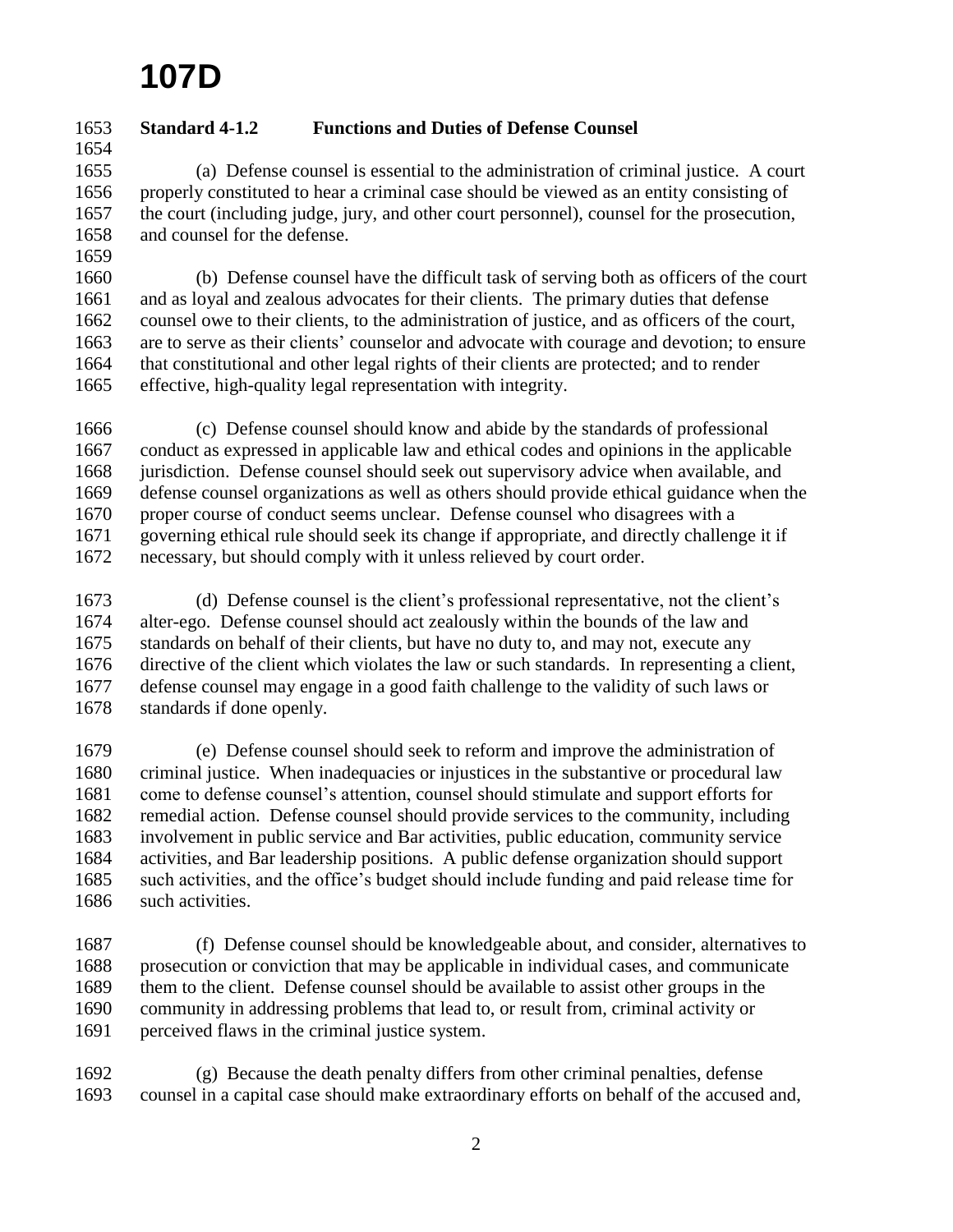# 107D

**Standard 4-1.2 Functions and Duties of Defense Counsel**

(a) Defense counsel is essential to the administration of criminal justice. A court properly constituted to hear a criminal case should be viewed as an entity consisting of the court (including judge, jury, and other court personnel), counsel for the prosecution, and counsel for the defense.

(b) Defense counsel have the difficult task of serving both as officers of the court and as loyal and zealous advocates for their clients. The primary duties that defense counsel owe to their clients, to the administration of justice, and as officers of the court, are to serve as their clients' counselor and advocate with courage and devotion; to ensure that constitutional and other legal rights of their clients are protected; and to render effective, high-quality legal representation with integrity.

(c) Defense counsel should know and abide by the standards of professional conduct as expressed in applicable law and ethical codes and opinions in the applicable jurisdiction. Defense counsel should seek out supervisory advice when available, and defense counsel organizations as well as others should provide ethical guidance when the proper course of conduct seems unclear. Defense counsel who disagrees with a governing ethical rule should seek its change if appropriate, and directly challenge it if necessary, but should comply with it unless relieved by court order.

(d) Defense counsel is the client's professional representative, not the client's alter-ego. Defense counsel should act zealously within the bounds of the law and standards on behalf of their clients, but have no duty to, and may not, execute any directive of the client which violates the law or such standards. In representing a client, defense counsel may engage in a good faith challenge to the validity of such laws or standards if done openly.

(e) Defense counsel should seek to reform and improve the administration of criminal justice. When inadequacies or injustices in the substantive or procedural law come to defense counsel's attention, counsel should stimulate and support efforts for remedial action. Defense counsel should provide services to the community, including involvement in public service and Bar activities, public education, community service activities, and Bar leadership positions. A public defense organization should support such activities, and the office's budget should include funding and paid release time for such activities.

(f) Defense counsel should be knowledgeable about, and consider, alternatives to prosecution or conviction that may be applicable in individual cases, and communicate them to the client. Defense counsel should be available to assist other groups in the community in addressing problems that lead to, or result from, criminal activity or perceived flaws in the criminal justice system.

(g) Because the death penalty differs from other criminal penalties, defense counsel in a capital case should make extraordinary efforts on behalf of the accused and,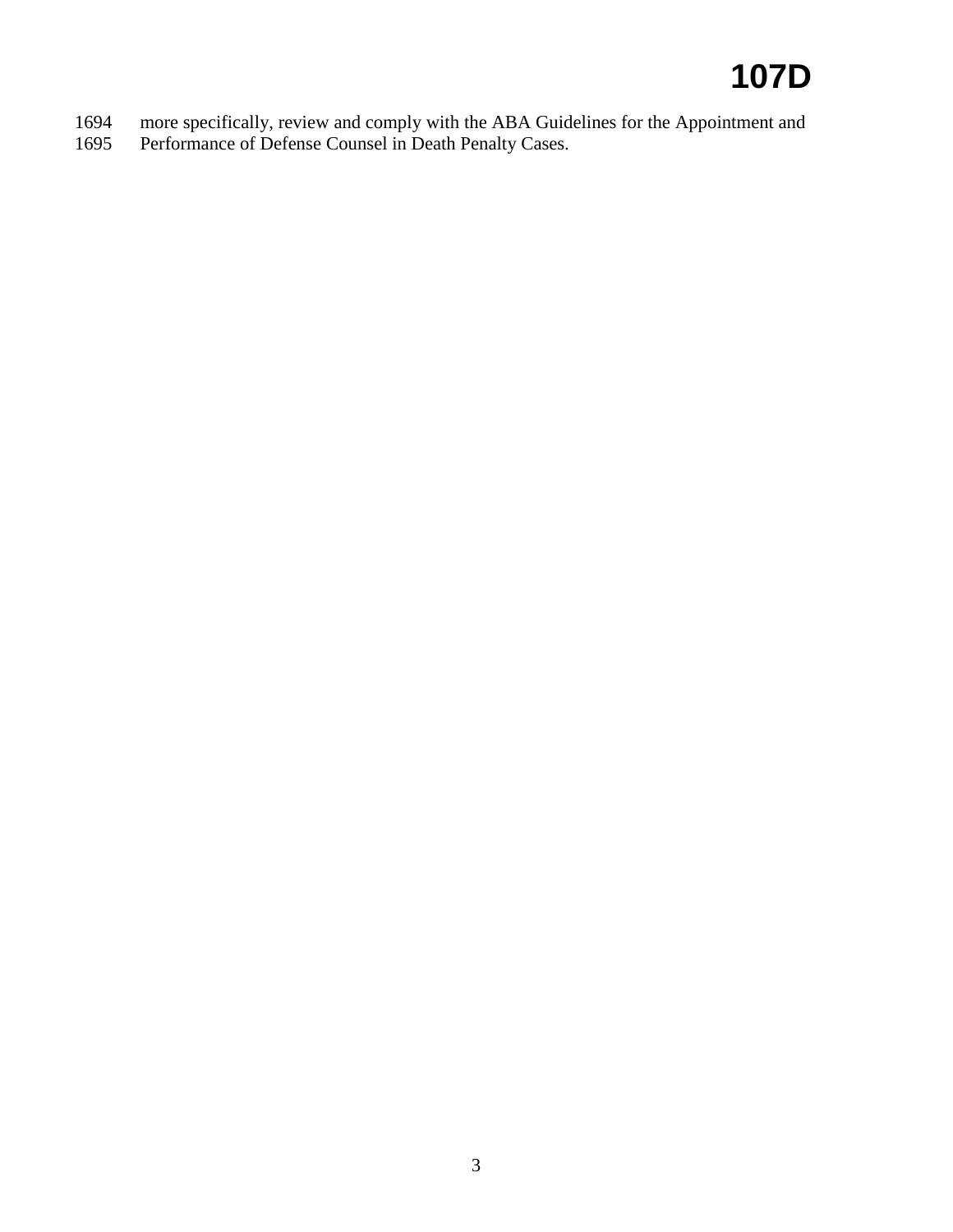more specifically, review and comply with the ABA Guidelines for the Appointment and Performance of Defense Counsel in Death Penalty Cases.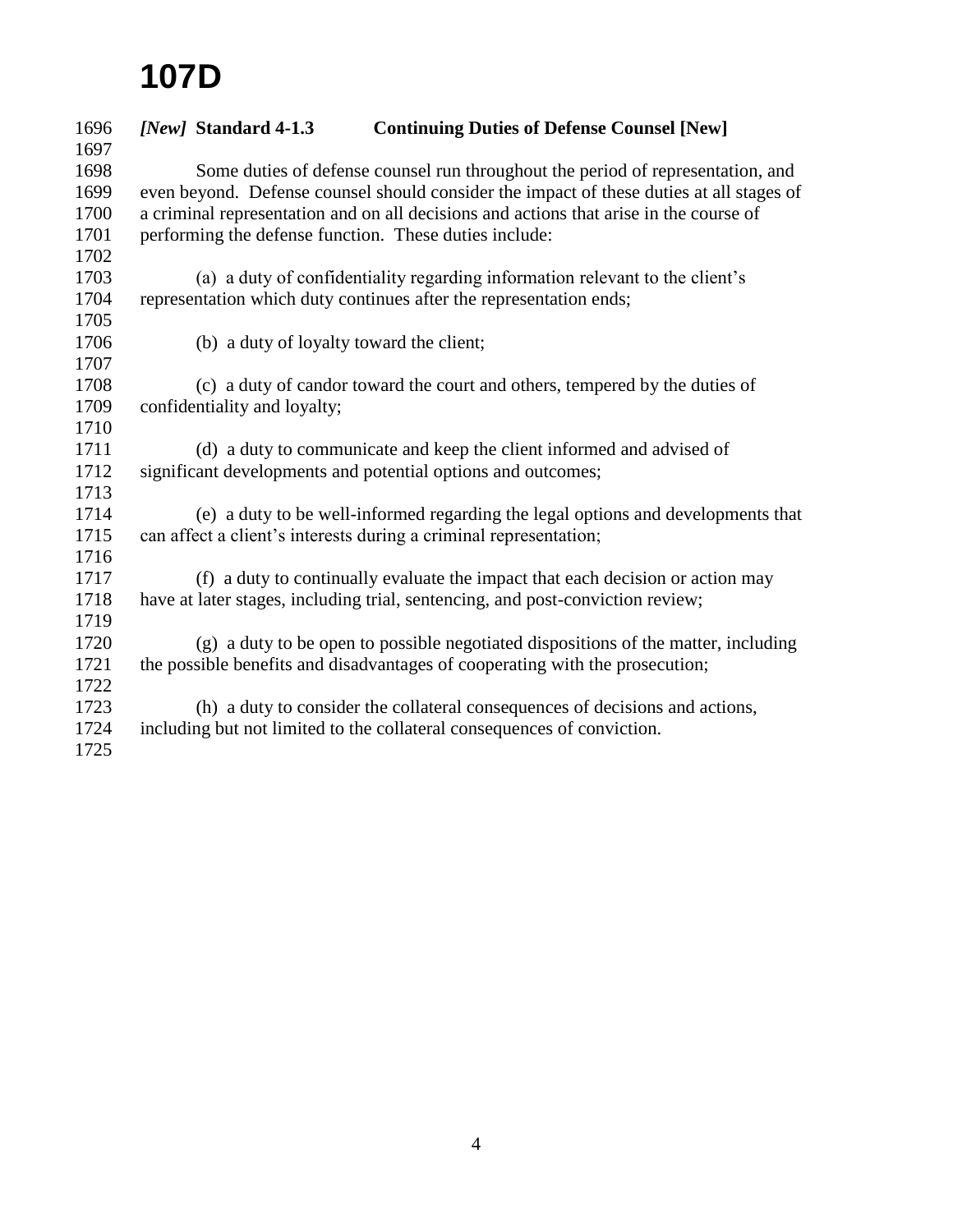# 107D

***[New]* Standard 4-1.3 Continuing Duties of Defense Counsel [New]**

Some duties of defense counsel run throughout the period of representation, and even beyond. Defense counsel should consider the impact of these duties at all stages of a criminal representation and on all decisions and actions that arise in the course of performing the defense function. These duties include:

(a) a duty of confidentiality regarding information relevant to the client's representation which duty continues after the representation ends;

(b) a duty of loyalty toward the client;

(c) a duty of candor toward the court and others, tempered by the duties of confidentiality and loyalty;

(d) a duty to communicate and keep the client informed and advised of significant developments and potential options and outcomes;

(e) a duty to be well-informed regarding the legal options and developments that can affect a client's interests during a criminal representation;

(f) a duty to continually evaluate the impact that each decision or action may have at later stages, including trial, sentencing, and post-conviction review;

(g) a duty to be open to possible negotiated dispositions of the matter, including the possible benefits and disadvantages of cooperating with the prosecution;

(h) a duty to consider the collateral consequences of decisions and actions, including but not limited to the collateral consequences of conviction.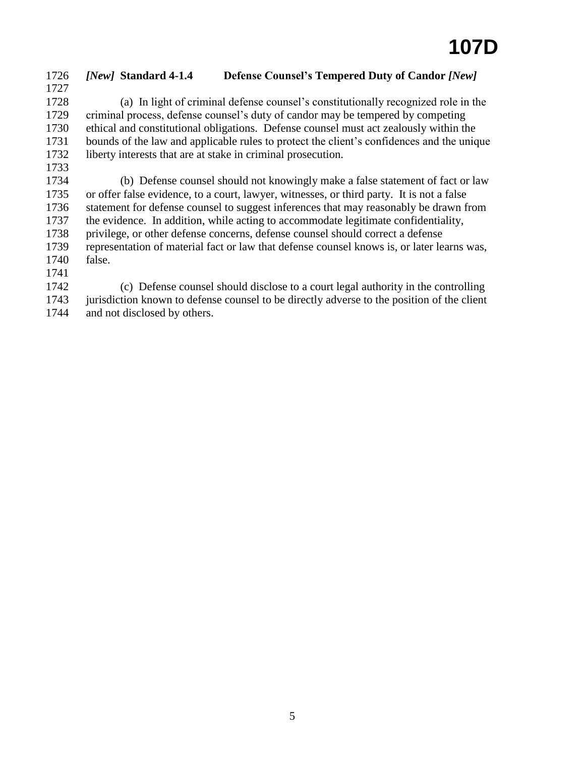### *[New]* **Standard 4-1.4 Defense Counsel's Tempered Duty of Candor** ***[New]***

(a) In light of criminal defense counsel's constitutionally recognized role in the criminal process, defense counsel's duty of candor may be tempered by competing ethical and constitutional obligations. Defense counsel must act zealously within the bounds of the law and applicable rules to protect the client's confidences and the unique liberty interests that are at stake in criminal prosecution.

(b) Defense counsel should not knowingly make a false statement of fact or law or offer false evidence, to a court, lawyer, witnesses, or third party. It is not a false statement for defense counsel to suggest inferences that may reasonably be drawn from the evidence. In addition, while acting to accommodate legitimate confidentiality, privilege, or other defense concerns, defense counsel should correct a defense representation of material fact or law that defense counsel knows is, or later learns was, false.

(c) Defense counsel should disclose to a court legal authority in the controlling jurisdiction known to defense counsel to be directly adverse to the position of the client and not disclosed by others.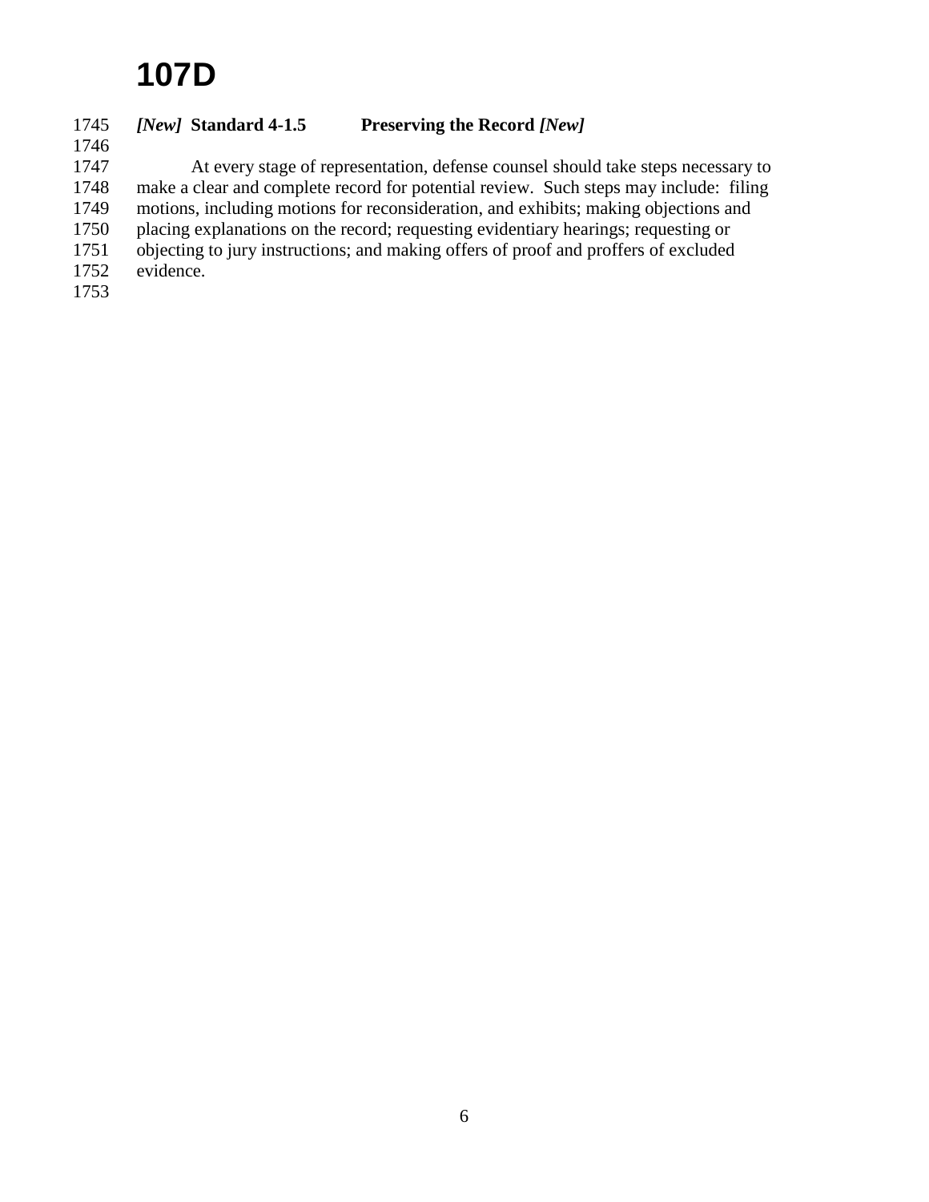# 107D

***[New]* Standard 4-1.5 Preserving the Record *[New]***

At every stage of representation, defense counsel should take steps necessary to make a clear and complete record for potential review. Such steps may include: filing motions, including motions for reconsideration, and exhibits; making objections and placing explanations on the record; requesting evidentiary hearings; requesting or objecting to jury instructions; and making offers of proof and proffers of excluded evidence.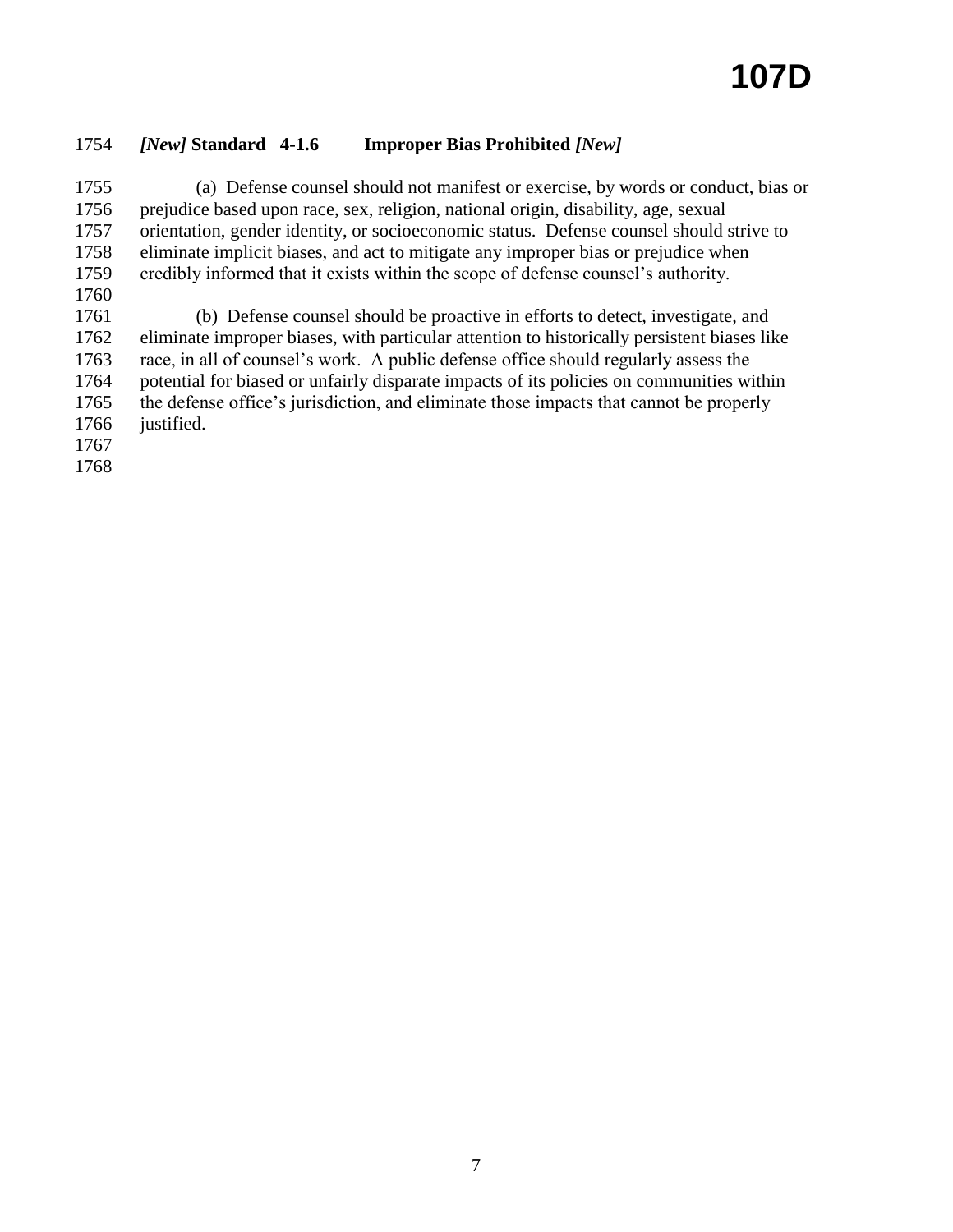### *[New]* Standard 4-1.6 Improper Bias Prohibited *[New]*

(a) Defense counsel should not manifest or exercise, by words or conduct, bias or prejudice based upon race, sex, religion, national origin, disability, age, sexual orientation, gender identity, or socioeconomic status. Defense counsel should strive to eliminate implicit biases, and act to mitigate any improper bias or prejudice when credibly informed that it exists within the scope of defense counsel's authority.

(b) Defense counsel should be proactive in efforts to detect, investigate, and eliminate improper biases, with particular attention to historically persistent biases like race, in all of counsel's work. A public defense office should regularly assess the potential for biased or unfairly disparate impacts of its policies on communities within the defense office's jurisdiction, and eliminate those impacts that cannot be properly justified.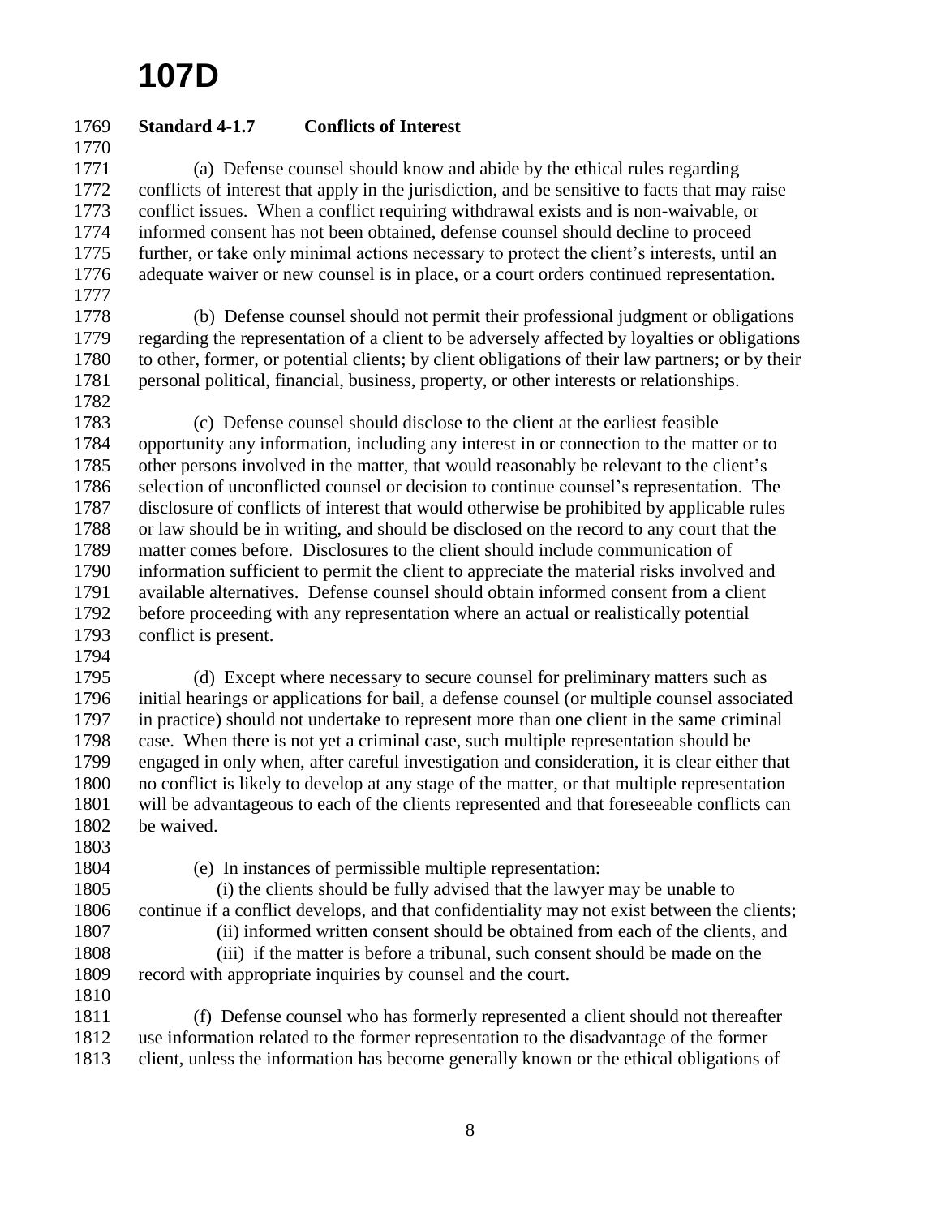# 107D

**Standard 4-1.7 Conflicts of Interest**

(a) Defense counsel should know and abide by the ethical rules regarding conflicts of interest that apply in the jurisdiction, and be sensitive to facts that may raise conflict issues. When a conflict requiring withdrawal exists and is non-waivable, or informed consent has not been obtained, defense counsel should decline to proceed further, or take only minimal actions necessary to protect the client's interests, until an adequate waiver or new counsel is in place, or a court orders continued representation.

(b) Defense counsel should not permit their professional judgment or obligations regarding the representation of a client to be adversely affected by loyalties or obligations to other, former, or potential clients; by client obligations of their law partners; or by their personal political, financial, business, property, or other interests or relationships.

(c) Defense counsel should disclose to the client at the earliest feasible opportunity any information, including any interest in or connection to the matter or to other persons involved in the matter, that would reasonably be relevant to the client's selection of unconflicted counsel or decision to continue counsel's representation. The disclosure of conflicts of interest that would otherwise be prohibited by applicable rules or law should be in writing, and should be disclosed on the record to any court that the matter comes before. Disclosures to the client should include communication of information sufficient to permit the client to appreciate the material risks involved and available alternatives. Defense counsel should obtain informed consent from a client before proceeding with any representation where an actual or realistically potential conflict is present.

(d) Except where necessary to secure counsel for preliminary matters such as initial hearings or applications for bail, a defense counsel (or multiple counsel associated in practice) should not undertake to represent more than one client in the same criminal case. When there is not yet a criminal case, such multiple representation should be engaged in only when, after careful investigation and consideration, it is clear either that no conflict is likely to develop at any stage of the matter, or that multiple representation will be advantageous to each of the clients represented and that foreseeable conflicts can be waived.

(e) In instances of permissible multiple representation:

(i) the clients should be fully advised that the lawyer may be unable to continue if a conflict develops, and that confidentiality may not exist between the clients;

(ii) informed written consent should be obtained from each of the clients, and

(iii) if the matter is before a tribunal, such consent should be made on the record with appropriate inquiries by counsel and the court.

(f) Defense counsel who has formerly represented a client should not thereafter use information related to the former representation to the disadvantage of the former client, unless the information has become generally known or the ethical obligations of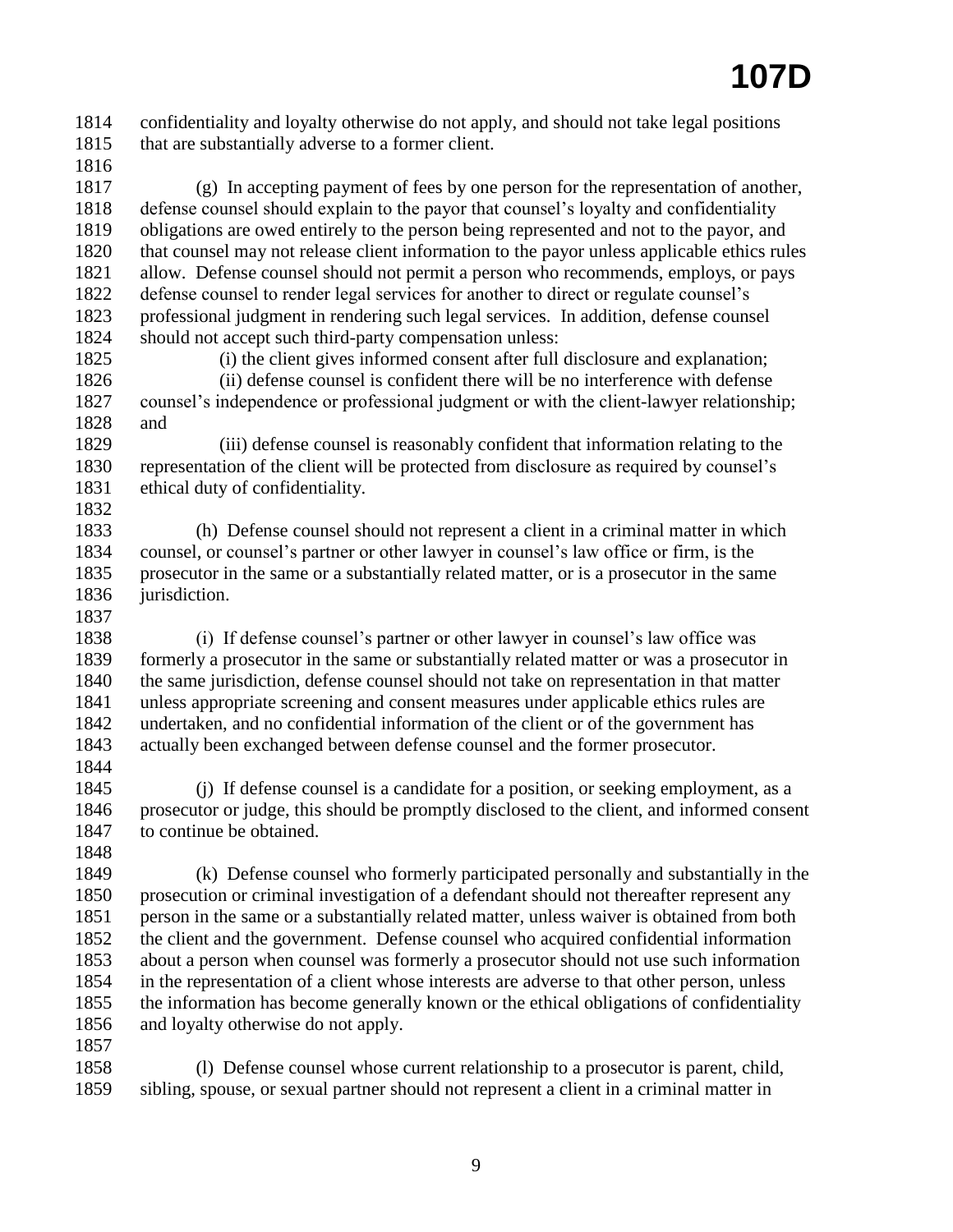confidentiality and loyalty otherwise do not apply, and should not take legal positions that are substantially adverse to a former client.

(g) In accepting payment of fees by one person for the representation of another, defense counsel should explain to the payor that counsel's loyalty and confidentiality obligations are owed entirely to the person being represented and not to the payor, and that counsel may not release client information to the payor unless applicable ethics rules allow. Defense counsel should not permit a person who recommends, employs, or pays defense counsel to render legal services for another to direct or regulate counsel's professional judgment in rendering such legal services. In addition, defense counsel should not accept such third-party compensation unless:

(i) the client gives informed consent after full disclosure and explanation;

(ii) defense counsel is confident there will be no interference with defense counsel's independence or professional judgment or with the client-lawyer relationship; and

(iii) defense counsel is reasonably confident that information relating to the representation of the client will be protected from disclosure as required by counsel's ethical duty of confidentiality.

(h) Defense counsel should not represent a client in a criminal matter in which counsel, or counsel's partner or other lawyer in counsel's law office or firm, is the prosecutor in the same or a substantially related matter, or is a prosecutor in the same jurisdiction.

(i) If defense counsel's partner or other lawyer in counsel's law office was formerly a prosecutor in the same or substantially related matter or was a prosecutor in the same jurisdiction, defense counsel should not take on representation in that matter unless appropriate screening and consent measures under applicable ethics rules are undertaken, and no confidential information of the client or of the government has actually been exchanged between defense counsel and the former prosecutor.

(j) If defense counsel is a candidate for a position, or seeking employment, as a prosecutor or judge, this should be promptly disclosed to the client, and informed consent to continue be obtained.

(k) Defense counsel who formerly participated personally and substantially in the prosecution or criminal investigation of a defendant should not thereafter represent any person in the same or a substantially related matter, unless waiver is obtained from both the client and the government. Defense counsel who acquired confidential information about a person when counsel was formerly a prosecutor should not use such information in the representation of a client whose interests are adverse to that other person, unless the information has become generally known or the ethical obligations of confidentiality and loyalty otherwise do not apply.

(l) Defense counsel whose current relationship to a prosecutor is parent, child, sibling, spouse, or sexual partner should not represent a client in a criminal matter in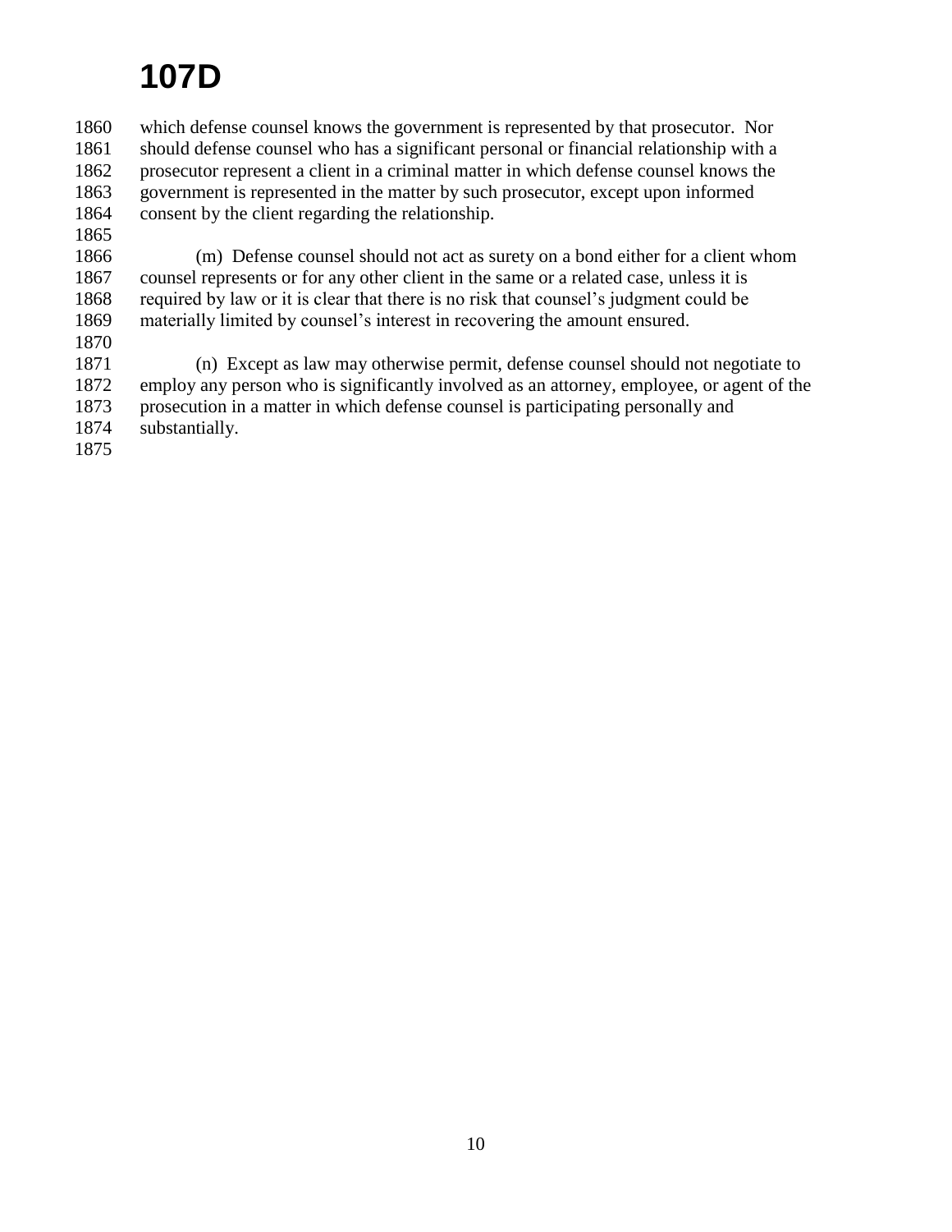which defense counsel knows the government is represented by that prosecutor. Nor should defense counsel who has a significant personal or financial relationship with a prosecutor represent a client in a criminal matter in which defense counsel knows the government is represented in the matter by such prosecutor, except upon informed consent by the client regarding the relationship.

(m) Defense counsel should not act as surety on a bond either for a client whom counsel represents or for any other client in the same or a related case, unless it is required by law or it is clear that there is no risk that counsel's judgment could be materially limited by counsel's interest in recovering the amount ensured.

(n) Except as law may otherwise permit, defense counsel should not negotiate to employ any person who is significantly involved as an attorney, employee, or agent of the prosecution in a matter in which defense counsel is participating personally and substantially.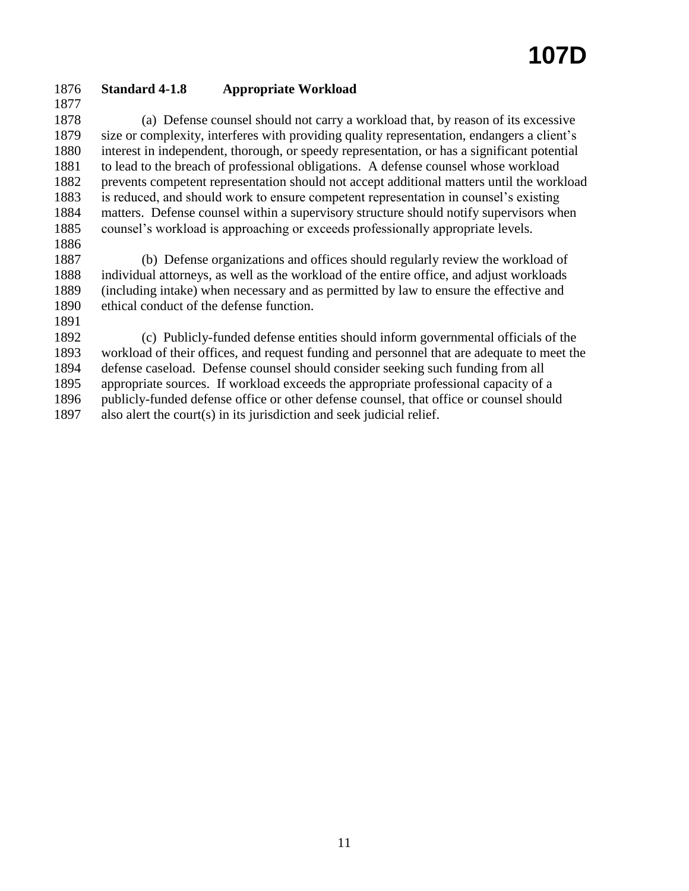### Standard 4-1.8 Appropriate Workload

(a) Defense counsel should not carry a workload that, by reason of its excessive size or complexity, interferes with providing quality representation, endangers a client's interest in independent, thorough, or speedy representation, or has a significant potential to lead to the breach of professional obligations. A defense counsel whose workload prevents competent representation should not accept additional matters until the workload is reduced, and should work to ensure competent representation in counsel's existing matters. Defense counsel within a supervisory structure should notify supervisors when counsel's workload is approaching or exceeds professionally appropriate levels.

(b) Defense organizations and offices should regularly review the workload of individual attorneys, as well as the workload of the entire office, and adjust workloads (including intake) when necessary and as permitted by law to ensure the effective and ethical conduct of the defense function.

(c) Publicly-funded defense entities should inform governmental officials of the workload of their offices, and request funding and personnel that are adequate to meet the defense caseload. Defense counsel should consider seeking such funding from all appropriate sources. If workload exceeds the appropriate professional capacity of a publicly-funded defense office or other defense counsel, that office or counsel should also alert the court(s) in its jurisdiction and seek judicial relief.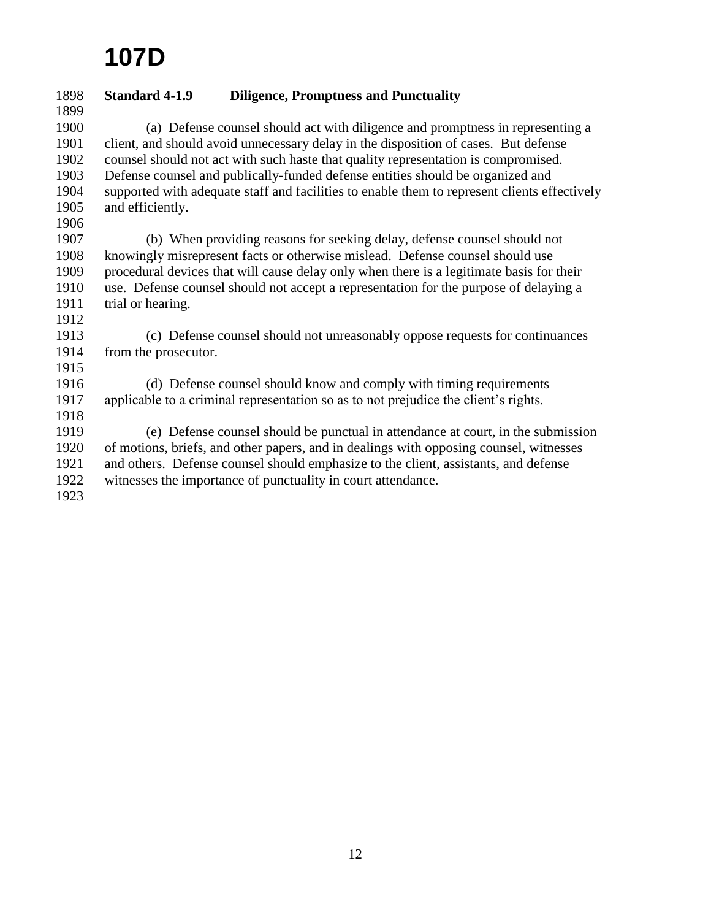# 107D

**Standard 4-1.9 Diligence, Promptness and Punctuality**

(a) Defense counsel should act with diligence and promptness in representing a client, and should avoid unnecessary delay in the disposition of cases. But defense counsel should not act with such haste that quality representation is compromised. Defense counsel and publically-funded defense entities should be organized and supported with adequate staff and facilities to enable them to represent clients effectively and efficiently.

(b) When providing reasons for seeking delay, defense counsel should not knowingly misrepresent facts or otherwise mislead. Defense counsel should use procedural devices that will cause delay only when there is a legitimate basis for their use. Defense counsel should not accept a representation for the purpose of delaying a trial or hearing.

(c) Defense counsel should not unreasonably oppose requests for continuances from the prosecutor.

(d) Defense counsel should know and comply with timing requirements applicable to a criminal representation so as to not prejudice the client's rights.

(e) Defense counsel should be punctual in attendance at court, in the submission of motions, briefs, and other papers, and in dealings with opposing counsel, witnesses and others. Defense counsel should emphasize to the client, assistants, and defense witnesses the importance of punctuality in court attendance.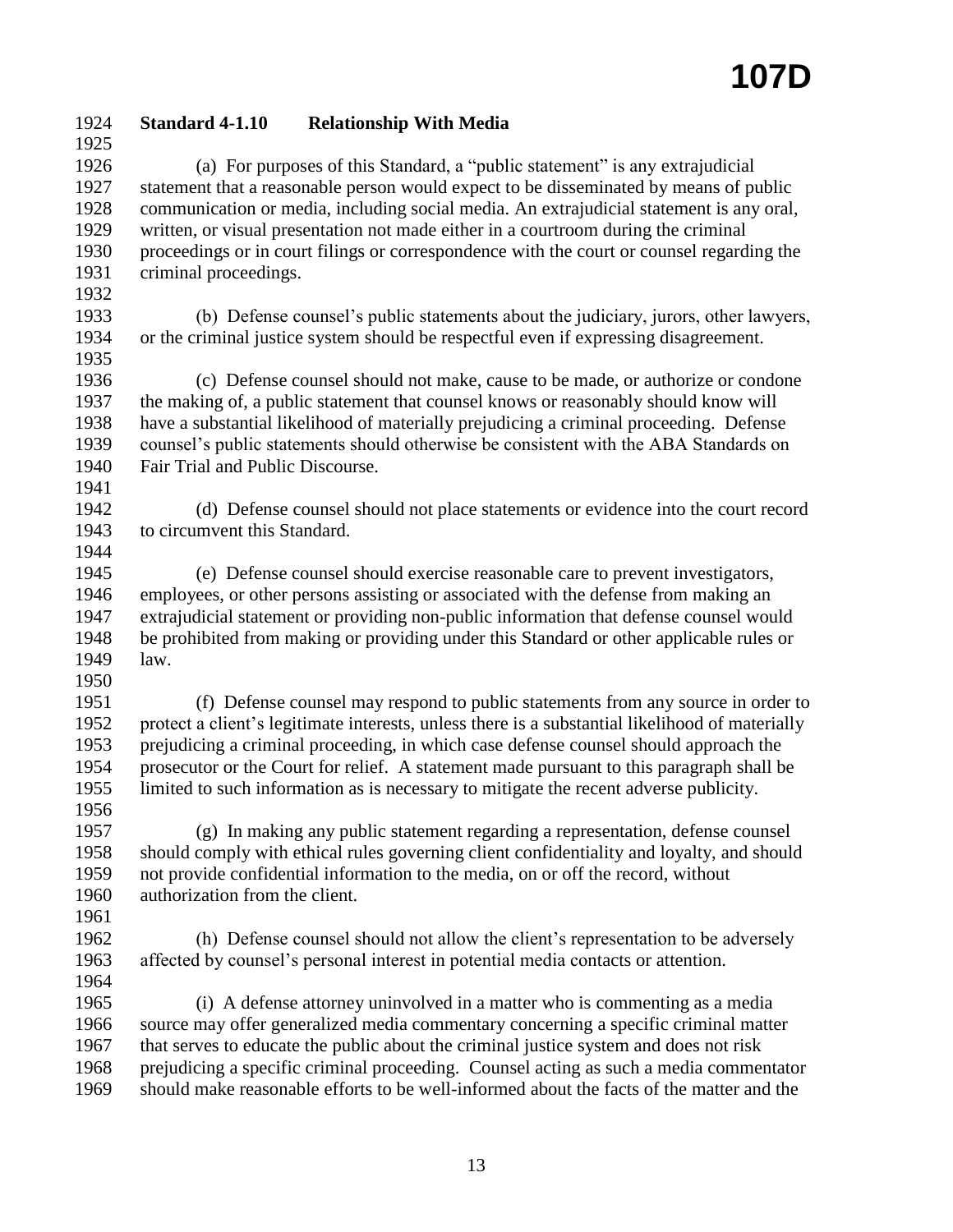**Standard 4-1.10 Relationship With Media**

(a) For purposes of this Standard, a "public statement" is any extrajudicial statement that a reasonable person would expect to be disseminated by means of public communication or media, including social media. An extrajudicial statement is any oral, written, or visual presentation not made either in a courtroom during the criminal proceedings or in court filings or correspondence with the court or counsel regarding the criminal proceedings.

(b) Defense counsel's public statements about the judiciary, jurors, other lawyers, or the criminal justice system should be respectful even if expressing disagreement.

(c) Defense counsel should not make, cause to be made, or authorize or condone the making of, a public statement that counsel knows or reasonably should know will have a substantial likelihood of materially prejudicing a criminal proceeding. Defense counsel's public statements should otherwise be consistent with the ABA Standards on Fair Trial and Public Discourse.

(d) Defense counsel should not place statements or evidence into the court record to circumvent this Standard.

(e) Defense counsel should exercise reasonable care to prevent investigators, employees, or other persons assisting or associated with the defense from making an extrajudicial statement or providing non-public information that defense counsel would be prohibited from making or providing under this Standard or other applicable rules or law.

(f) Defense counsel may respond to public statements from any source in order to protect a client's legitimate interests, unless there is a substantial likelihood of materially prejudicing a criminal proceeding, in which case defense counsel should approach the prosecutor or the Court for relief. A statement made pursuant to this paragraph shall be limited to such information as is necessary to mitigate the recent adverse publicity.

(g) In making any public statement regarding a representation, defense counsel should comply with ethical rules governing client confidentiality and loyalty, and should not provide confidential information to the media, on or off the record, without authorization from the client.

(h) Defense counsel should not allow the client's representation to be adversely affected by counsel's personal interest in potential media contacts or attention.

(i) A defense attorney uninvolved in a matter who is commenting as a media source may offer generalized media commentary concerning a specific criminal matter that serves to educate the public about the criminal justice system and does not risk prejudicing a specific criminal proceeding. Counsel acting as such a media commentator should make reasonable efforts to be well-informed about the facts of the matter and the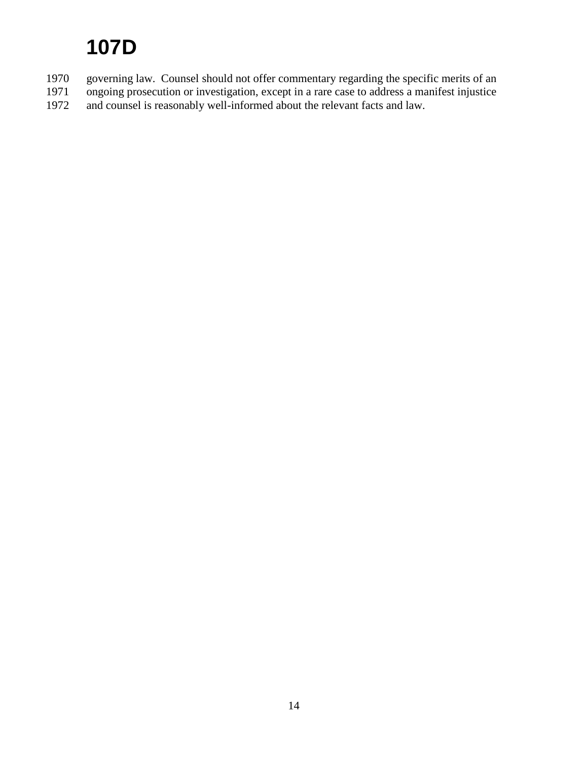# 107D

governing law. Counsel should not offer commentary regarding the specific merits of an ongoing prosecution or investigation, except in a rare case to address a manifest injustice and counsel is reasonably well-informed about the relevant facts and law.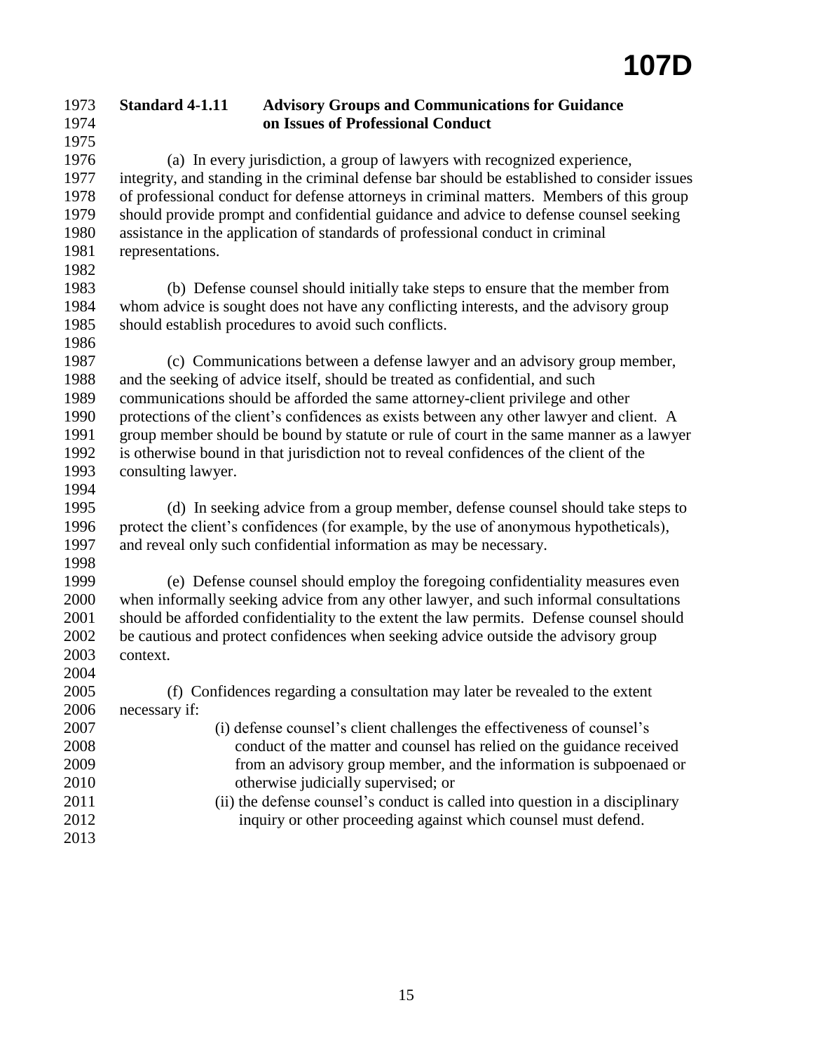### Standard 4-1.11 Advisory Groups and Communications for Guidance on Issues of Professional Conduct

(a) In every jurisdiction, a group of lawyers with recognized experience, integrity, and standing in the criminal defense bar should be established to consider issues of professional conduct for defense attorneys in criminal matters. Members of this group should provide prompt and confidential guidance and advice to defense counsel seeking assistance in the application of standards of professional conduct in criminal representations.

(b) Defense counsel should initially take steps to ensure that the member from whom advice is sought does not have any conflicting interests, and the advisory group should establish procedures to avoid such conflicts.

(c) Communications between a defense lawyer and an advisory group member, and the seeking of advice itself, should be treated as confidential, and such communications should be afforded the same attorney-client privilege and other protections of the client's confidences as exists between any other lawyer and client. A group member should be bound by statute or rule of court in the same manner as a lawyer is otherwise bound in that jurisdiction not to reveal confidences of the client of the consulting lawyer.

(d) In seeking advice from a group member, defense counsel should take steps to protect the client's confidences (for example, by the use of anonymous hypotheticals), and reveal only such confidential information as may be necessary.

(e) Defense counsel should employ the foregoing confidentiality measures even when informally seeking advice from any other lawyer, and such informal consultations should be afforded confidentiality to the extent the law permits. Defense counsel should be cautious and protect confidences when seeking advice outside the advisory group context.

(f) Confidences regarding a consultation may later be revealed to the extent necessary if:

- (i) defense counsel's client challenges the effectiveness of counsel's conduct of the matter and counsel has relied on the guidance received from an advisory group member, and the information is subpoenaed or otherwise judicially supervised; or
- (ii) the defense counsel's conduct is called into question in a disciplinary inquiry or other proceeding against which counsel must defend.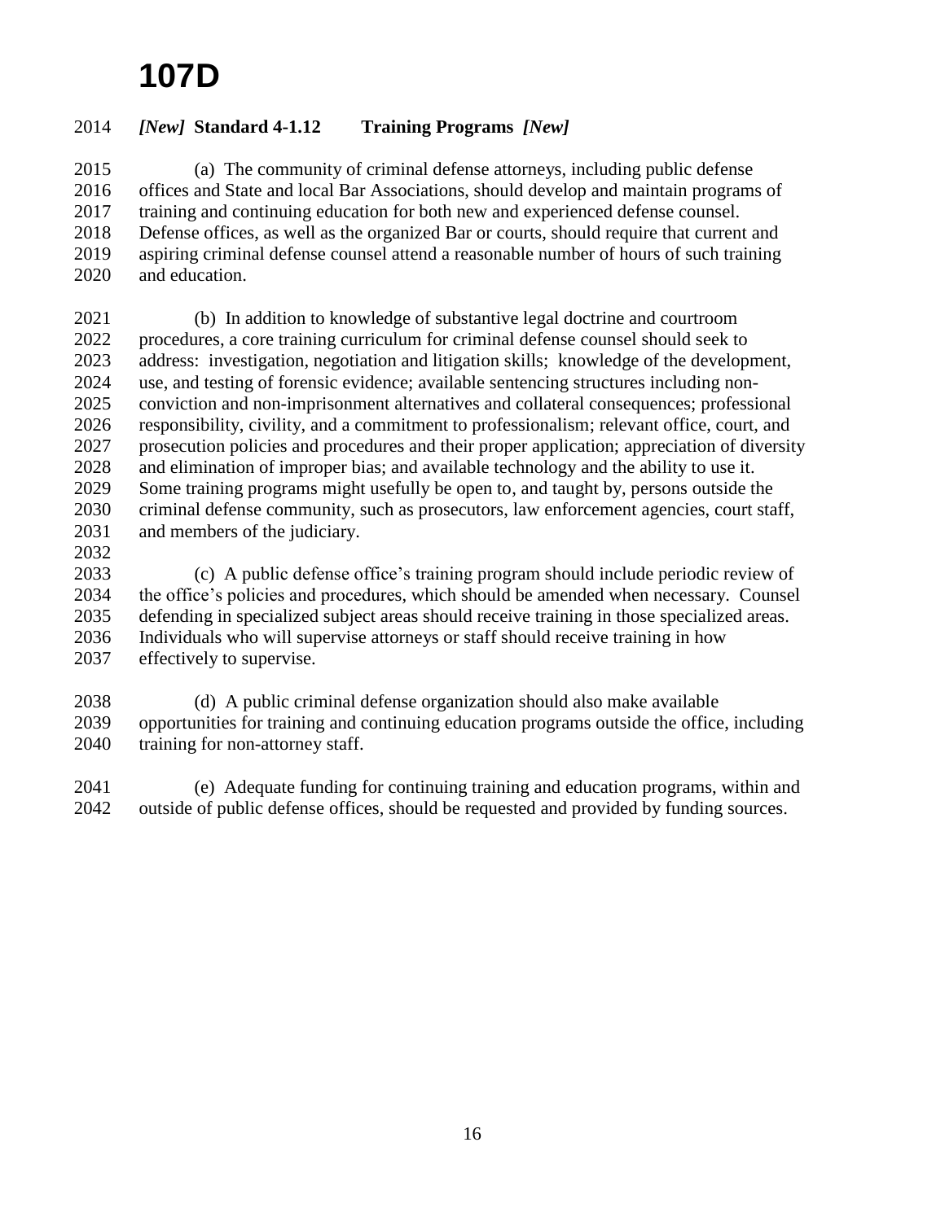***[New]* Standard 4-1.12 Training Programs *[New]***

(a) The community of criminal defense attorneys, including public defense offices and State and local Bar Associations, should develop and maintain programs of training and continuing education for both new and experienced defense counsel. Defense offices, as well as the organized Bar or courts, should require that current and aspiring criminal defense counsel attend a reasonable number of hours of such training and education.

(b) In addition to knowledge of substantive legal doctrine and courtroom procedures, a core training curriculum for criminal defense counsel should seek to address: investigation, negotiation and litigation skills; knowledge of the development, use, and testing of forensic evidence; available sentencing structures including non-conviction and non-imprisonment alternatives and collateral consequences; professional responsibility, civility, and a commitment to professionalism; relevant office, court, and prosecution policies and procedures and their proper application; appreciation of diversity and elimination of improper bias; and available technology and the ability to use it. Some training programs might usefully be open to, and taught by, persons outside the criminal defense community, such as prosecutors, law enforcement agencies, court staff, and members of the judiciary.

(c) A public defense office's training program should include periodic review of the office's policies and procedures, which should be amended when necessary. Counsel defending in specialized subject areas should receive training in those specialized areas. Individuals who will supervise attorneys or staff should receive training in how effectively to supervise.

(d) A public criminal defense organization should also make available opportunities for training and continuing education programs outside the office, including training for non-attorney staff.

(e) Adequate funding for continuing training and education programs, within and outside of public defense offices, should be requested and provided by funding sources.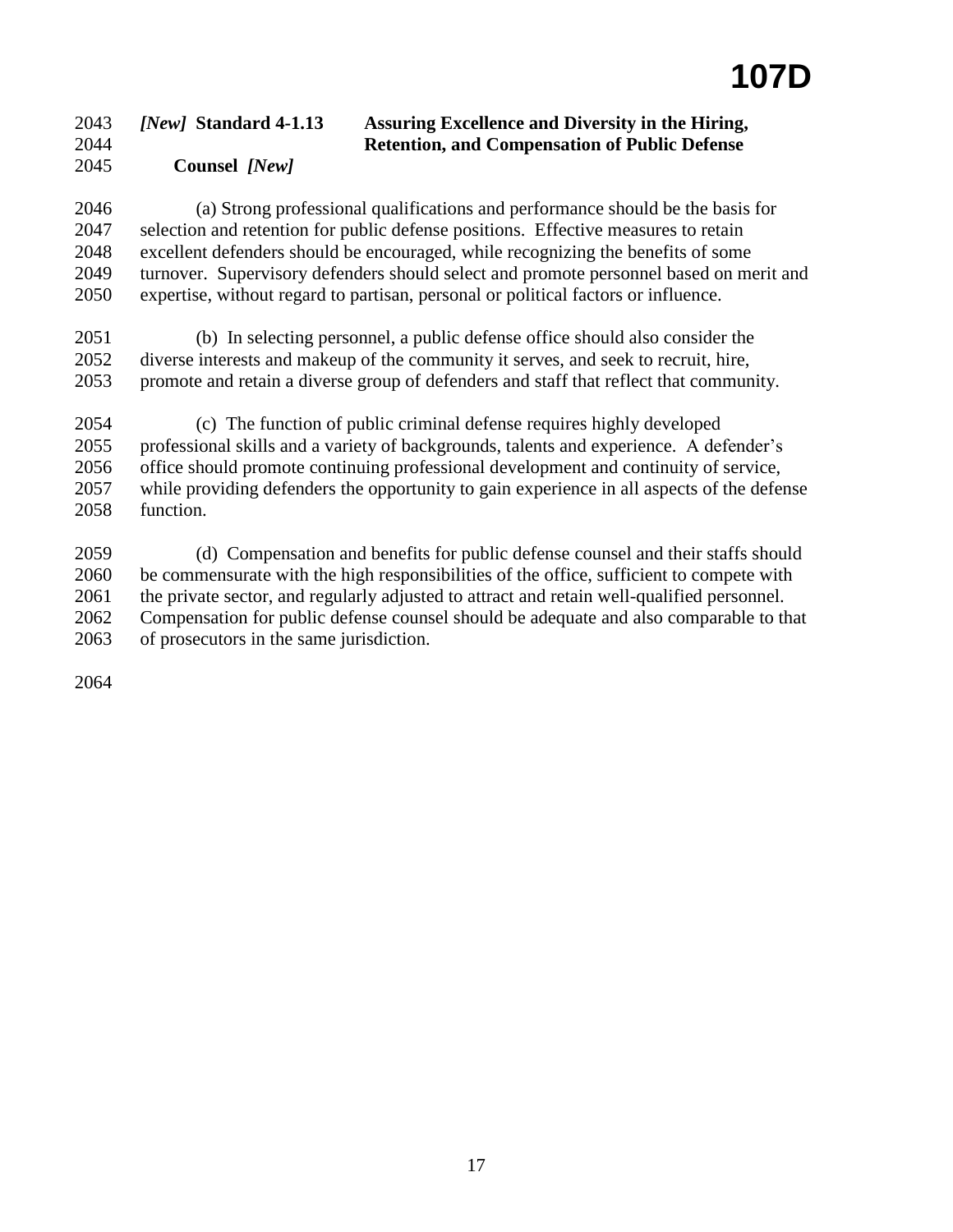### *[New]* Standard 4-1.13 Assuring Excellence and Diversity in the Hiring, Retention, and Compensation of Public Defense Counsel *[New]*

(a) Strong professional qualifications and performance should be the basis for selection and retention for public defense positions. Effective measures to retain excellent defenders should be encouraged, while recognizing the benefits of some turnover. Supervisory defenders should select and promote personnel based on merit and expertise, without regard to partisan, personal or political factors or influence.

(b) In selecting personnel, a public defense office should also consider the diverse interests and makeup of the community it serves, and seek to recruit, hire, promote and retain a diverse group of defenders and staff that reflect that community.

(c) The function of public criminal defense requires highly developed professional skills and a variety of backgrounds, talents and experience. A defender's office should promote continuing professional development and continuity of service, while providing defenders the opportunity to gain experience in all aspects of the defense function.

(d) Compensation and benefits for public defense counsel and their staffs should be commensurate with the high responsibilities of the office, sufficient to compete with the private sector, and regularly adjusted to attract and retain well-qualified personnel. Compensation for public defense counsel should be adequate and also comparable to that of prosecutors in the same jurisdiction.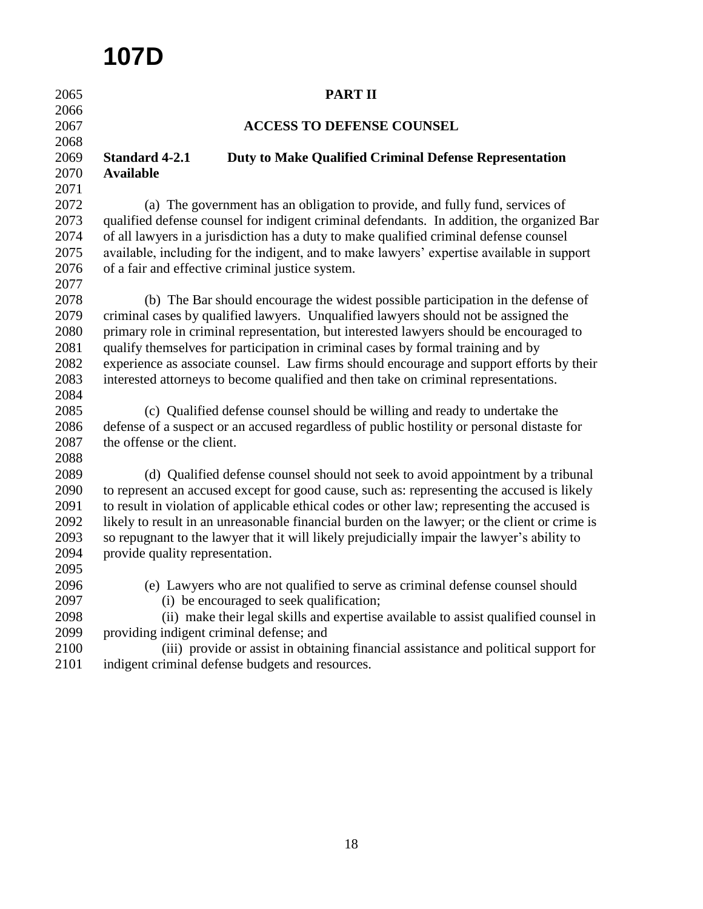## PART II

## ACCESS TO DEFENSE COUNSEL

### Standard 4-2.1 Duty to Make Qualified Criminal Defense Representation Available

(a) The government has an obligation to provide, and fully fund, services of qualified defense counsel for indigent criminal defendants. In addition, the organized Bar of all lawyers in a jurisdiction has a duty to make qualified criminal defense counsel available, including for the indigent, and to make lawyers' expertise available in support of a fair and effective criminal justice system.

(b) The Bar should encourage the widest possible participation in the defense of criminal cases by qualified lawyers. Unqualified lawyers should not be assigned the primary role in criminal representation, but interested lawyers should be encouraged to qualify themselves for participation in criminal cases by formal training and by experience as associate counsel. Law firms should encourage and support efforts by their interested attorneys to become qualified and then take on criminal representations.

(c) Qualified defense counsel should be willing and ready to undertake the defense of a suspect or an accused regardless of public hostility or personal distaste for the offense or the client.

(d) Qualified defense counsel should not seek to avoid appointment by a tribunal to represent an accused except for good cause, such as: representing the accused is likely to result in violation of applicable ethical codes or other law; representing the accused is likely to result in an unreasonable financial burden on the lawyer; or the client or crime is so repugnant to the lawyer that it will likely prejudicially impair the lawyer's ability to provide quality representation.

(e) Lawyers who are not qualified to serve as criminal defense counsel should

(i) be encouraged to seek qualification;

(ii) make their legal skills and expertise available to assist qualified counsel in providing indigent criminal defense; and

(iii) provide or assist in obtaining financial assistance and political support for indigent criminal defense budgets and resources.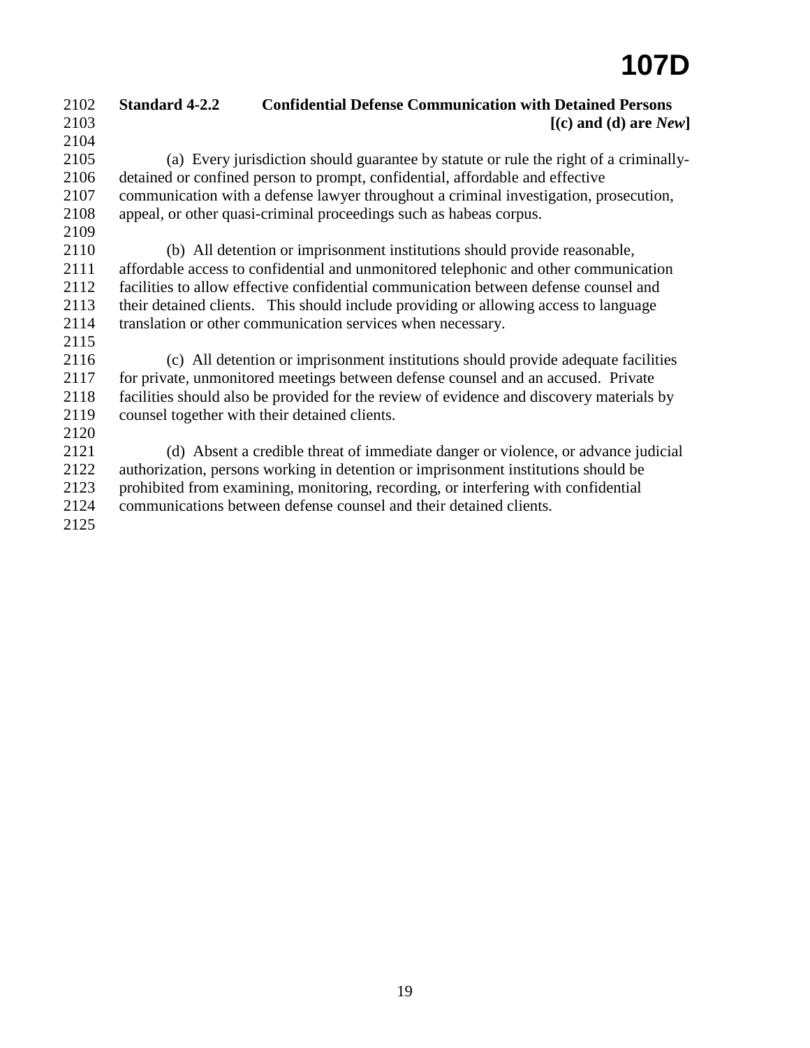**Standard 4-2.2 Confidential Defense Communication with Detained Persons**

**[(c) and (d) are *New*]**

(a) Every jurisdiction should guarantee by statute or rule the right of a criminally-detained or confined person to prompt, confidential, affordable and effective communication with a defense lawyer throughout a criminal investigation, prosecution, appeal, or other quasi-criminal proceedings such as habeas corpus.

(b) All detention or imprisonment institutions should provide reasonable, affordable access to confidential and unmonitored telephonic and other communication facilities to allow effective confidential communication between defense counsel and their detained clients. This should include providing or allowing access to language translation or other communication services when necessary.

(c) All detention or imprisonment institutions should provide adequate facilities for private, unmonitored meetings between defense counsel and an accused. Private facilities should also be provided for the review of evidence and discovery materials by counsel together with their detained clients.

(d) Absent a credible threat of immediate danger or violence, or advance judicial authorization, persons working in detention or imprisonment institutions should be prohibited from examining, monitoring, recording, or interfering with confidential communications between defense counsel and their detained clients.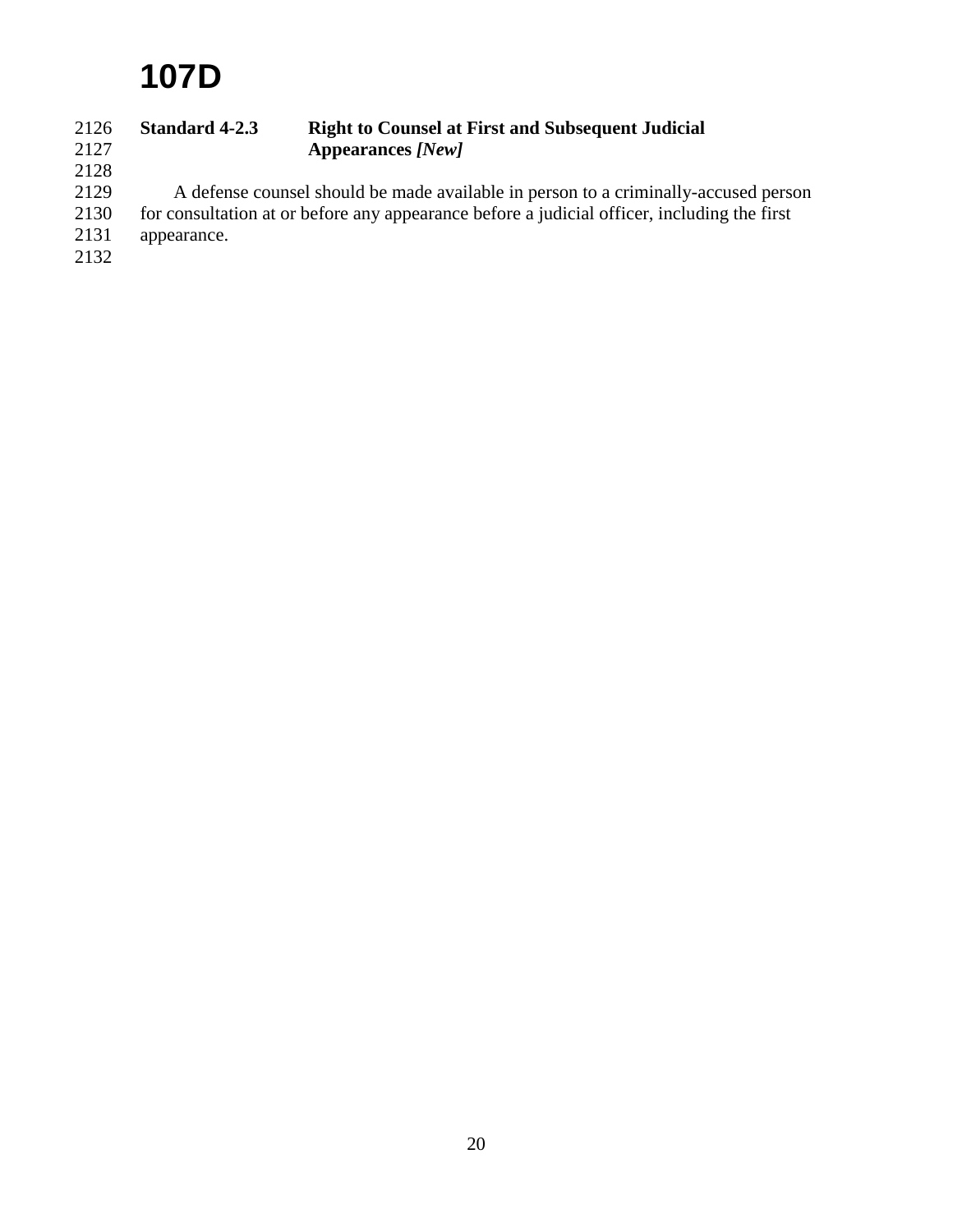**Standard 4-2.3 Right to Counsel at First and Subsequent Judicial Appearances *[New]***

A defense counsel should be made available in person to a criminally-accused person for consultation at or before any appearance before a judicial officer, including the first appearance.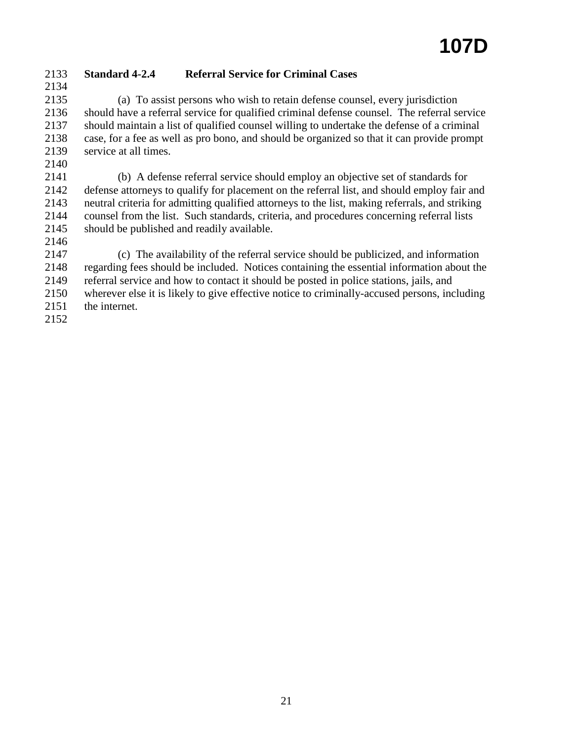**Standard 4-2.4 Referral Service for Criminal Cases**

(a) To assist persons who wish to retain defense counsel, every jurisdiction should have a referral service for qualified criminal defense counsel. The referral service should maintain a list of qualified counsel willing to undertake the defense of a criminal case, for a fee as well as pro bono, and should be organized so that it can provide prompt service at all times.

(b) A defense referral service should employ an objective set of standards for defense attorneys to qualify for placement on the referral list, and should employ fair and neutral criteria for admitting qualified attorneys to the list, making referrals, and striking counsel from the list. Such standards, criteria, and procedures concerning referral lists should be published and readily available.

(c) The availability of the referral service should be publicized, and information regarding fees should be included. Notices containing the essential information about the referral service and how to contact it should be posted in police stations, jails, and wherever else it is likely to give effective notice to criminally-accused persons, including the internet.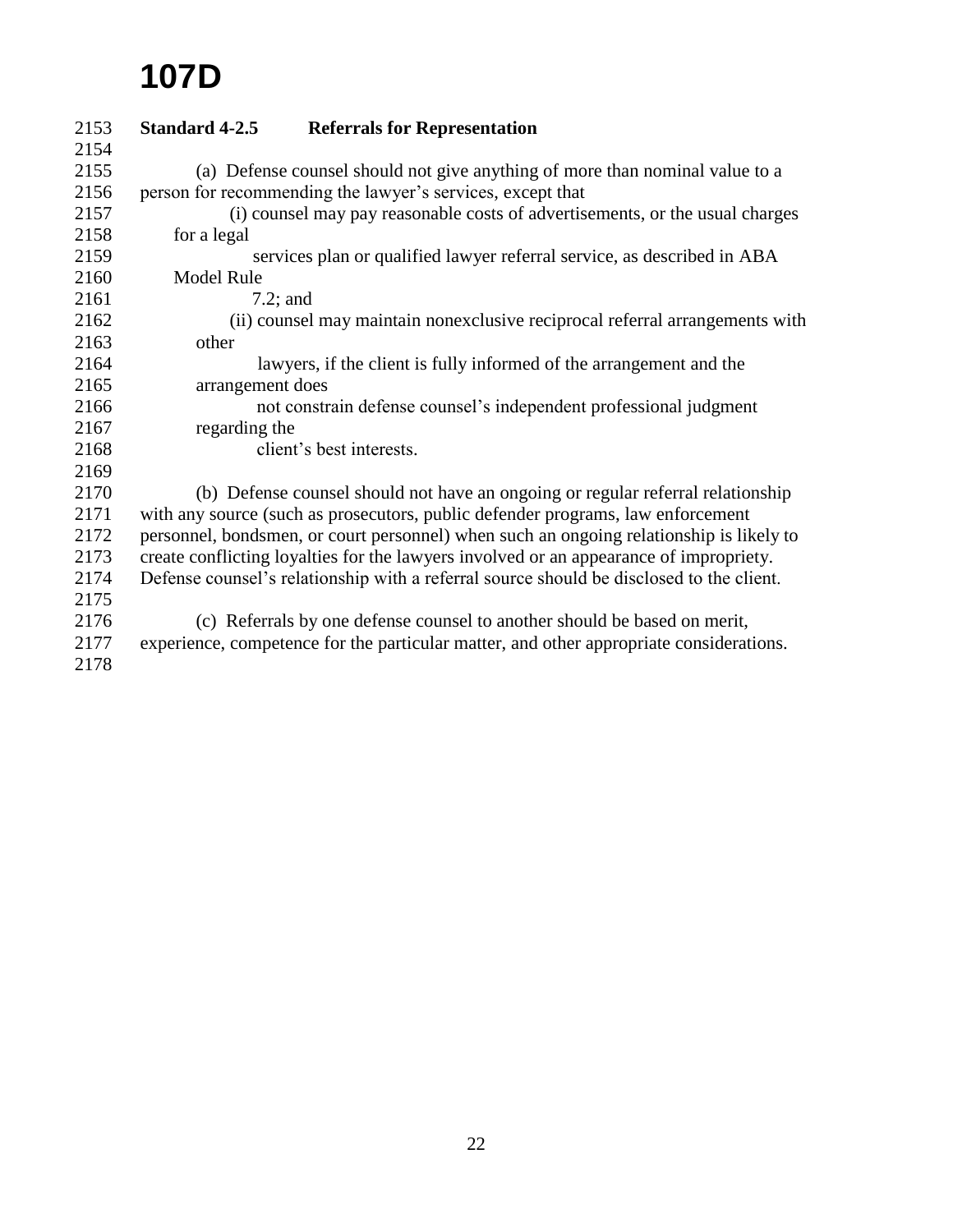# 107D

**Standard 4-2.5 Referrals for Representation**

(a) Defense counsel should not give anything of more than nominal value to a person for recommending the lawyer's services, except that

(i) counsel may pay reasonable costs of advertisements, or the usual charges for a legal services plan or qualified lawyer referral service, as described in ABA Model Rule 7.2; and

(ii) counsel may maintain nonexclusive reciprocal referral arrangements with other lawyers, if the client is fully informed of the arrangement and the arrangement does not constrain defense counsel's independent professional judgment regarding the client's best interests.

(b) Defense counsel should not have an ongoing or regular referral relationship with any source (such as prosecutors, public defender programs, law enforcement personnel, bondsmen, or court personnel) when such an ongoing relationship is likely to create conflicting loyalties for the lawyers involved or an appearance of impropriety. Defense counsel's relationship with a referral source should be disclosed to the client.

(c) Referrals by one defense counsel to another should be based on merit, experience, competence for the particular matter, and other appropriate considerations.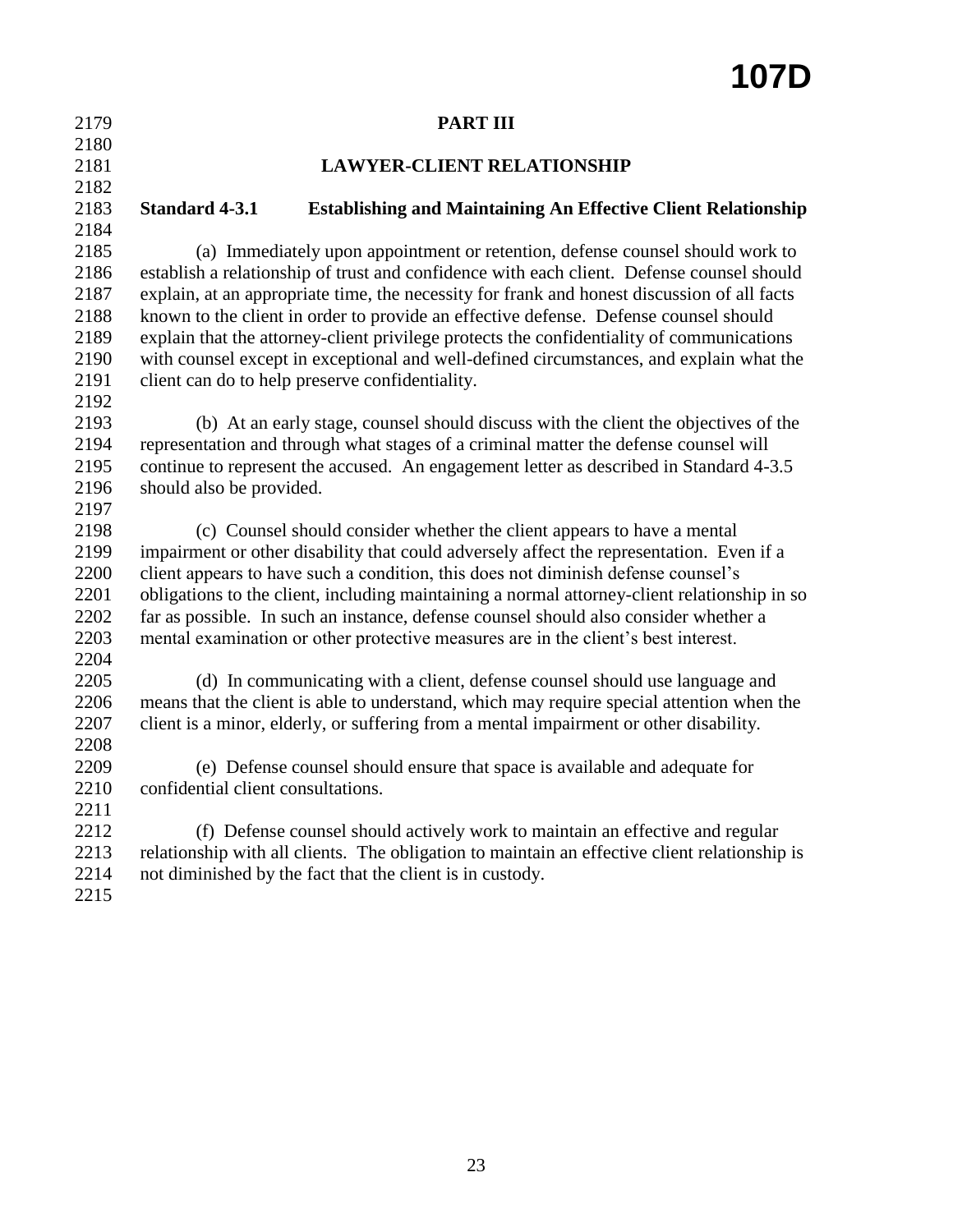## PART III

## LAWYER-CLIENT RELATIONSHIP

### Standard 4-3.1 Establishing and Maintaining An Effective Client Relationship

(a) Immediately upon appointment or retention, defense counsel should work to establish a relationship of trust and confidence with each client. Defense counsel should explain, at an appropriate time, the necessity for frank and honest discussion of all facts known to the client in order to provide an effective defense. Defense counsel should explain that the attorney-client privilege protects the confidentiality of communications with counsel except in exceptional and well-defined circumstances, and explain what the client can do to help preserve confidentiality.

(b) At an early stage, counsel should discuss with the client the objectives of the representation and through what stages of a criminal matter the defense counsel will continue to represent the accused. An engagement letter as described in Standard 4-3.5 should also be provided.

(c) Counsel should consider whether the client appears to have a mental impairment or other disability that could adversely affect the representation. Even if a client appears to have such a condition, this does not diminish defense counsel's obligations to the client, including maintaining a normal attorney-client relationship in so far as possible. In such an instance, defense counsel should also consider whether a mental examination or other protective measures are in the client's best interest.

(d) In communicating with a client, defense counsel should use language and means that the client is able to understand, which may require special attention when the client is a minor, elderly, or suffering from a mental impairment or other disability.

(e) Defense counsel should ensure that space is available and adequate for confidential client consultations.

(f) Defense counsel should actively work to maintain an effective and regular relationship with all clients. The obligation to maintain an effective client relationship is not diminished by the fact that the client is in custody.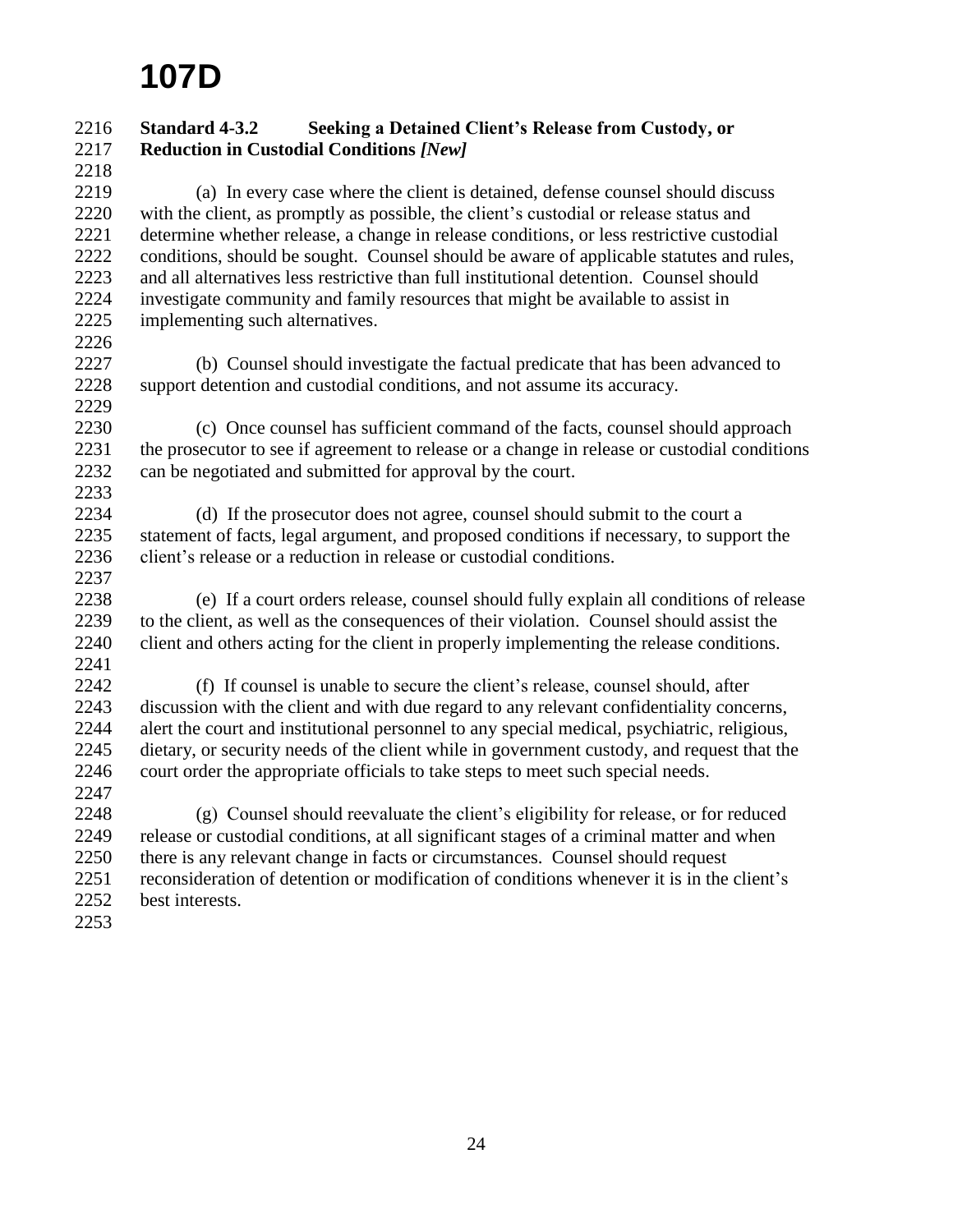### Standard 4-3.2 Seeking a Detained Client's Release from Custody, or Reduction in Custodial Conditions *[New]*

(a) In every case where the client is detained, defense counsel should discuss with the client, as promptly as possible, the client's custodial or release status and determine whether release, a change in release conditions, or less restrictive custodial conditions, should be sought. Counsel should be aware of applicable statutes and rules, and all alternatives less restrictive than full institutional detention. Counsel should investigate community and family resources that might be available to assist in implementing such alternatives.

(b) Counsel should investigate the factual predicate that has been advanced to support detention and custodial conditions, and not assume its accuracy.

(c) Once counsel has sufficient command of the facts, counsel should approach the prosecutor to see if agreement to release or a change in release or custodial conditions can be negotiated and submitted for approval by the court.

(d) If the prosecutor does not agree, counsel should submit to the court a statement of facts, legal argument, and proposed conditions if necessary, to support the client's release or a reduction in release or custodial conditions.

(e) If a court orders release, counsel should fully explain all conditions of release to the client, as well as the consequences of their violation. Counsel should assist the client and others acting for the client in properly implementing the release conditions.

(f) If counsel is unable to secure the client's release, counsel should, after discussion with the client and with due regard to any relevant confidentiality concerns, alert the court and institutional personnel to any special medical, psychiatric, religious, dietary, or security needs of the client while in government custody, and request that the court order the appropriate officials to take steps to meet such special needs.

(g) Counsel should reevaluate the client's eligibility for release, or for reduced release or custodial conditions, at all significant stages of a criminal matter and when there is any relevant change in facts or circumstances. Counsel should request reconsideration of detention or modification of conditions whenever it is in the client's best interests.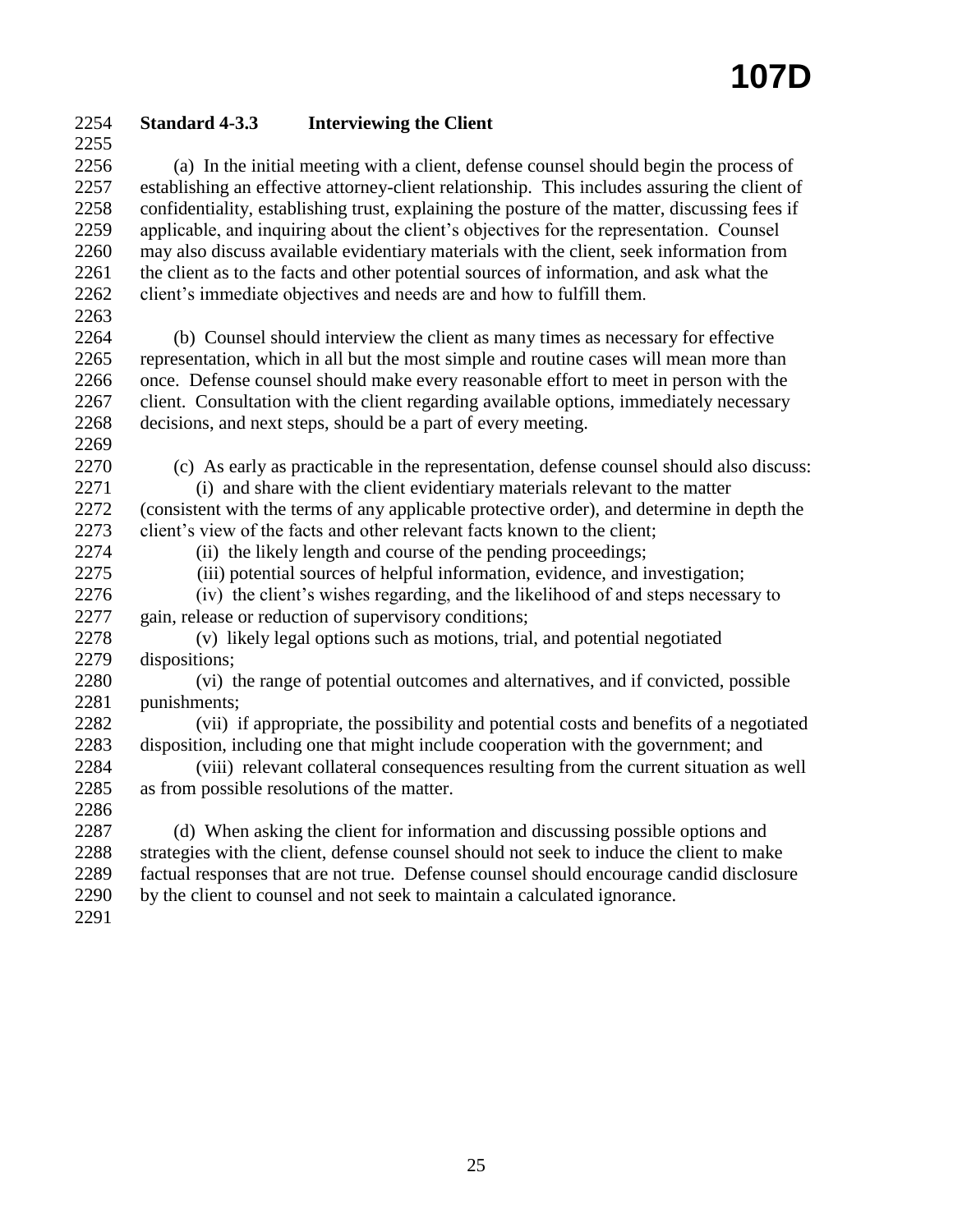### Standard 4-3.3 Interviewing the Client

(a) In the initial meeting with a client, defense counsel should begin the process of establishing an effective attorney-client relationship. This includes assuring the client of confidentiality, establishing trust, explaining the posture of the matter, discussing fees if applicable, and inquiring about the client's objectives for the representation. Counsel may also discuss available evidentiary materials with the client, seek information from the client as to the facts and other potential sources of information, and ask what the client's immediate objectives and needs are and how to fulfill them.

(b) Counsel should interview the client as many times as necessary for effective representation, which in all but the most simple and routine cases will mean more than once. Defense counsel should make every reasonable effort to meet in person with the client. Consultation with the client regarding available options, immediately necessary decisions, and next steps, should be a part of every meeting.

(c) As early as practicable in the representation, defense counsel should also discuss:

(i) and share with the client evidentiary materials relevant to the matter (consistent with the terms of any applicable protective order), and determine in depth the client's view of the facts and other relevant facts known to the client;

(ii) the likely length and course of the pending proceedings;

(iii) potential sources of helpful information, evidence, and investigation;

(iv) the client's wishes regarding, and the likelihood of and steps necessary to gain, release or reduction of supervisory conditions;

(v) likely legal options such as motions, trial, and potential negotiated dispositions;

(vi) the range of potential outcomes and alternatives, and if convicted, possible punishments;

(vii) if appropriate, the possibility and potential costs and benefits of a negotiated disposition, including one that might include cooperation with the government; and

(viii) relevant collateral consequences resulting from the current situation as well as from possible resolutions of the matter.

(d) When asking the client for information and discussing possible options and strategies with the client, defense counsel should not seek to induce the client to make factual responses that are not true. Defense counsel should encourage candid disclosure by the client to counsel and not seek to maintain a calculated ignorance.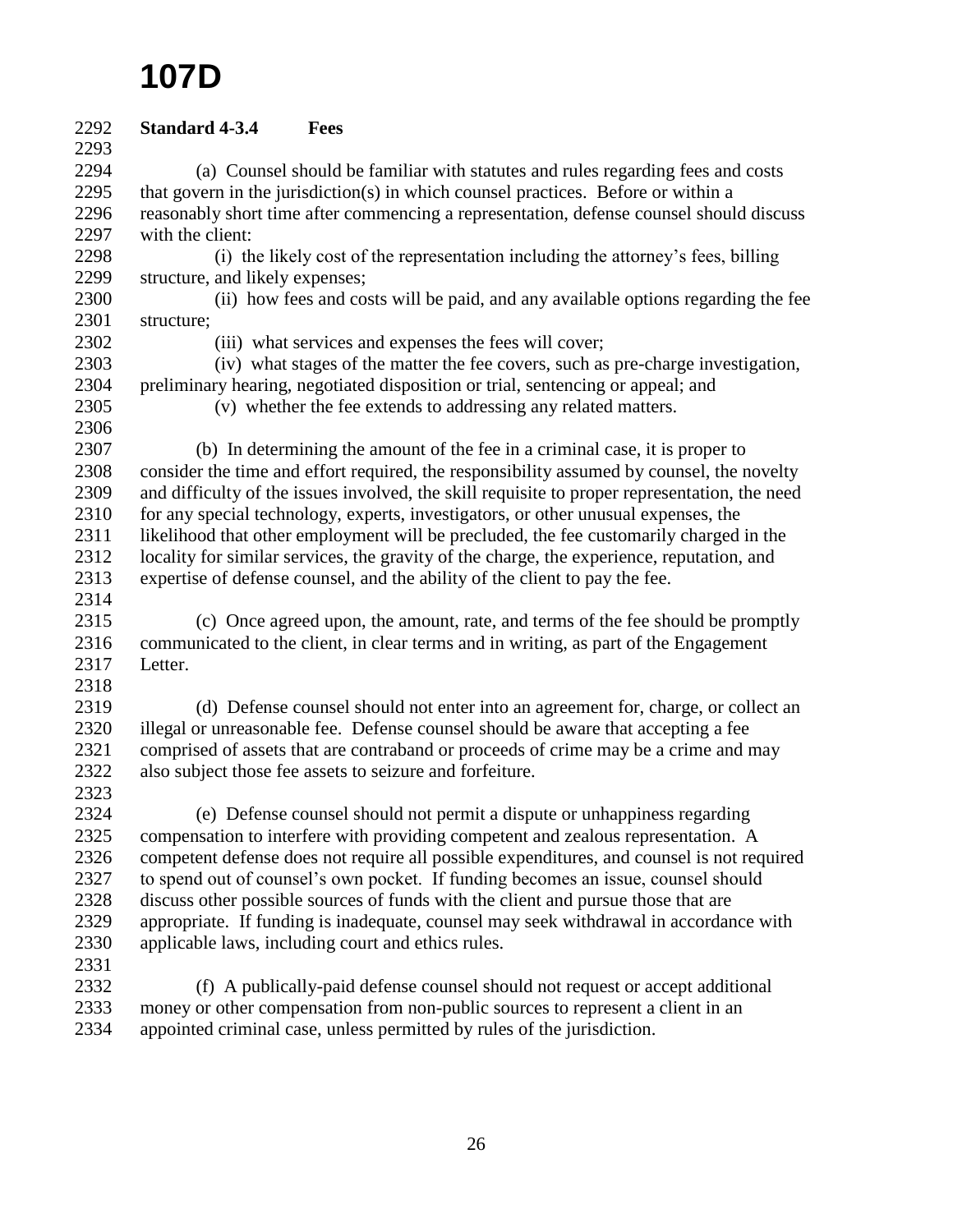# 107D

**Standard 4-3.4 Fees**

(a) Counsel should be familiar with statutes and rules regarding fees and costs that govern in the jurisdiction(s) in which counsel practices. Before or within a reasonably short time after commencing a representation, defense counsel should discuss with the client:

(i) the likely cost of the representation including the attorney's fees, billing structure, and likely expenses;

(ii) how fees and costs will be paid, and any available options regarding the fee structure;

(iii) what services and expenses the fees will cover;

(iv) what stages of the matter the fee covers, such as pre-charge investigation, preliminary hearing, negotiated disposition or trial, sentencing or appeal; and

(v) whether the fee extends to addressing any related matters.

(b) In determining the amount of the fee in a criminal case, it is proper to consider the time and effort required, the responsibility assumed by counsel, the novelty and difficulty of the issues involved, the skill requisite to proper representation, the need for any special technology, experts, investigators, or other unusual expenses, the likelihood that other employment will be precluded, the fee customarily charged in the locality for similar services, the gravity of the charge, the experience, reputation, and expertise of defense counsel, and the ability of the client to pay the fee.

(c) Once agreed upon, the amount, rate, and terms of the fee should be promptly communicated to the client, in clear terms and in writing, as part of the Engagement Letter.

(d) Defense counsel should not enter into an agreement for, charge, or collect an illegal or unreasonable fee. Defense counsel should be aware that accepting a fee comprised of assets that are contraband or proceeds of crime may be a crime and may also subject those fee assets to seizure and forfeiture.

(e) Defense counsel should not permit a dispute or unhappiness regarding compensation to interfere with providing competent and zealous representation. A competent defense does not require all possible expenditures, and counsel is not required to spend out of counsel's own pocket. If funding becomes an issue, counsel should discuss other possible sources of funds with the client and pursue those that are appropriate. If funding is inadequate, counsel may seek withdrawal in accordance with applicable laws, including court and ethics rules.

(f) A publically-paid defense counsel should not request or accept additional money or other compensation from non-public sources to represent a client in an appointed criminal case, unless permitted by rules of the jurisdiction.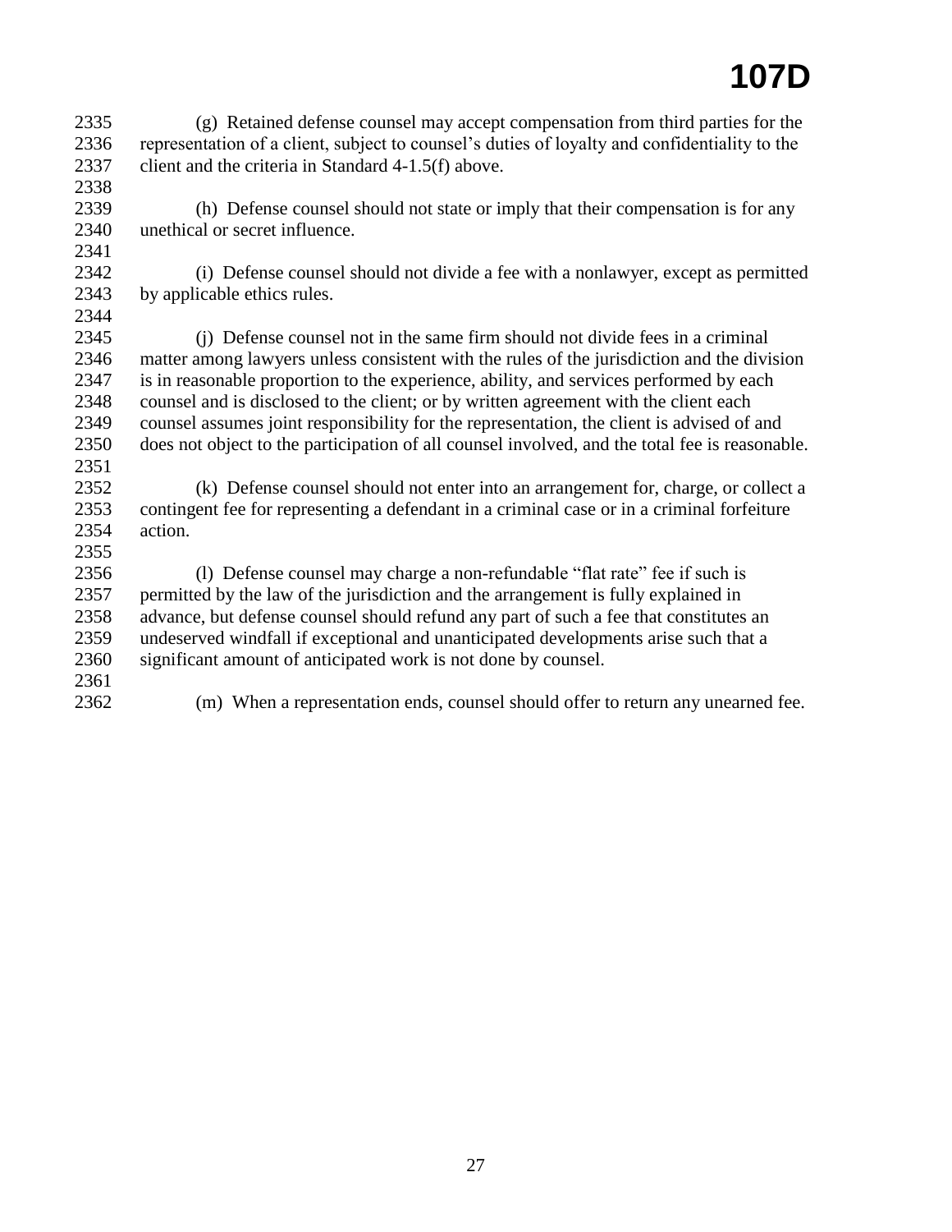(g) Retained defense counsel may accept compensation from third parties for the representation of a client, subject to counsel's duties of loyalty and confidentiality to the client and the criteria in Standard 4-1.5(f) above.

(h) Defense counsel should not state or imply that their compensation is for any unethical or secret influence.

(i) Defense counsel should not divide a fee with a nonlawyer, except as permitted by applicable ethics rules.

(j) Defense counsel not in the same firm should not divide fees in a criminal matter among lawyers unless consistent with the rules of the jurisdiction and the division is in reasonable proportion to the experience, ability, and services performed by each counsel and is disclosed to the client; or by written agreement with the client each counsel assumes joint responsibility for the representation, the client is advised of and does not object to the participation of all counsel involved, and the total fee is reasonable.

(k) Defense counsel should not enter into an arrangement for, charge, or collect a contingent fee for representing a defendant in a criminal case or in a criminal forfeiture action.

(l) Defense counsel may charge a non-refundable "flat rate" fee if such is permitted by the law of the jurisdiction and the arrangement is fully explained in advance, but defense counsel should refund any part of such a fee that constitutes an undeserved windfall if exceptional and unanticipated developments arise such that a significant amount of anticipated work is not done by counsel.

(m) When a representation ends, counsel should offer to return any unearned fee.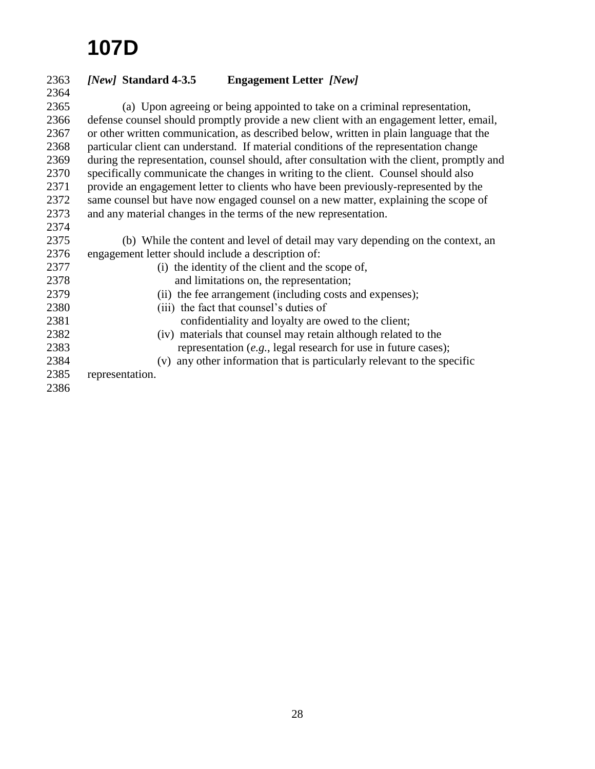# 107D

***[New]* Standard 4-3.5 Engagement Letter *[New]***

(a) Upon agreeing or being appointed to take on a criminal representation, defense counsel should promptly provide a new client with an engagement letter, email, or other written communication, as described below, written in plain language that the particular client can understand. If material conditions of the representation change during the representation, counsel should, after consultation with the client, promptly and specifically communicate the changes in writing to the client. Counsel should also provide an engagement letter to clients who have been previously-represented by the same counsel but have now engaged counsel on a new matter, explaining the scope of and any material changes in the terms of the new representation.

(b) While the content and level of detail may vary depending on the context, an engagement letter should include a description of:

(i) the identity of the client and the scope of, and limitations on, the representation;

(ii) the fee arrangement (including costs and expenses);

(iii) the fact that counsel's duties of confidentiality and loyalty are owed to the client;

(iv) materials that counsel may retain although related to the representation (*e.g.*, legal research for use in future cases);

(v) any other information that is particularly relevant to the specific representation.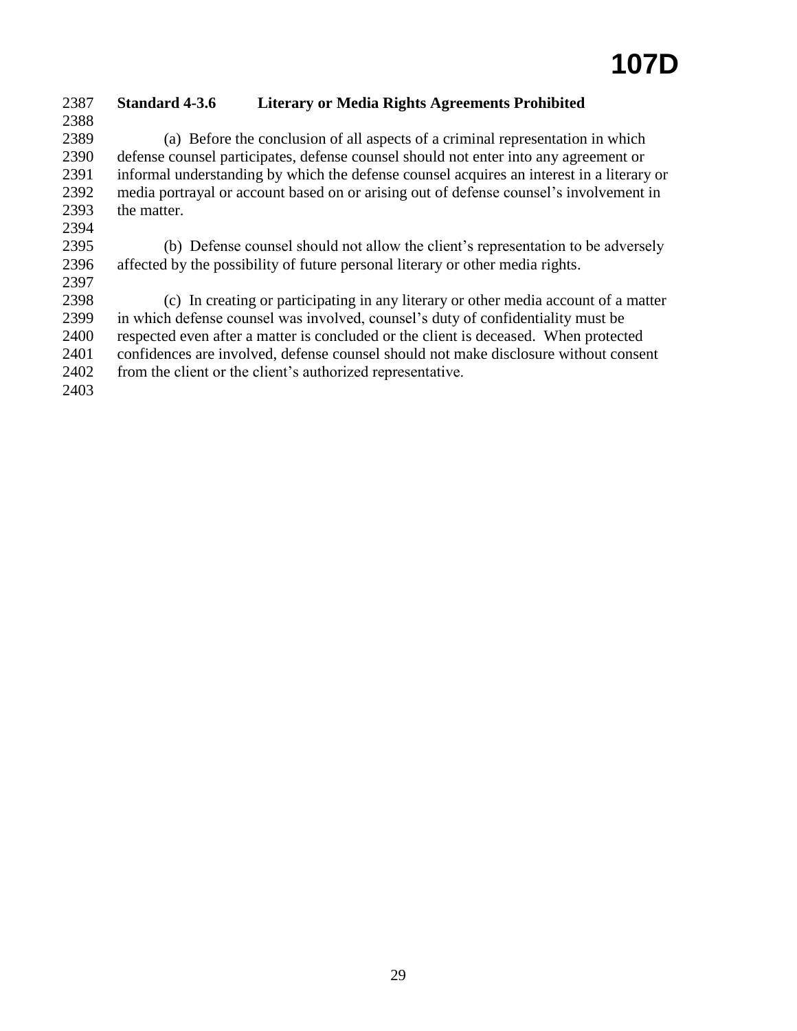### Standard 4-3.6 Literary or Media Rights Agreements Prohibited

(a) Before the conclusion of all aspects of a criminal representation in which defense counsel participates, defense counsel should not enter into any agreement or informal understanding by which the defense counsel acquires an interest in a literary or media portrayal or account based on or arising out of defense counsel's involvement in the matter.

(b) Defense counsel should not allow the client's representation to be adversely affected by the possibility of future personal literary or other media rights.

(c) In creating or participating in any literary or other media account of a matter in which defense counsel was involved, counsel's duty of confidentiality must be respected even after a matter is concluded or the client is deceased. When protected confidences are involved, defense counsel should not make disclosure without consent from the client or the client's authorized representative.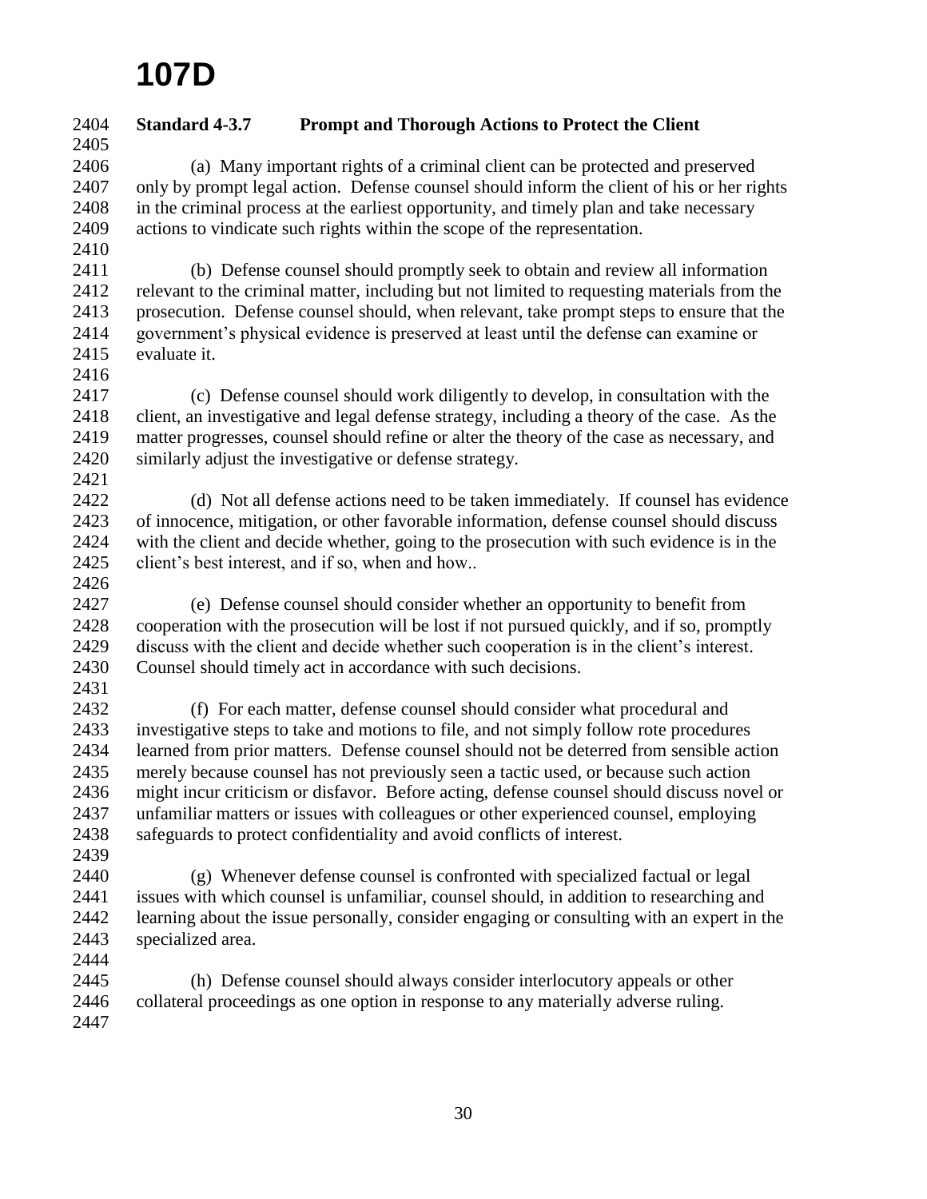# 107D

**Standard 4-3.7 Prompt and Thorough Actions to Protect the Client**

(a) Many important rights of a criminal client can be protected and preserved only by prompt legal action. Defense counsel should inform the client of his or her rights in the criminal process at the earliest opportunity, and timely plan and take necessary actions to vindicate such rights within the scope of the representation.

(b) Defense counsel should promptly seek to obtain and review all information relevant to the criminal matter, including but not limited to requesting materials from the prosecution. Defense counsel should, when relevant, take prompt steps to ensure that the government's physical evidence is preserved at least until the defense can examine or evaluate it.

(c) Defense counsel should work diligently to develop, in consultation with the client, an investigative and legal defense strategy, including a theory of the case. As the matter progresses, counsel should refine or alter the theory of the case as necessary, and similarly adjust the investigative or defense strategy.

(d) Not all defense actions need to be taken immediately. If counsel has evidence of innocence, mitigation, or other favorable information, defense counsel should discuss with the client and decide whether, going to the prosecution with such evidence is in the client's best interest, and if so, when and how..

(e) Defense counsel should consider whether an opportunity to benefit from cooperation with the prosecution will be lost if not pursued quickly, and if so, promptly discuss with the client and decide whether such cooperation is in the client's interest. Counsel should timely act in accordance with such decisions.

(f) For each matter, defense counsel should consider what procedural and investigative steps to take and motions to file, and not simply follow rote procedures learned from prior matters. Defense counsel should not be deterred from sensible action merely because counsel has not previously seen a tactic used, or because such action might incur criticism or disfavor. Before acting, defense counsel should discuss novel or unfamiliar matters or issues with colleagues or other experienced counsel, employing safeguards to protect confidentiality and avoid conflicts of interest.

(g) Whenever defense counsel is confronted with specialized factual or legal issues with which counsel is unfamiliar, counsel should, in addition to researching and learning about the issue personally, consider engaging or consulting with an expert in the specialized area.

(h) Defense counsel should always consider interlocutory appeals or other collateral proceedings as one option in response to any materially adverse ruling.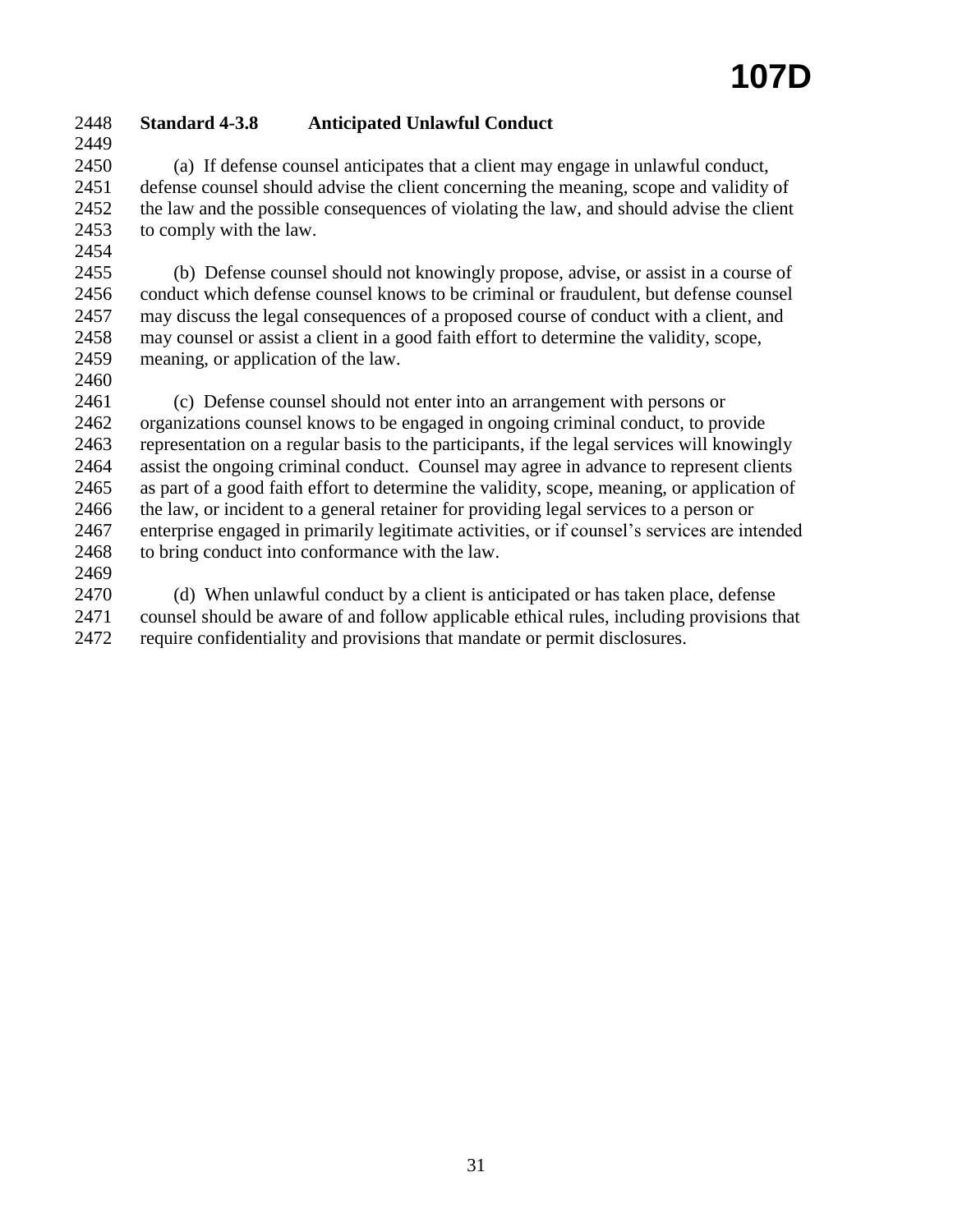### Standard 4-3.8 Anticipated Unlawful Conduct

(a) If defense counsel anticipates that a client may engage in unlawful conduct, defense counsel should advise the client concerning the meaning, scope and validity of the law and the possible consequences of violating the law, and should advise the client to comply with the law.

(b) Defense counsel should not knowingly propose, advise, or assist in a course of conduct which defense counsel knows to be criminal or fraudulent, but defense counsel may discuss the legal consequences of a proposed course of conduct with a client, and may counsel or assist a client in a good faith effort to determine the validity, scope, meaning, or application of the law.

(c) Defense counsel should not enter into an arrangement with persons or organizations counsel knows to be engaged in ongoing criminal conduct, to provide representation on a regular basis to the participants, if the legal services will knowingly assist the ongoing criminal conduct. Counsel may agree in advance to represent clients as part of a good faith effort to determine the validity, scope, meaning, or application of the law, or incident to a general retainer for providing legal services to a person or enterprise engaged in primarily legitimate activities, or if counsel's services are intended to bring conduct into conformance with the law.

(d) When unlawful conduct by a client is anticipated or has taken place, defense counsel should be aware of and follow applicable ethical rules, including provisions that require confidentiality and provisions that mandate or permit disclosures.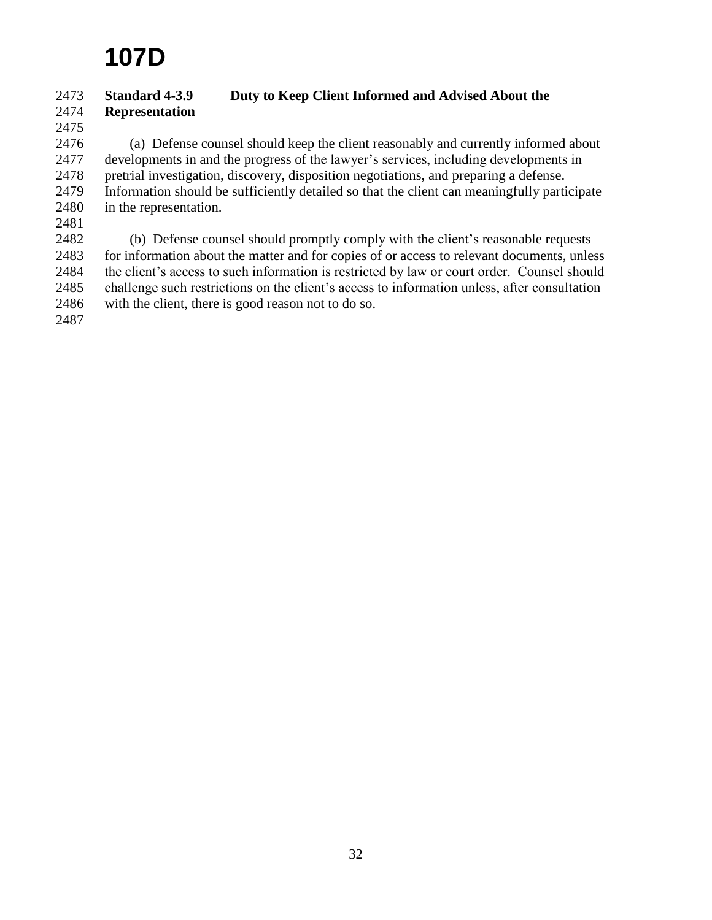# 107D

### Standard 4-3.9 Duty to Keep Client Informed and Advised About the Representation

(a) Defense counsel should keep the client reasonably and currently informed about developments in and the progress of the lawyer's services, including developments in pretrial investigation, discovery, disposition negotiations, and preparing a defense. Information should be sufficiently detailed so that the client can meaningfully participate in the representation.

(b) Defense counsel should promptly comply with the client's reasonable requests for information about the matter and for copies of or access to relevant documents, unless the client's access to such information is restricted by law or court order. Counsel should challenge such restrictions on the client's access to information unless, after consultation with the client, there is good reason not to do so.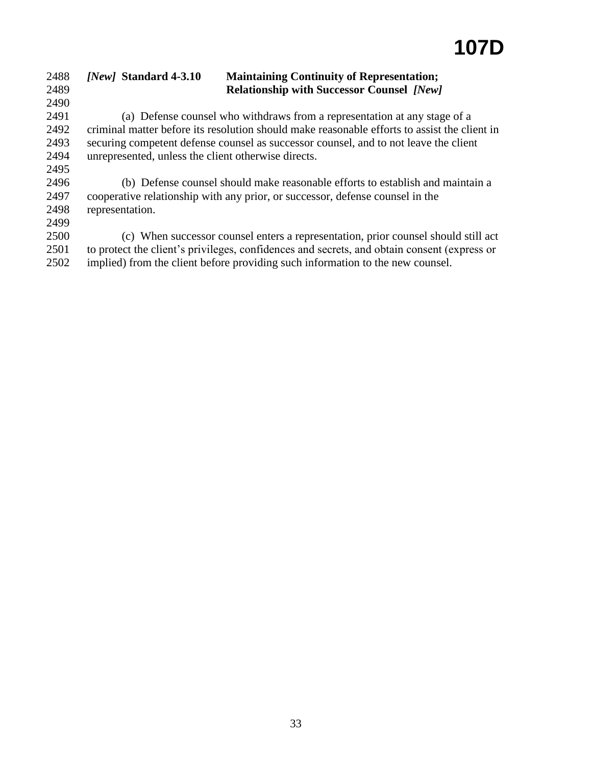### *[New]* **Standard 4-3.10 Maintaining Continuity of Representation; Relationship with Successor Counsel** *[New]*

(a) Defense counsel who withdraws from a representation at any stage of a criminal matter before its resolution should make reasonable efforts to assist the client in securing competent defense counsel as successor counsel, and to not leave the client unrepresented, unless the client otherwise directs.

(b) Defense counsel should make reasonable efforts to establish and maintain a cooperative relationship with any prior, or successor, defense counsel in the representation.

(c) When successor counsel enters a representation, prior counsel should still act to protect the client's privileges, confidences and secrets, and obtain consent (express or implied) from the client before providing such information to the new counsel.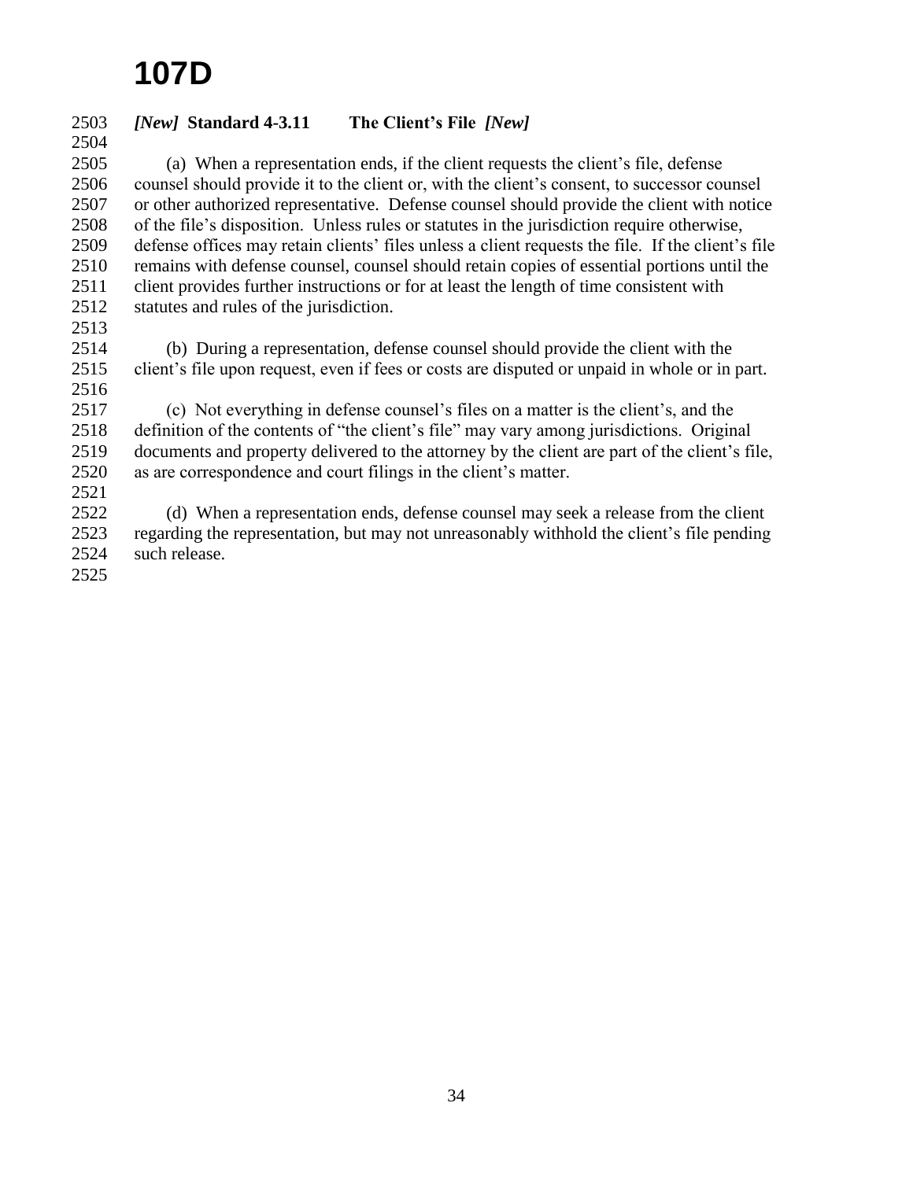# 107D

### *[New]* Standard 4-3.11 The Client's File *[New]*

(a) When a representation ends, if the client requests the client's file, defense counsel should provide it to the client or, with the client's consent, to successor counsel or other authorized representative. Defense counsel should provide the client with notice of the file's disposition. Unless rules or statutes in the jurisdiction require otherwise, defense offices may retain clients' files unless a client requests the file. If the client's file remains with defense counsel, counsel should retain copies of essential portions until the client provides further instructions or for at least the length of time consistent with statutes and rules of the jurisdiction.

(b) During a representation, defense counsel should provide the client with the client's file upon request, even if fees or costs are disputed or unpaid in whole or in part.

(c) Not everything in defense counsel's files on a matter is the client's, and the definition of the contents of "the client's file" may vary among jurisdictions. Original documents and property delivered to the attorney by the client are part of the client's file, as are correspondence and court filings in the client's matter.

(d) When a representation ends, defense counsel may seek a release from the client regarding the representation, but may not unreasonably withhold the client's file pending such release.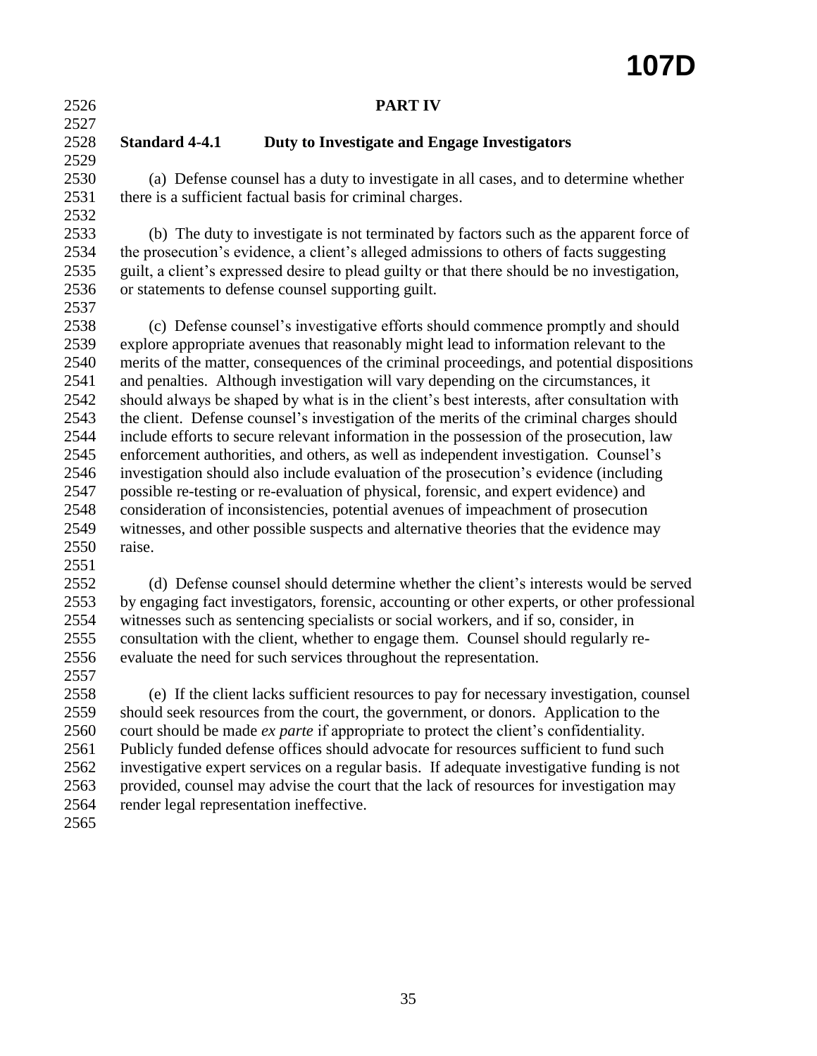## PART IV

### Standard 4-4.1 Duty to Investigate and Engage Investigators

(a) Defense counsel has a duty to investigate in all cases, and to determine whether there is a sufficient factual basis for criminal charges.

(b) The duty to investigate is not terminated by factors such as the apparent force of the prosecution's evidence, a client's alleged admissions to others of facts suggesting guilt, a client's expressed desire to plead guilty or that there should be no investigation, or statements to defense counsel supporting guilt.

(c) Defense counsel's investigative efforts should commence promptly and should explore appropriate avenues that reasonably might lead to information relevant to the merits of the matter, consequences of the criminal proceedings, and potential dispositions and penalties. Although investigation will vary depending on the circumstances, it should always be shaped by what is in the client's best interests, after consultation with the client. Defense counsel's investigation of the merits of the criminal charges should include efforts to secure relevant information in the possession of the prosecution, law enforcement authorities, and others, as well as independent investigation. Counsel's investigation should also include evaluation of the prosecution's evidence (including possible re-testing or re-evaluation of physical, forensic, and expert evidence) and consideration of inconsistencies, potential avenues of impeachment of prosecution witnesses, and other possible suspects and alternative theories that the evidence may raise.

(d) Defense counsel should determine whether the client's interests would be served by engaging fact investigators, forensic, accounting or other experts, or other professional witnesses such as sentencing specialists or social workers, and if so, consider, in consultation with the client, whether to engage them. Counsel should regularly re-evaluate the need for such services throughout the representation.

(e) If the client lacks sufficient resources to pay for necessary investigation, counsel should seek resources from the court, the government, or donors. Application to the court should be made *ex parte* if appropriate to protect the client's confidentiality. Publicly funded defense offices should advocate for resources sufficient to fund such investigative expert services on a regular basis. If adequate investigative funding is not provided, counsel may advise the court that the lack of resources for investigation may render legal representation ineffective.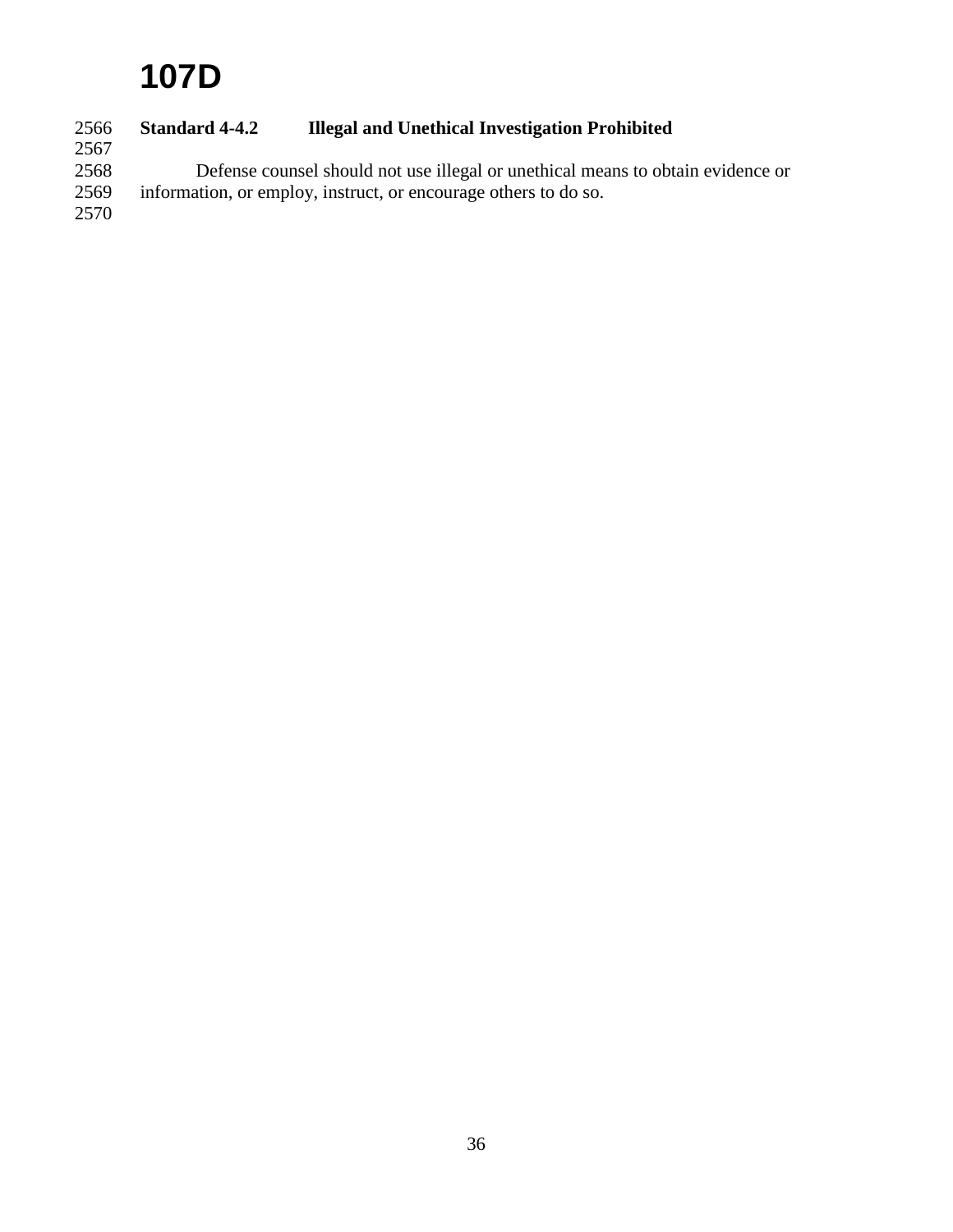# 107D

**Standard 4-4.2 Illegal and Unethical Investigation Prohibited**

Defense counsel should not use illegal or unethical means to obtain evidence or information, or employ, instruct, or encourage others to do so.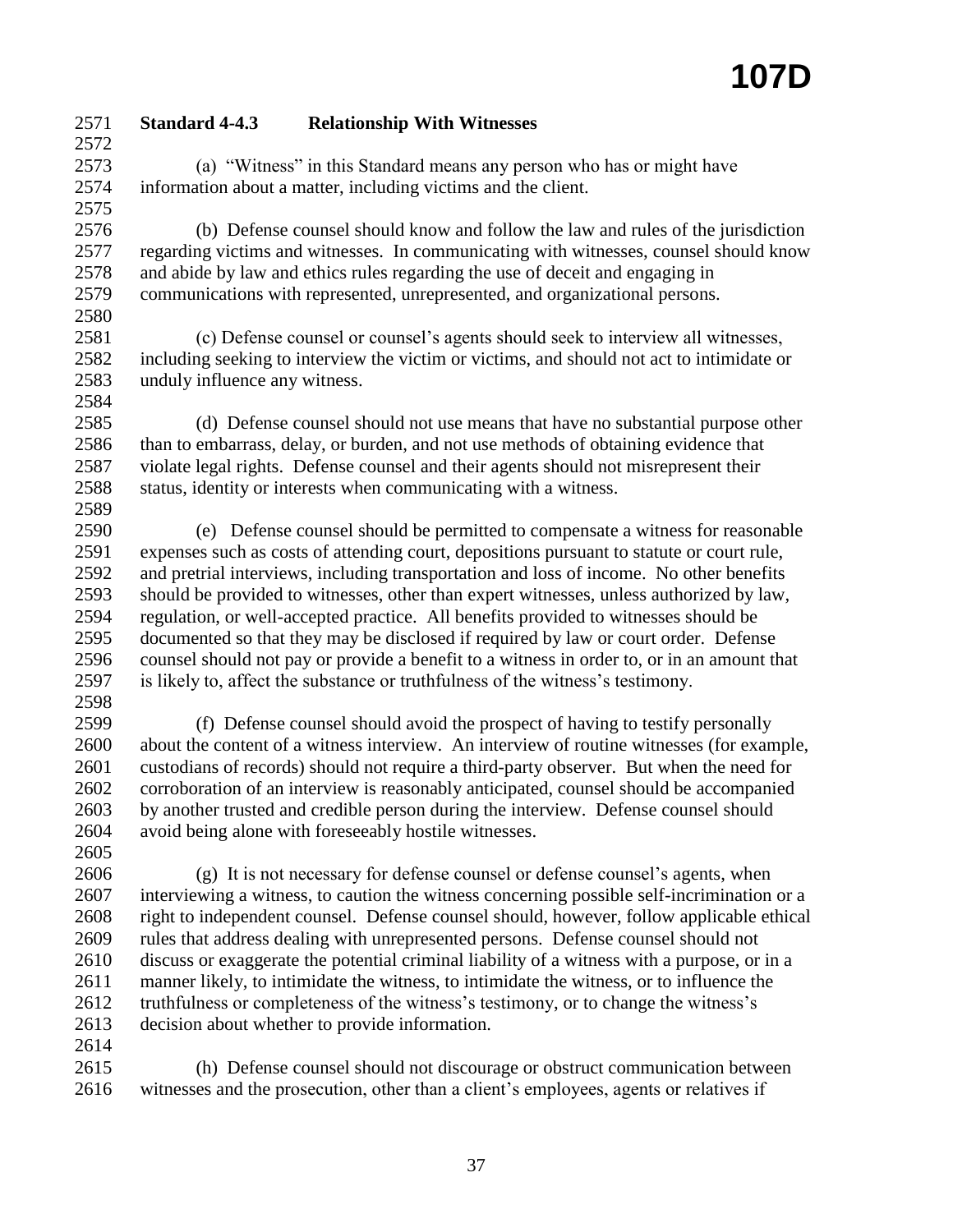**Standard 4-4.3 Relationship With Witnesses**

(a) "Witness" in this Standard means any person who has or might have information about a matter, including victims and the client.

(b) Defense counsel should know and follow the law and rules of the jurisdiction regarding victims and witnesses. In communicating with witnesses, counsel should know and abide by law and ethics rules regarding the use of deceit and engaging in communications with represented, unrepresented, and organizational persons.

(c) Defense counsel or counsel's agents should seek to interview all witnesses, including seeking to interview the victim or victims, and should not act to intimidate or unduly influence any witness.

(d) Defense counsel should not use means that have no substantial purpose other than to embarrass, delay, or burden, and not use methods of obtaining evidence that violate legal rights. Defense counsel and their agents should not misrepresent their status, identity or interests when communicating with a witness.

(e) Defense counsel should be permitted to compensate a witness for reasonable expenses such as costs of attending court, depositions pursuant to statute or court rule, and pretrial interviews, including transportation and loss of income. No other benefits should be provided to witnesses, other than expert witnesses, unless authorized by law, regulation, or well-accepted practice. All benefits provided to witnesses should be documented so that they may be disclosed if required by law or court order. Defense counsel should not pay or provide a benefit to a witness in order to, or in an amount that is likely to, affect the substance or truthfulness of the witness's testimony.

(f) Defense counsel should avoid the prospect of having to testify personally about the content of a witness interview. An interview of routine witnesses (for example, custodians of records) should not require a third-party observer. But when the need for corroboration of an interview is reasonably anticipated, counsel should be accompanied by another trusted and credible person during the interview. Defense counsel should avoid being alone with foreseeably hostile witnesses.

(g) It is not necessary for defense counsel or defense counsel's agents, when interviewing a witness, to caution the witness concerning possible self-incrimination or a right to independent counsel. Defense counsel should, however, follow applicable ethical rules that address dealing with unrepresented persons. Defense counsel should not discuss or exaggerate the potential criminal liability of a witness with a purpose, or in a manner likely, to intimidate the witness, to intimidate the witness, or to influence the truthfulness or completeness of the witness's testimony, or to change the witness's decision about whether to provide information.

(h) Defense counsel should not discourage or obstruct communication between witnesses and the prosecution, other than a client's employees, agents or relatives if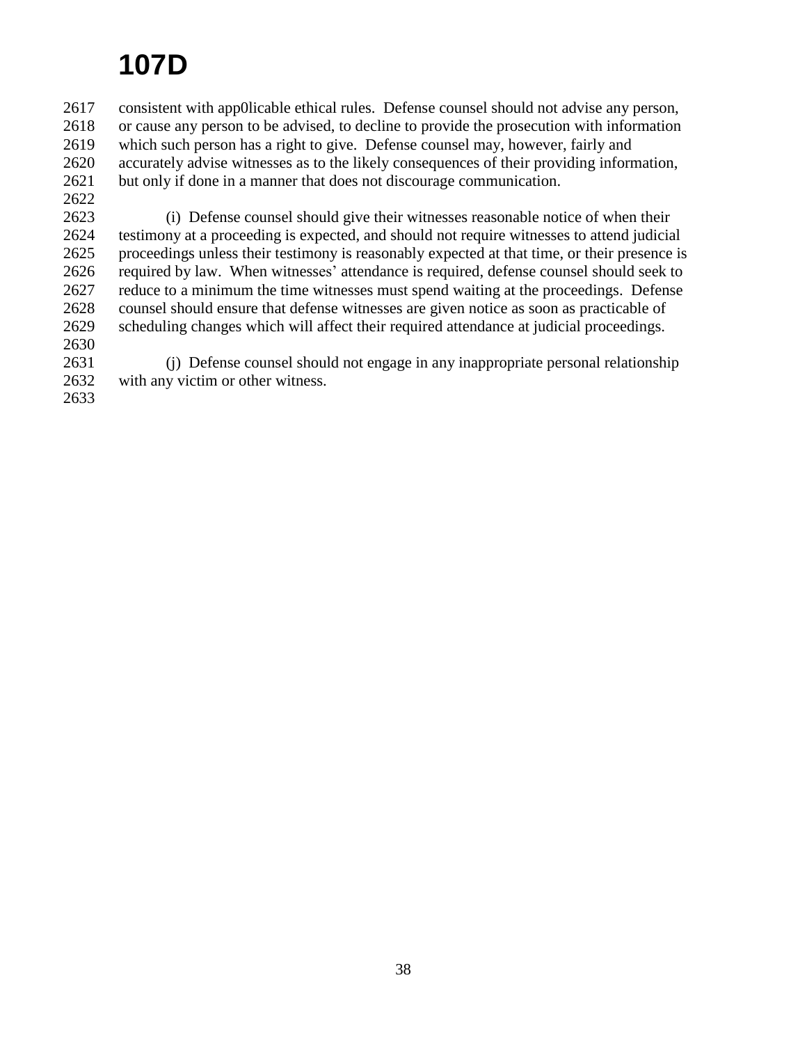consistent with app0licable ethical rules. Defense counsel should not advise any person, or cause any person to be advised, to decline to provide the prosecution with information which such person has a right to give. Defense counsel may, however, fairly and accurately advise witnesses as to the likely consequences of their providing information, but only if done in a manner that does not discourage communication.

(i) Defense counsel should give their witnesses reasonable notice of when their testimony at a proceeding is expected, and should not require witnesses to attend judicial proceedings unless their testimony is reasonably expected at that time, or their presence is required by law. When witnesses' attendance is required, defense counsel should seek to reduce to a minimum the time witnesses must spend waiting at the proceedings. Defense counsel should ensure that defense witnesses are given notice as soon as practicable of scheduling changes which will affect their required attendance at judicial proceedings.

(j) Defense counsel should not engage in any inappropriate personal relationship with any victim or other witness.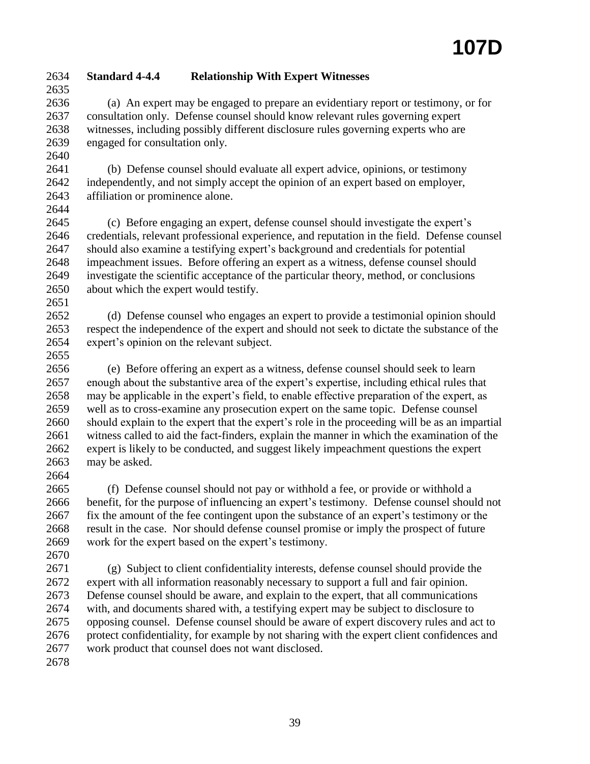## Standard 4-4.4 Relationship With Expert Witnesses

(a) An expert may be engaged to prepare an evidentiary report or testimony, or for consultation only. Defense counsel should know relevant rules governing expert witnesses, including possibly different disclosure rules governing experts who are engaged for consultation only.

(b) Defense counsel should evaluate all expert advice, opinions, or testimony independently, and not simply accept the opinion of an expert based on employer, affiliation or prominence alone.

(c) Before engaging an expert, defense counsel should investigate the expert's credentials, relevant professional experience, and reputation in the field. Defense counsel should also examine a testifying expert's background and credentials for potential impeachment issues. Before offering an expert as a witness, defense counsel should investigate the scientific acceptance of the particular theory, method, or conclusions about which the expert would testify.

(d) Defense counsel who engages an expert to provide a testimonial opinion should respect the independence of the expert and should not seek to dictate the substance of the expert's opinion on the relevant subject.

(e) Before offering an expert as a witness, defense counsel should seek to learn enough about the substantive area of the expert's expertise, including ethical rules that may be applicable in the expert's field, to enable effective preparation of the expert, as well as to cross-examine any prosecution expert on the same topic. Defense counsel should explain to the expert that the expert's role in the proceeding will be as an impartial witness called to aid the fact-finders, explain the manner in which the examination of the expert is likely to be conducted, and suggest likely impeachment questions the expert may be asked.

(f) Defense counsel should not pay or withhold a fee, or provide or withhold a benefit, for the purpose of influencing an expert's testimony. Defense counsel should not fix the amount of the fee contingent upon the substance of an expert's testimony or the result in the case. Nor should defense counsel promise or imply the prospect of future work for the expert based on the expert's testimony.

(g) Subject to client confidentiality interests, defense counsel should provide the expert with all information reasonably necessary to support a full and fair opinion. Defense counsel should be aware, and explain to the expert, that all communications with, and documents shared with, a testifying expert may be subject to disclosure to opposing counsel. Defense counsel should be aware of expert discovery rules and act to protect confidentiality, for example by not sharing with the expert client confidences and work product that counsel does not want disclosed.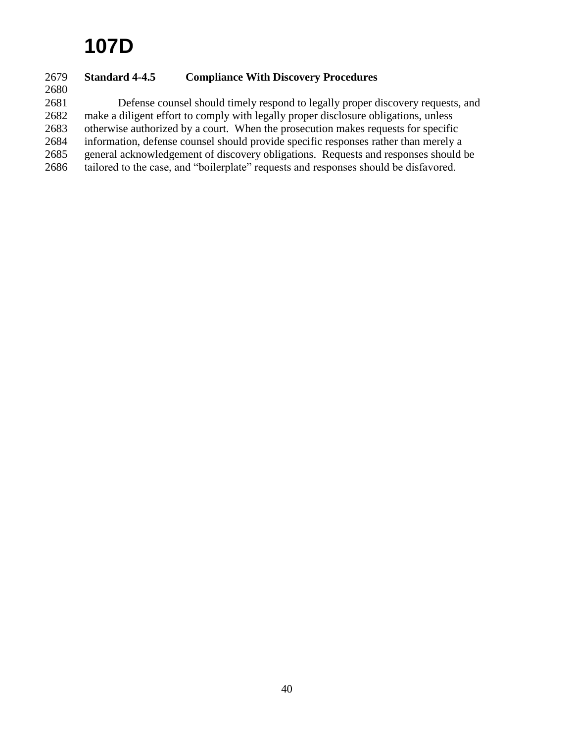### Standard 4-4.5 Compliance With Discovery Procedures

Defense counsel should timely respond to legally proper discovery requests, and make a diligent effort to comply with legally proper disclosure obligations, unless otherwise authorized by a court. When the prosecution makes requests for specific information, defense counsel should provide specific responses rather than merely a general acknowledgement of discovery obligations. Requests and responses should be tailored to the case, and "boilerplate" requests and responses should be disfavored.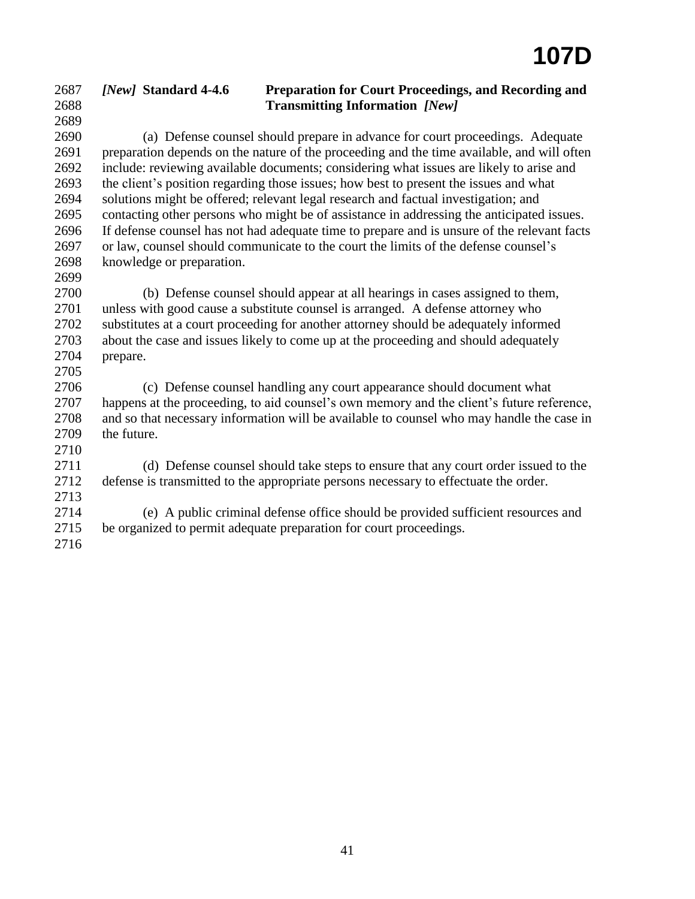### *[New]* Standard 4-4.6 Preparation for Court Proceedings, and Recording and Transmitting Information *[New]*

(a) Defense counsel should prepare in advance for court proceedings. Adequate preparation depends on the nature of the proceeding and the time available, and will often include: reviewing available documents; considering what issues are likely to arise and the client's position regarding those issues; how best to present the issues and what solutions might be offered; relevant legal research and factual investigation; and contacting other persons who might be of assistance in addressing the anticipated issues. If defense counsel has not had adequate time to prepare and is unsure of the relevant facts or law, counsel should communicate to the court the limits of the defense counsel's knowledge or preparation.

(b) Defense counsel should appear at all hearings in cases assigned to them, unless with good cause a substitute counsel is arranged. A defense attorney who substitutes at a court proceeding for another attorney should be adequately informed about the case and issues likely to come up at the proceeding and should adequately prepare.

(c) Defense counsel handling any court appearance should document what happens at the proceeding, to aid counsel's own memory and the client's future reference, and so that necessary information will be available to counsel who may handle the case in the future.

(d) Defense counsel should take steps to ensure that any court order issued to the defense is transmitted to the appropriate persons necessary to effectuate the order.

(e) A public criminal defense office should be provided sufficient resources and be organized to permit adequate preparation for court proceedings.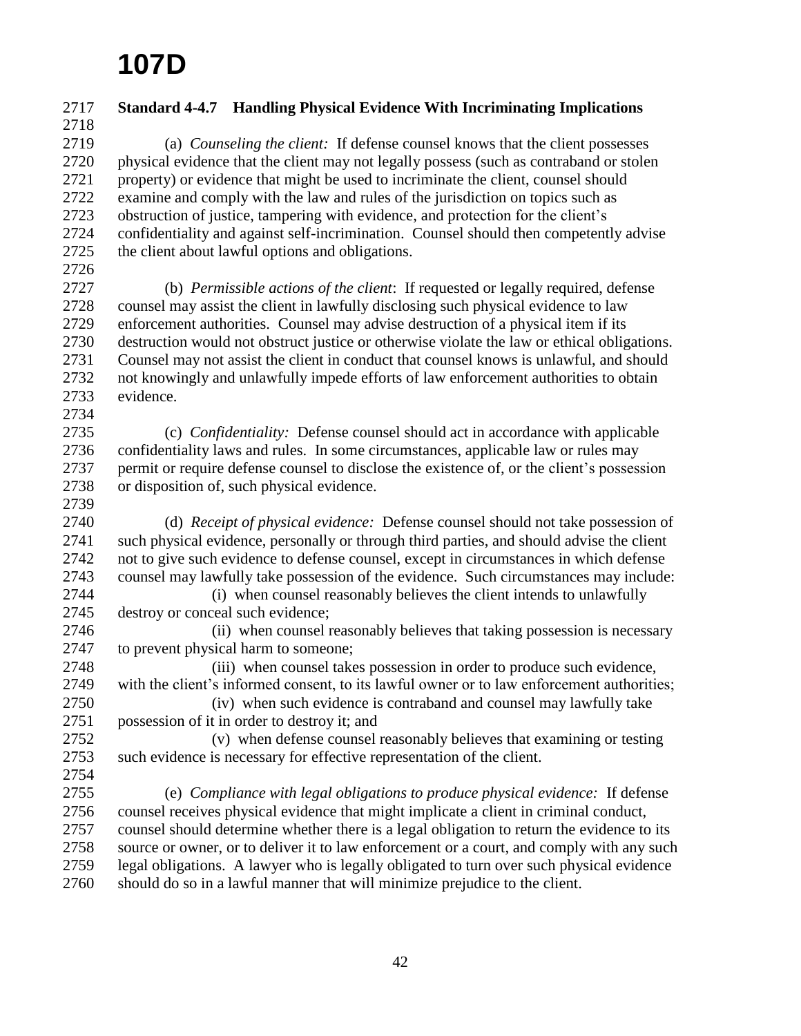# 107D

**Standard 4-4.7 Handling Physical Evidence With Incriminating Implications**

(a) *Counseling the client:* If defense counsel knows that the client possesses physical evidence that the client may not legally possess (such as contraband or stolen property) or evidence that might be used to incriminate the client, counsel should examine and comply with the law and rules of the jurisdiction on topics such as obstruction of justice, tampering with evidence, and protection for the client's confidentiality and against self-incrimination. Counsel should then competently advise the client about lawful options and obligations.

(b) *Permissible actions of the client*: If requested or legally required, defense counsel may assist the client in lawfully disclosing such physical evidence to law enforcement authorities. Counsel may advise destruction of a physical item if its destruction would not obstruct justice or otherwise violate the law or ethical obligations. Counsel may not assist the client in conduct that counsel knows is unlawful, and should not knowingly and unlawfully impede efforts of law enforcement authorities to obtain evidence.

(c) *Confidentiality:* Defense counsel should act in accordance with applicable confidentiality laws and rules. In some circumstances, applicable law or rules may permit or require defense counsel to disclose the existence of, or the client's possession or disposition of, such physical evidence.

(d) *Receipt of physical evidence:* Defense counsel should not take possession of such physical evidence, personally or through third parties, and should advise the client not to give such evidence to defense counsel, except in circumstances in which defense counsel may lawfully take possession of the evidence. Such circumstances may include:

(i) when counsel reasonably believes the client intends to unlawfully destroy or conceal such evidence;

(ii) when counsel reasonably believes that taking possession is necessary to prevent physical harm to someone;

(iii) when counsel takes possession in order to produce such evidence, with the client's informed consent, to its lawful owner or to law enforcement authorities;

(iv) when such evidence is contraband and counsel may lawfully take possession of it in order to destroy it; and

(v) when defense counsel reasonably believes that examining or testing such evidence is necessary for effective representation of the client.

(e) *Compliance with legal obligations to produce physical evidence:* If defense counsel receives physical evidence that might implicate a client in criminal conduct, counsel should determine whether there is a legal obligation to return the evidence to its source or owner, or to deliver it to law enforcement or a court, and comply with any such legal obligations. A lawyer who is legally obligated to turn over such physical evidence should do so in a lawful manner that will minimize prejudice to the client.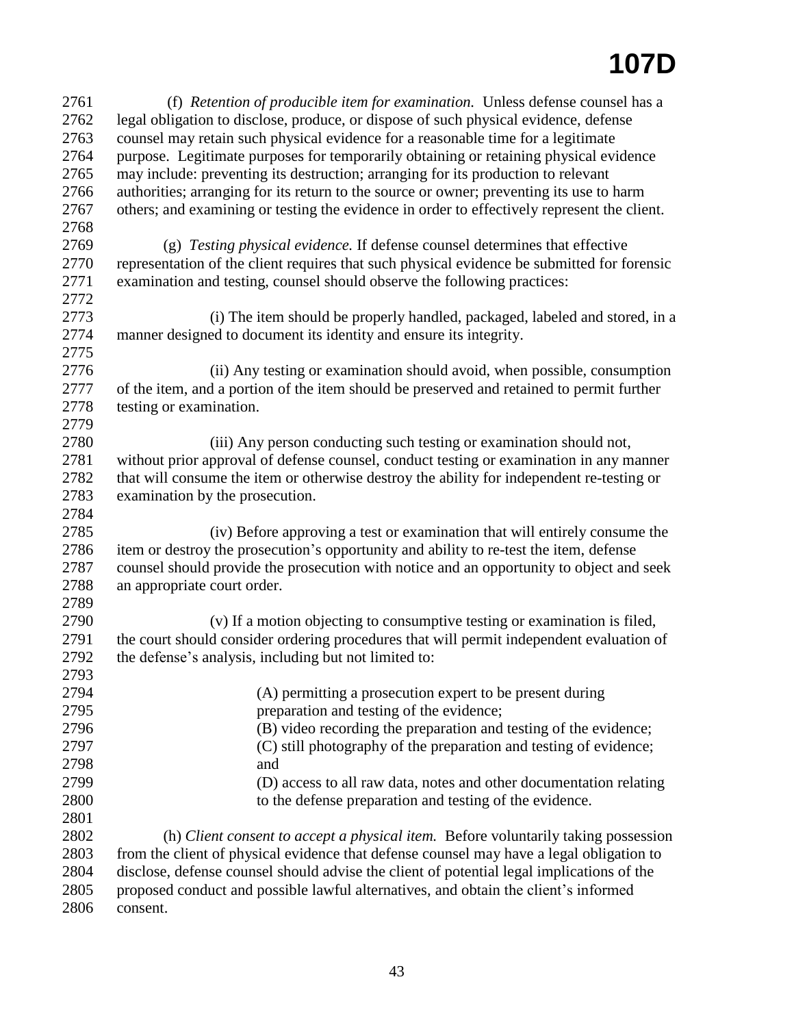(f) *Retention of producible item for examination.* Unless defense counsel has a legal obligation to disclose, produce, or dispose of such physical evidence, defense counsel may retain such physical evidence for a reasonable time for a legitimate purpose. Legitimate purposes for temporarily obtaining or retaining physical evidence may include: preventing its destruction; arranging for its production to relevant authorities; arranging for its return to the source or owner; preventing its use to harm others; and examining or testing the evidence in order to effectively represent the client.

(g) *Testing physical evidence.* If defense counsel determines that effective representation of the client requires that such physical evidence be submitted for forensic examination and testing, counsel should observe the following practices:

(i) The item should be properly handled, packaged, labeled and stored, in a manner designed to document its identity and ensure its integrity.

(ii) Any testing or examination should avoid, when possible, consumption of the item, and a portion of the item should be preserved and retained to permit further testing or examination.

(iii) Any person conducting such testing or examination should not, without prior approval of defense counsel, conduct testing or examination in any manner that will consume the item or otherwise destroy the ability for independent re-testing or examination by the prosecution.

(iv) Before approving a test or examination that will entirely consume the item or destroy the prosecution's opportunity and ability to re-test the item, defense counsel should provide the prosecution with notice and an opportunity to object and seek an appropriate court order.

(v) If a motion objecting to consumptive testing or examination is filed, the court should consider ordering procedures that will permit independent evaluation of the defense's analysis, including but not limited to:

(A) permitting a prosecution expert to be present during preparation and testing of the evidence;
(B) video recording the preparation and testing of the evidence;
(C) still photography of the preparation and testing of evidence; and
(D) access to all raw data, notes and other documentation relating to the defense preparation and testing of the evidence.

(h) *Client consent to accept a physical item.* Before voluntarily taking possession from the client of physical evidence that defense counsel may have a legal obligation to disclose, defense counsel should advise the client of potential legal implications of the proposed conduct and possible lawful alternatives, and obtain the client's informed consent.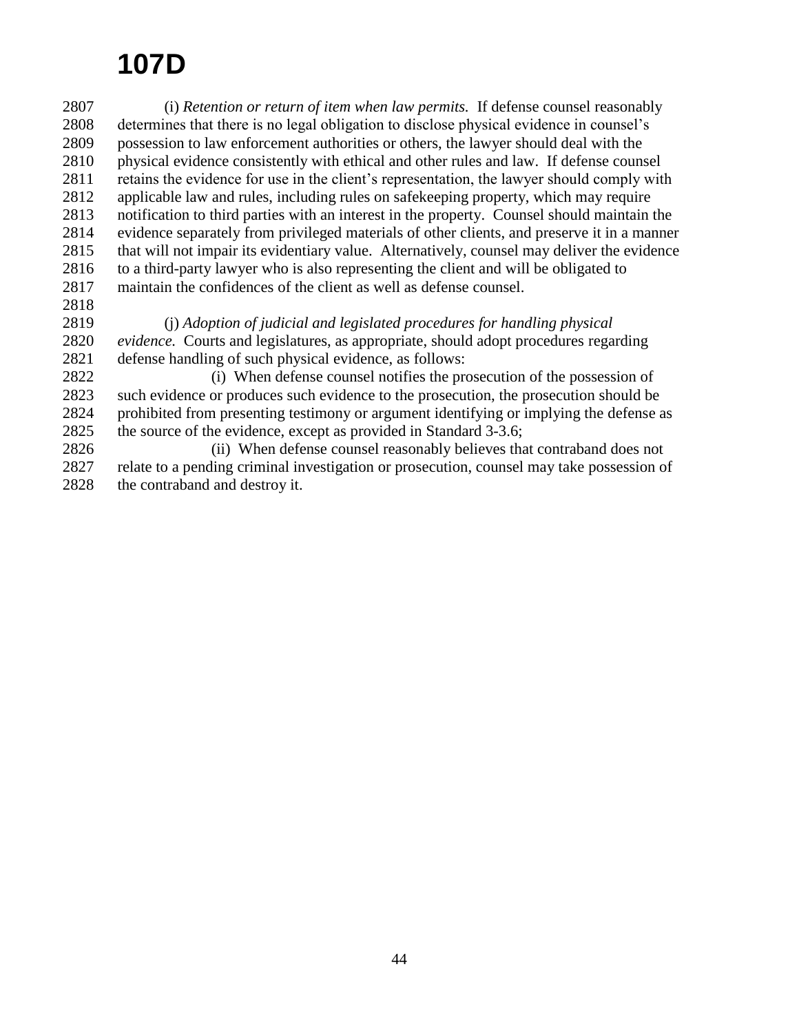(i) *Retention or return of item when law permits.* If defense counsel reasonably determines that there is no legal obligation to disclose physical evidence in counsel's possession to law enforcement authorities or others, the lawyer should deal with the physical evidence consistently with ethical and other rules and law. If defense counsel retains the evidence for use in the client's representation, the lawyer should comply with applicable law and rules, including rules on safekeeping property, which may require notification to third parties with an interest in the property. Counsel should maintain the evidence separately from privileged materials of other clients, and preserve it in a manner that will not impair its evidentiary value. Alternatively, counsel may deliver the evidence to a third-party lawyer who is also representing the client and will be obligated to maintain the confidences of the client as well as defense counsel.

(j) *Adoption of judicial and legislated procedures for handling physical evidence.* Courts and legislatures, as appropriate, should adopt procedures regarding defense handling of such physical evidence, as follows:

(i) When defense counsel notifies the prosecution of the possession of such evidence or produces such evidence to the prosecution, the prosecution should be prohibited from presenting testimony or argument identifying or implying the defense as the source of the evidence, except as provided in Standard 3-3.6;

(ii) When defense counsel reasonably believes that contraband does not relate to a pending criminal investigation or prosecution, counsel may take possession of the contraband and destroy it.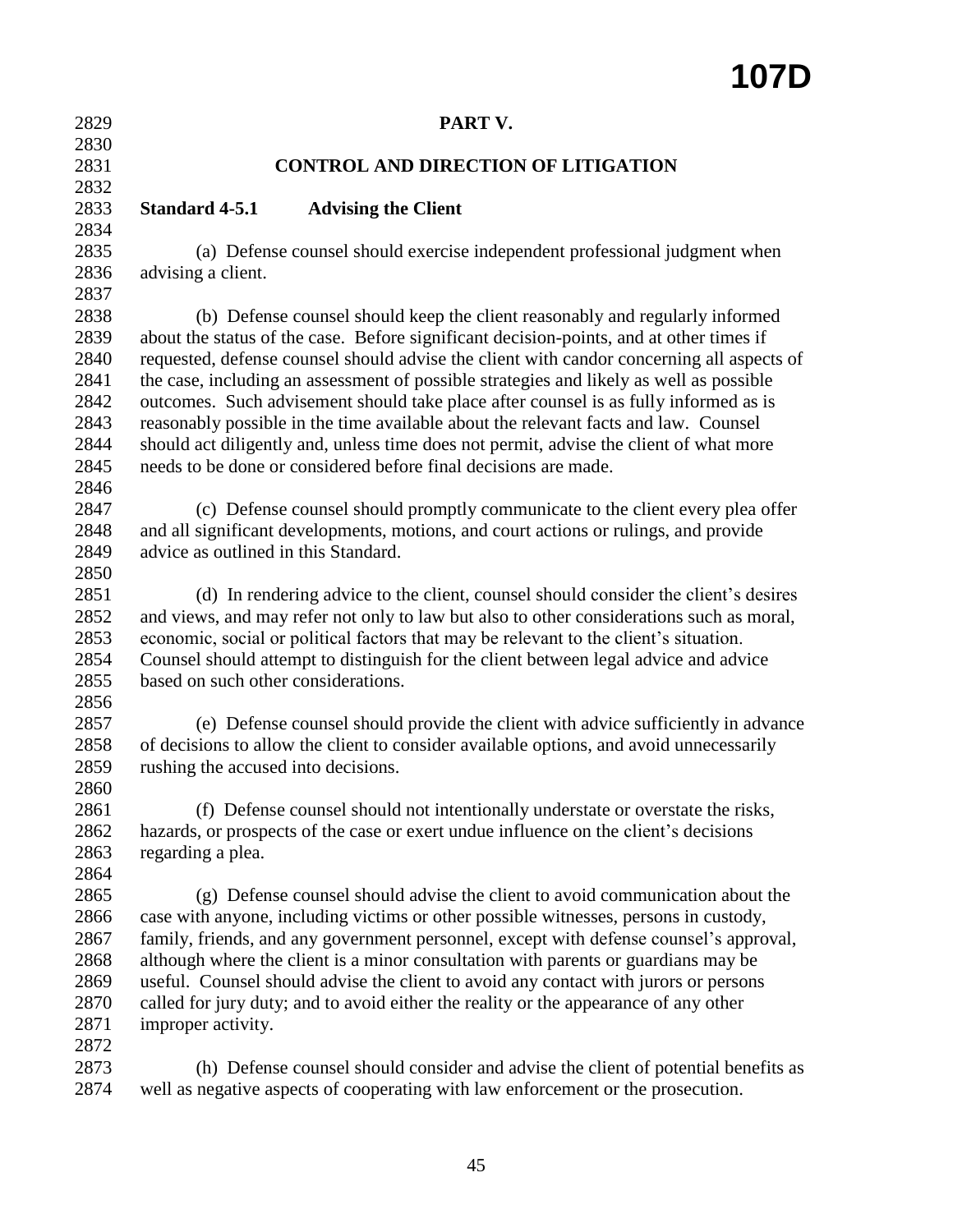# PART V.

## CONTROL AND DIRECTION OF LITIGATION

### Standard 4-5.1 Advising the Client

(a) Defense counsel should exercise independent professional judgment when advising a client.

(b) Defense counsel should keep the client reasonably and regularly informed about the status of the case. Before significant decision-points, and at other times if requested, defense counsel should advise the client with candor concerning all aspects of the case, including an assessment of possible strategies and likely as well as possible outcomes. Such advisement should take place after counsel is as fully informed as is reasonably possible in the time available about the relevant facts and law. Counsel should act diligently and, unless time does not permit, advise the client of what more needs to be done or considered before final decisions are made.

(c) Defense counsel should promptly communicate to the client every plea offer and all significant developments, motions, and court actions or rulings, and provide advice as outlined in this Standard.

(d) In rendering advice to the client, counsel should consider the client's desires and views, and may refer not only to law but also to other considerations such as moral, economic, social or political factors that may be relevant to the client's situation. Counsel should attempt to distinguish for the client between legal advice and advice based on such other considerations.

(e) Defense counsel should provide the client with advice sufficiently in advance of decisions to allow the client to consider available options, and avoid unnecessarily rushing the accused into decisions.

(f) Defense counsel should not intentionally understate or overstate the risks, hazards, or prospects of the case or exert undue influence on the client's decisions regarding a plea.

(g) Defense counsel should advise the client to avoid communication about the case with anyone, including victims or other possible witnesses, persons in custody, family, friends, and any government personnel, except with defense counsel's approval, although where the client is a minor consultation with parents or guardians may be useful. Counsel should advise the client to avoid any contact with jurors or persons called for jury duty; and to avoid either the reality or the appearance of any other improper activity.

(h) Defense counsel should consider and advise the client of potential benefits as well as negative aspects of cooperating with law enforcement or the prosecution.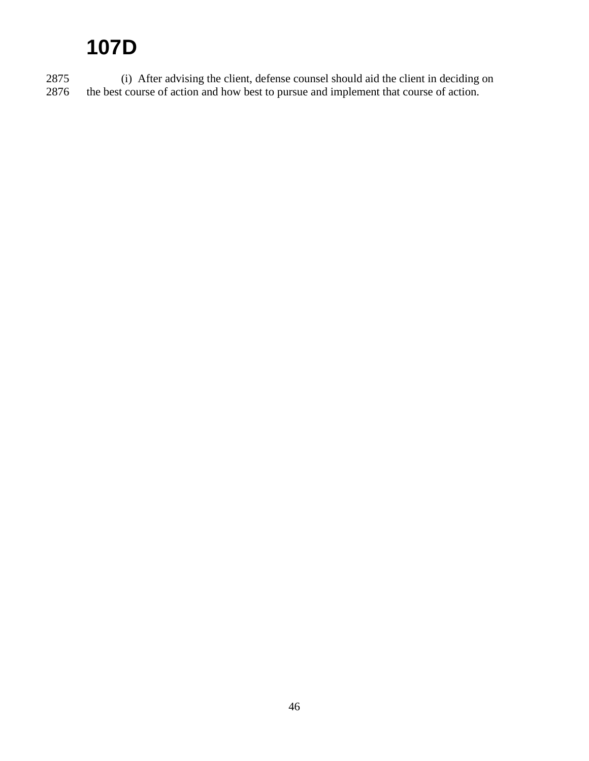(i) After advising the client, defense counsel should aid the client in deciding on the best course of action and how best to pursue and implement that course of action.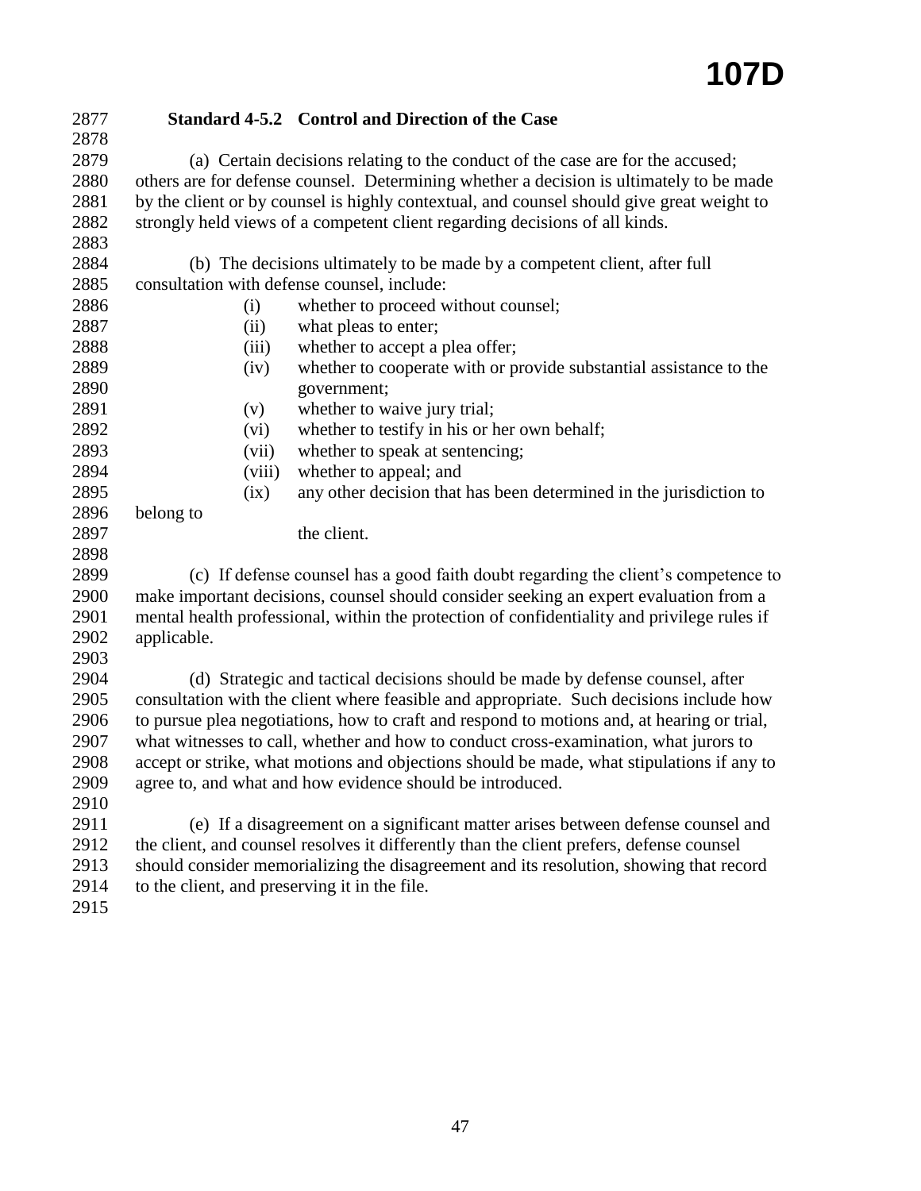### Standard 4-5.2 Control and Direction of the Case

(a) Certain decisions relating to the conduct of the case are for the accused; others are for defense counsel. Determining whether a decision is ultimately to be made by the client or by counsel is highly contextual, and counsel should give great weight to strongly held views of a competent client regarding decisions of all kinds.

(b) The decisions ultimately to be made by a competent client, after full consultation with defense counsel, include:

- (i) whether to proceed without counsel;
- (ii) what pleas to enter;
- (iii) whether to accept a plea offer;
- (iv) whether to cooperate with or provide substantial assistance to the government;
- (v) whether to waive jury trial;
- (vi) whether to testify in his or her own behalf;
- (vii) whether to speak at sentencing;
- (viii) whether to appeal; and
- (ix) any other decision that has been determined in the jurisdiction to belong to the client.

(c) If defense counsel has a good faith doubt regarding the client's competence to make important decisions, counsel should consider seeking an expert evaluation from a mental health professional, within the protection of confidentiality and privilege rules if applicable.

(d) Strategic and tactical decisions should be made by defense counsel, after consultation with the client where feasible and appropriate. Such decisions include how to pursue plea negotiations, how to craft and respond to motions and, at hearing or trial, what witnesses to call, whether and how to conduct cross-examination, what jurors to accept or strike, what motions and objections should be made, what stipulations if any to agree to, and what and how evidence should be introduced.

(e) If a disagreement on a significant matter arises between defense counsel and the client, and counsel resolves it differently than the client prefers, defense counsel should consider memorializing the disagreement and its resolution, showing that record to the client, and preserving it in the file.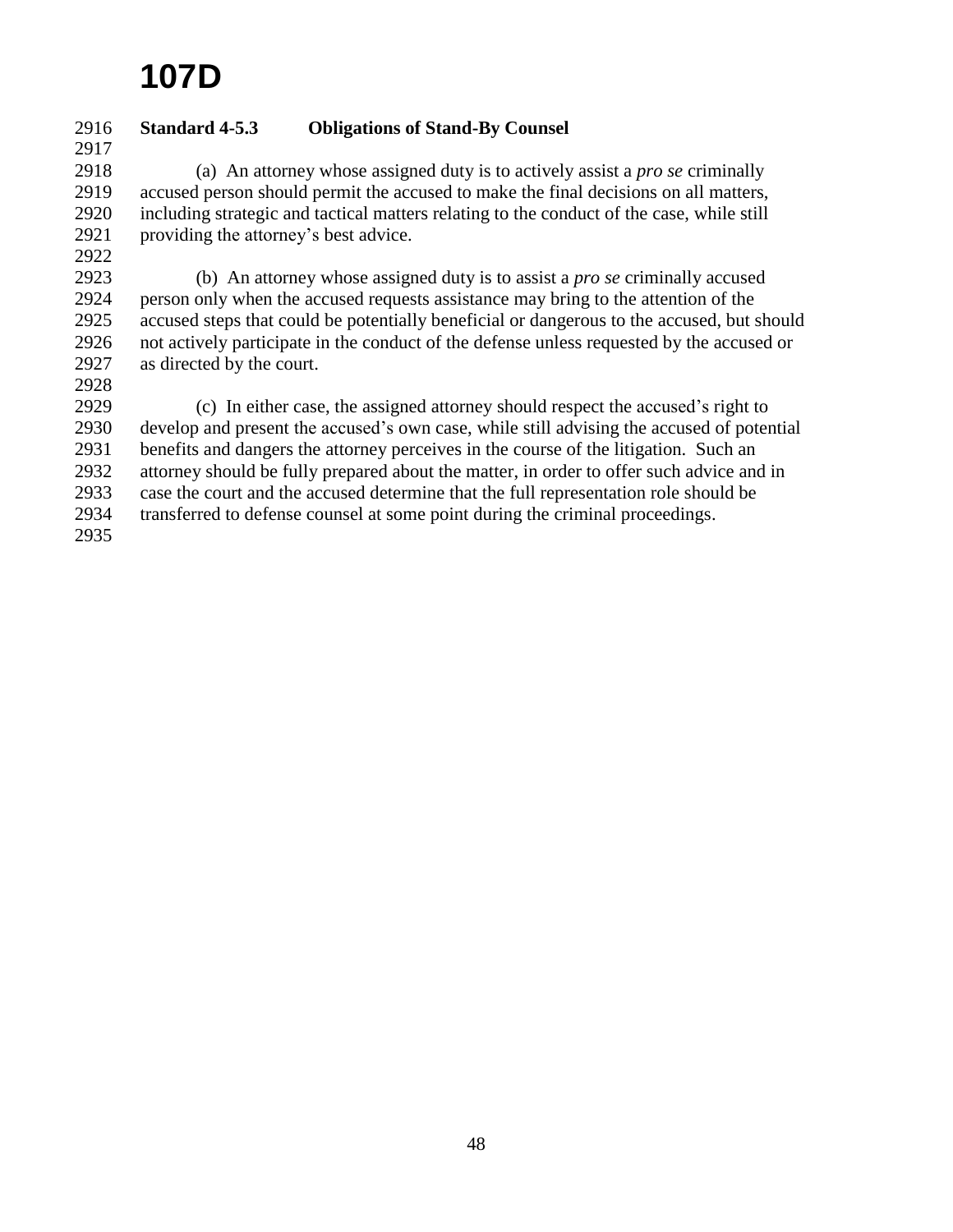# 107D

**Standard 4-5.3 Obligations of Stand-By Counsel**

(a) An attorney whose assigned duty is to actively assist a *pro se* criminally accused person should permit the accused to make the final decisions on all matters, including strategic and tactical matters relating to the conduct of the case, while still providing the attorney's best advice.

(b) An attorney whose assigned duty is to assist a *pro se* criminally accused person only when the accused requests assistance may bring to the attention of the accused steps that could be potentially beneficial or dangerous to the accused, but should not actively participate in the conduct of the defense unless requested by the accused or as directed by the court.

(c) In either case, the assigned attorney should respect the accused's right to develop and present the accused's own case, while still advising the accused of potential benefits and dangers the attorney perceives in the course of the litigation. Such an attorney should be fully prepared about the matter, in order to offer such advice and in case the court and the accused determine that the full representation role should be transferred to defense counsel at some point during the criminal proceedings.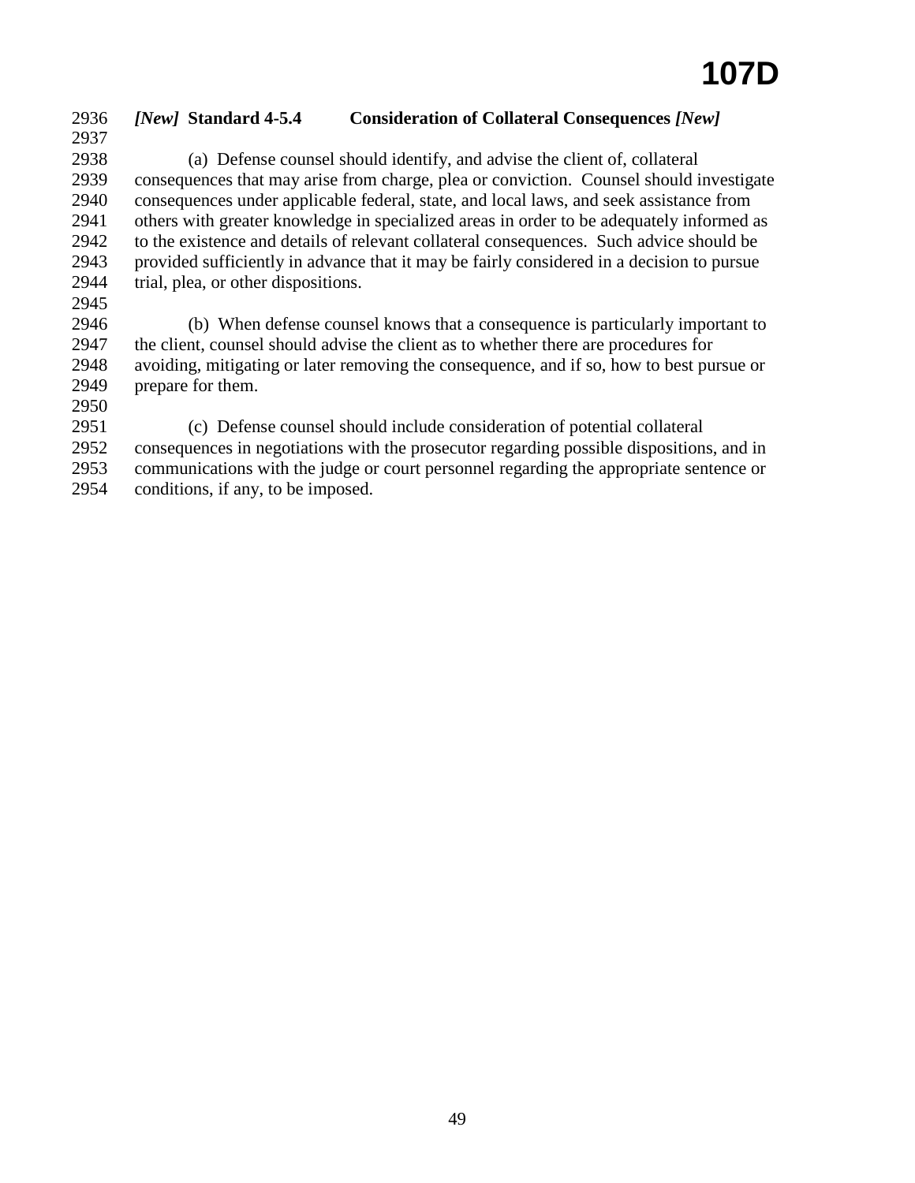### *[New]* **Standard 4-5.4 Consideration of Collateral Consequences** ***[New]***

(a) Defense counsel should identify, and advise the client of, collateral consequences that may arise from charge, plea or conviction. Counsel should investigate consequences under applicable federal, state, and local laws, and seek assistance from others with greater knowledge in specialized areas in order to be adequately informed as to the existence and details of relevant collateral consequences. Such advice should be provided sufficiently in advance that it may be fairly considered in a decision to pursue trial, plea, or other dispositions.

(b) When defense counsel knows that a consequence is particularly important to the client, counsel should advise the client as to whether there are procedures for avoiding, mitigating or later removing the consequence, and if so, how to best pursue or prepare for them.

(c) Defense counsel should include consideration of potential collateral consequences in negotiations with the prosecutor regarding possible dispositions, and in communications with the judge or court personnel regarding the appropriate sentence or conditions, if any, to be imposed.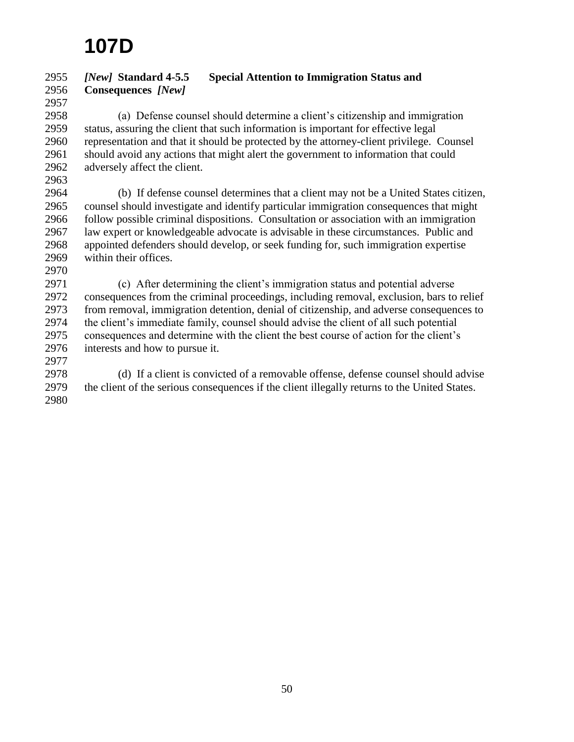# 107D

### *[New]* Standard 4-5.5 Special Attention to Immigration Status and Consequences *[New]*

(a) Defense counsel should determine a client's citizenship and immigration status, assuring the client that such information is important for effective legal representation and that it should be protected by the attorney-client privilege. Counsel should avoid any actions that might alert the government to information that could adversely affect the client.

(b) If defense counsel determines that a client may not be a United States citizen, counsel should investigate and identify particular immigration consequences that might follow possible criminal dispositions. Consultation or association with an immigration law expert or knowledgeable advocate is advisable in these circumstances. Public and appointed defenders should develop, or seek funding for, such immigration expertise within their offices.

(c) After determining the client's immigration status and potential adverse consequences from the criminal proceedings, including removal, exclusion, bars to relief from removal, immigration detention, denial of citizenship, and adverse consequences to the client's immediate family, counsel should advise the client of all such potential consequences and determine with the client the best course of action for the client's interests and how to pursue it.

(d) If a client is convicted of a removable offense, defense counsel should advise the client of the serious consequences if the client illegally returns to the United States.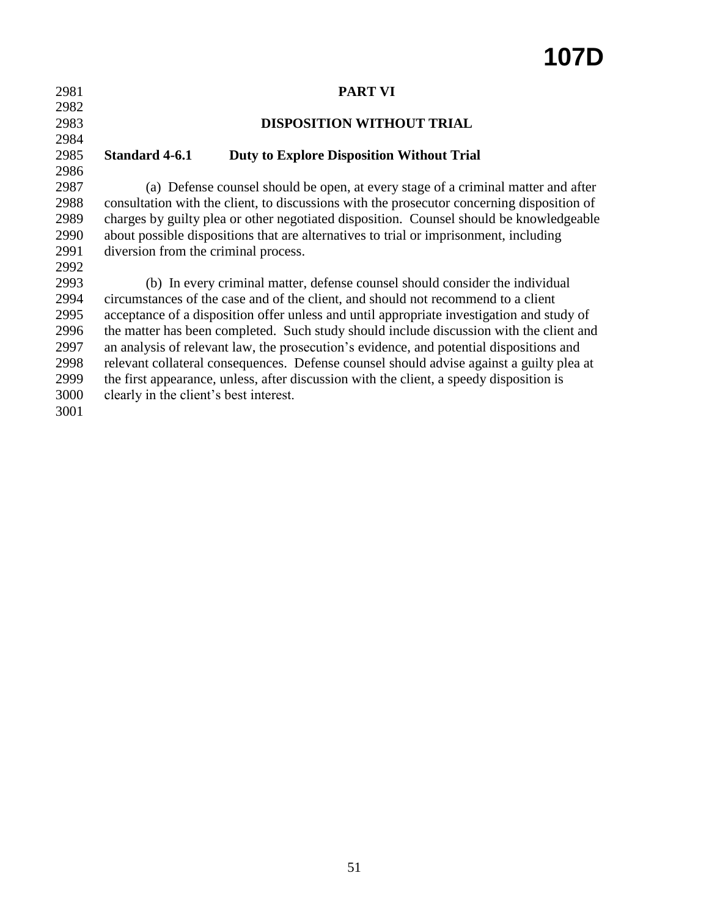# PART VI

# DISPOSITION WITHOUT TRIAL

## Standard 4-6.1 Duty to Explore Disposition Without Trial

(a) Defense counsel should be open, at every stage of a criminal matter and after consultation with the client, to discussions with the prosecutor concerning disposition of charges by guilty plea or other negotiated disposition. Counsel should be knowledgeable about possible dispositions that are alternatives to trial or imprisonment, including diversion from the criminal process.

(b) In every criminal matter, defense counsel should consider the individual circumstances of the case and of the client, and should not recommend to a client acceptance of a disposition offer unless and until appropriate investigation and study of the matter has been completed. Such study should include discussion with the client and an analysis of relevant law, the prosecution's evidence, and potential dispositions and relevant collateral consequences. Defense counsel should advise against a guilty plea at the first appearance, unless, after discussion with the client, a speedy disposition is clearly in the client's best interest.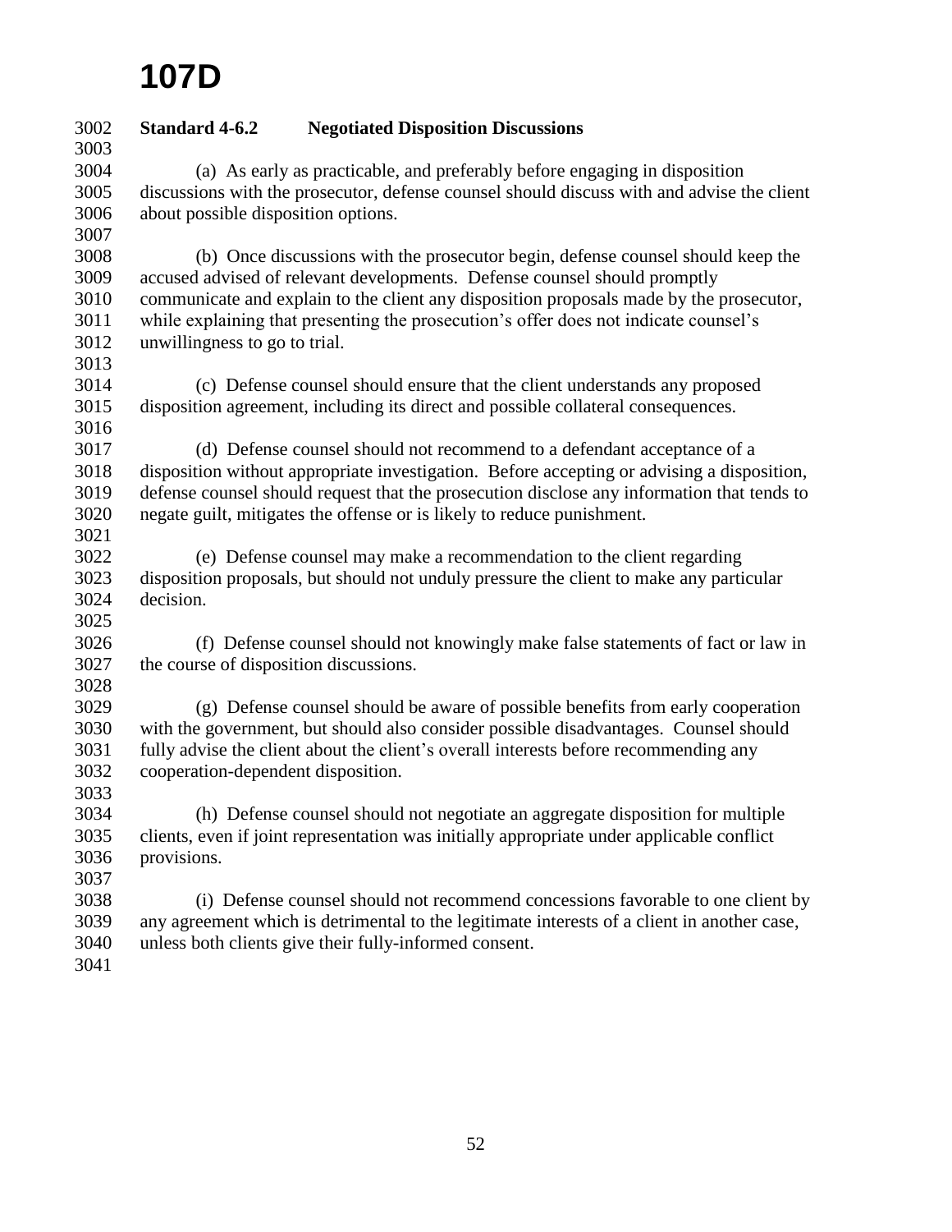# 107D

**Standard 4-6.2 Negotiated Disposition Discussions**

(a) As early as practicable, and preferably before engaging in disposition discussions with the prosecutor, defense counsel should discuss with and advise the client about possible disposition options.

(b) Once discussions with the prosecutor begin, defense counsel should keep the accused advised of relevant developments. Defense counsel should promptly communicate and explain to the client any disposition proposals made by the prosecutor, while explaining that presenting the prosecution's offer does not indicate counsel's unwillingness to go to trial.

(c) Defense counsel should ensure that the client understands any proposed disposition agreement, including its direct and possible collateral consequences.

(d) Defense counsel should not recommend to a defendant acceptance of a disposition without appropriate investigation. Before accepting or advising a disposition, defense counsel should request that the prosecution disclose any information that tends to negate guilt, mitigates the offense or is likely to reduce punishment.

(e) Defense counsel may make a recommendation to the client regarding disposition proposals, but should not unduly pressure the client to make any particular decision.

(f) Defense counsel should not knowingly make false statements of fact or law in the course of disposition discussions.

(g) Defense counsel should be aware of possible benefits from early cooperation with the government, but should also consider possible disadvantages. Counsel should fully advise the client about the client's overall interests before recommending any cooperation-dependent disposition.

(h) Defense counsel should not negotiate an aggregate disposition for multiple clients, even if joint representation was initially appropriate under applicable conflict provisions.

(i) Defense counsel should not recommend concessions favorable to one client by any agreement which is detrimental to the legitimate interests of a client in another case, unless both clients give their fully-informed consent.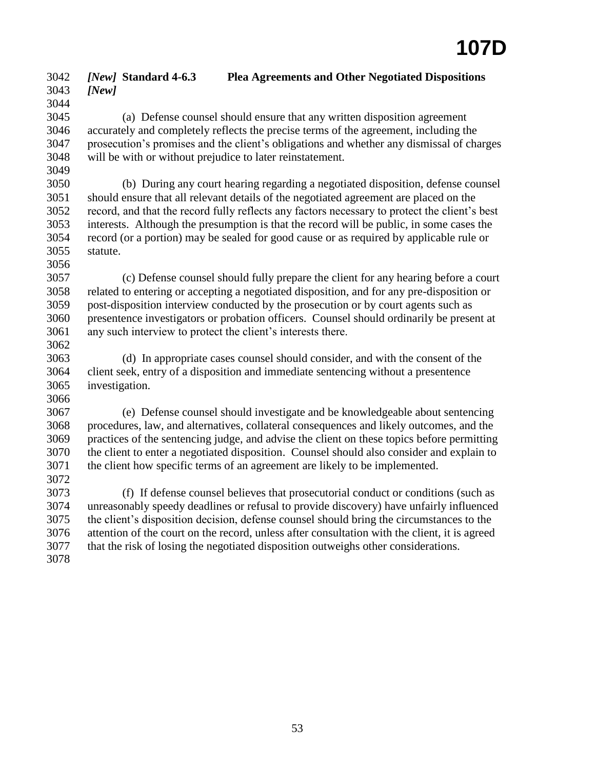### *[New]* Standard 4-6.3 Plea Agreements and Other Negotiated Dispositions *[New]*

(a) Defense counsel should ensure that any written disposition agreement accurately and completely reflects the precise terms of the agreement, including the prosecution's promises and the client's obligations and whether any dismissal of charges will be with or without prejudice to later reinstatement.

(b) During any court hearing regarding a negotiated disposition, defense counsel should ensure that all relevant details of the negotiated agreement are placed on the record, and that the record fully reflects any factors necessary to protect the client's best interests. Although the presumption is that the record will be public, in some cases the record (or a portion) may be sealed for good cause or as required by applicable rule or statute.

(c) Defense counsel should fully prepare the client for any hearing before a court related to entering or accepting a negotiated disposition, and for any pre-disposition or post-disposition interview conducted by the prosecution or by court agents such as presentence investigators or probation officers. Counsel should ordinarily be present at any such interview to protect the client's interests there.

(d) In appropriate cases counsel should consider, and with the consent of the client seek, entry of a disposition and immediate sentencing without a presentence investigation.

(e) Defense counsel should investigate and be knowledgeable about sentencing procedures, law, and alternatives, collateral consequences and likely outcomes, and the practices of the sentencing judge, and advise the client on these topics before permitting the client to enter a negotiated disposition. Counsel should also consider and explain to the client how specific terms of an agreement are likely to be implemented.

(f) If defense counsel believes that prosecutorial conduct or conditions (such as unreasonably speedy deadlines or refusal to provide discovery) have unfairly influenced the client's disposition decision, defense counsel should bring the circumstances to the attention of the court on the record, unless after consultation with the client, it is agreed that the risk of losing the negotiated disposition outweighs other considerations.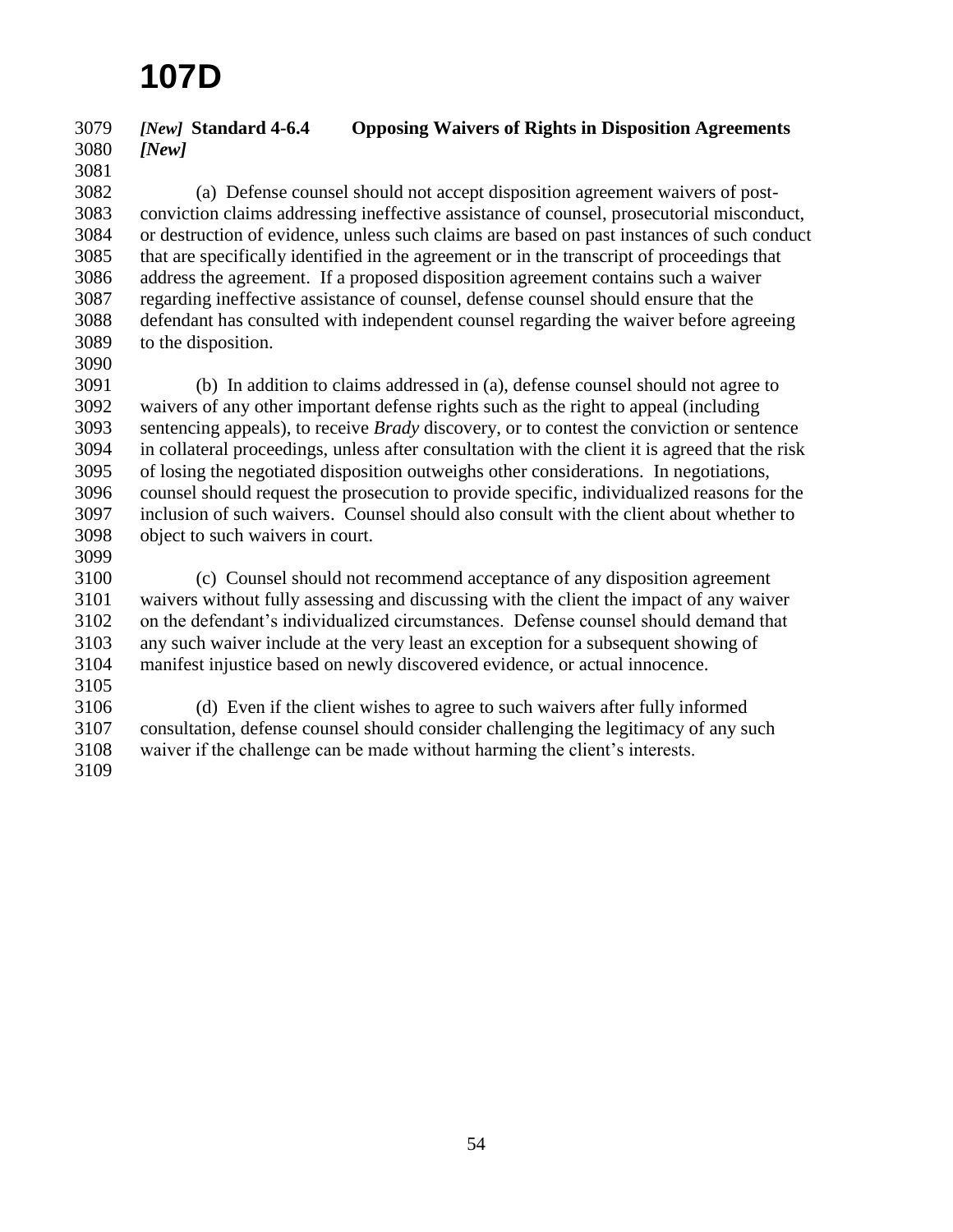# 107D

***[New]*** **Standard 4-6.4 Opposing Waivers of Rights in Disposition Agreements** ***[New]***

(a) Defense counsel should not accept disposition agreement waivers of post-conviction claims addressing ineffective assistance of counsel, prosecutorial misconduct, or destruction of evidence, unless such claims are based on past instances of such conduct that are specifically identified in the agreement or in the transcript of proceedings that address the agreement. If a proposed disposition agreement contains such a waiver regarding ineffective assistance of counsel, defense counsel should ensure that the defendant has consulted with independent counsel regarding the waiver before agreeing to the disposition.

(b) In addition to claims addressed in (a), defense counsel should not agree to waivers of any other important defense rights such as the right to appeal (including sentencing appeals), to receive *Brady* discovery, or to contest the conviction or sentence in collateral proceedings, unless after consultation with the client it is agreed that the risk of losing the negotiated disposition outweighs other considerations. In negotiations, counsel should request the prosecution to provide specific, individualized reasons for the inclusion of such waivers. Counsel should also consult with the client about whether to object to such waivers in court.

(c) Counsel should not recommend acceptance of any disposition agreement waivers without fully assessing and discussing with the client the impact of any waiver on the defendant's individualized circumstances. Defense counsel should demand that any such waiver include at the very least an exception for a subsequent showing of manifest injustice based on newly discovered evidence, or actual innocence.

(d) Even if the client wishes to agree to such waivers after fully informed consultation, defense counsel should consider challenging the legitimacy of any such waiver if the challenge can be made without harming the client's interests.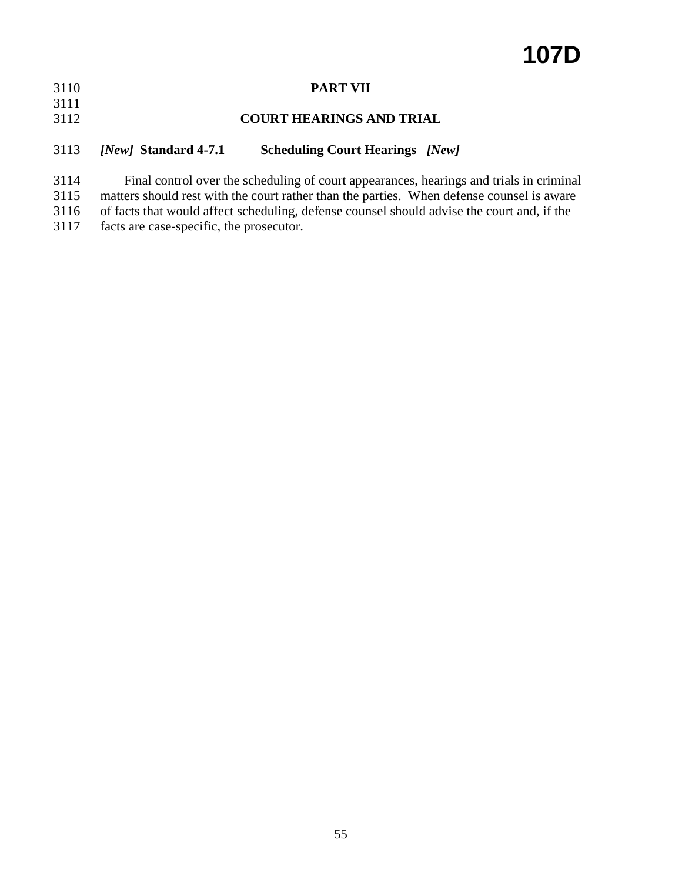# PART VII

# COURT HEARINGS AND TRIAL

## *[New]* **Standard 4-7.1 Scheduling Court Hearings** *[New]*

Final control over the scheduling of court appearances, hearings and trials in criminal matters should rest with the court rather than the parties. When defense counsel is aware of facts that would affect scheduling, defense counsel should advise the court and, if the facts are case-specific, the prosecutor.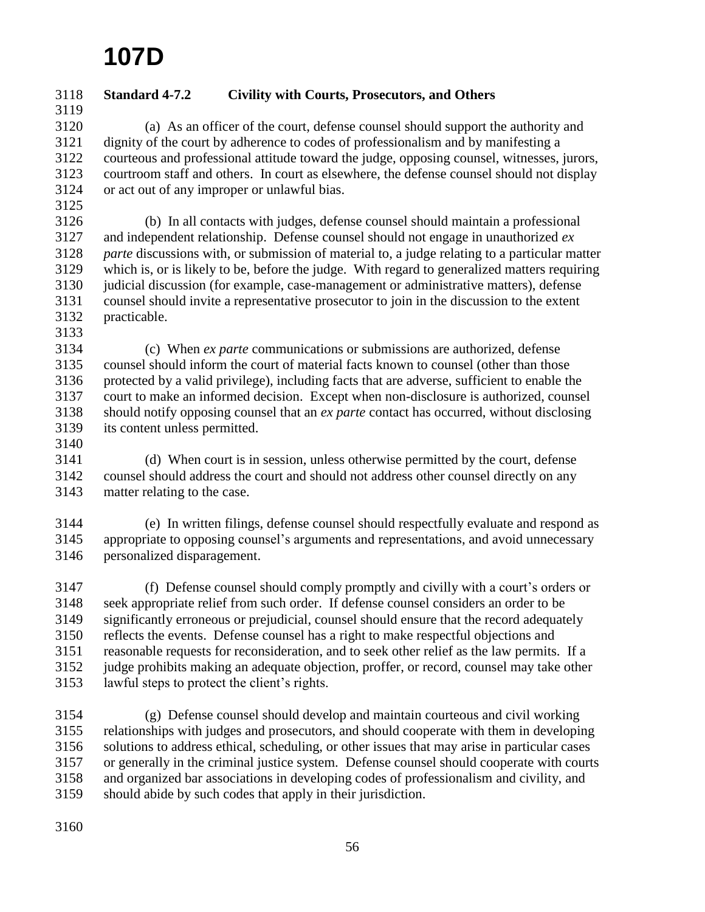# 107D

**Standard 4-7.2 Civility with Courts, Prosecutors, and Others**

(a) As an officer of the court, defense counsel should support the authority and dignity of the court by adherence to codes of professionalism and by manifesting a courteous and professional attitude toward the judge, opposing counsel, witnesses, jurors, courtroom staff and others. In court as elsewhere, the defense counsel should not display or act out of any improper or unlawful bias.

(b) In all contacts with judges, defense counsel should maintain a professional and independent relationship. Defense counsel should not engage in unauthorized *ex parte* discussions with, or submission of material to, a judge relating to a particular matter which is, or is likely to be, before the judge. With regard to generalized matters requiring judicial discussion (for example, case-management or administrative matters), defense counsel should invite a representative prosecutor to join in the discussion to the extent practicable.

(c) When *ex parte* communications or submissions are authorized, defense counsel should inform the court of material facts known to counsel (other than those protected by a valid privilege), including facts that are adverse, sufficient to enable the court to make an informed decision. Except when non-disclosure is authorized, counsel should notify opposing counsel that an *ex parte* contact has occurred, without disclosing its content unless permitted.

(d) When court is in session, unless otherwise permitted by the court, defense counsel should address the court and should not address other counsel directly on any matter relating to the case.

(e) In written filings, defense counsel should respectfully evaluate and respond as appropriate to opposing counsel's arguments and representations, and avoid unnecessary personalized disparagement.

(f) Defense counsel should comply promptly and civilly with a court's orders or seek appropriate relief from such order. If defense counsel considers an order to be significantly erroneous or prejudicial, counsel should ensure that the record adequately reflects the events. Defense counsel has a right to make respectful objections and reasonable requests for reconsideration, and to seek other relief as the law permits. If a judge prohibits making an adequate objection, proffer, or record, counsel may take other lawful steps to protect the client's rights.

(g) Defense counsel should develop and maintain courteous and civil working relationships with judges and prosecutors, and should cooperate with them in developing solutions to address ethical, scheduling, or other issues that may arise in particular cases or generally in the criminal justice system. Defense counsel should cooperate with courts and organized bar associations in developing codes of professionalism and civility, and should abide by such codes that apply in their jurisdiction.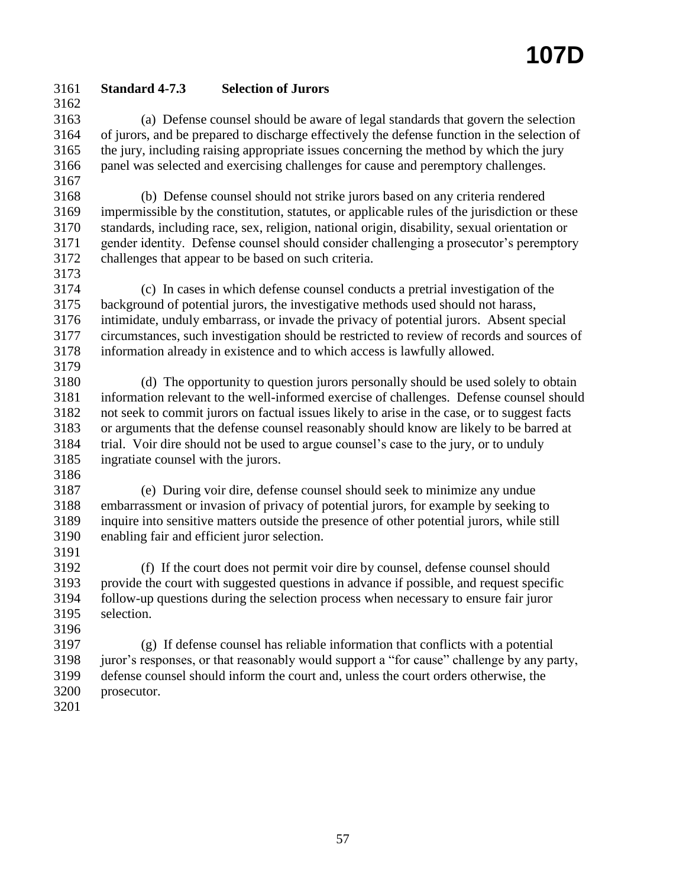### Standard 4-7.3 Selection of Jurors

(a) Defense counsel should be aware of legal standards that govern the selection of jurors, and be prepared to discharge effectively the defense function in the selection of the jury, including raising appropriate issues concerning the method by which the jury panel was selected and exercising challenges for cause and peremptory challenges.

(b) Defense counsel should not strike jurors based on any criteria rendered impermissible by the constitution, statutes, or applicable rules of the jurisdiction or these standards, including race, sex, religion, national origin, disability, sexual orientation or gender identity. Defense counsel should consider challenging a prosecutor's peremptory challenges that appear to be based on such criteria.

(c) In cases in which defense counsel conducts a pretrial investigation of the background of potential jurors, the investigative methods used should not harass, intimidate, unduly embarrass, or invade the privacy of potential jurors. Absent special circumstances, such investigation should be restricted to review of records and sources of information already in existence and to which access is lawfully allowed.

(d) The opportunity to question jurors personally should be used solely to obtain information relevant to the well-informed exercise of challenges. Defense counsel should not seek to commit jurors on factual issues likely to arise in the case, or to suggest facts or arguments that the defense counsel reasonably should know are likely to be barred at trial. Voir dire should not be used to argue counsel's case to the jury, or to unduly ingratiate counsel with the jurors.

(e) During voir dire, defense counsel should seek to minimize any undue embarrassment or invasion of privacy of potential jurors, for example by seeking to inquire into sensitive matters outside the presence of other potential jurors, while still enabling fair and efficient juror selection.

(f) If the court does not permit voir dire by counsel, defense counsel should provide the court with suggested questions in advance if possible, and request specific follow-up questions during the selection process when necessary to ensure fair juror selection.

(g) If defense counsel has reliable information that conflicts with a potential juror's responses, or that reasonably would support a "for cause" challenge by any party, defense counsel should inform the court and, unless the court orders otherwise, the prosecutor.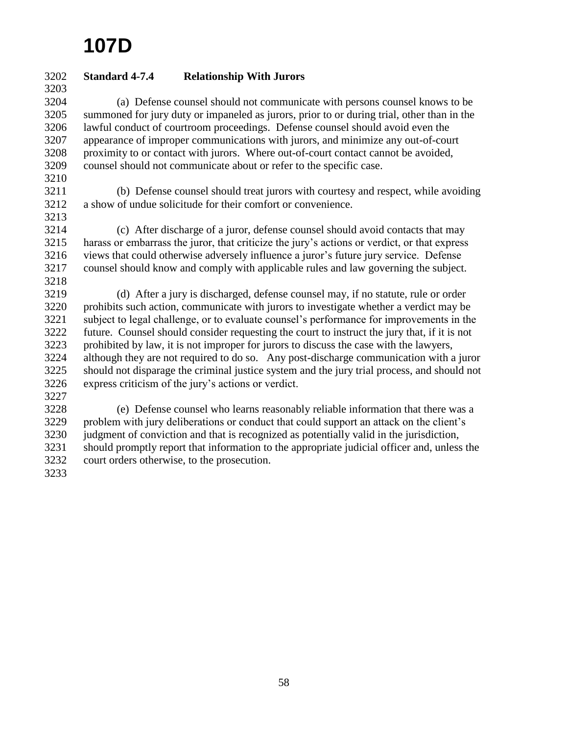# 107D

## Standard 4-7.4 Relationship With Jurors

(a) Defense counsel should not communicate with persons counsel knows to be summoned for jury duty or impaneled as jurors, prior to or during trial, other than in the lawful conduct of courtroom proceedings. Defense counsel should avoid even the appearance of improper communications with jurors, and minimize any out-of-court proximity to or contact with jurors. Where out-of-court contact cannot be avoided, counsel should not communicate about or refer to the specific case.

(b) Defense counsel should treat jurors with courtesy and respect, while avoiding a show of undue solicitude for their comfort or convenience.

(c) After discharge of a juror, defense counsel should avoid contacts that may harass or embarrass the juror, that criticize the jury's actions or verdict, or that express views that could otherwise adversely influence a juror's future jury service. Defense counsel should know and comply with applicable rules and law governing the subject.

(d) After a jury is discharged, defense counsel may, if no statute, rule or order prohibits such action, communicate with jurors to investigate whether a verdict may be subject to legal challenge, or to evaluate counsel's performance for improvements in the future. Counsel should consider requesting the court to instruct the jury that, if it is not prohibited by law, it is not improper for jurors to discuss the case with the lawyers, although they are not required to do so. Any post-discharge communication with a juror should not disparage the criminal justice system and the jury trial process, and should not express criticism of the jury's actions or verdict.

(e) Defense counsel who learns reasonably reliable information that there was a problem with jury deliberations or conduct that could support an attack on the client's judgment of conviction and that is recognized as potentially valid in the jurisdiction, should promptly report that information to the appropriate judicial officer and, unless the court orders otherwise, to the prosecution.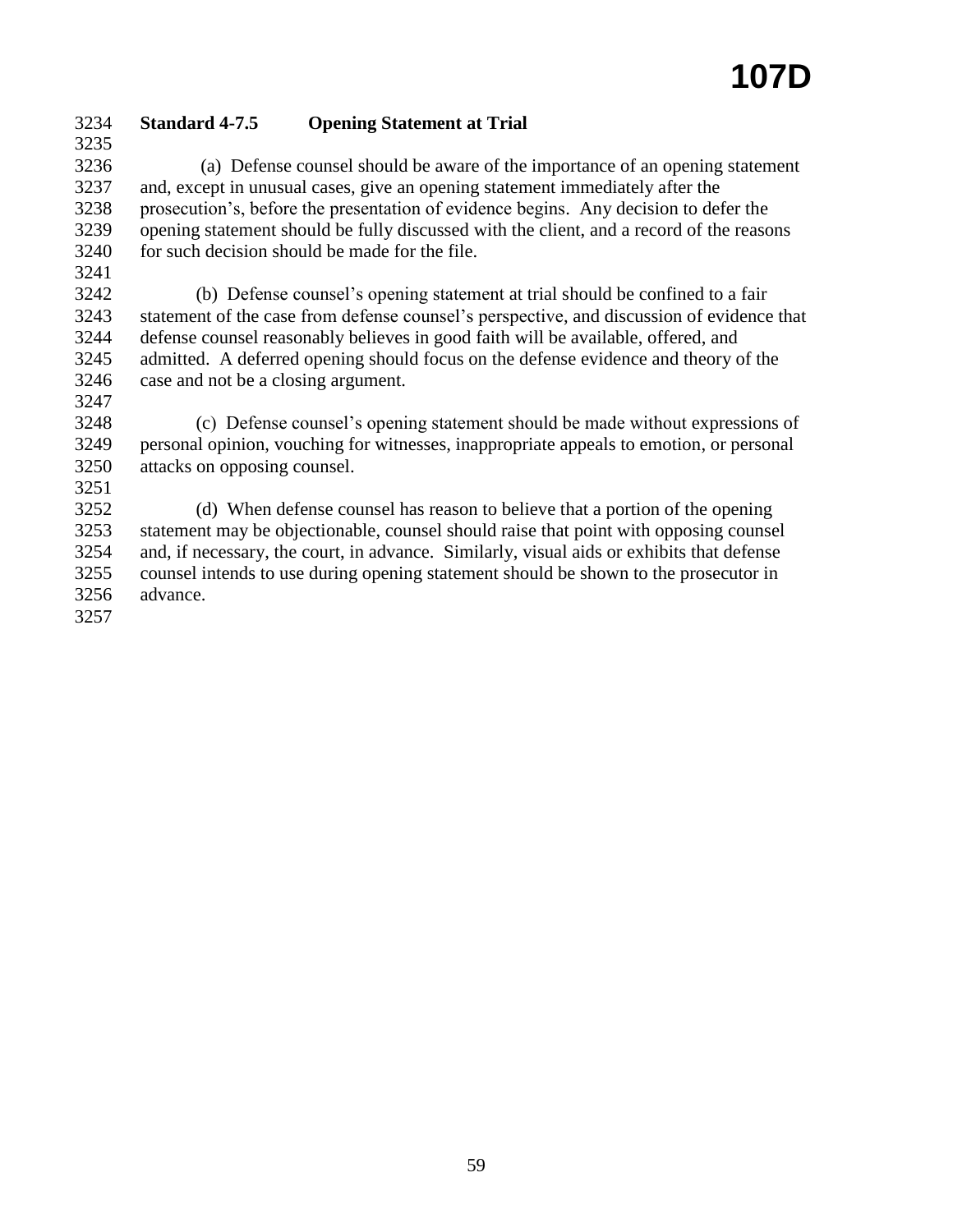## Standard 4-7.5 Opening Statement at Trial

(a) Defense counsel should be aware of the importance of an opening statement and, except in unusual cases, give an opening statement immediately after the prosecution's, before the presentation of evidence begins. Any decision to defer the opening statement should be fully discussed with the client, and a record of the reasons for such decision should be made for the file.

(b) Defense counsel's opening statement at trial should be confined to a fair statement of the case from defense counsel's perspective, and discussion of evidence that defense counsel reasonably believes in good faith will be available, offered, and admitted. A deferred opening should focus on the defense evidence and theory of the case and not be a closing argument.

(c) Defense counsel's opening statement should be made without expressions of personal opinion, vouching for witnesses, inappropriate appeals to emotion, or personal attacks on opposing counsel.

(d) When defense counsel has reason to believe that a portion of the opening statement may be objectionable, counsel should raise that point with opposing counsel and, if necessary, the court, in advance. Similarly, visual aids or exhibits that defense counsel intends to use during opening statement should be shown to the prosecutor in advance.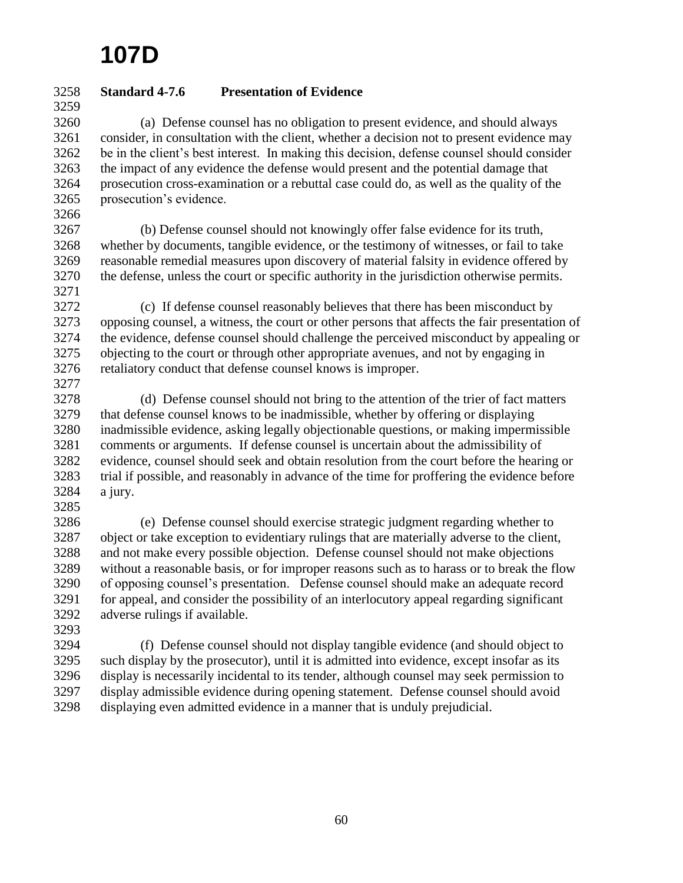# 107D

## Standard 4-7.6 Presentation of Evidence

(a) Defense counsel has no obligation to present evidence, and should always consider, in consultation with the client, whether a decision not to present evidence may be in the client's best interest. In making this decision, defense counsel should consider the impact of any evidence the defense would present and the potential damage that prosecution cross-examination or a rebuttal case could do, as well as the quality of the prosecution's evidence.

(b) Defense counsel should not knowingly offer false evidence for its truth, whether by documents, tangible evidence, or the testimony of witnesses, or fail to take reasonable remedial measures upon discovery of material falsity in evidence offered by the defense, unless the court or specific authority in the jurisdiction otherwise permits.

(c) If defense counsel reasonably believes that there has been misconduct by opposing counsel, a witness, the court or other persons that affects the fair presentation of the evidence, defense counsel should challenge the perceived misconduct by appealing or objecting to the court or through other appropriate avenues, and not by engaging in retaliatory conduct that defense counsel knows is improper.

(d) Defense counsel should not bring to the attention of the trier of fact matters that defense counsel knows to be inadmissible, whether by offering or displaying inadmissible evidence, asking legally objectionable questions, or making impermissible comments or arguments. If defense counsel is uncertain about the admissibility of evidence, counsel should seek and obtain resolution from the court before the hearing or trial if possible, and reasonably in advance of the time for proffering the evidence before a jury.

(e) Defense counsel should exercise strategic judgment regarding whether to object or take exception to evidentiary rulings that are materially adverse to the client, and not make every possible objection. Defense counsel should not make objections without a reasonable basis, or for improper reasons such as to harass or to break the flow of opposing counsel's presentation. Defense counsel should make an adequate record for appeal, and consider the possibility of an interlocutory appeal regarding significant adverse rulings if available.

(f) Defense counsel should not display tangible evidence (and should object to such display by the prosecutor), until it is admitted into evidence, except insofar as its display is necessarily incidental to its tender, although counsel may seek permission to display admissible evidence during opening statement. Defense counsel should avoid displaying even admitted evidence in a manner that is unduly prejudicial.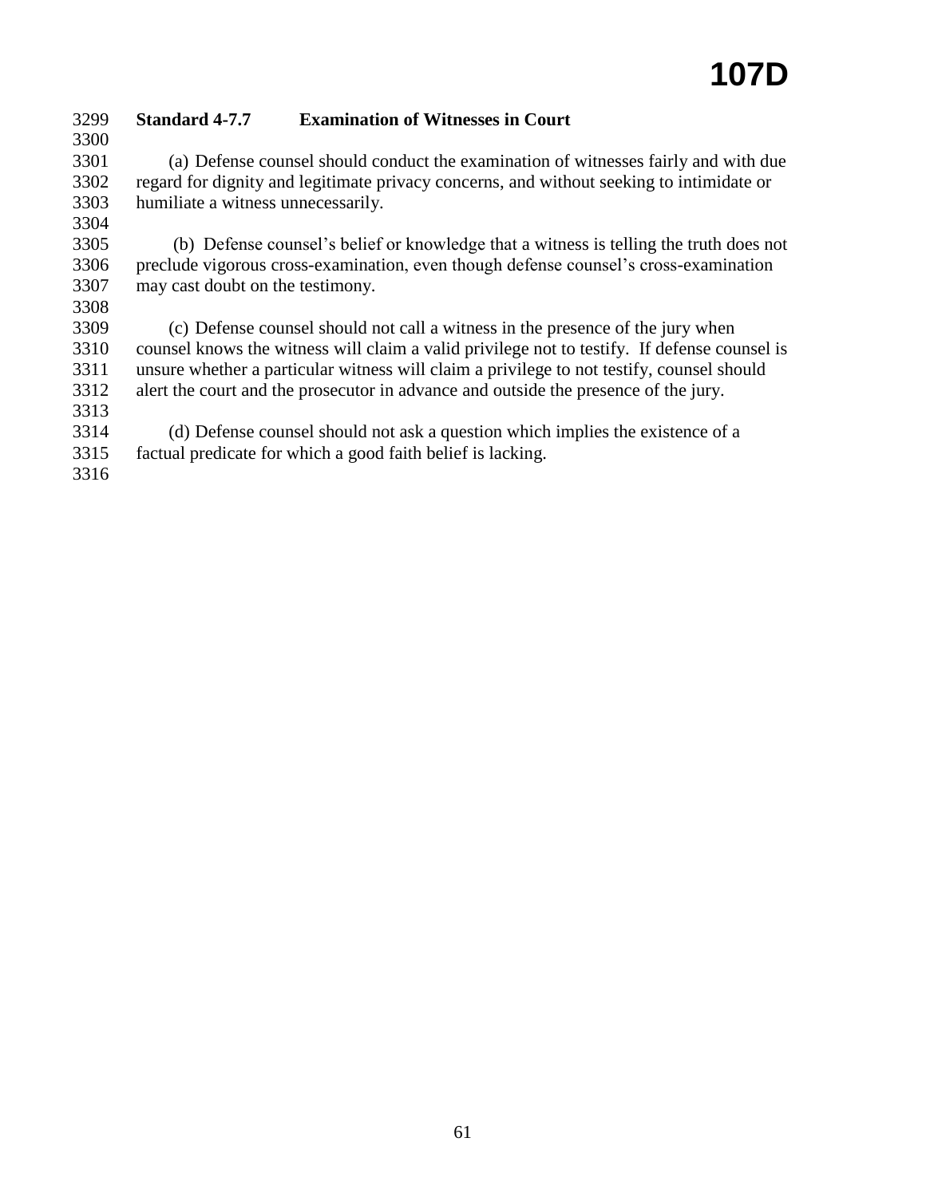### Standard 4-7.7 Examination of Witnesses in Court

(a) Defense counsel should conduct the examination of witnesses fairly and with due regard for dignity and legitimate privacy concerns, and without seeking to intimidate or humiliate a witness unnecessarily.

(b) Defense counsel's belief or knowledge that a witness is telling the truth does not preclude vigorous cross-examination, even though defense counsel's cross-examination may cast doubt on the testimony.

(c) Defense counsel should not call a witness in the presence of the jury when counsel knows the witness will claim a valid privilege not to testify. If defense counsel is unsure whether a particular witness will claim a privilege to not testify, counsel should alert the court and the prosecutor in advance and outside the presence of the jury.

(d) Defense counsel should not ask a question which implies the existence of a factual predicate for which a good faith belief is lacking.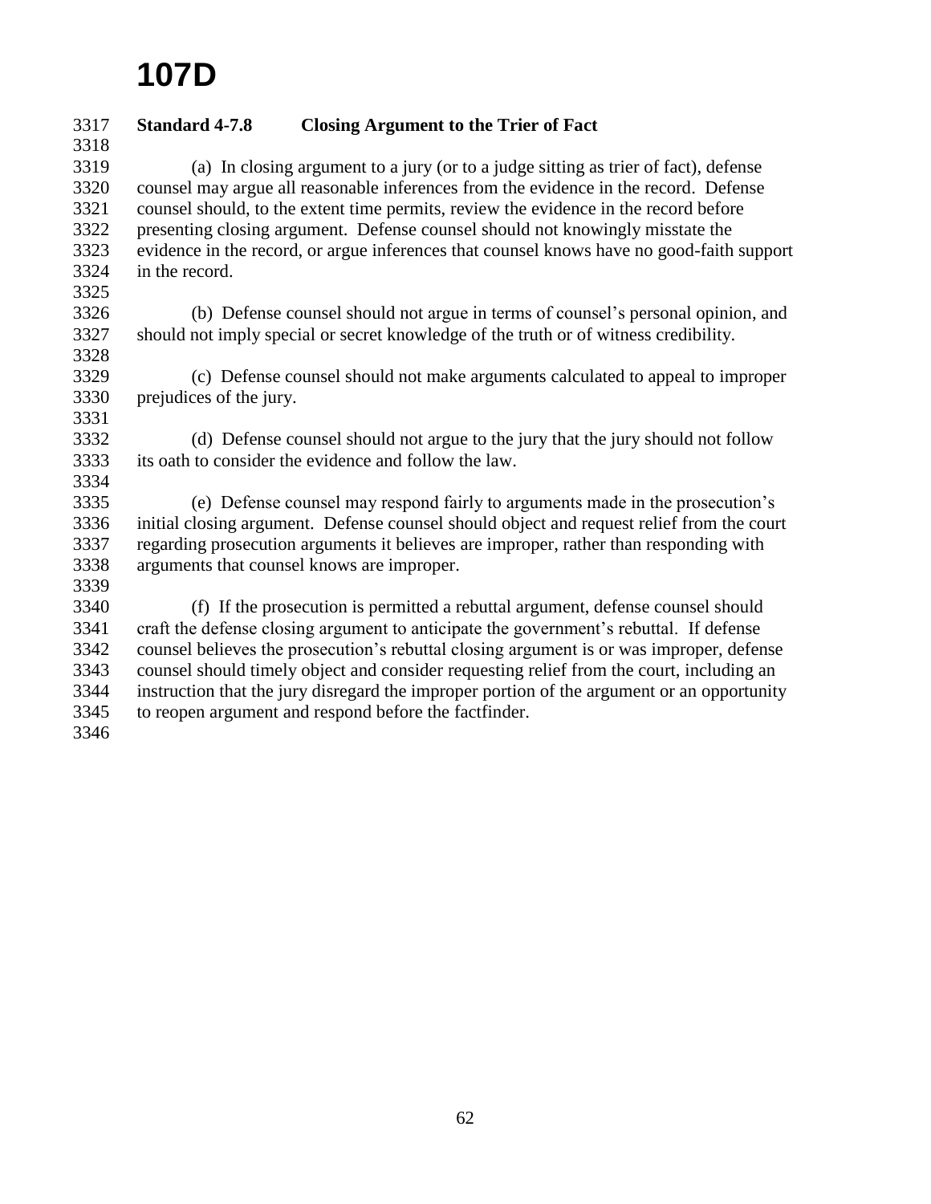# 107D

### Standard 4-7.8 Closing Argument to the Trier of Fact

(a) In closing argument to a jury (or to a judge sitting as trier of fact), defense counsel may argue all reasonable inferences from the evidence in the record. Defense counsel should, to the extent time permits, review the evidence in the record before presenting closing argument. Defense counsel should not knowingly misstate the evidence in the record, or argue inferences that counsel knows have no good-faith support in the record.

(b) Defense counsel should not argue in terms of counsel's personal opinion, and should not imply special or secret knowledge of the truth or of witness credibility.

(c) Defense counsel should not make arguments calculated to appeal to improper prejudices of the jury.

(d) Defense counsel should not argue to the jury that the jury should not follow its oath to consider the evidence and follow the law.

(e) Defense counsel may respond fairly to arguments made in the prosecution's initial closing argument. Defense counsel should object and request relief from the court regarding prosecution arguments it believes are improper, rather than responding with arguments that counsel knows are improper.

(f) If the prosecution is permitted a rebuttal argument, defense counsel should craft the defense closing argument to anticipate the government's rebuttal. If defense counsel believes the prosecution's rebuttal closing argument is or was improper, defense counsel should timely object and consider requesting relief from the court, including an instruction that the jury disregard the improper portion of the argument or an opportunity to reopen argument and respond before the factfinder.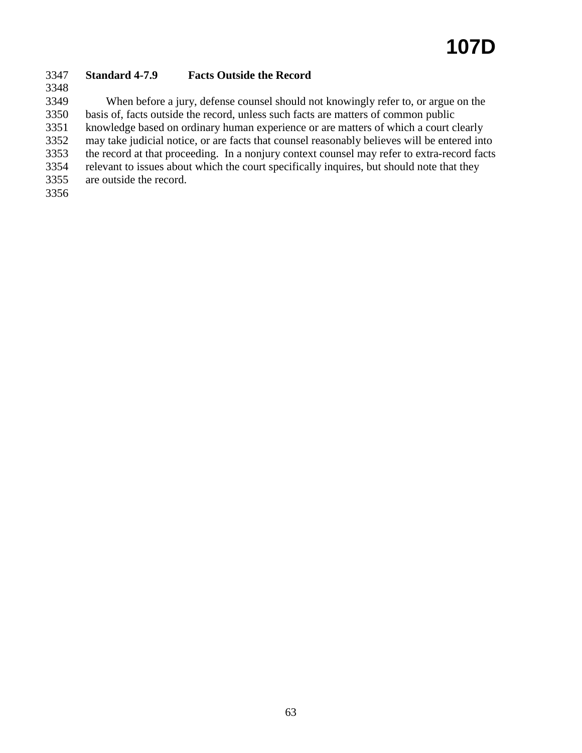### Standard 4-7.9 Facts Outside the Record

When before a jury, defense counsel should not knowingly refer to, or argue on the basis of, facts outside the record, unless such facts are matters of common public knowledge based on ordinary human experience or are matters of which a court clearly may take judicial notice, or are facts that counsel reasonably believes will be entered into the record at that proceeding. In a nonjury context counsel may refer to extra-record facts relevant to issues about which the court specifically inquires, but should note that they are outside the record.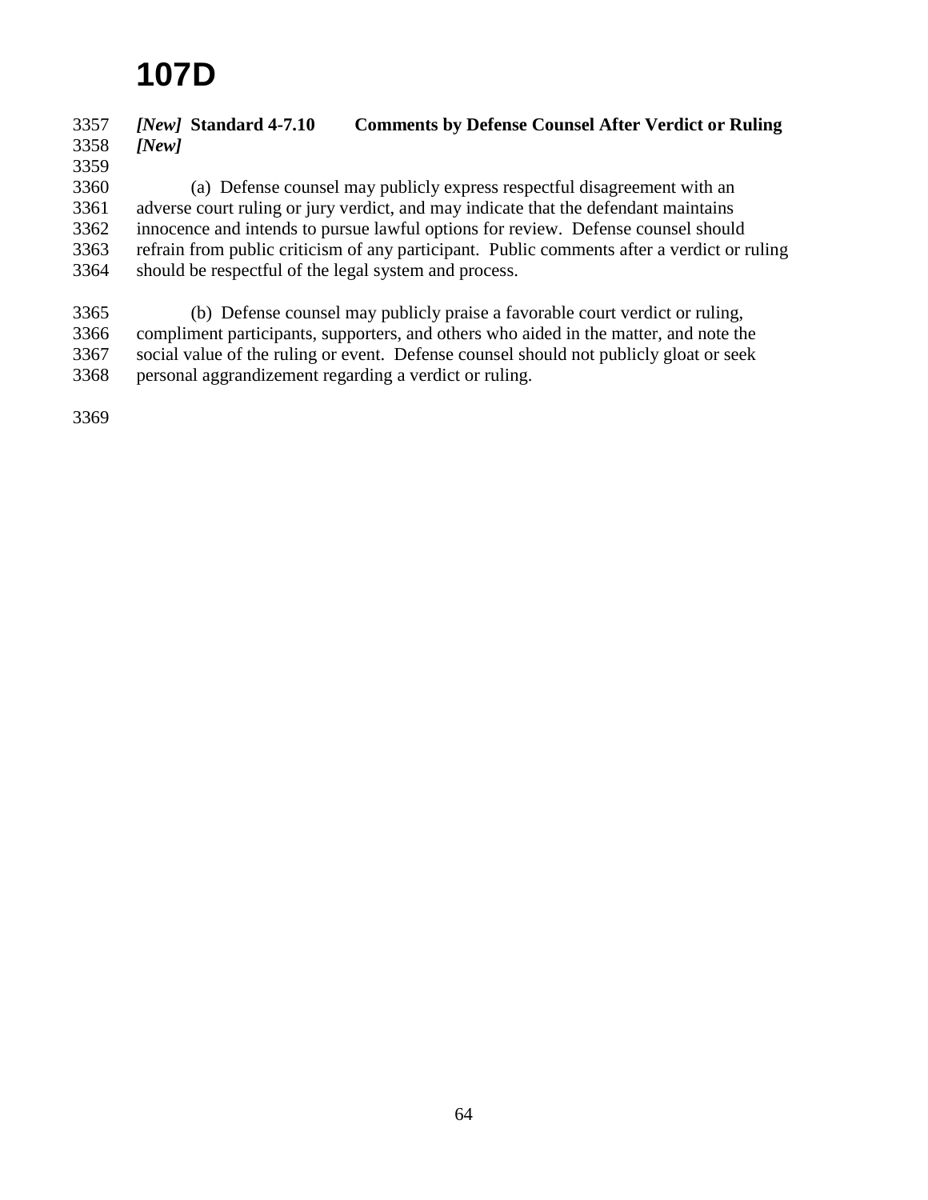# 107D

***[New]*** **Standard 4-7.10 Comments by Defense Counsel After Verdict or Ruling**
***[New]***

(a) Defense counsel may publicly express respectful disagreement with an adverse court ruling or jury verdict, and may indicate that the defendant maintains innocence and intends to pursue lawful options for review. Defense counsel should refrain from public criticism of any participant. Public comments after a verdict or ruling should be respectful of the legal system and process.

(b) Defense counsel may publicly praise a favorable court verdict or ruling, compliment participants, supporters, and others who aided in the matter, and note the social value of the ruling or event. Defense counsel should not publicly gloat or seek personal aggrandizement regarding a verdict or ruling.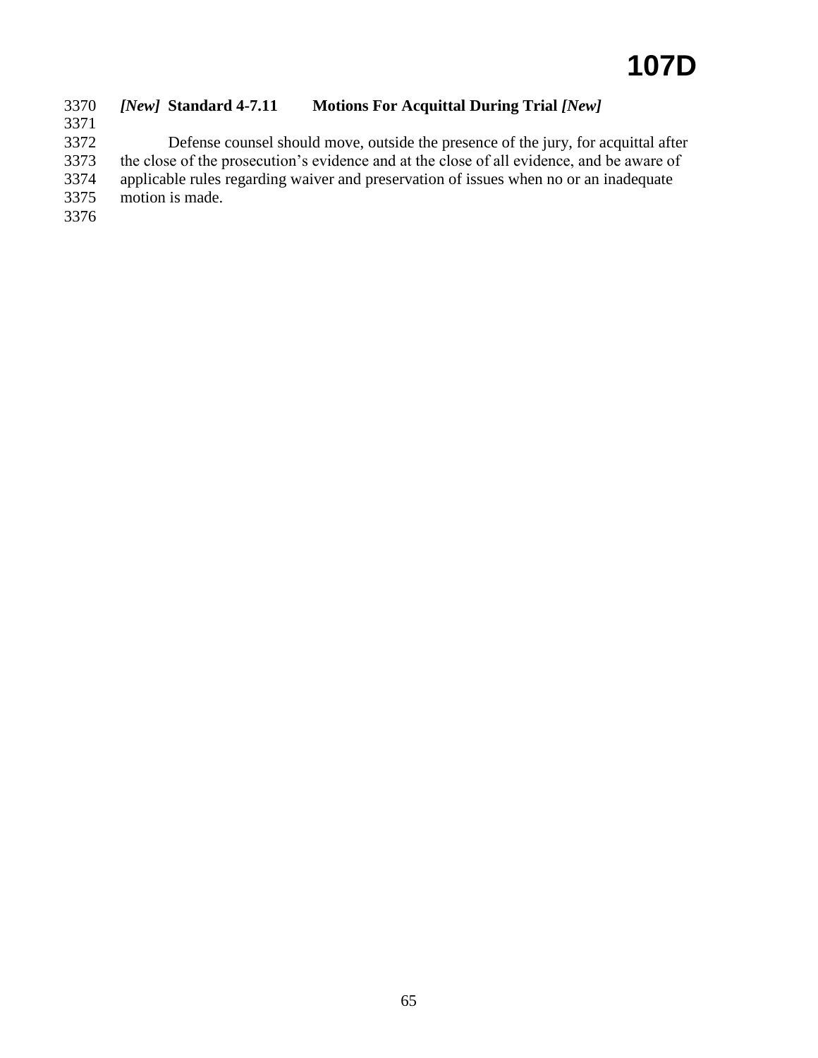# 107D

### *[New]* **Standard 4-7.11 Motions For Acquittal During Trial** *[New]*

Defense counsel should move, outside the presence of the jury, for acquittal after the close of the prosecution's evidence and at the close of all evidence, and be aware of applicable rules regarding waiver and preservation of issues when no or an inadequate motion is made.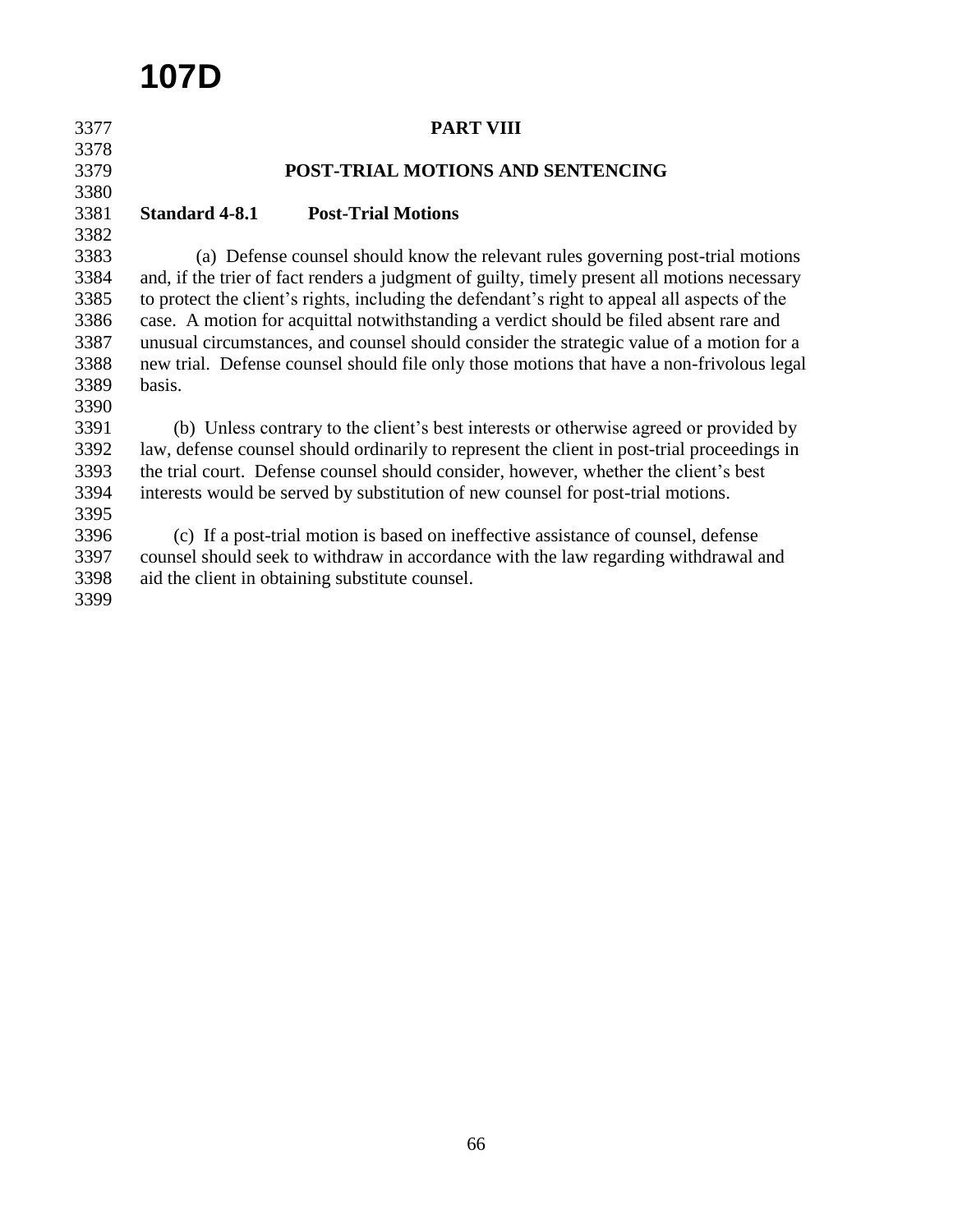# PART VIII

# POST-TRIAL MOTIONS AND SENTENCING

## Standard 4-8.1 Post-Trial Motions

(a) Defense counsel should know the relevant rules governing post-trial motions and, if the trier of fact renders a judgment of guilty, timely present all motions necessary to protect the client's rights, including the defendant's right to appeal all aspects of the case. A motion for acquittal notwithstanding a verdict should be filed absent rare and unusual circumstances, and counsel should consider the strategic value of a motion for a new trial. Defense counsel should file only those motions that have a non-frivolous legal basis.

(b) Unless contrary to the client's best interests or otherwise agreed or provided by law, defense counsel should ordinarily to represent the client in post-trial proceedings in the trial court. Defense counsel should consider, however, whether the client's best interests would be served by substitution of new counsel for post-trial motions.

(c) If a post-trial motion is based on ineffective assistance of counsel, defense counsel should seek to withdraw in accordance with the law regarding withdrawal and aid the client in obtaining substitute counsel.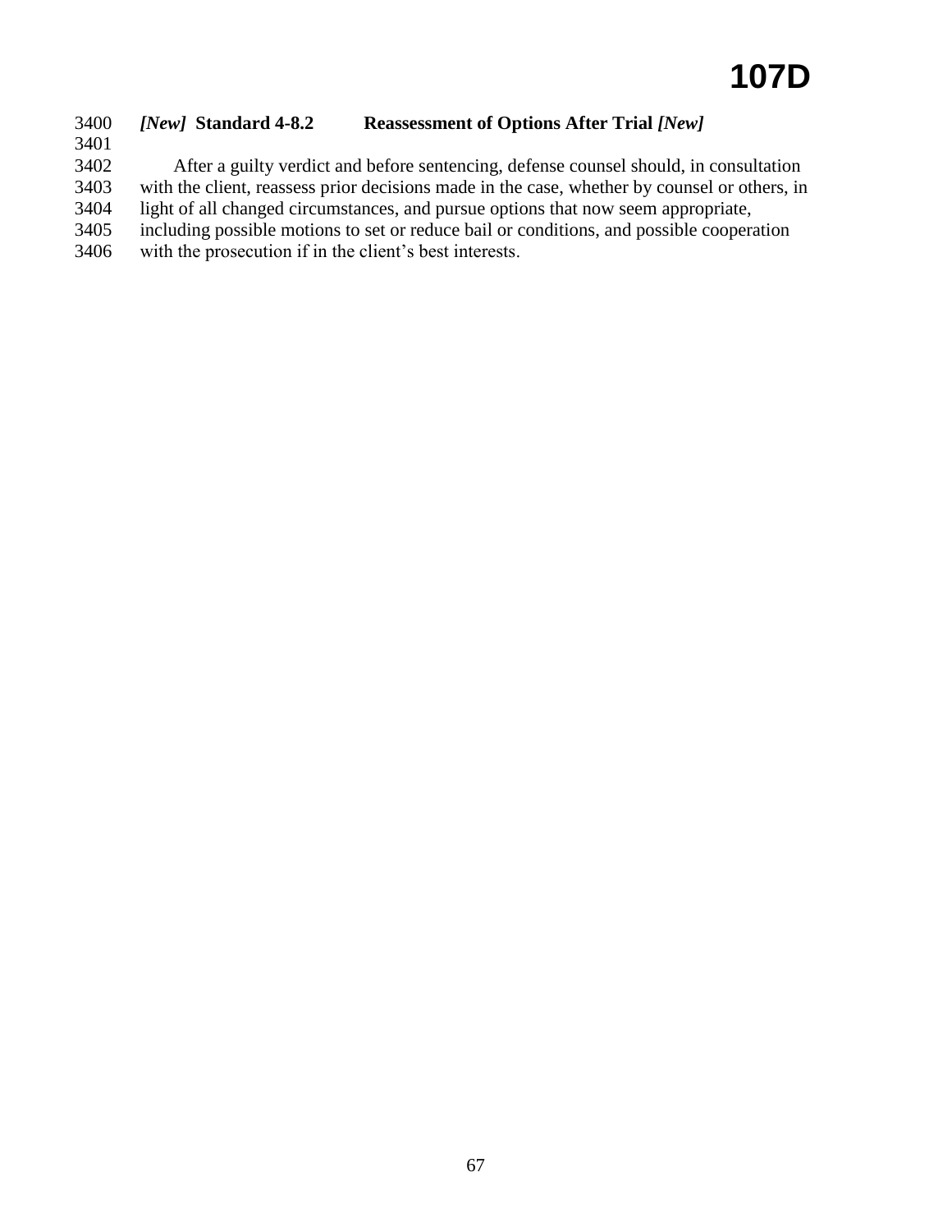### *[New]* Standard 4-8.2 Reassessment of Options After Trial *[New]*

After a guilty verdict and before sentencing, defense counsel should, in consultation with the client, reassess prior decisions made in the case, whether by counsel or others, in light of all changed circumstances, and pursue options that now seem appropriate, including possible motions to set or reduce bail or conditions, and possible cooperation with the prosecution if in the client's best interests.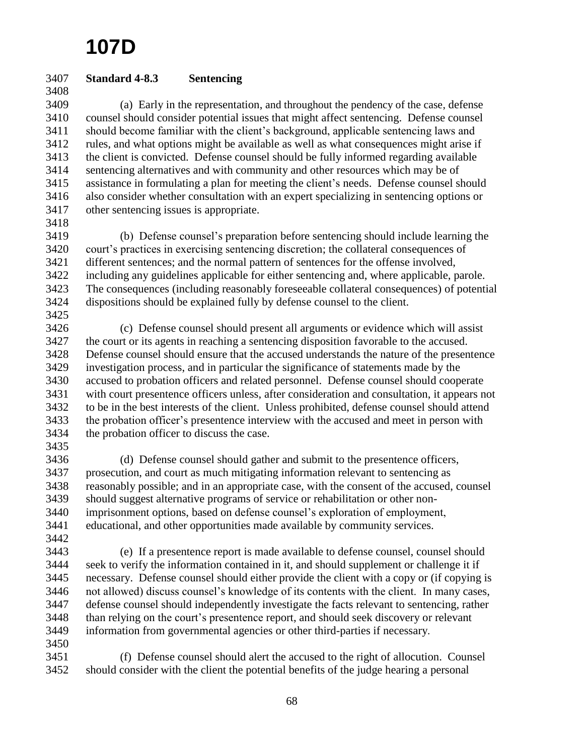**Standard 4-8.3 Sentencing**

(a) Early in the representation, and throughout the pendency of the case, defense counsel should consider potential issues that might affect sentencing. Defense counsel should become familiar with the client's background, applicable sentencing laws and rules, and what options might be available as well as what consequences might arise if the client is convicted. Defense counsel should be fully informed regarding available sentencing alternatives and with community and other resources which may be of assistance in formulating a plan for meeting the client's needs. Defense counsel should also consider whether consultation with an expert specializing in sentencing options or other sentencing issues is appropriate.

(b) Defense counsel's preparation before sentencing should include learning the court's practices in exercising sentencing discretion; the collateral consequences of different sentences; and the normal pattern of sentences for the offense involved, including any guidelines applicable for either sentencing and, where applicable, parole. The consequences (including reasonably foreseeable collateral consequences) of potential dispositions should be explained fully by defense counsel to the client.

(c) Defense counsel should present all arguments or evidence which will assist the court or its agents in reaching a sentencing disposition favorable to the accused. Defense counsel should ensure that the accused understands the nature of the presentence investigation process, and in particular the significance of statements made by the accused to probation officers and related personnel. Defense counsel should cooperate with court presentence officers unless, after consideration and consultation, it appears not to be in the best interests of the client. Unless prohibited, defense counsel should attend the probation officer's presentence interview with the accused and meet in person with the probation officer to discuss the case.

(d) Defense counsel should gather and submit to the presentence officers, prosecution, and court as much mitigating information relevant to sentencing as reasonably possible; and in an appropriate case, with the consent of the accused, counsel should suggest alternative programs of service or rehabilitation or other non-imprisonment options, based on defense counsel's exploration of employment, educational, and other opportunities made available by community services.

(e) If a presentence report is made available to defense counsel, counsel should seek to verify the information contained in it, and should supplement or challenge it if necessary. Defense counsel should either provide the client with a copy or (if copying is not allowed) discuss counsel's knowledge of its contents with the client. In many cases, defense counsel should independently investigate the facts relevant to sentencing, rather than relying on the court's presentence report, and should seek discovery or relevant information from governmental agencies or other third-parties if necessary.

(f) Defense counsel should alert the accused to the right of allocution. Counsel should consider with the client the potential benefits of the judge hearing a personal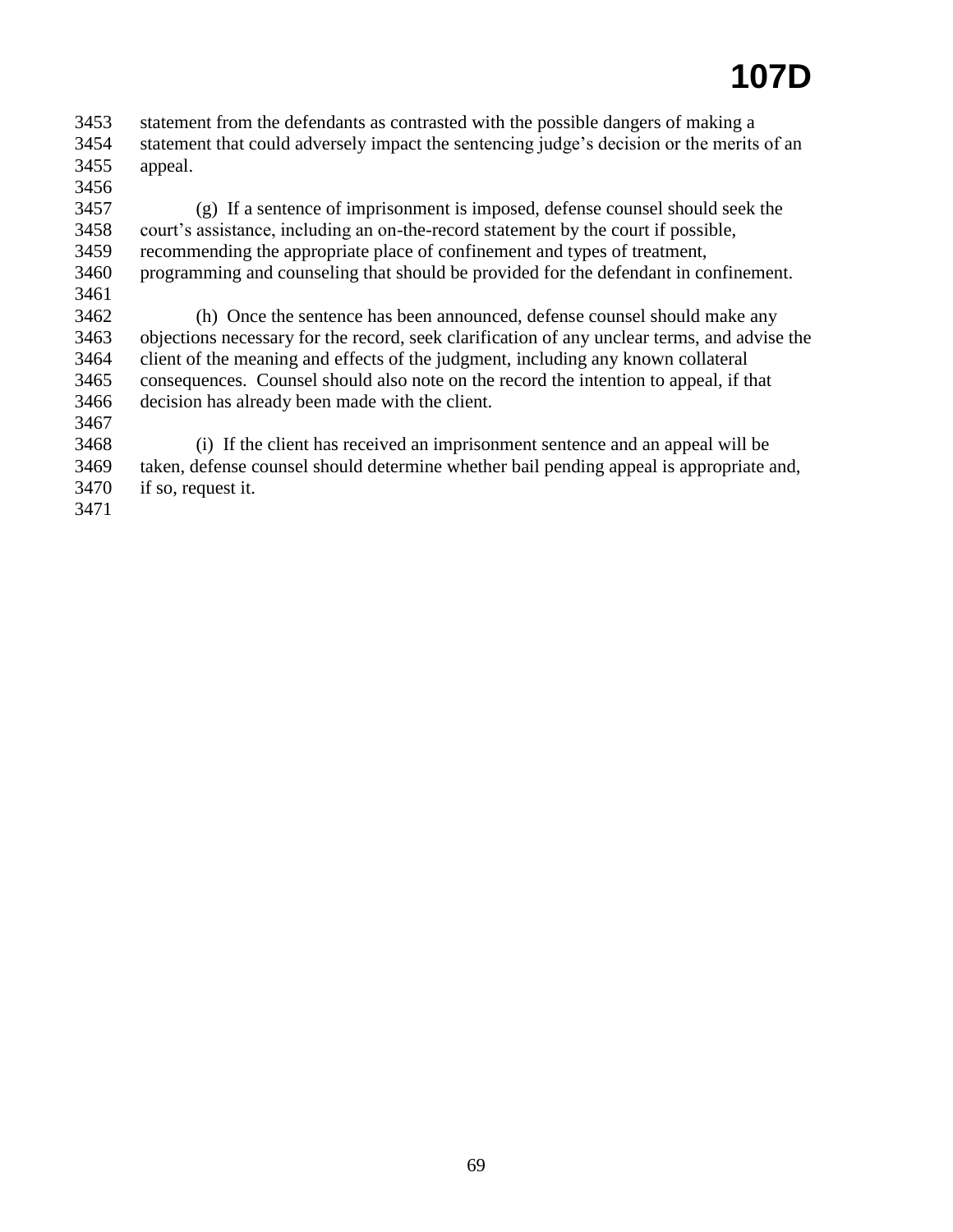statement from the defendants as contrasted with the possible dangers of making a statement that could adversely impact the sentencing judge's decision or the merits of an appeal.

(g) If a sentence of imprisonment is imposed, defense counsel should seek the court's assistance, including an on-the-record statement by the court if possible, recommending the appropriate place of confinement and types of treatment, programming and counseling that should be provided for the defendant in confinement.

(h) Once the sentence has been announced, defense counsel should make any objections necessary for the record, seek clarification of any unclear terms, and advise the client of the meaning and effects of the judgment, including any known collateral consequences. Counsel should also note on the record the intention to appeal, if that decision has already been made with the client.

(i) If the client has received an imprisonment sentence and an appeal will be taken, defense counsel should determine whether bail pending appeal is appropriate and, if so, request it.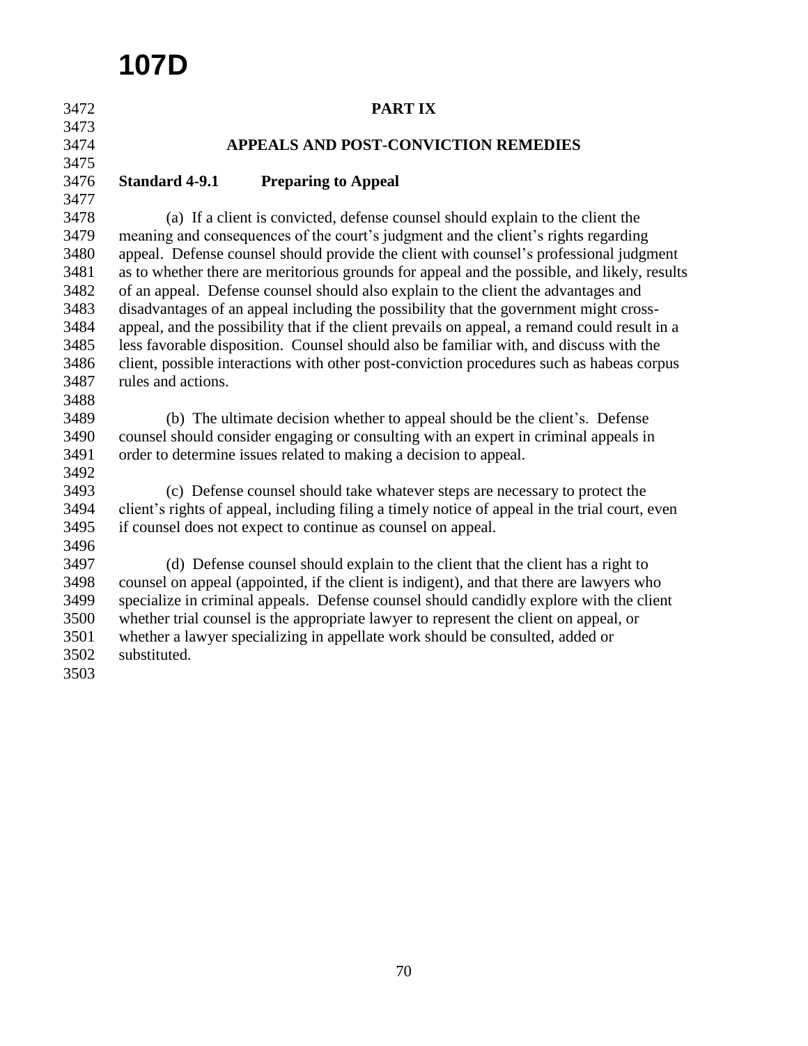## PART IX

## APPEALS AND POST-CONVICTION REMEDIES

### Standard 4-9.1 Preparing to Appeal

(a) If a client is convicted, defense counsel should explain to the client the meaning and consequences of the court's judgment and the client's rights regarding appeal. Defense counsel should provide the client with counsel's professional judgment as to whether there are meritorious grounds for appeal and the possible, and likely, results of an appeal. Defense counsel should also explain to the client the advantages and disadvantages of an appeal including the possibility that the government might cross-appeal, and the possibility that if the client prevails on appeal, a remand could result in a less favorable disposition. Counsel should also be familiar with, and discuss with the client, possible interactions with other post-conviction procedures such as habeas corpus rules and actions.

(b) The ultimate decision whether to appeal should be the client's. Defense counsel should consider engaging or consulting with an expert in criminal appeals in order to determine issues related to making a decision to appeal.

(c) Defense counsel should take whatever steps are necessary to protect the client's rights of appeal, including filing a timely notice of appeal in the trial court, even if counsel does not expect to continue as counsel on appeal.

(d) Defense counsel should explain to the client that the client has a right to counsel on appeal (appointed, if the client is indigent), and that there are lawyers who specialize in criminal appeals. Defense counsel should candidly explore with the client whether trial counsel is the appropriate lawyer to represent the client on appeal, or whether a lawyer specializing in appellate work should be consulted, added or substituted.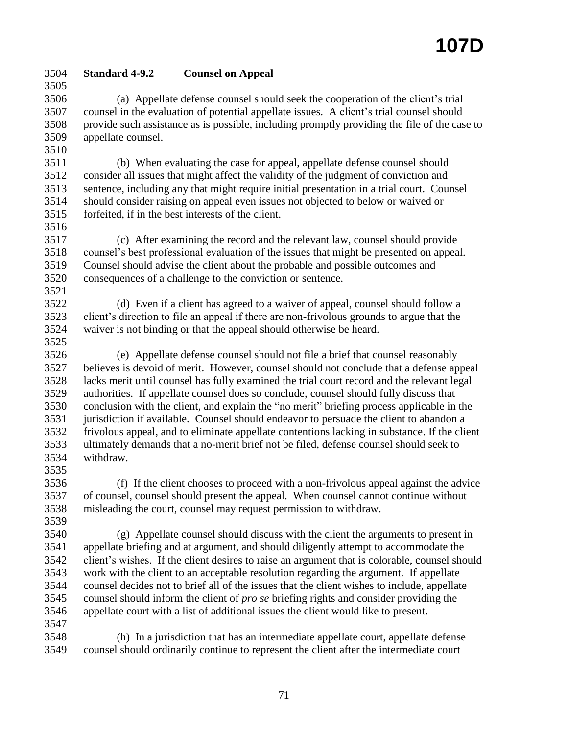## Standard 4-9.2 Counsel on Appeal

(a) Appellate defense counsel should seek the cooperation of the client's trial counsel in the evaluation of potential appellate issues. A client's trial counsel should provide such assistance as is possible, including promptly providing the file of the case to appellate counsel.

(b) When evaluating the case for appeal, appellate defense counsel should consider all issues that might affect the validity of the judgment of conviction and sentence, including any that might require initial presentation in a trial court. Counsel should consider raising on appeal even issues not objected to below or waived or forfeited, if in the best interests of the client.

(c) After examining the record and the relevant law, counsel should provide counsel's best professional evaluation of the issues that might be presented on appeal. Counsel should advise the client about the probable and possible outcomes and consequences of a challenge to the conviction or sentence.

(d) Even if a client has agreed to a waiver of appeal, counsel should follow a client's direction to file an appeal if there are non-frivolous grounds to argue that the waiver is not binding or that the appeal should otherwise be heard.

(e) Appellate defense counsel should not file a brief that counsel reasonably believes is devoid of merit. However, counsel should not conclude that a defense appeal lacks merit until counsel has fully examined the trial court record and the relevant legal authorities. If appellate counsel does so conclude, counsel should fully discuss that conclusion with the client, and explain the "no merit" briefing process applicable in the jurisdiction if available. Counsel should endeavor to persuade the client to abandon a frivolous appeal, and to eliminate appellate contentions lacking in substance. If the client ultimately demands that a no-merit brief not be filed, defense counsel should seek to withdraw.

(f) If the client chooses to proceed with a non-frivolous appeal against the advice of counsel, counsel should present the appeal. When counsel cannot continue without misleading the court, counsel may request permission to withdraw.

(g) Appellate counsel should discuss with the client the arguments to present in appellate briefing and at argument, and should diligently attempt to accommodate the client's wishes. If the client desires to raise an argument that is colorable, counsel should work with the client to an acceptable resolution regarding the argument. If appellate counsel decides not to brief all of the issues that the client wishes to include, appellate counsel should inform the client of *pro se* briefing rights and consider providing the appellate court with a list of additional issues the client would like to present.

(h) In a jurisdiction that has an intermediate appellate court, appellate defense counsel should ordinarily continue to represent the client after the intermediate court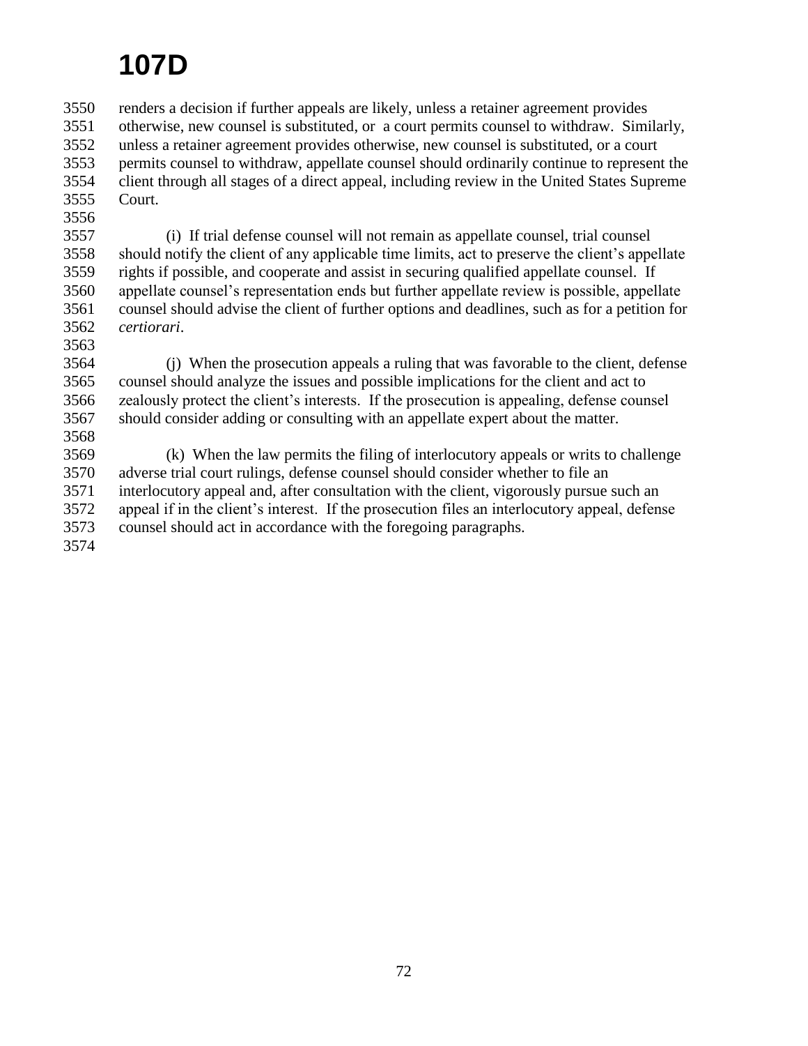renders a decision if further appeals are likely, unless a retainer agreement provides otherwise, new counsel is substituted, or a court permits counsel to withdraw. Similarly, unless a retainer agreement provides otherwise, new counsel is substituted, or a court permits counsel to withdraw, appellate counsel should ordinarily continue to represent the client through all stages of a direct appeal, including review in the United States Supreme Court.

(i) If trial defense counsel will not remain as appellate counsel, trial counsel should notify the client of any applicable time limits, act to preserve the client's appellate rights if possible, and cooperate and assist in securing qualified appellate counsel. If appellate counsel's representation ends but further appellate review is possible, appellate counsel should advise the client of further options and deadlines, such as for a petition for *certiorari*.

(j) When the prosecution appeals a ruling that was favorable to the client, defense counsel should analyze the issues and possible implications for the client and act to zealously protect the client's interests. If the prosecution is appealing, defense counsel should consider adding or consulting with an appellate expert about the matter.

(k) When the law permits the filing of interlocutory appeals or writs to challenge adverse trial court rulings, defense counsel should consider whether to file an interlocutory appeal and, after consultation with the client, vigorously pursue such an appeal if in the client's interest. If the prosecution files an interlocutory appeal, defense counsel should act in accordance with the foregoing paragraphs.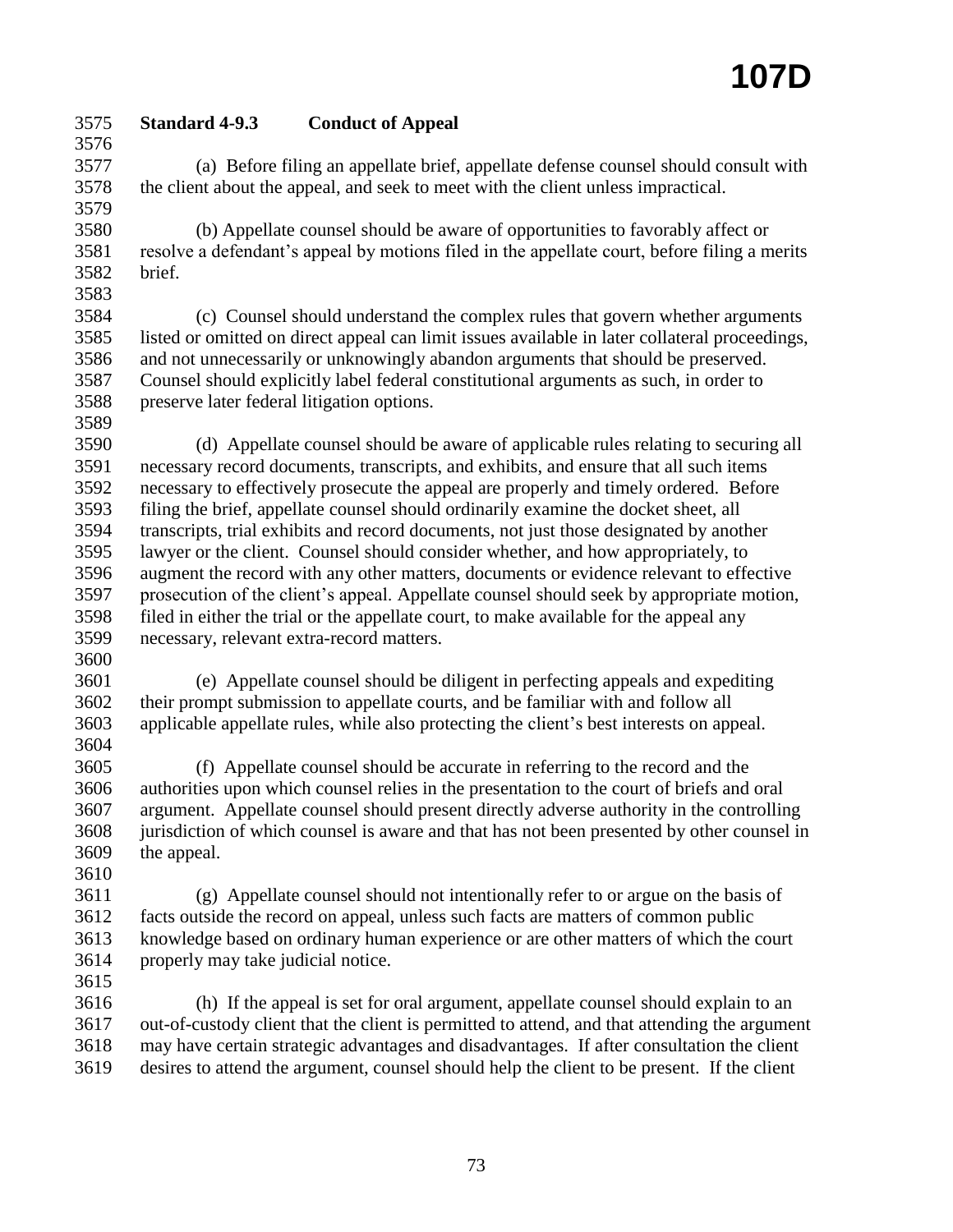### Standard 4-9.3 Conduct of Appeal

(a) Before filing an appellate brief, appellate defense counsel should consult with the client about the appeal, and seek to meet with the client unless impractical.

(b) Appellate counsel should be aware of opportunities to favorably affect or resolve a defendant's appeal by motions filed in the appellate court, before filing a merits brief.

(c) Counsel should understand the complex rules that govern whether arguments listed or omitted on direct appeal can limit issues available in later collateral proceedings, and not unnecessarily or unknowingly abandon arguments that should be preserved. Counsel should explicitly label federal constitutional arguments as such, in order to preserve later federal litigation options.

(d) Appellate counsel should be aware of applicable rules relating to securing all necessary record documents, transcripts, and exhibits, and ensure that all such items necessary to effectively prosecute the appeal are properly and timely ordered. Before filing the brief, appellate counsel should ordinarily examine the docket sheet, all transcripts, trial exhibits and record documents, not just those designated by another lawyer or the client. Counsel should consider whether, and how appropriately, to augment the record with any other matters, documents or evidence relevant to effective prosecution of the client's appeal. Appellate counsel should seek by appropriate motion, filed in either the trial or the appellate court, to make available for the appeal any necessary, relevant extra-record matters.

(e) Appellate counsel should be diligent in perfecting appeals and expediting their prompt submission to appellate courts, and be familiar with and follow all applicable appellate rules, while also protecting the client's best interests on appeal.

(f) Appellate counsel should be accurate in referring to the record and the authorities upon which counsel relies in the presentation to the court of briefs and oral argument. Appellate counsel should present directly adverse authority in the controlling jurisdiction of which counsel is aware and that has not been presented by other counsel in the appeal.

(g) Appellate counsel should not intentionally refer to or argue on the basis of facts outside the record on appeal, unless such facts are matters of common public knowledge based on ordinary human experience or are other matters of which the court properly may take judicial notice.

(h) If the appeal is set for oral argument, appellate counsel should explain to an out-of-custody client that the client is permitted to attend, and that attending the argument may have certain strategic advantages and disadvantages. If after consultation the client desires to attend the argument, counsel should help the client to be present. If the client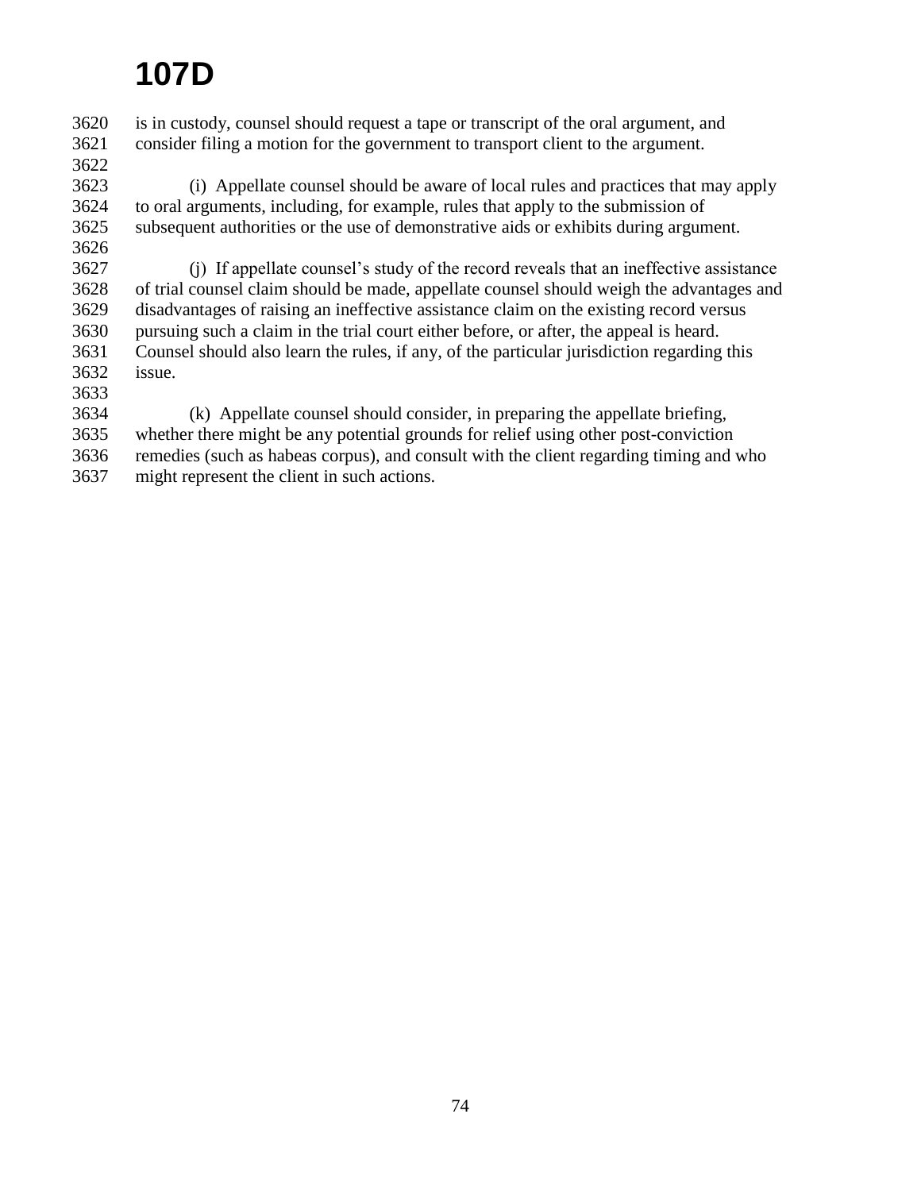is in custody, counsel should request a tape or transcript of the oral argument, and consider filing a motion for the government to transport client to the argument.

(i) Appellate counsel should be aware of local rules and practices that may apply to oral arguments, including, for example, rules that apply to the submission of subsequent authorities or the use of demonstrative aids or exhibits during argument.

(j) If appellate counsel's study of the record reveals that an ineffective assistance of trial counsel claim should be made, appellate counsel should weigh the advantages and disadvantages of raising an ineffective assistance claim on the existing record versus pursuing such a claim in the trial court either before, or after, the appeal is heard. Counsel should also learn the rules, if any, of the particular jurisdiction regarding this issue.

(k) Appellate counsel should consider, in preparing the appellate briefing, whether there might be any potential grounds for relief using other post-conviction remedies (such as habeas corpus), and consult with the client regarding timing and who might represent the client in such actions.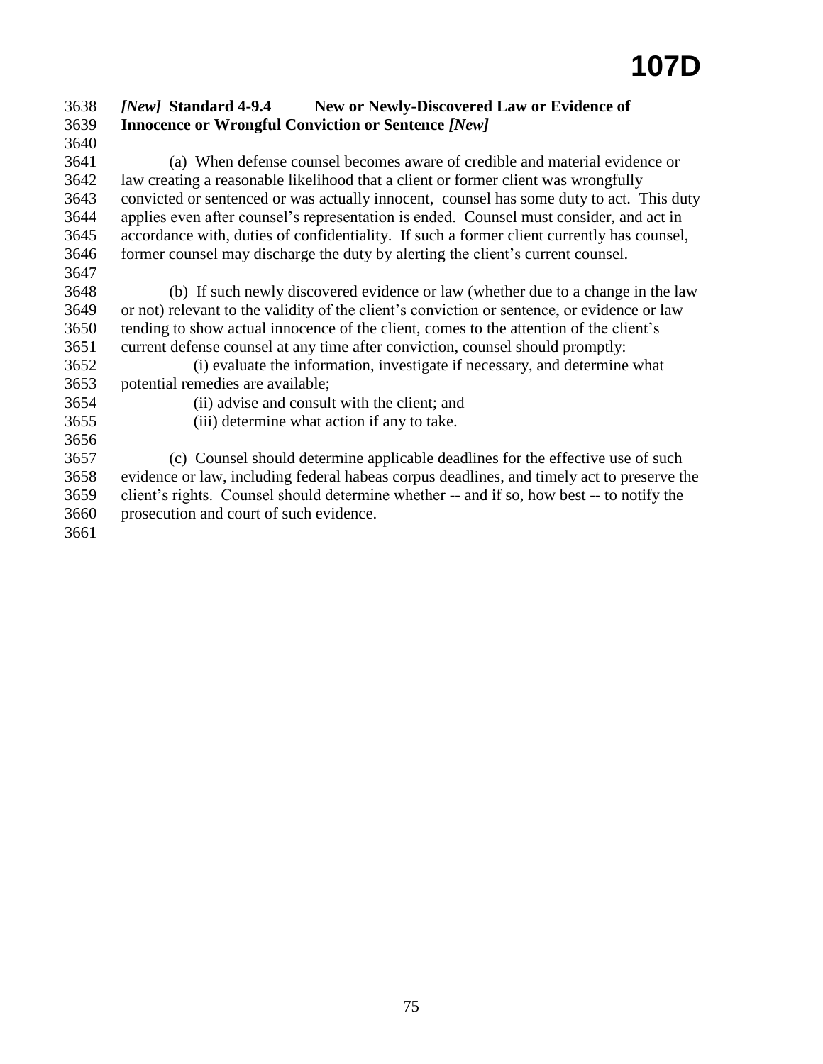### *[New]* Standard 4-9.4 New or Newly-Discovered Law or Evidence of Innocence or Wrongful Conviction or Sentence *[New]*

(a) When defense counsel becomes aware of credible and material evidence or law creating a reasonable likelihood that a client or former client was wrongfully convicted or sentenced or was actually innocent, counsel has some duty to act. This duty applies even after counsel's representation is ended. Counsel must consider, and act in accordance with, duties of confidentiality. If such a former client currently has counsel, former counsel may discharge the duty by alerting the client's current counsel.

(b) If such newly discovered evidence or law (whether due to a change in the law or not) relevant to the validity of the client's conviction or sentence, or evidence or law tending to show actual innocence of the client, comes to the attention of the client's current defense counsel at any time after conviction, counsel should promptly:

(i) evaluate the information, investigate if necessary, and determine what potential remedies are available;

(ii) advise and consult with the client; and

(iii) determine what action if any to take.

(c) Counsel should determine applicable deadlines for the effective use of such evidence or law, including federal habeas corpus deadlines, and timely act to preserve the client's rights. Counsel should determine whether -- and if so, how best -- to notify the prosecution and court of such evidence.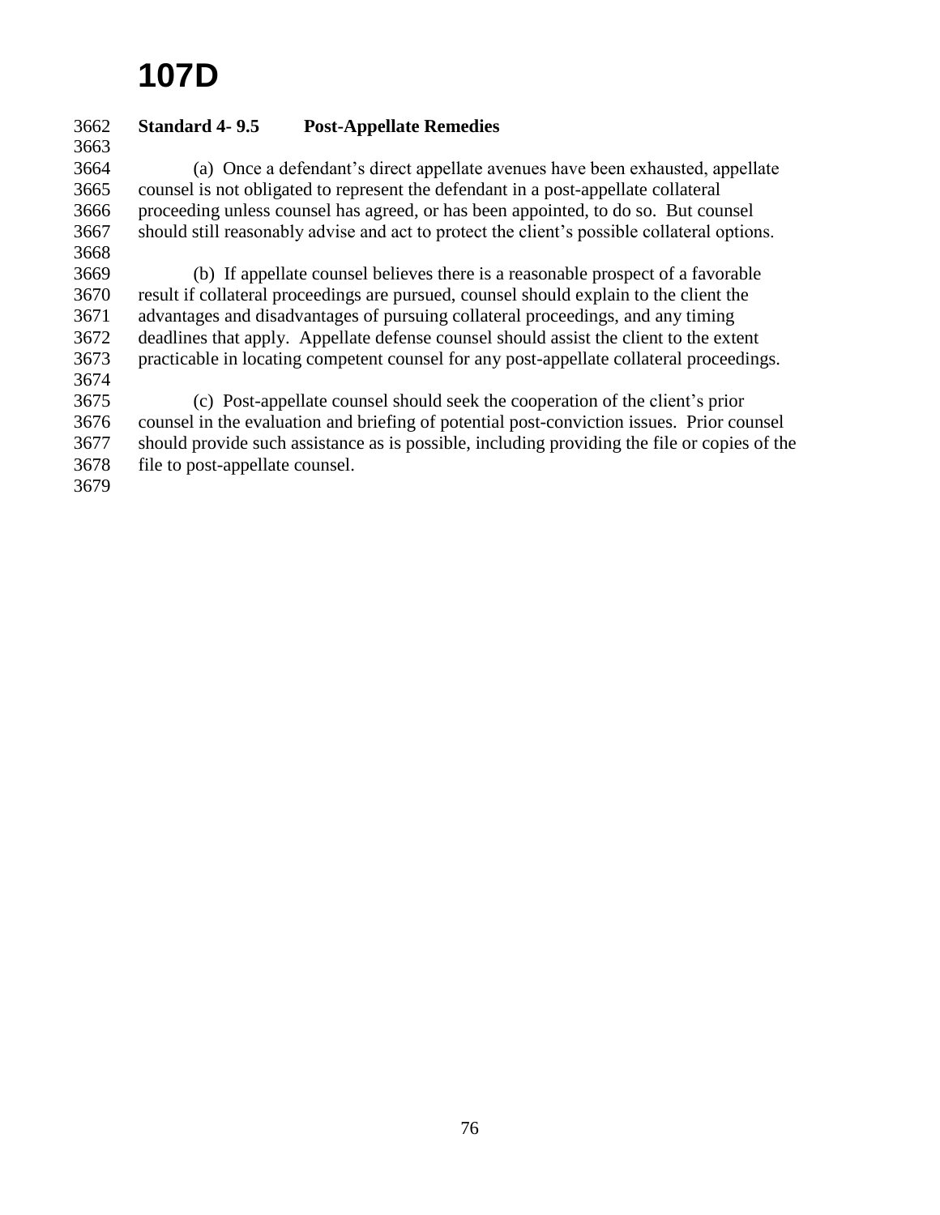**Standard 4- 9.5 Post-Appellate Remedies**

(a) Once a defendant's direct appellate avenues have been exhausted, appellate counsel is not obligated to represent the defendant in a post-appellate collateral proceeding unless counsel has agreed, or has been appointed, to do so. But counsel should still reasonably advise and act to protect the client's possible collateral options.

(b) If appellate counsel believes there is a reasonable prospect of a favorable result if collateral proceedings are pursued, counsel should explain to the client the advantages and disadvantages of pursuing collateral proceedings, and any timing deadlines that apply. Appellate defense counsel should assist the client to the extent practicable in locating competent counsel for any post-appellate collateral proceedings.

(c) Post-appellate counsel should seek the cooperation of the client's prior counsel in the evaluation and briefing of potential post-conviction issues. Prior counsel should provide such assistance as is possible, including providing the file or copies of the file to post-appellate counsel.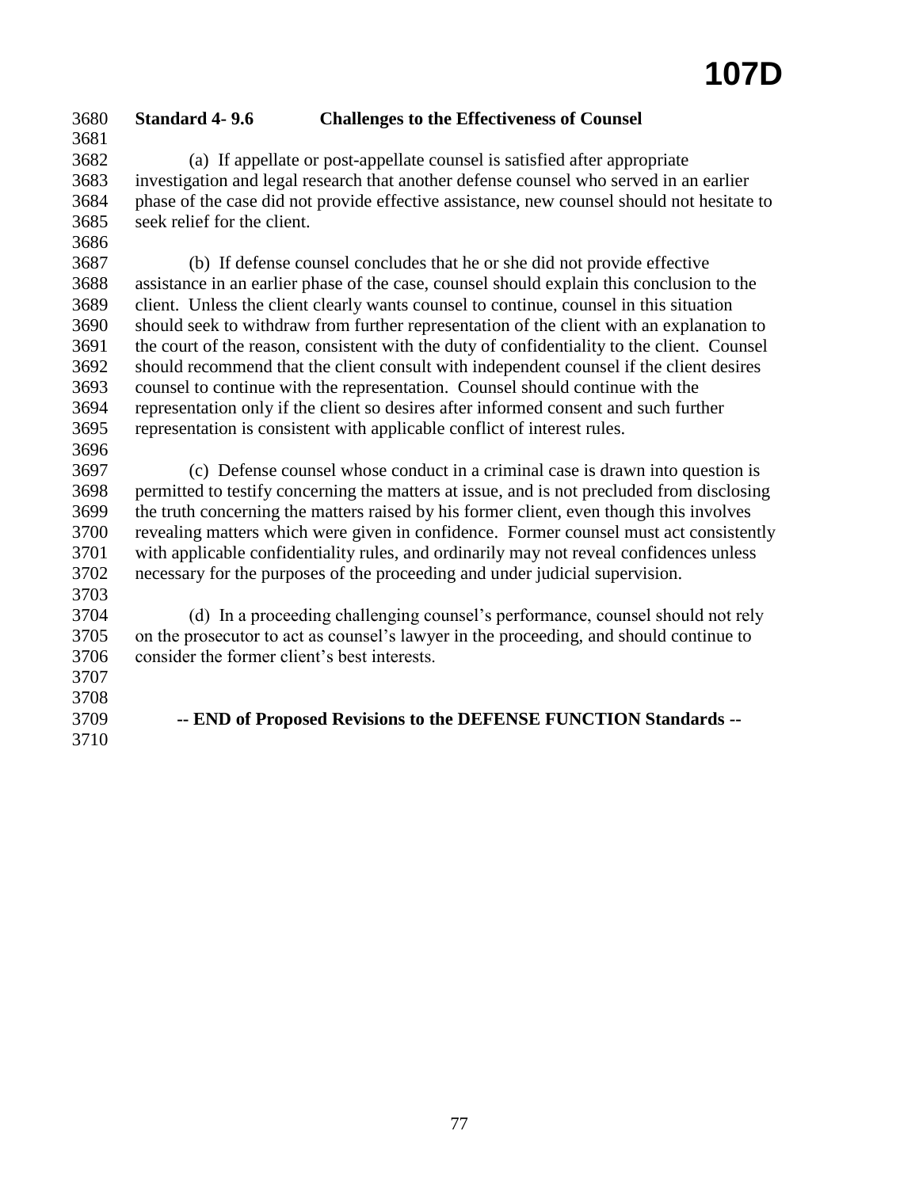**Standard 4- 9.6 Challenges to the Effectiveness of Counsel**

(a) If appellate or post-appellate counsel is satisfied after appropriate investigation and legal research that another defense counsel who served in an earlier phase of the case did not provide effective assistance, new counsel should not hesitate to seek relief for the client.

(b) If defense counsel concludes that he or she did not provide effective assistance in an earlier phase of the case, counsel should explain this conclusion to the client. Unless the client clearly wants counsel to continue, counsel in this situation should seek to withdraw from further representation of the client with an explanation to the court of the reason, consistent with the duty of confidentiality to the client. Counsel should recommend that the client consult with independent counsel if the client desires counsel to continue with the representation. Counsel should continue with the representation only if the client so desires after informed consent and such further representation is consistent with applicable conflict of interest rules.

(c) Defense counsel whose conduct in a criminal case is drawn into question is permitted to testify concerning the matters at issue, and is not precluded from disclosing the truth concerning the matters raised by his former client, even though this involves revealing matters which were given in confidence. Former counsel must act consistently with applicable confidentiality rules, and ordinarily may not reveal confidences unless necessary for the purposes of the proceeding and under judicial supervision.

(d) In a proceeding challenging counsel's performance, counsel should not rely on the prosecutor to act as counsel's lawyer in the proceeding, and should continue to consider the former client's best interests.

**-- END of Proposed Revisions to the DEFENSE FUNCTION Standards --**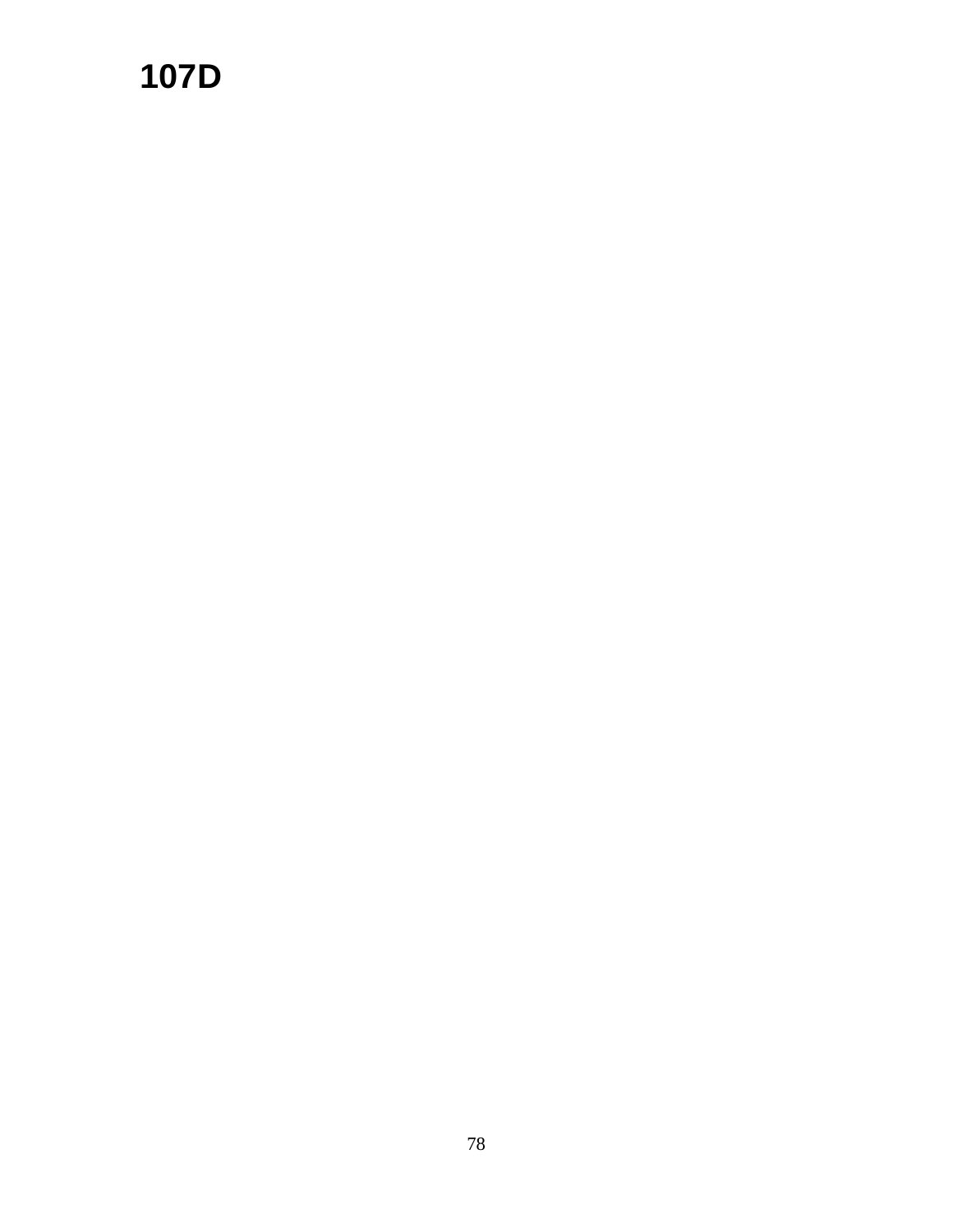# 107D